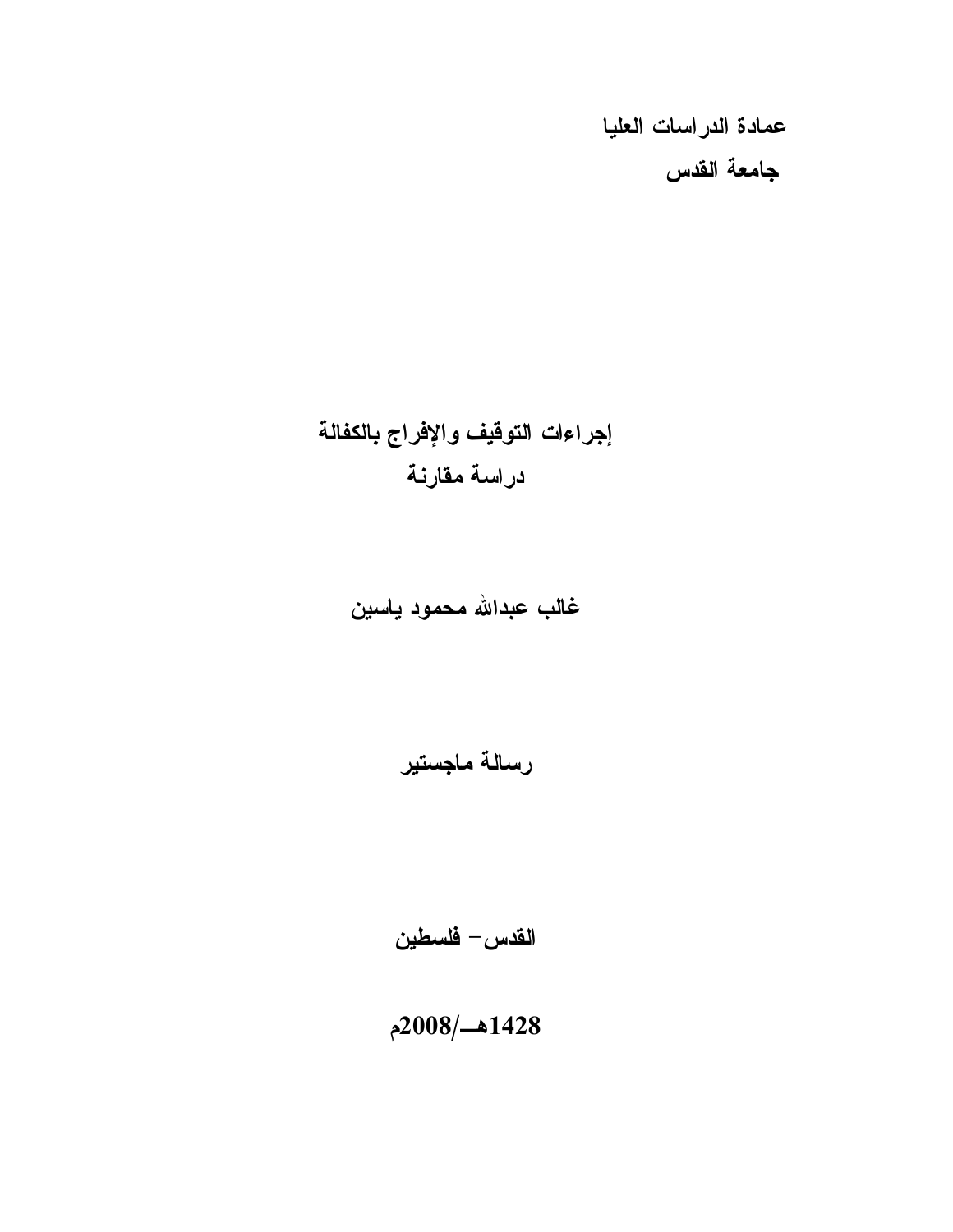عمادة الدراسات العليا

جامعة القدس

# إجراءات التوقيف والإفراج بالكفالة
## دراسة مقارنة

**غالب عبدالله محمود ياسين**

**رسالة ماجستير**

**القدس – فلسطين**

**1428هـ/2008م**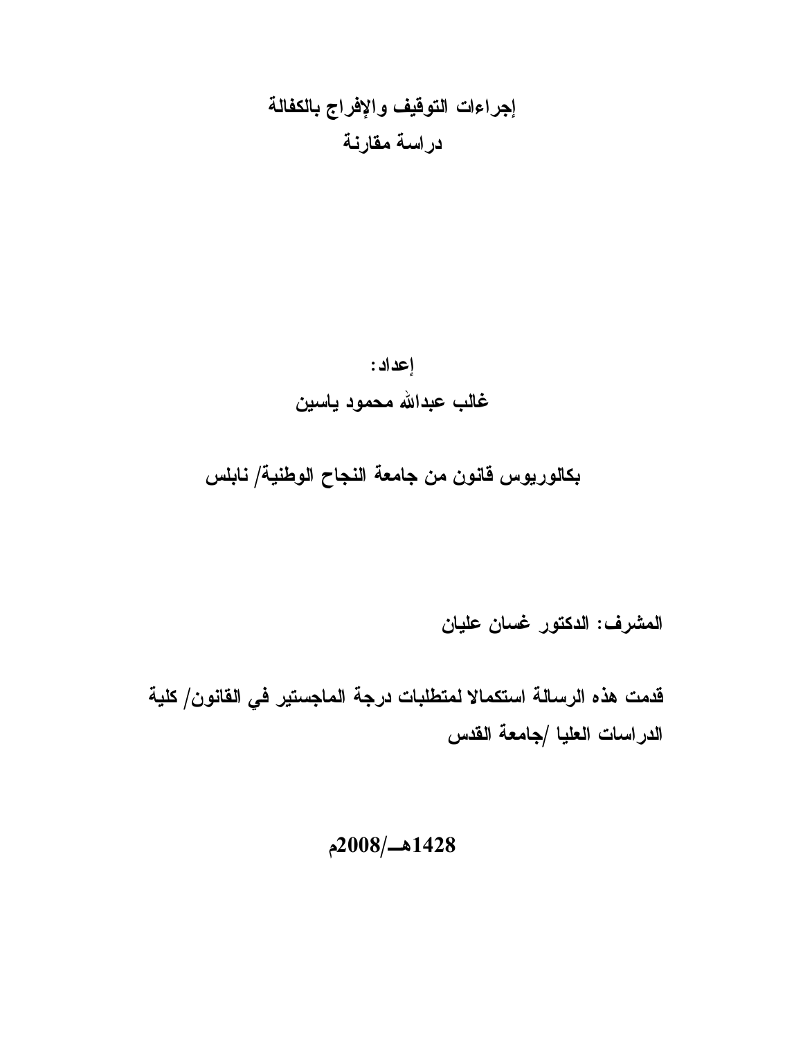# إجراءات التوقيف والإفراج بالكفالة
## دراسة مقارنة

**إعداد:**

**غالب عبدالله محمود ياسين**

**بكالوريوس قانون من جامعة النجاح الوطنية/ نابلس**

**المشرف: الدكتور غسان عليان**

**قدمت هذه الرسالة استكمالا لمتطلبات درجة الماجستير في القانون/ كلية الدراسات العليا /جامعة القدس**

**1428هـ/2008م**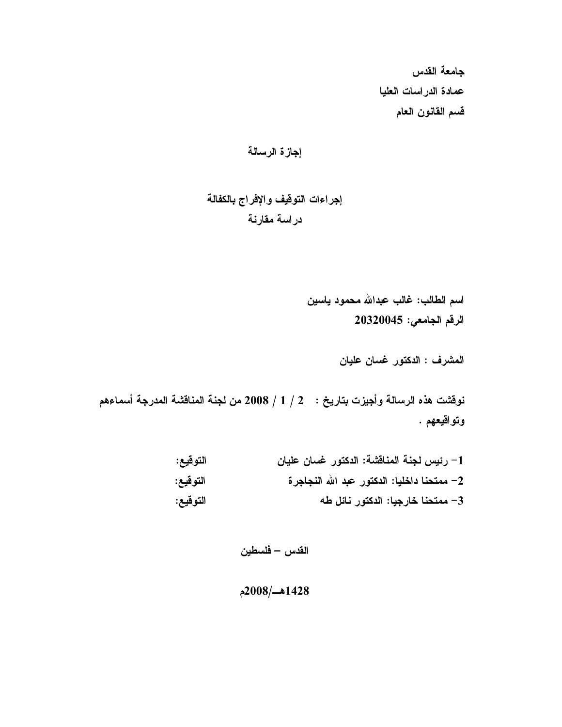**جامعة القدس**
**عمادة الدراسات العليا**
**قسم القانون العام**

## إجازة الرسالة

## إجراءات التوقيف والإفراج بالكفالة
## دراسة مقارنة

**اسم الطالب: غالب عبدالله محمود ياسين**
**الرقم الجامعي: 20320045**

**المشرف : الدكتور غسان عليان**

**نوقشت هذه الرسالة وأجيزت بتاريخ : 2 / 1 / 2008 من لجنة المناقشة المدرجة أسماءهم وتواقيعهم .**

**1- رئيس لجنة المناقشة: الدكتور غسان عليان** التوقيع:
**2- ممتحنا داخليا: الدكتور عبد الله النجاجرة** التوقيع:
**3- ممتحنا خارجيا: الدكتور نائل طه** التوقيع:

**القدس – فلسطين**

**1428هـ/2008م**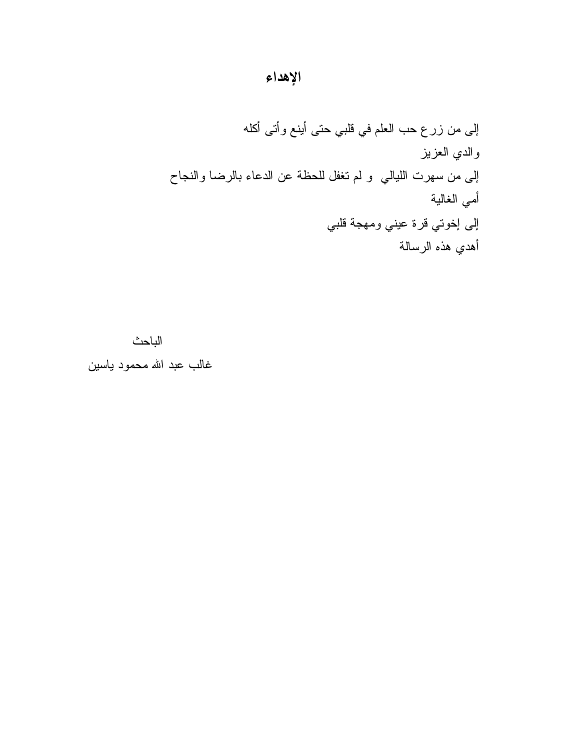# الإهداء

إلى من زرع حب العلم في قلبي حتى أينع وأتى أكله

والدي العزيز

إلى من سهرت الليالي و لم تغفل للحظة عن الدعاء بالرضا والنجاح

أمي الغالية

إلى إخوتي قرة عيني ومهجة قلبي

أهدي هذه الرسالة

الباحث

غالب عبد الله محمود ياسين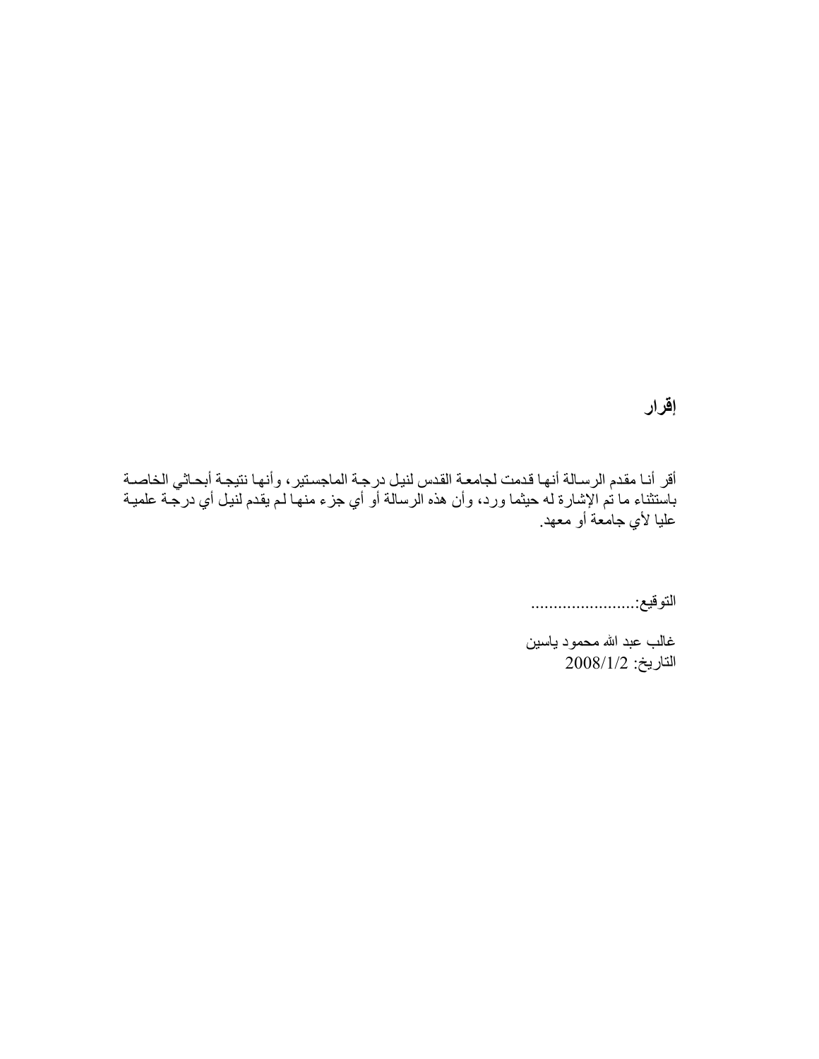## إقرار

أقر أنا مقدم الرسالة أنها قدمت لجامعة القدس لنيل درجة الماجستير، وأنها نتيجة أبحاثي الخاصة باستثناء ما تم الإشارة له حيثما ورد، وأن هذه الرسالة أو أي جزء منها لم يقدم لنيل أي درجة علمية عليا لأي جامعة أو معهد.

التوقيع:........................

غالب عبد الله محمود ياسين

التاريخ: 2008/1/2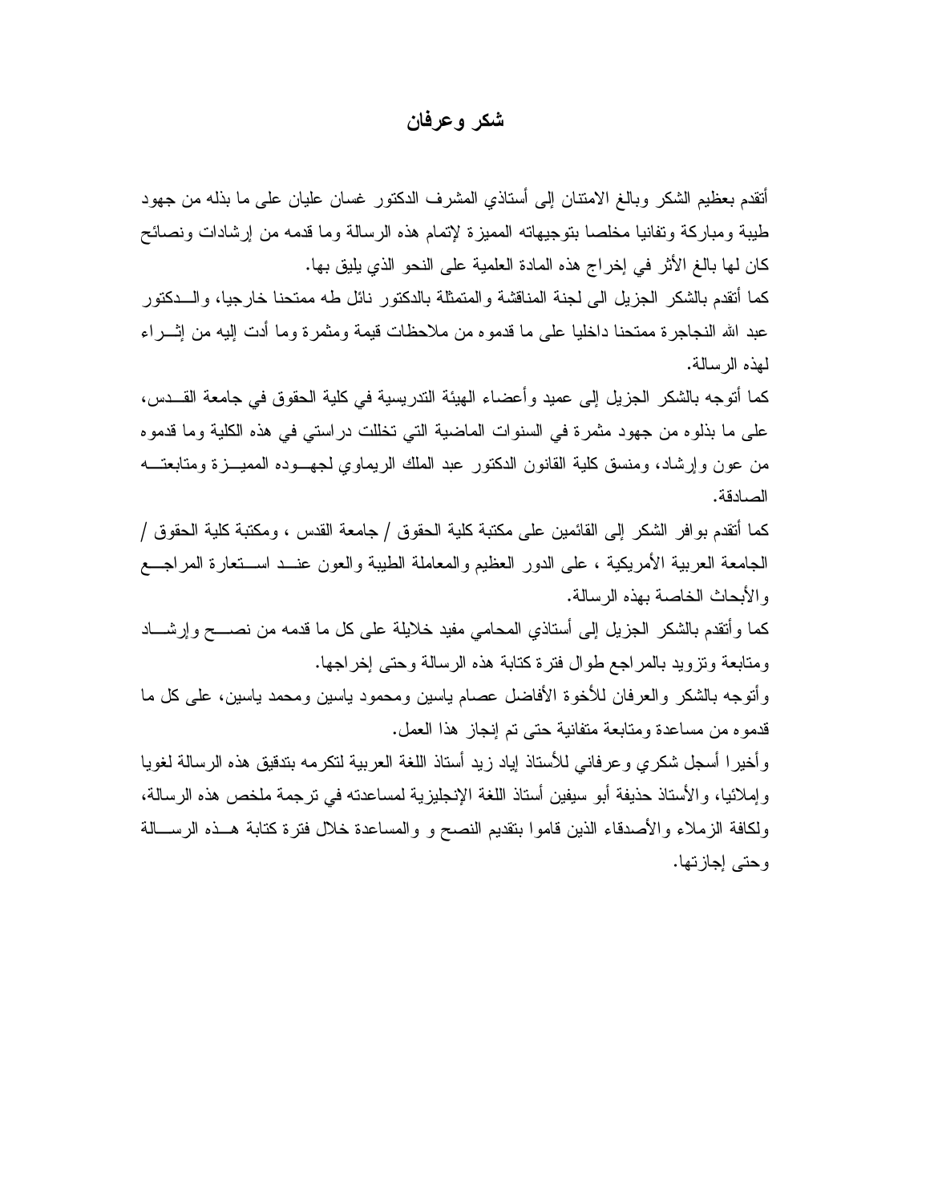# شكر وعرفان

أتقدم بعظيم الشكر وبالغ الامتنان إلى أستاذي المشرف الدكتور غسان عليان على ما بذله من جهود طيبة ومباركة وتفانيا مخلصا بتوجيهاته المميزة لإتمام هذه الرسالة وما قدمه من إرشادات ونصائح كان لها بالغ الأثر في إخراج هذه المادة العلمية على النحو الذي يليق بها.

كما أتقدم بالشكر الجزيل الى لجنة المناقشة والمتمثلة بالدكتور نائل طه ممتحنا خارجيا، والدكتور عبد الله النجاجرة ممتحنا داخليا على ما قدموه من ملاحظات قيمة ومثمرة وما أدت إليه من إثراء لهذه الرسالة.

كما أتوجه بالشكر الجزيل إلى عميد وأعضاء الهيئة التدريسية في كلية الحقوق في جامعة القدس، على ما بذلوه من جهود مثمرة في السنوات الماضية التي تخللت دراستي في هذه الكلية وما قدموه من عون وإرشاد، ومنسق كلية القانون الدكتور عبد الملك الريماوي لجهوده المميزة ومتابعته الصادقة.

كما أتقدم بوافر الشكر إلى القائمين على مكتبة كلية الحقوق / جامعة القدس ، ومكتبة كلية الحقوق / الجامعة العربية الأمريكية ، على الدور العظيم والمعاملة الطيبة والعون عند استعارة المراجع والأبحاث الخاصة بهذه الرسالة.

كما وأتقدم بالشكر الجزيل إلى أستاذي المحامي مفيد خلايلة على كل ما قدمه من نصح وإرشاد ومتابعة وتزويد بالمراجع طوال فترة كتابة هذه الرسالة وحتى إخراجها.

وأتوجه بالشكر والعرفان للأخوة الأفاضل عصام ياسين ومحمود ياسين ومحمد ياسين، على كل ما قدموه من مساعدة ومتابعة متفانية حتى تم إنجاز هذا العمل.

وأخيرا أسجل شكري وعرفاني للأستاذ إياد زيد أستاذ اللغة العربية لتكرمه بتدقيق هذه الرسالة لغويا وإملائيا، والأستاذ حذيفة أبو سيفين أستاذ اللغة الإنجليزية لمساعدته في ترجمة ملخص هذه الرسالة، ولكافة الزملاء والأصدقاء الذين قاموا بتقديم النصح و والمساعدة خلال فترة كتابة هذه الرسالة وحتى إجازتها.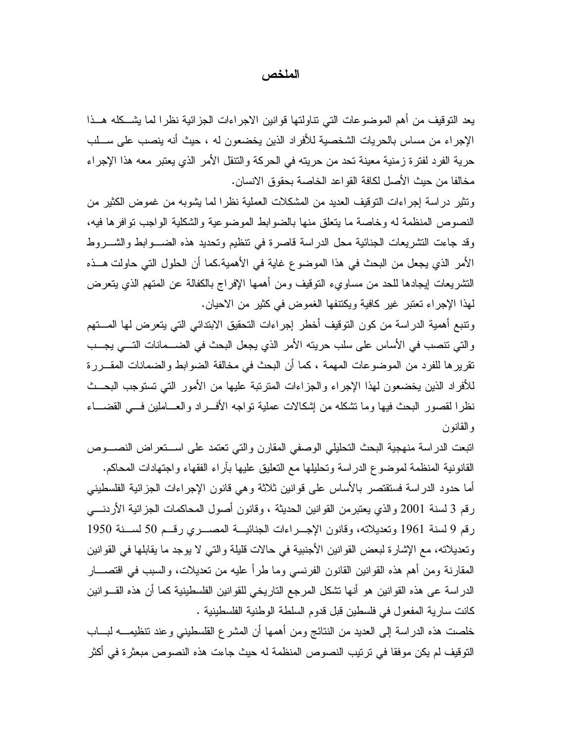# الملخص

يعد التوقيف من أهم الموضوعات التي تناولتها قوانين الاجراءات الجزائية نظرا لما يشكله هذا الإجراء من مساس بالحريات الشخصية للأفراد الذين يخضعون له ، حيث أنه ينصب على سلب حرية الفرد لفترة زمنية معينة تحد من حريته في الحركة والتنقل الأمر الذي يعتبر معه هذا الإجراء مخالفا من حيث الأصل لكافة القواعد الخاصة بحقوق الانسان.

وتثير دراسة إجراءات التوقيف العديد من المشكلات العملية نظرا لما يشوبه من غموض الكثير من النصوص المنظمة له وخاصة ما يتعلق منها بالضوابط الموضوعية والشكلية الواجب توافرها فيه، وقد جاءت التشريعات الجنائية محل الدراسة قاصرة في تنظيم وتحديد هذه الضوابط والشروط الأمر الذي يجعل من البحث في هذا الموضوع غاية في الأهمية.كما أن الحلول التي حاولت هذه التشريعات إيجادها للحد من مساوىء التوقيف ومن أهمها الإفراج بالكفالة عن المتهم الذي يتعرض لهذا الإجراء تعتبر غير كافية ويكتنفها الغموض في كثير من الاحيان.

وتنبع أهمية الدراسة من كون التوقيف أخطر إجراءات التحقيق الابتدائي التي يتعرض لها المتهم والتي تنصب في الأساس على سلب حريته الأمر الذي يجعل البحث في الضمانات التي يجب تقريرها للفرد من الموضوعات المهمة ، كما أن البحث في مخالفة الضوابط والضمانات المقررة للأفراد الذين يخضعون لهذا الإجراء والجزاءات المترتبة عليها من الأمور التي تستوجب البحث نظرا لقصور البحث فيها وما تشكله من إشكالات عملية تواجه الأفراد والعاملين في القضاء والقانون

اتبعت الدراسة منهجية البحث التحليلي الوصفي المقارن والتي تعتمد على استعراض النصوص القانونية المنظمة لموضوع الدراسة وتحليلها مع التعليق عليها بآراء الفقهاء واجتهادات المحاكم.

أما حدود الدراسة فستقتصر بالأساس على قوانين ثلاثة وهي قانون الإجراءات الجزائية الفلسطيني رقم 3 لسنة 2001 والذي يعتبرمن القوانين الحديثة ، وقانون أصول المحاكمات الجزائية الأردني رقم 9 لسنة 1961 وتعديلاته، وقانون الإجراءات الجنائية المصري رقم 50 لسنة 1950 وتعديلاته، مع الإشارة لبعض القوانين الأجنبية في حالات قليلة والتي لا يوجد ما يقابلها في القوانين المقارنة ومن أهم هذه القوانين القانون الفرنسي وما طرأ عليه من تعديلات، والسبب في اقتصار الدراسة عى هذه القوانين هو أنها تشكل المرجع التاريخي للقوانين الفلسطينية كما أن هذه القوانين كانت سارية المفعول في فلسطين قبل قدوم السلطة الوطنية الفلسطينية .

خلصت هذه الدراسة إلى العديد من النتائج ومن أهمها أن المشرع الفلسطيني وعند تنظيمه لباب التوقيف لم يكن موفقا في ترتيب النصوص المنظمة له حيث جاءت هذه النصوص مبعثرة في أكثر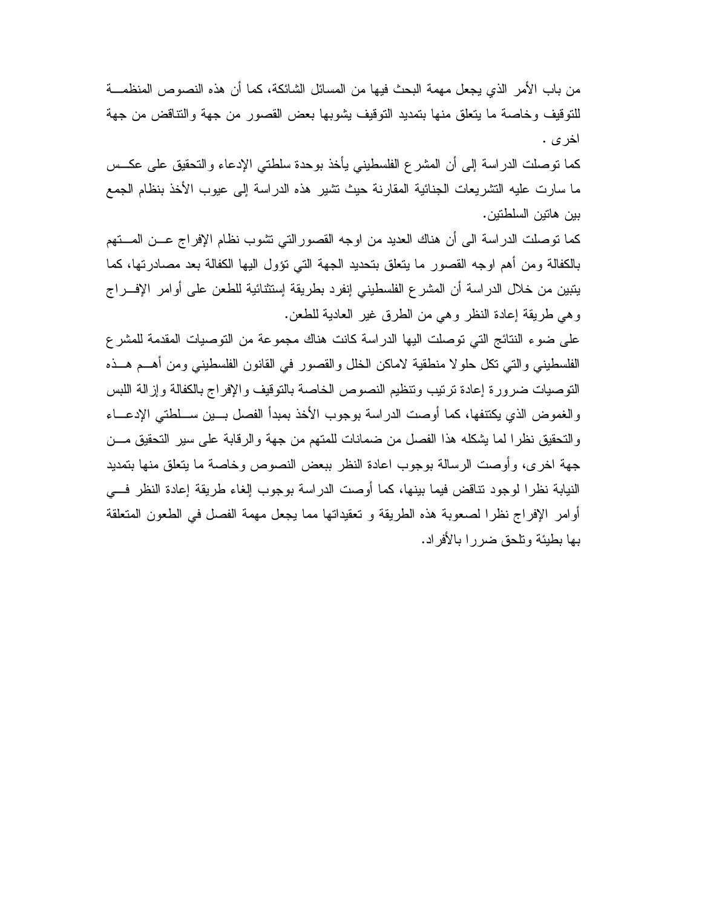من باب الأمر الذي يجعل مهمة البحث فيها من المسائل الشائكة، كما أن هذه النصوص المنظمة للتوقيف وخاصة ما يتعلق منها بتمديد التوقيف يشوبها بعض القصور من جهة والتناقض من جهة اخرى .

كما توصلت الدراسة إلى أن المشرع الفلسطيني يأخذ بوحدة سلطتي الإدعاء والتحقيق على عكس ما سارت عليه التشريعات الجنائية المقارنة حيث تشير هذه الدراسة إلى عيوب الأخذ بنظام الجمع بين هاتين السلطتين.

كما توصلت الدراسة الى أن هناك العديد من اوجه القصورالتي تشوب نظام الإفراج عن المتهم بالكفالة ومن أهم اوجه القصور ما يتعلق بتحديد الجهة التي تؤول اليها الكفالة بعد مصادرتها، كما يتبين من خلال الدراسة أن المشرع الفلسطيني إنفرد بطريقة إستثنائية للطعن على أوامر الإفراج وهي طريقة إعادة النظر وهي من الطرق غير العادية للطعن.

على ضوء النتائج التي توصلت اليها الدراسة كانت هناك مجموعة من التوصيات المقدمة للمشرع الفلسطيني والتي تكل حلولا منطقية لاماكن الخلل والقصور في القانون الفلسطيني ومن أهم هذه التوصيات ضرورة إعادة ترتيب وتنظيم النصوص الخاصة بالتوقيف والإفراج بالكفالة وإزالة اللبس والغموض الذي يكتنفها، كما أوصت الدراسة بوجوب الأخذ بمبدأ الفصل بين سلطتي الإدعاء والتحقيق نظرا لما يشكله هذا الفصل من ضمانات للمتهم من جهة والرقابة على سير التحقيق من جهة اخرى، وأوصت الرسالة بوجوب اعادة النظر ببعض النصوص وخاصة ما يتعلق منها بتمديد النيابة نظرا لوجود تناقض فيما بينها، كما أوصت الدراسة بوجوب إلغاء طريقة إعادة النظر في أوامر الإفراج نظرا لصعوبة هذه الطريقة و تعقيداتها مما يجعل مهمة الفصل في الطعون المتعلقة بها بطيئة وتلحق ضررا بالأفراد.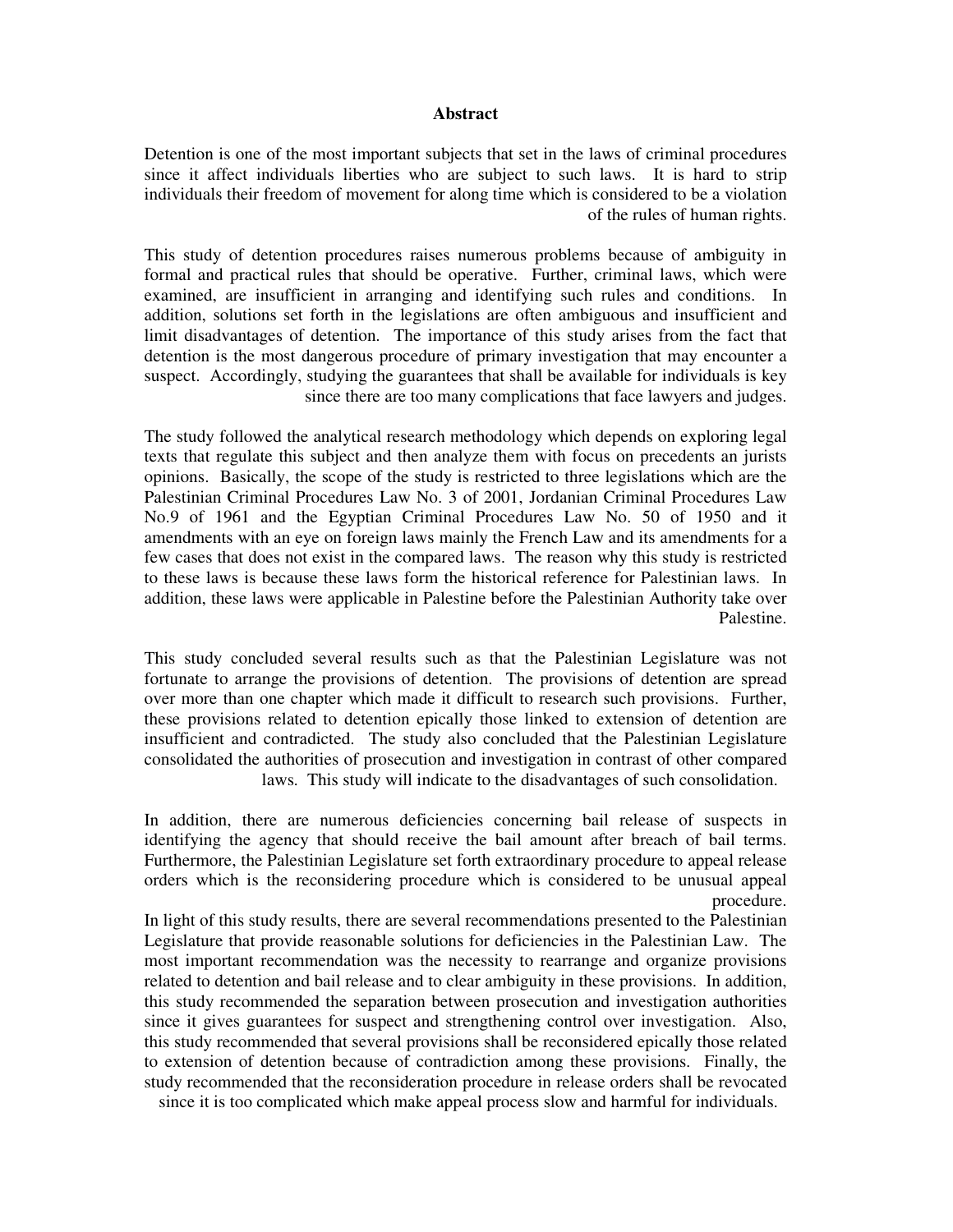# Abstract

Detention is one of the most important subjects that set in the laws of criminal procedures since it affect individuals liberties who are subject to such laws. It is hard to strip individuals their freedom of movement for along time which is considered to be a violation of the rules of human rights.

This study of detention procedures raises numerous problems because of ambiguity in formal and practical rules that should be operative. Further, criminal laws, which were examined, are insufficient in arranging and identifying such rules and conditions. In addition, solutions set forth in the legislations are often ambiguous and insufficient and limit disadvantages of detention. The importance of this study arises from the fact that detention is the most dangerous procedure of primary investigation that may encounter a suspect. Accordingly, studying the guarantees that shall be available for individuals is key since there are too many complications that face lawyers and judges.

The study followed the analytical research methodology which depends on exploring legal texts that regulate this subject and then analyze them with focus on precedents an jurists opinions. Basically, the scope of the study is restricted to three legislations which are the Palestinian Criminal Procedures Law No. 3 of 2001, Jordanian Criminal Procedures Law No.9 of 1961 and the Egyptian Criminal Procedures Law No. 50 of 1950 and it amendments with an eye on foreign laws mainly the French Law and its amendments for a few cases that does not exist in the compared laws. The reason why this study is restricted to these laws is because these laws form the historical reference for Palestinian laws. In addition, these laws were applicable in Palestine before the Palestinian Authority take over Palestine.

This study concluded several results such as that the Palestinian Legislature was not fortunate to arrange the provisions of detention. The provisions of detention are spread over more than one chapter which made it difficult to research such provisions. Further, these provisions related to detention epically those linked to extension of detention are insufficient and contradicted. The study also concluded that the Palestinian Legislature consolidated the authorities of prosecution and investigation in contrast of other compared laws. This study will indicate to the disadvantages of such consolidation.

In addition, there are numerous deficiencies concerning bail release of suspects in identifying the agency that should receive the bail amount after breach of bail terms. Furthermore, the Palestinian Legislature set forth extraordinary procedure to appeal release orders which is the reconsidering procedure which is considered to be unusual appeal procedure.

In light of this study results, there are several recommendations presented to the Palestinian Legislature that provide reasonable solutions for deficiencies in the Palestinian Law. The most important recommendation was the necessity to rearrange and organize provisions related to detention and bail release and to clear ambiguity in these provisions. In addition, this study recommended the separation between prosecution and investigation authorities since it gives guarantees for suspect and strengthening control over investigation. Also, this study recommended that several provisions shall be reconsidered epically those related to extension of detention because of contradiction among these provisions. Finally, the study recommended that the reconsideration procedure in release orders shall be revocated since it is too complicated which make appeal process slow and harmful for individuals.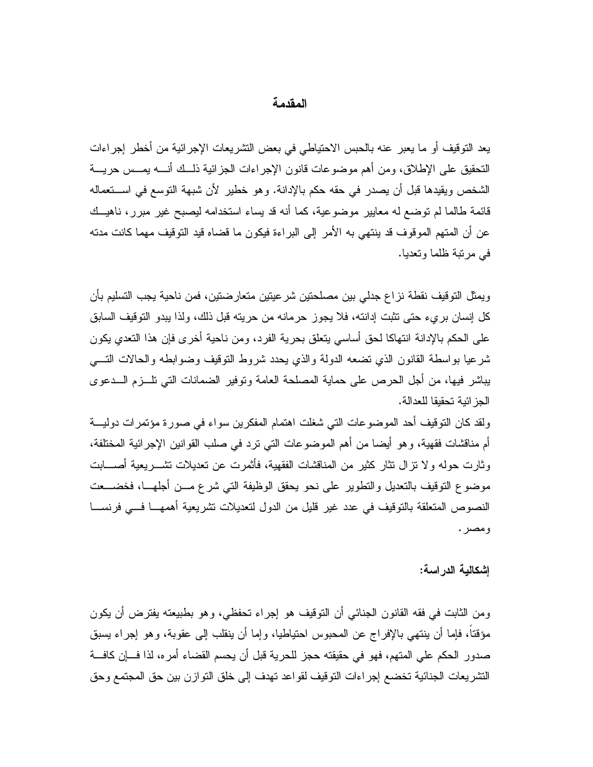## المقدمة

يعد التوقيف أو ما يعبر عنه بالحبس الاحتياطي في بعض التشريعات الإجرائية من أخطر إجراءات التحقيق على الإطلاق، ومن أهم موضوعات قانون الإجراءات الجزائية ذلك أنه يمس حرية الشخص ويقيدها قبل أن يصدر في حقه حكم بالإدانة. وهو خطير لأن شبهة التوسع في استعماله قائمة طالما لم توضع له معايير موضوعية، كما أنه قد يساء استخدامه ليصبح غير مبرر، ناهيك عن أن المتهم الموقوف قد ينتهي به الأمر إلى البراءة فيكون ما قضاه قيد التوقيف مهما كانت مدته في مرتبة ظلما وتعديا.

ويمثل التوقيف نقطة نزاع جدلي بين مصلحتين شرعيتين متعارضتين، فمن ناحية يجب التسليم بأن كل إنسان بريء حتى تثبت إدانته، فلا يجوز حرمانه من حريته قبل ذلك، ولذا يبدو التوقيف السابق على الحكم بالإدانة انتهاكا لحق أساسي يتعلق بحرية الفرد، ومن ناحية أخرى فإن هذا التعدي يكون شرعيا بواسطة القانون الذي تضعه الدولة والذي يحدد شروط التوقيف وضوابطه والحالات التي يباشر فيها، من أجل الحرص على حماية المصلحة العامة وتوفير الضمانات التي تلزم الدعوى الجزائية تحقيقا للعدالة.

ولقد كان التوقيف أحد الموضوعات التي شغلت اهتمام المفكرين سواء في صورة مؤتمرات دولية أم مناقشات فقهية، وهو أيضا من أهم الموضوعات التي ترد في صلب القوانين الإجرائية المختلفة، وثارت حوله ولا تزال تثار كثير من المناقشات الفقهية، فأثمرت عن تعديلات تشريعية أصابت موضوع التوقيف بالتعديل والتطوير على نحو يحقق الوظيفة التي شرع من أجلها، فخضعت النصوص المتعلقة بالتوقيف في عدد غير قليل من الدول لتعديلات تشريعية أهمها في فرنسا ومصر.

**إشكالية الدراسة:**

ومن الثابت في فقه القانون الجنائي أن التوقيف هو إجراء تحفظي، وهو بطبيعته يفترض أن يكون مؤقتاً، فإما أن ينتهي بالإفراج عن المحبوس احتياطيا، وإما أن ينقلب إلى عقوبة، وهو إجراء يسبق صدور الحكم علي المتهم، فهو في حقيقته حجز للحرية قبل أن يحسم القضاء أمره، لذا فإن كافة التشريعات الجنائية تخضع إجراءات التوقيف لقواعد تهدف إلى خلق التوازن بين حق المجتمع وحق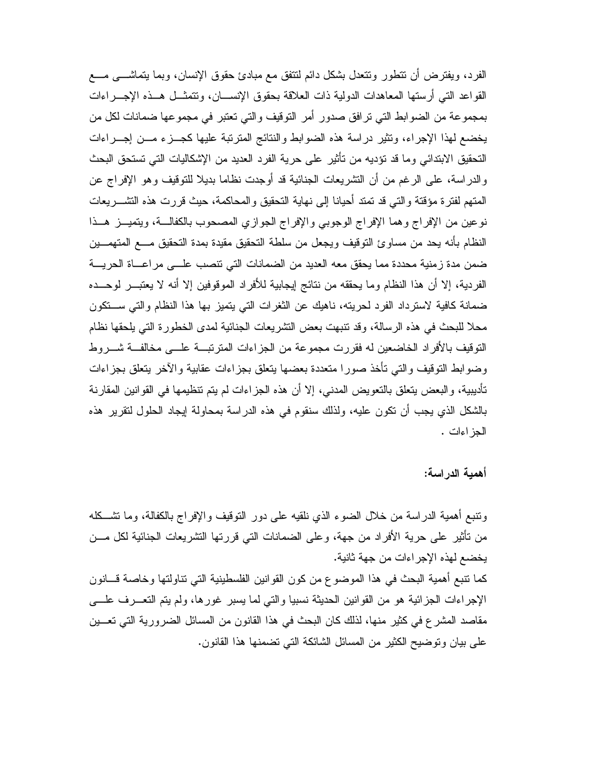الفرد، ويفترض أن تتطور وتتعدل بشكل دائم لتتفق مع مبادئ حقوق الإنسان، وبما يتماشى مع القواعد التي أرستها المعاهدات الدولية ذات العلاقة بحقوق الإنسان، وتتمثل هذه الإجراءات بمجموعة من الضوابط التي ترافق صدور أمر التوقيف والتي تعتبر في مجموعها ضمانات لكل من يخضع لهذا الإجراء، وتثير دراسة هذه الضوابط والنتائج المترتبة عليها كجزء من إجراءات التحقيق الابتدائي وما قد تؤديه من تأثير على حرية الفرد العديد من الإشكاليات التي تستحق البحث والدراسة، على الرغم من أن التشريعات الجنائية قد أوجدت نظاما بديلا للتوقيف وهو الإفراج عن المتهم لفترة مؤقتة والتي قد تمتد أحيانا إلى نهاية التحقيق والمحاكمة، حيث قررت هذه التشريعات نوعين من الإفراج وهما الإفراج الوجوبي والإفراج الجوازي المصحوب بالكفالة، ويتميز هذا النظام بأنه يحد من مساوئ التوقيف ويجعل من سلطة التحقيق مقيدة بمدة التحقيق مع المتهمين ضمن مدة زمنية محددة مما يحقق معه العديد من الضمانات التي تنصب على مراعاة الحرية الفردية، إلا أن هذا النظام وما يحققه من نتائج إيجابية للأفراد الموقوفين إلا أنه لا يعتبر لوحده ضمانة كافية لاسترداد الفرد لحريته، ناهيك عن الثغرات التي يتميز بها هذا النظام والتي ستكون محلا للبحث في هذه الرسالة، وقد تنبهت بعض التشريعات الجنائية لمدى الخطورة التي يلحقها نظام التوقيف بالأفراد الخاضعين له فقررت مجموعة من الجزاءات المترتبة على مخالفة شروط وضوابط التوقيف والتي تأخذ صورا متعددة بعضها يتعلق بجزاءات عقابية والآخر يتعلق بجزاءات تأديبية، والبعض يتعلق بالتعويض المدني، إلا أن هذه الجزاءات لم يتم تنظيمها في القوانين المقارنة بالشكل الذي يجب أن تكون عليه، ولذلك سنقوم في هذه الدراسة بمحاولة إيجاد الحلول لتقرير هذه الجزاءات .

**أهمية الدراسة:**

وتنبع أهمية الدراسة من خلال الضوء الذي نلقيه على دور التوقيف والإفراج بالكفالة، وما تشكله من تأثير على حرية الأفراد من جهة، وعلى الضمانات التي قررتها التشريعات الجنائية لكل من يخضع لهذه الإجراءات من جهة ثانية.

كما تنبع أهمية البحث في هذا الموضوع من كون القوانين الفلسطينية التي تناولتها وخاصة قانون الإجراءات الجزائية هو من القوانين الحديثة نسبيا والتي لما يسبر غورها، ولم يتم التعرف على مقاصد المشرع في كثير منها، لذلك كان البحث في هذا القانون من المسائل الضرورية التي تعين على بيان وتوضيح الكثير من المسائل الشائكة التي تضمنها هذا القانون.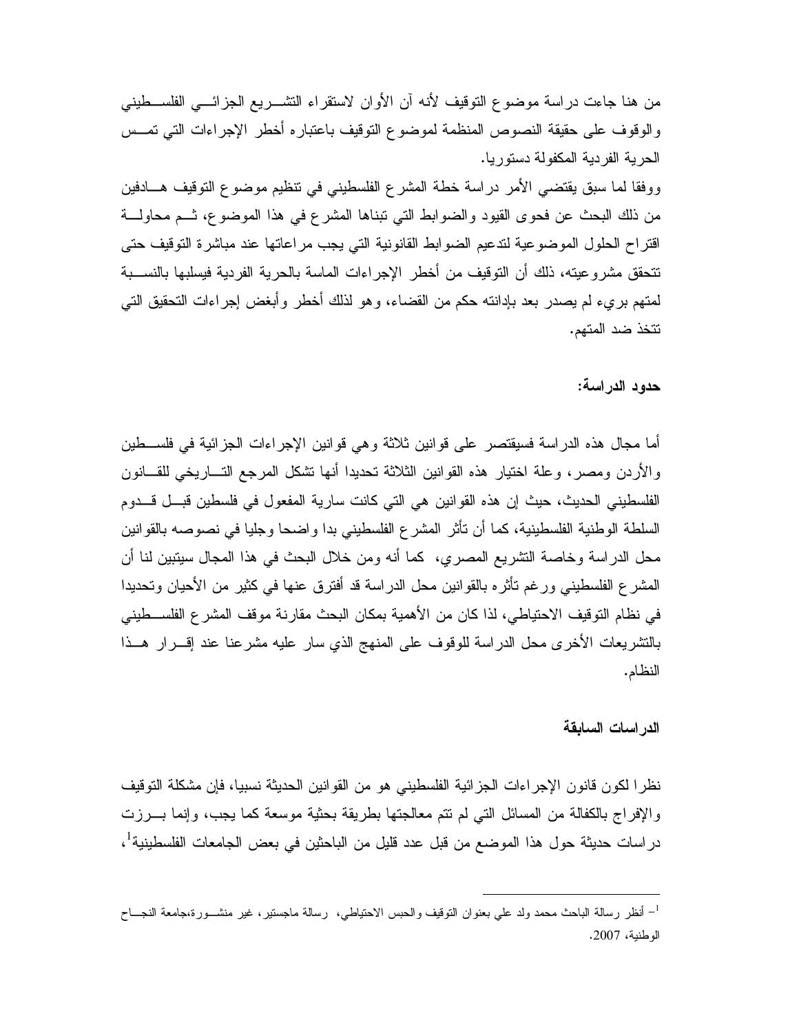من هنا جاءت دراسة موضوع التوقيف لأنه آن الأوان لاستقراء التشريع الجزائي الفلسطيني والوقوف على حقيقة النصوص المنظمة لموضوع التوقيف باعتباره أخطر الإجراءات التي تمس الحرية الفردية المكفولة دستوريا.

ووفقا لما سبق يقتضي الأمر دراسة خطة المشرع الفلسطيني في تنظيم موضوع التوقيف هادفين من ذلك البحث عن فحوى القيود والضوابط التي تبناها المشرع في هذا الموضوع، ثم محاولة اقتراح الحلول الموضوعية لتدعيم الضوابط القانونية التي يجب مراعاتها عند مباشرة التوقيف حتى تتحقق مشروعيته، ذلك أن التوقيف من أخطر الإجراءات الماسة بالحرية الفردية فيسلبها بالنسبة لمتهم بريء لم يصدر بعد بإدانته حكم من القضاء، وهو لذلك أخطر وأبغض إجراءات التحقيق التي تتخذ ضد المتهم.

**حدود الدراسة:**

أما مجال هذه الدراسة فسيقتصر على قوانين ثلاثة وهي قوانين الإجراءات الجزائية في فلسطين والأردن ومصر، وعلة اختيار هذه القوانين الثلاثة تحديدا أنها تشكل المرجع التاريخي للقانون الفلسطيني الحديث، حيث إن هذه القوانين هي التي كانت سارية المفعول في فلسطين قبل قدوم السلطة الوطنية الفلسطينية، كما أن تأثر المشرع الفلسطيني بدا واضحا وجليا في نصوصه بالقوانين محل الدراسة وخاصة التشريع المصري، كما أنه ومن خلال البحث في هذا المجال سيتبين لنا أن المشرع الفلسطيني ورغم تأثره بالقوانين محل الدراسة قد أفترق عنها في كثير من الأحيان وتحديدا في نظام التوقيف الاحتياطي، لذا كان من الأهمية بمكان البحث مقارنة موقف المشرع الفلسطيني بالتشريعات الأخرى محل الدراسة للوقوف على المنهج الذي سار عليه مشرعنا عند إقرار هذا النظام.

**الدراسات السابقة**

نظرا لكون قانون الإجراءات الجزائية الفلسطيني هو من القوانين الحديثة نسبيا، فإن مشكلة التوقيف والإفراج بالكفالة من المسائل التي لم تتم معالجتها بطريقة بحثية موسعة كما يجب، وإنما برزت دراسات حديثة حول هذا الموضع من قبل عدد قليل من الباحثين في بعض الجامعات الفلسطينية[1]،

---

[1] – أنظر رسالة الباحث محمد ولد علي بعنوان التوقيف والحبس الاحتياطي، رسالة ماجستير، غير منشورة،جامعة النجاح الوطنية، 2007.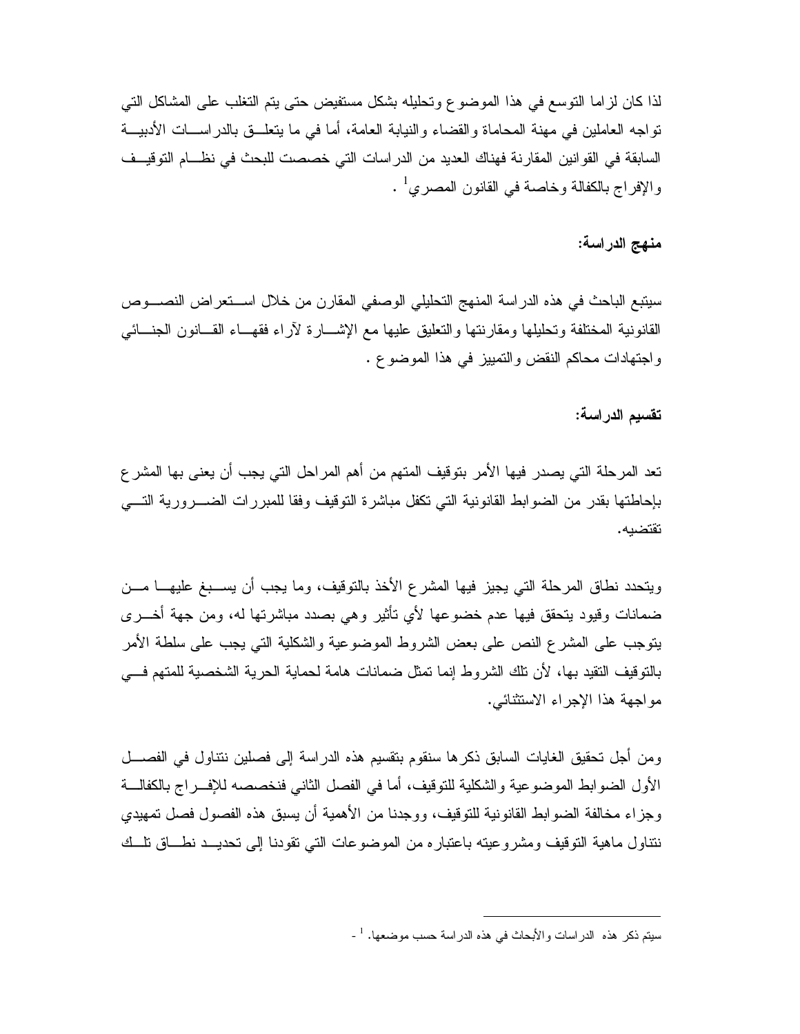لذا كان لزاما التوسع في هذا الموضوع وتحليله بشكل مستفيض حتى يتم التغلب على المشاكل التي تواجه العاملين في مهنة المحاماة والقضاء والنيابة العامة، أما في ما يتعلق بالدراسات الأدبية السابقة في القوانين المقارنة فهناك العديد من الدراسات التي خصصت للبحث في نظام التوقيف والإفراج بالكفالة وخاصة في القانون المصري[1] .

**منهج الدراسة:**

سيتبع الباحث في هذه الدراسة المنهج التحليلي الوصفي المقارن من خلال استعراض النصوص القانونية المختلفة وتحليلها ومقارنتها والتعليق عليها مع الإشارة لآراء فقهاء القانون الجنائي واجتهادات محاكم النقض والتمييز في هذا الموضوع .

**تقسيم الدراسة:**

تعد المرحلة التي يصدر فيها الأمر بتوقيف المتهم من أهم المراحل التي يجب أن يعنى بها المشرع بإحاطتها بقدر من الضوابط القانونية التي تكفل مباشرة التوقيف وفقا للمبررات الضرورية التي تقتضيه.

ويتحدد نطاق المرحلة التي يجيز فيها المشرع الأخذ بالتوقيف، وما يجب أن يسبغ عليها من ضمانات وقيود يتحقق فيها عدم خضوعها لأي تأثير وهي بصدد مباشرتها له، ومن جهة أخرى يتوجب على المشرع النص على بعض الشروط الموضوعية والشكلية التي يجب على سلطة الأمر بالتوقيف التقيد بها، لأن تلك الشروط إنما تمثل ضمانات هامة لحماية الحرية الشخصية للمتهم في مواجهة هذا الإجراء الاستثنائي.

ومن أجل تحقيق الغايات السابق ذكرها سنقوم بتقسيم هذه الدراسة إلى فصلين نتناول في الفصل الأول الضوابط الموضوعية والشكلية للتوقيف، أما في الفصل الثاني فنخصصه للإفراج بالكفالة وجزاء مخالفة الضوابط القانونية للتوقيف، ووجدنا من الأهمية أن يسبق هذه الفصول فصل تمهيدي نتناول ماهية التوقيف ومشروعيته باعتباره من الموضوعات التي تقودنا إلى تحديد نطاق تلك

---

[1] - سيتم ذكر هذه الدراسات والأبحاث في هذه الدراسة حسب موضعها.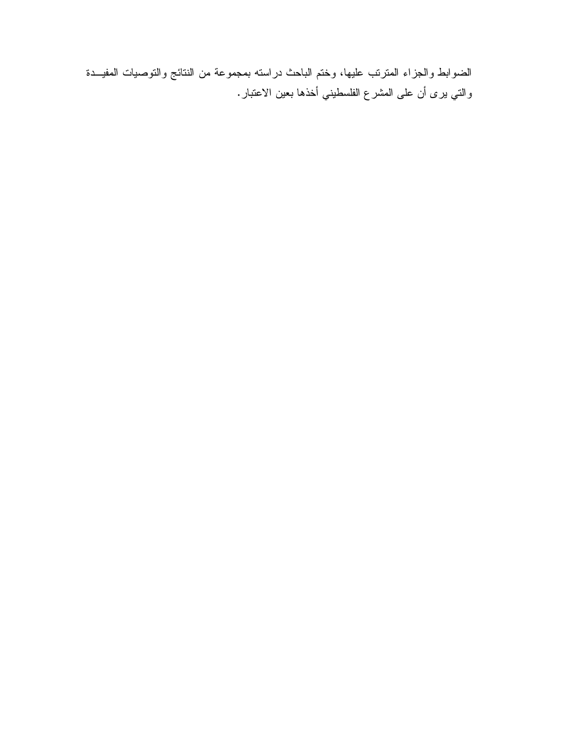الضوابط والجزاء المترتب عليها، وختم الباحث دراسته بمجموعة من النتائج والتوصيات المفيـــدة والتي يرى أن على المشرع الفلسطيني أخذها بعين الاعتبار.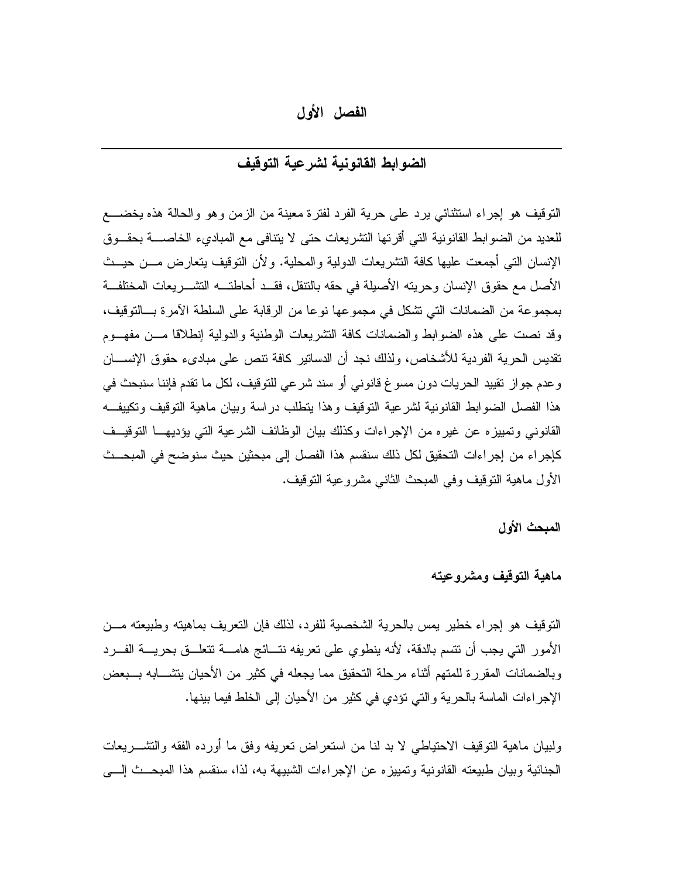# الفصل الأول

## الضوابط القانونية لشرعية التوقيف

التوقيف هو إجراء استثنائي يرد على حرية الفرد لفترة معينة من الزمن وهو والحالة هذه يخضع للعديد من الضوابط القانونية التي أقرتها التشريعات حتى لا يتنافى مع المباديء الخاصة بحقوق الإنسان التي أجمعت عليها كافة التشريعات الدولية والمحلية. ولأن التوقيف يتعارض من حيث الأصل مع حقوق الإنسان وحريته الأصيلة في حقه بالتنقل، فقد أحاطته التشريعات المختلفة بمجموعة من الضمانات التي تشكل في مجموعها نوعا من الرقابة على السلطة الآمرة بالتوقيف، وقد نصت على هذه الضوابط والضمانات كافة التشريعات الوطنية والدولية إنطلاقا من مفهوم تقديس الحرية الفردية للأشخاص، ولذلك نجد أن الدساتير كافة تنص على مبادىء حقوق الإنسان وعدم جواز تقييد الحريات دون مسوغ قانوني أو سند شرعي للتوقيف، لكل ما تقدم فإننا سنبحث في هذا الفصل الضوابط القانونية لشرعية التوقيف وهذا يتطلب دراسة وبيان ماهية التوقيف وتكييفه القانوني وتمييزه عن غيره من الإجراءات وكذلك بيان الوظائف الشرعية التي يؤديها التوقيف كإجراء من إجراءات التحقيق لكل ذلك سنقسم هذا الفصل إلى مبحثين حيث سنوضح في المبحث الأول ماهية التوقيف وفي المبحث الثاني مشروعية التوقيف.

### المبحث الأول

### ماهية التوقيف ومشروعيته

التوقيف هو إجراء خطير يمس بالحرية الشخصية للفرد، لذلك فإن التعريف بماهيته وطبيعته من الأمور التي يجب أن تتسم بالدقة، لأنه ينطوي على تعريفه نتائج هامة تتعلق بحرية الفرد وبالضمانات المقررة للمتهم أثناء مرحلة التحقيق مما يجعله في كثير من الأحيان يتشابه ببعض الإجراءات الماسة بالحرية والتي تؤدي في كثير من الأحيان إلى الخلط فيما بينها.

ولبيان ماهية التوقيف الاحتياطي لا بد لنا من استعراض تعريفه وفق ما أورده الفقه والتشريعات الجنائية وبيان طبيعته القانونية وتمييزه عن الإجراءات الشبيهة به، لذا، سنقسم هذا المبحث إلى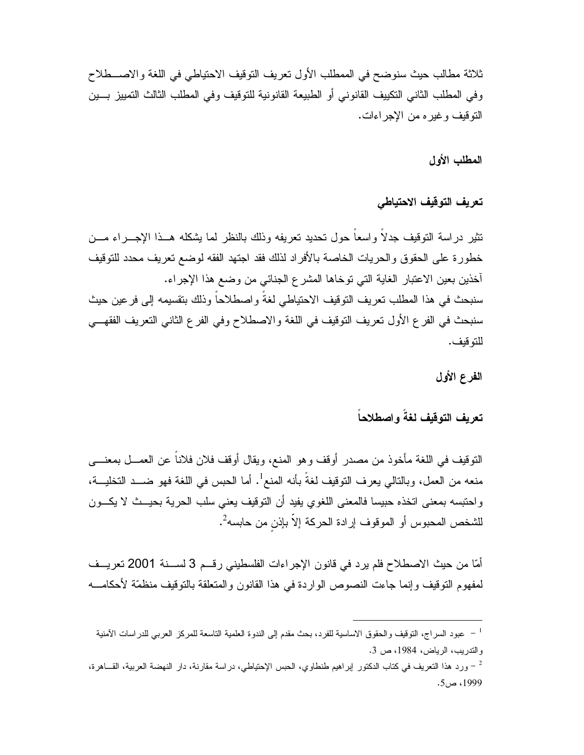ثلاثة مطالب حيث سنوضح في الممطلب الأول تعريف التوقيف الاحتياطي في اللغة والاصطلاح وفي المطلب الثاني التكييف القانوني أو الطبيعة القانونية للتوقيف وفي المطلب الثالث التمييز بين التوقيف وغيره من الإجراءات.

## المطلب الأول

## تعريف التوقيف الاحتياطي

تثير دراسة التوقيف جدلاً واسعاً حول تحديد تعريفه وذلك بالنظر لما يشكله هذا الإجراء من خطورة على الحقوق والحريات الخاصة بالأفراد لذلك فقد اجتهد الفقه لوضع تعريف محدد للتوقيف آخذين بعين الاعتبار الغاية التي توخاها المشرع الجنائي من وضع هذا الإجراء.

سنبحث في هذا المطلب تعريف التوقيف الاحتياطي لغةً واصطلاحاً وذلك بتقسيمه إلى فرعين حيث سنبحث في الفرع الأول تعريف التوقيف في اللغة والاصطلاح وفي الفرع الثاني التعريف الفقهي للتوقيف.

### الفرع الأول

### تعريف التوقيف لغةً واصطلاحاً

التوقيف في اللغة مأخوذ من مصدر أوقف وهو المنع، ويقال أوقف فلان فلاناً عن العمل بمعنى منعه من العمل، وبالتالي يعرف التوقيف لغةً بأنه المنع[1]. أما الحبس في اللغة فهو ضد التخلية، واحتبسه بمعنى اتخذه حبيسا فالمعنى اللغوي يفيد أن التوقيف يعني سلب الحرية بحيث لا يكون للشخص المحبوس أو الموقوف إرادة الحركة إلاّ بإذنٍ من حابسه[2].

أمّا من حيث الاصطلاح فلم يرد في قانون الإجراءات الفلسطيني رقم 3 لسنة 2001 تعريف لمفهوم التوقيف وإنما جاءت النصوص الواردة في هذا القانون والمتعلقة بالتوقيف منظمّة لأحكامه

---

[1] – عبود السراج، التوقيف والحقوق الاساسية للفرد، بحث مقدم إلى الندوة العلمية التاسعة للمركز العربي للدراسات الأمنية والتدريب، الرياض، 1984، ص 3.

[2] – ورد هذا التعريف في كتاب الدكتور إبراهيم طنطاوي، الحبس الإحتياطي، دراسة مقارنة، دار النهضة العربية، القاهرة، 1999، ص5.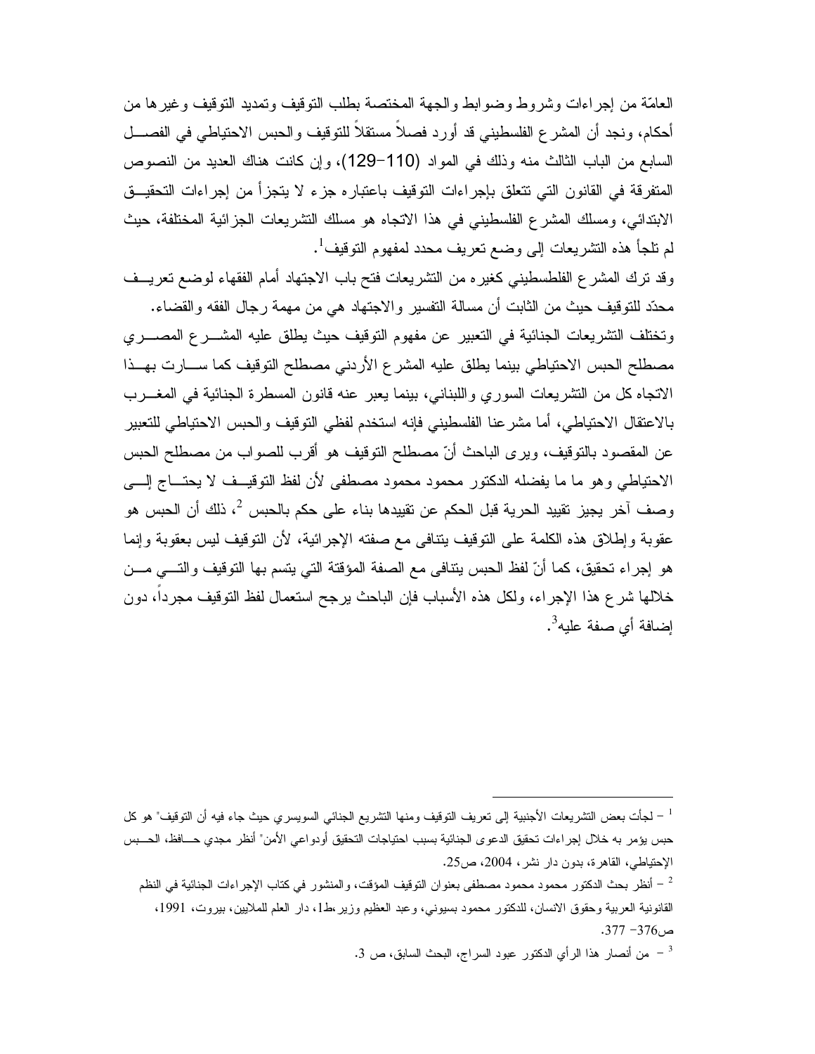العامّة من إجراءات وشروط وضوابط والجهة المختصة بطلب التوقيف وتمديد التوقيف وغيرها من أحكام، ونجد أن المشرع الفلسطيني قد أورد فصلاً مستقلاً للتوقيف والحبس الاحتياطي في الفصل السابع من الباب الثالث منه وذلك في المواد (110-129)، وإن كانت هناك العديد من النصوص المتفرقة في القانون التي تتعلق بإجراءات التوقيف باعتباره جزء لا يتجزأ من إجراءات التحقيق الابتدائي، ومسلك المشرع الفلسطيني في هذا الاتجاه هو مسلك التشريعات الجزائية المختلفة، حيث لم تلجأ هذه التشريعات إلى وضع تعريف محدد لمفهوم التوقيف[1].

وقد ترك المشرع الفلسطيني كغيره من التشريعات فتح باب الاجتهاد أمام الفقهاء لوضع تعريف محدّد للتوقيف حيث من الثابت أن مسالة التفسير والاجتهاد هي من مهمة رجال الفقه والقضاء.

وتختلف التشريعات الجنائية في التعبير عن مفهوم التوقيف حيث يطلق عليه المشرع المصري مصطلح الحبس الاحتياطي بينما يطلق عليه المشرع الأردني مصطلح التوقيف كما سارت بهذا الاتجاه كل من التشريعات السوري واللبناني، بينما يعبر عنه قانون المسطرة الجنائية في المغرب بالاعتقال الاحتياطي، أما مشرعنا الفلسطيني فإنه استخدم لفظي التوقيف والحبس الاحتياطي للتعبير عن المقصود بالتوقيف، ويرى الباحث أنّ مصطلح التوقيف هو أقرب للصواب من مصطلح الحبس الاحتياطي وهو ما ما يفضله الدكتور محمود محمود مصطفى لأن لفظ التوقيف لا يحتاج إلى وصف آخر يجيز تقييد الحرية قبل الحكم عن تقييدها بناء على حكم بالحبس [2]، ذلك أن الحبس هو عقوبة وإطلاق هذه الكلمة على التوقيف يتنافى مع صفته الإجرائية، لأن التوقيف ليس بعقوبة وإنما هو إجراء تحقيق، كما أنّ لفظ الحبس يتنافى مع الصفة المؤقتة التي يتسم بها التوقيف والتي من خلالها شرع هذا الإجراء، ولكل هذه الأسباب فإن الباحث يرجح استعمال لفظ التوقيف مجرداً، دون إضافة أي صفة عليه[3].

---

[1] – لجأت بعض التشريعات الأجنبية إلى تعريف التوقيف ومنها التشريع الجنائي السويسري حيث جاء فيه أن التوقيف" هو كل حبس يؤمر به خلال إجراءات تحقيق الدعوى الجنائية بسبب احتياجات التحقيق أودواعي الأمن" أنظر مجدي حافظ، الحبس الإحتياطي، القاهرة، بدون دار نشر، 2004، ص25.

[2] – أنظر بحث الدكتور محمود محمود مصطفى بعنوان التوقيف المؤقت، والمنشور في كتاب الإجراءات الجنائية في النظم القانونية العربية وحقوق الانسان، للدكتور محمود بسيوني، وعبد العظيم وزير،ط1، دار العلم للملايين، بيروت، 1991، ص376- 377.

[3] – من أنصار هذا الرأي الدكتور عبود السراج، البحث السابق، ص 3.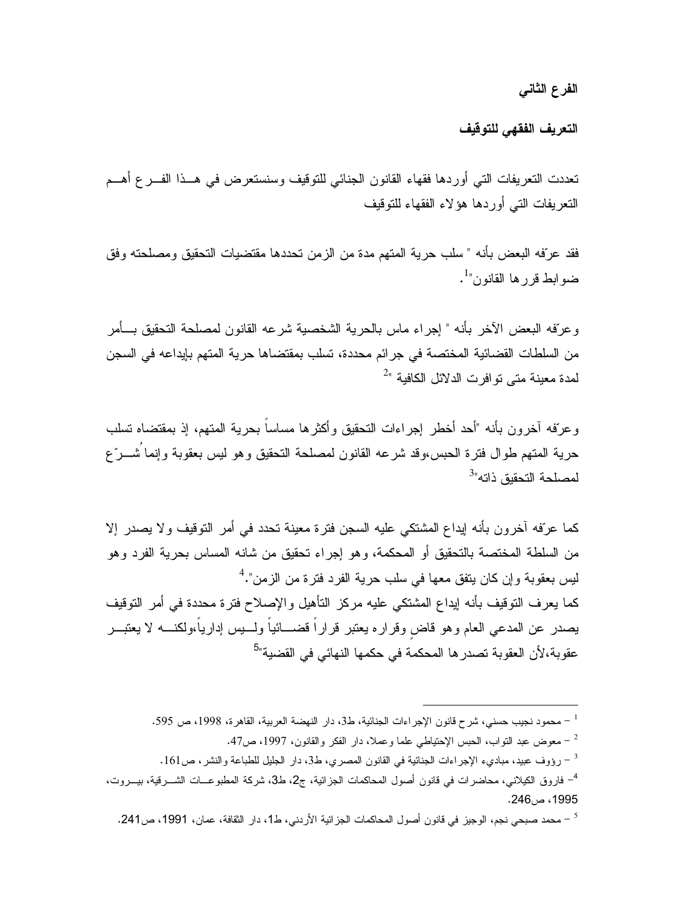### الفرع الثاني

### التعريف الفقهي للتوقيف

تعددت التعريفات التي أوردها فقهاء القانون الجنائي للتوقيف وسنستعرض في هذا الفرع أهم التعريفات التي أوردها هؤلاء الفقهاء للتوقيف

فقد عرّفه البعض بأنه " سلب حرية المتهم مدة من الزمن تحددها مقتضيات التحقيق ومصلحته وفق ضوابط قررها القانون"[1].

وعرّفه البعض الآخر بأنه " إجراء ماس بالحرية الشخصية شرعه القانون لمصلحة التحقيق بأمر من السلطات القضائية المختصة في جرائم محددة، تسلب بمقتضاها حرية المتهم بإيداعه في السجن لمدة معينة متى توافرت الدلائل الكافية "[2]

وعرّفه آخرون بأنه "أحد أخطر إجراءات التحقيق وأكثرها مساساً بحرية المتهم، إذ بمقتضاه تسلب حرية المتهم طوال فترة الحبس،وقد شرعه القانون لمصلحة التحقيق وهو ليس بعقوبة وإنما شُرّع لمصلحة التحقيق ذاته"[3]

كما عرّفه آخرون بأنه إيداع المشتكي عليه السجن فترة معينة تحدد في أمر التوقيف ولا يصدر إلا من السلطة المختصة بالتحقيق أو المحكمة، وهو إجراء تحقيق من شانه المساس بحرية الفرد وهو ليس بعقوبة وإن كان يتفق معها في سلب حرية الفرد فترة من الزمن".[4]
كما يعرف التوقيف بأنه إيداع المشتكي عليه مركز التأهيل والإصلاح فترة محددة في أمر التوقيف يصدر عن المدعي العام وهو قاضٍ وقراره يعتبر قراراً قضائياً وليس إدارياً،ولكنه لا يعتبر عقوبة،لأن العقوبة تصدرها المحكمة في حكمها النهائي في القضية"[5]

---

[1] – محمود نجيب حسني، شرح قانون الإجراءات الجنائية، ط3، دار النهضة العربية، القاهرة، 1998، ص 595.

[2] – معوض عبد التواب، الحبس الإحتياطي علما وعملا، دار الفكر والقانون، 1997، ص47.

[3] – رؤوف عبيد، مبادىء الإجراءات الجنائية في القانون المصري، ط3، دار الجليل للطباعة والنشر، ص161.

[4] – فاروق الكيلاني، محاضرات في قانون أصول المحاكمات الجزائية، ج2، ط3، شركة المطبوعات الشرقية، بيروت، 1995، ص246.

[5] – محمد صبحي نجم، الوجيز في قانون أصول المحاكمات الجزائية الأردني، ط1، دار الثقافة، عمان، 1991، ص241.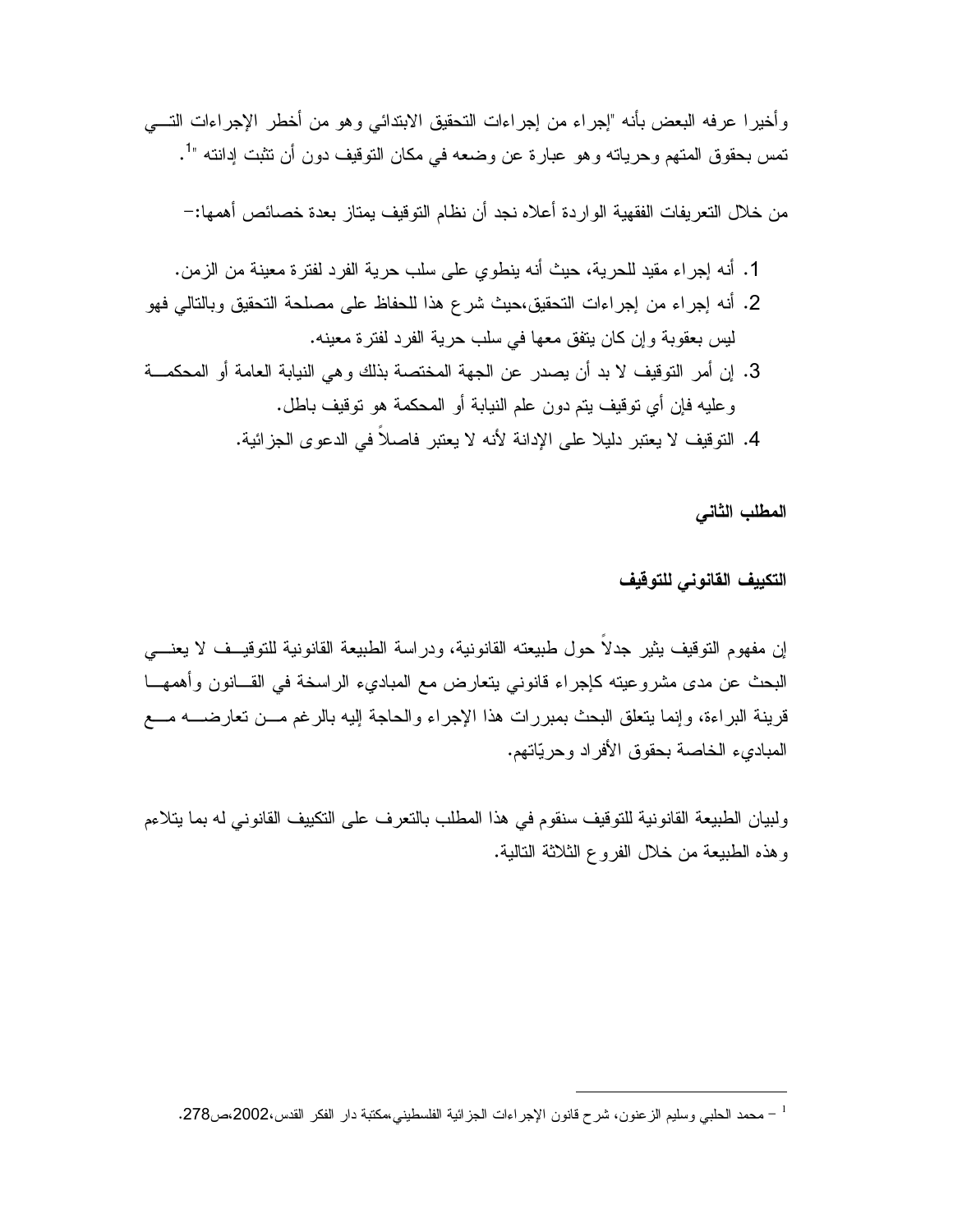وأخيرا عرفه البعض بأنه "إجراء من إجراءات التحقيق الابتدائي وهو من أخطر الإجراءات التي تمس بحقوق المتهم وحرياته وهو عبارة عن وضعه في مكان التوقيف دون أن تثبت إدانته "[1].

من خلال التعريفات الفقهية الواردة أعلاه نجد أن نظام التوقيف يمتاز بعدة خصائص أهمها:-

1. أنه إجراء مقيد للحرية، حيث أنه ينطوي على سلب حرية الفرد لفترة معينة من الزمن.
2. أنه إجراء من إجراءات التحقيق،حيث شرع هذا للحفاظ على مصلحة التحقيق وبالتالي فهو ليس بعقوبة وإن كان يتفق معها في سلب حرية الفرد لفترة معينه.
3. إن أمر التوقيف لا بد أن يصدر عن الجهة المختصة بذلك وهي النيابة العامة أو المحكمة وعليه فإن أي توقيف يتم دون علم النيابة أو المحكمة هو توقيف باطل.
4. التوقيف لا يعتبر دليلا على الإدانة لأنه لا يعتبر فاصلاً في الدعوى الجزائية.

**المطلب الثاني**

**التكييف القانوني للتوقيف**

إن مفهوم التوقيف يثير جدلاً حول طبيعته القانونية، ودراسة الطبيعة القانونية للتوقيف لا يعني البحث عن مدى مشروعيته كإجراء قانوني يتعارض مع المبادىء الراسخة في القانون وأهمها قرينة البراءة، وإنما يتعلق البحث بمبررات هذا الإجراء والحاجة إليه بالرغم من تعارضه مع المبادىء الخاصة بحقوق الأفراد وحريّاتهم.

ولبيان الطبيعة القانونية للتوقيف سنقوم في هذا المطلب بالتعرف على التكييف القانوني له بما يتلاءم وهذه الطبيعة من خلال الفروع الثلاثة التالية.

---

[1] – محمد الحلبي وسليم الزعنون، شرح قانون الإجراءات الجزائية الفلسطيني،مكتبة دار الفكر القدس،2002،ص278.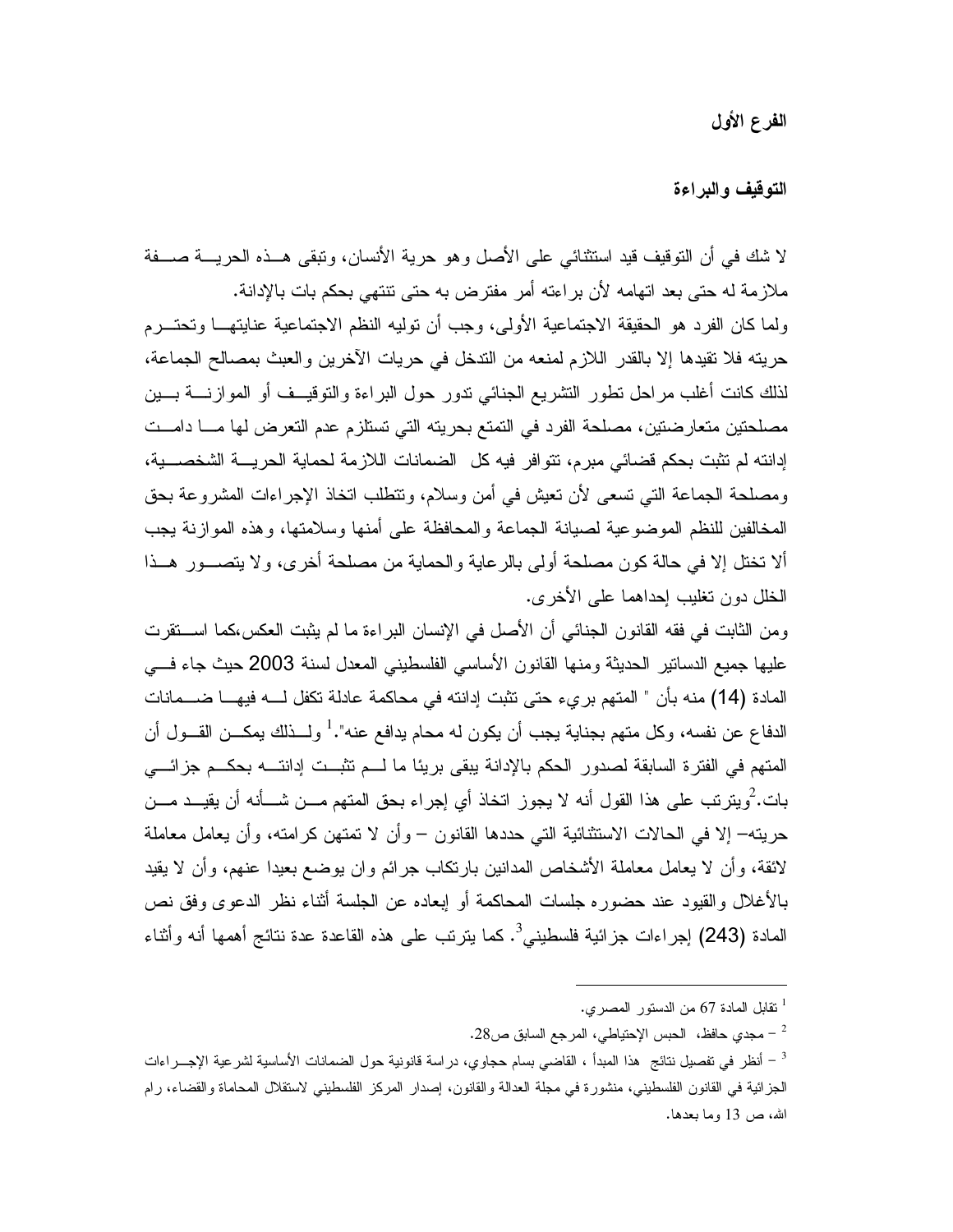### الفرع الأول

### التوقيف والبراءة

لا شك في أن التوقيف قيد استثنائي على الأصل وهو حرية الأنسان، وتبقى هذه الحرية صفة ملازمة له حتى بعد اتهامه لأن براءته أمر مفترض به حتى تنتهي بحكم بات بالإدانة.

ولما كان الفرد هو الحقيقة الاجتماعية الأولى، وجب أن توليه النظم الاجتماعية عنايتها وتحترم حريته فلا تقيدها إلا بالقدر اللازم لمنعه من التدخل في حريات الآخرين والعبث بمصالح الجماعة، لذلك كانت أغلب مراحل تطور التشريع الجنائي تدور حول البراءة والتوقيف أو الموازنة بين مصلحتين متعارضتين، مصلحة الفرد في التمتع بحريته التي تستلزم عدم التعرض لها ما دامت إدانته لم تثبت بحكم قضائي مبرم، تتوافر فيه كل الضمانات اللازمة لحماية الحرية الشخصية، ومصلحة الجماعة التي تسعى لأن تعيش في أمن وسلام، وتتطلب اتخاذ الإجراءات المشروعة بحق المخالفين للنظم الموضوعية لصيانة الجماعة والمحافظة على أمنها وسلامتها، وهذه الموازنة يجب ألا تختل إلا في حالة كون مصلحة أولى بالرعاية والحماية من مصلحة أخرى، ولا يتصور هذا الخلل دون تغليب إحداهما على الأخرى.

ومن الثابت في فقه القانون الجنائي أن الأصل في الإنسان البراءة ما لم يثبت العكس،كما استقرت عليها جميع الدساتير الحديثة ومنها القانون الأساسي الفلسطيني المعدل لسنة 2003 حيث جاء في المادة (14) منه بأن " المتهم بريء حتى تثبت إدانته في محاكمة عادلة تكفل له فيها ضمانات الدفاع عن نفسه، وكل متهم بجناية يجب أن يكون له محام يدافع عنه".[1] ولذلك يمكن القول أن المتهم في الفترة السابقة لصدور الحكم بالإدانة يبقى بريئا ما لم تثبت إدانته بحكم جزائي بات.[2]ويترتب على هذا القول أنه لا يجوز اتخاذ أي إجراء بحق المتهم من شأنه أن يقيد من حريته– إلا في الحالات الاستثنائية التي حددها القانون – وأن لا تمتهن كرامته، وأن يعامل معاملة لائقة، وأن لا يعامل معاملة الأشخاص المدانين بارتكاب جرائم وان يوضع بعيدا عنهم، وأن لا يقيد بالأغلال والقيود عند حضوره جلسات المحاكمة أو إبعاده عن الجلسة أثناء نظر الدعوى وفق نص المادة (243) إجراءات جزائية فلسطيني[3]. كما يترتب على هذه القاعدة عدة نتائج أهمها أنه وأثناء

---

[1] تقابل المادة 67 من الدستور المصري.

[2] – مجدي حافظ، الحبس الإحتياطي، المرجع السابق ص28.

[3] – أنظر في تفصيل نتائج هذا المبدأ ، القاضي بسام حجاوي، دراسة قانونية حول الضمانات الأساسية لشرعية الإجراءات الجزائية في القانون الفلسطيني، منشورة في مجلة العدالة والقانون، إصدار المركز الفلسطيني لاستقلال المحاماة والقضاء، رام الله، ص 13 وما بعدها.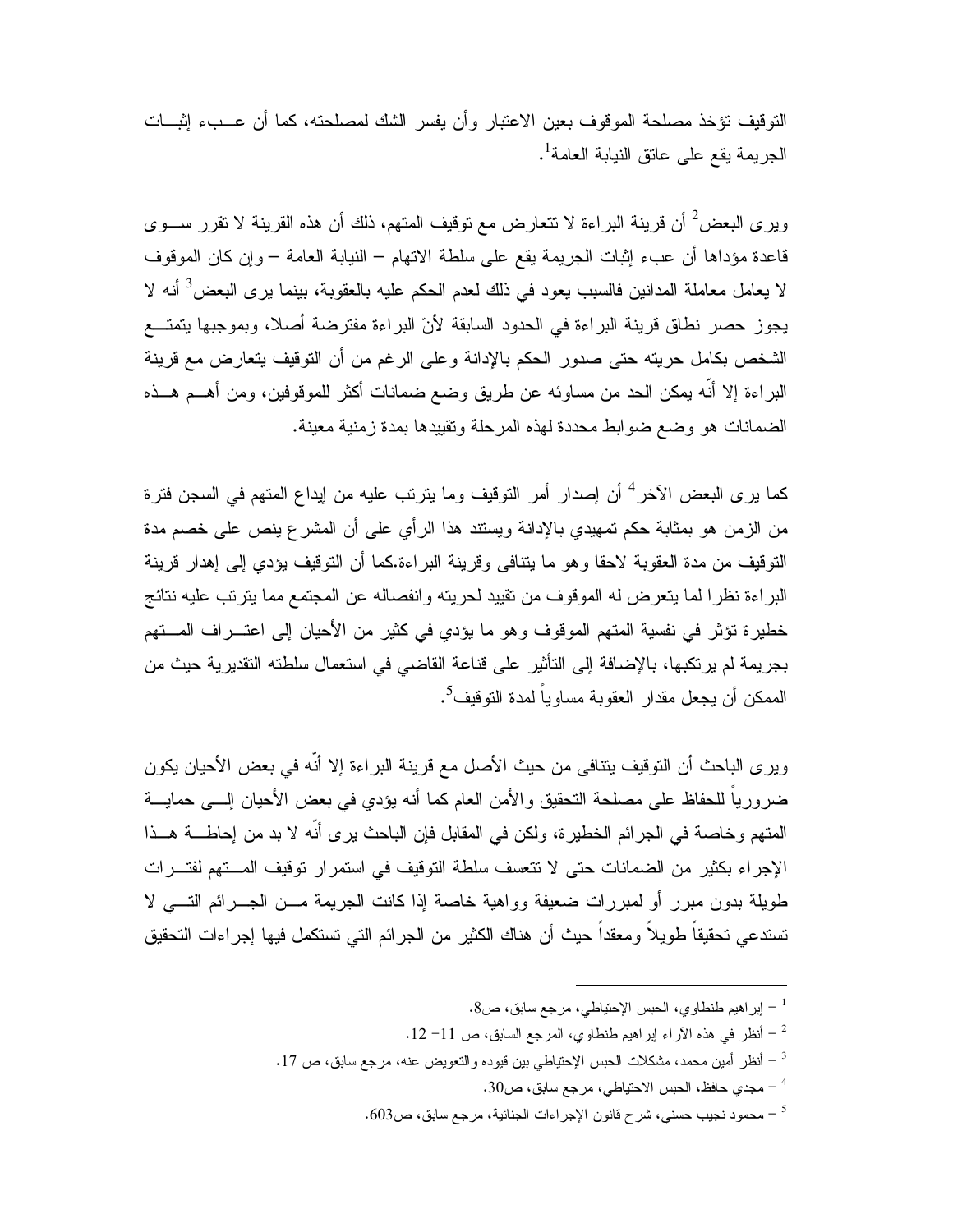التوقيف تؤخذ مصلحة الموقوف بعين الاعتبار وأن يفسر الشك لمصلحته، كما أن عبء إثبات الجريمة يقع على عاتق النيابة العامة[1].

ويرى البعض[2] أن قرينة البراءة لا تتعارض مع توقيف المتهم، ذلك أن هذه القرينة لا تقرر سوى قاعدة مؤداها أن عبء إثبات الجريمة يقع على سلطة الاتهام – النيابة العامة – وإن كان الموقوف لا يعامل معاملة المدانين فالسبب يعود في ذلك لعدم الحكم عليه بالعقوبة، بينما يرى البعض[3] أنه لا يجوز حصر نطاق قرينة البراءة في الحدود السابقة لأنّ البراءة مفترضة أصلا، وبموجبها يتمتع الشخص بكامل حريته حتى صدور الحكم بالإدانة وعلى الرغم من أن التوقيف يتعارض مع قرينة البراءة إلا أنّه يمكن الحد من مساوئه عن طريق وضع ضمانات أكثر للموقوفين، ومن أهم هذه الضمانات هو وضع ضوابط محددة لهذه المرحلة وتقييدها بمدة زمنية معينة.

كما يرى البعض الآخر[4] أن إصدار أمر التوقيف وما يترتب عليه من إيداع المتهم في السجن فترة من الزمن هو بمثابة حكم تمهيدي بالإدانة ويستند هذا الرأي على أن المشرع ينص على خصم مدة التوقيف من مدة العقوبة لاحقا وهو ما يتنافى وقرينة البراءة.كما أن التوقيف يؤدي إلى إهدار قرينة البراءة نظرا لما يتعرض له الموقوف من تقييد لحريته وانفصاله عن المجتمع مما يترتب عليه نتائج خطيرة تؤثر في نفسية المتهم الموقوف وهو ما يؤدي في كثير من الأحيان إلى اعتراف المتهم بجريمة لم يرتكبها، بالإضافة إلى التأثير على قناعة القاضي في استعمال سلطته التقديرية حيث من الممكن أن يجعل مقدار العقوبة مساوياً لمدة التوقيف[5].

ويرى الباحث أن التوقيف يتنافى من حيث الأصل مع قرينة البراءة إلا أنّه في بعض الأحيان يكون ضرورياً للحفاظ على مصلحة التحقيق والأمن العام كما أنه يؤدي في بعض الأحيان إلى حماية المتهم وخاصة في الجرائم الخطيرة، ولكن في المقابل فإن الباحث يرى أنّه لا بد من إحاطة هذا الإجراء بكثير من الضمانات حتى لا تتعسف سلطة التوقيف في استمرار توقيف المتهم لفترات طويلة بدون مبرر أو لمبررات ضعيفة وواهية خاصة إذا كانت الجريمة من الجرائم التي لا تستدعي تحقيقاً طويلاً ومعقداً حيث أن هناك الكثير من الجرائم التي تستكمل فيها إجراءات التحقيق

---

[1] – إبراهيم طنطاوي، الحبس الإحتياطي، مرجع سابق، ص8.

[2] – أنظر في هذه الآراء إبراهيم طنطاوي، المرجع السابق، ص 11- 12.

[3] – أنظر أمين محمد، مشكلات الحبس الإحتياطي بين قيوده والتعويض عنه، مرجع سابق، ص 17.

[4] – مجدي حافظ، الحبس الاحتياطي، مرجع سابق، ص30.

[5] – محمود نجيب حسني، شرح قانون الإجراءات الجنائية، مرجع سابق، ص603.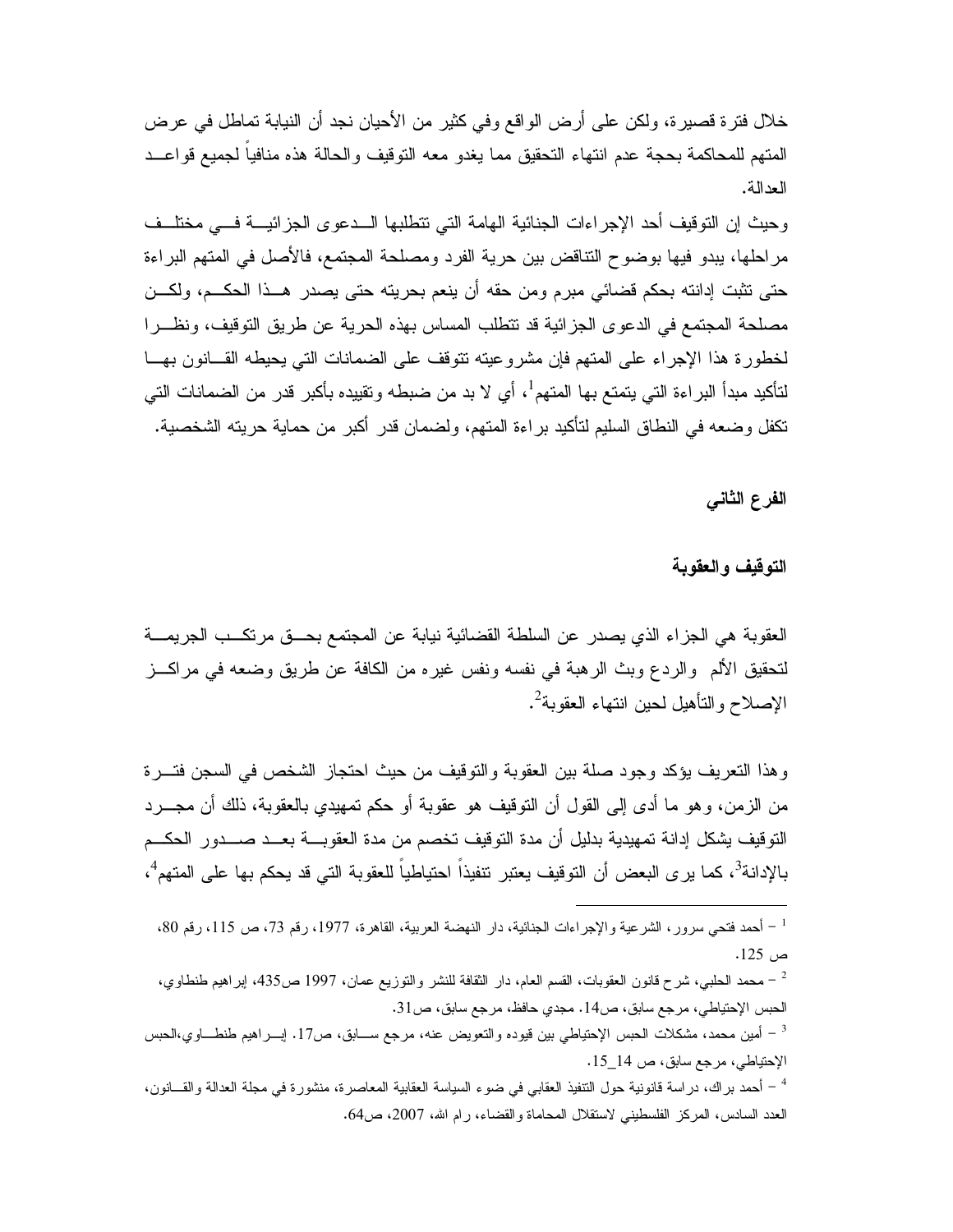خلال فترة قصيرة، ولكن على أرض الواقع وفي كثير من الأحيان نجد أن النيابة تماطل في عرض المتهم للمحاكمة بحجة عدم انتهاء التحقيق مما يغدو معه التوقيف والحالة هذه منافياً لجميع قواعد العدالة.

وحيث إن التوقيف أحد الإجراءات الجنائية الهامة التي تتطلبها الدعوى الجزائية في مختلف مراحلها، يبدو فيها بوضوح التناقض بين حرية الفرد ومصلحة المجتمع، فالأصل في المتهم البراءة حتى تثبت إدانته بحكم قضائي مبرم ومن حقه أن ينعم بحريته حتى يصدر هذا الحكم، ولكن مصلحة المجتمع في الدعوى الجزائية قد تتطلب المساس بهذه الحرية عن طريق التوقيف، ونظراً لخطورة هذا الإجراء على المتهم فإن مشروعيته تتوقف على الضمانات التي يحيطه القانون بها لتأكيد مبدأ البراءة التي يتمتع بها المتهم[1]، أي لا بد من ضبطه وتقييده بأكبر قدر من الضمانات التي تكفل وضعه في النطاق السليم لتأكيد براءة المتهم، ولضمان قدر أكبر من حماية حريته الشخصية.

**الفرع الثاني**

**التوقيف والعقوبة**

العقوبة هي الجزاء الذي يصدر عن السلطة القضائية نيابة عن المجتمع بحق مرتكب الجريمة لتحقيق الألم والردع وبث الرهبة في نفسه ونفس غيره من الكافة عن طريق وضعه في مراكز الإصلاح والتأهيل لحين انتهاء العقوبة[2].

وهذا التعريف يؤكد وجود صلة بين العقوبة والتوقيف من حيث احتجاز الشخص في السجن فترة من الزمن، وهو ما أدى إلى القول أن التوقيف هو عقوبة أو حكم تمهيدي بالعقوبة، ذلك أن مجرد التوقيف يشكل إدانة تمهيدية بدليل أن مدة التوقيف تخصم من مدة العقوبة بعد صدور الحكم بالإدانة[3]، كما يرى البعض أن التوقيف يعتبر تنفيذاً احتياطياً للعقوبة التي قد يحكم بها على المتهم[4]،

---

[1] – أحمد فتحي سرور، الشرعية والإجراءات الجنائية، دار النهضة العربية، القاهرة، 1977، رقم 73، ص 115، رقم 80، ص 125.

[2] – محمد الحلبي، شرح قانون العقوبات، القسم العام، دار الثقافة للنشر والتوزيع عمان، 1997 ص435، إبراهيم طنطاوي، الحبس الإحتياطي، مرجع سابق، ص14. مجدي حافظ، مرجع سابق، ص31.

[3] – أمين محمد، مشكلات الحبس الإحتياطي بين قيوده والتعويض عنه، مرجع سابق، ص17. إبراهيم طنطاوي،الحبس الإحتياطي، مرجع سابق، ص 14_15.

[4] – أحمد براك، دراسة قانونية حول التنفيذ العقابي في ضوء السياسة العقابية المعاصرة، منشورة في مجلة العدالة والقانون، العدد السادس، المركز الفلسطيني لاستقلال المحاماة والقضاء، رام الله، 2007، ص64.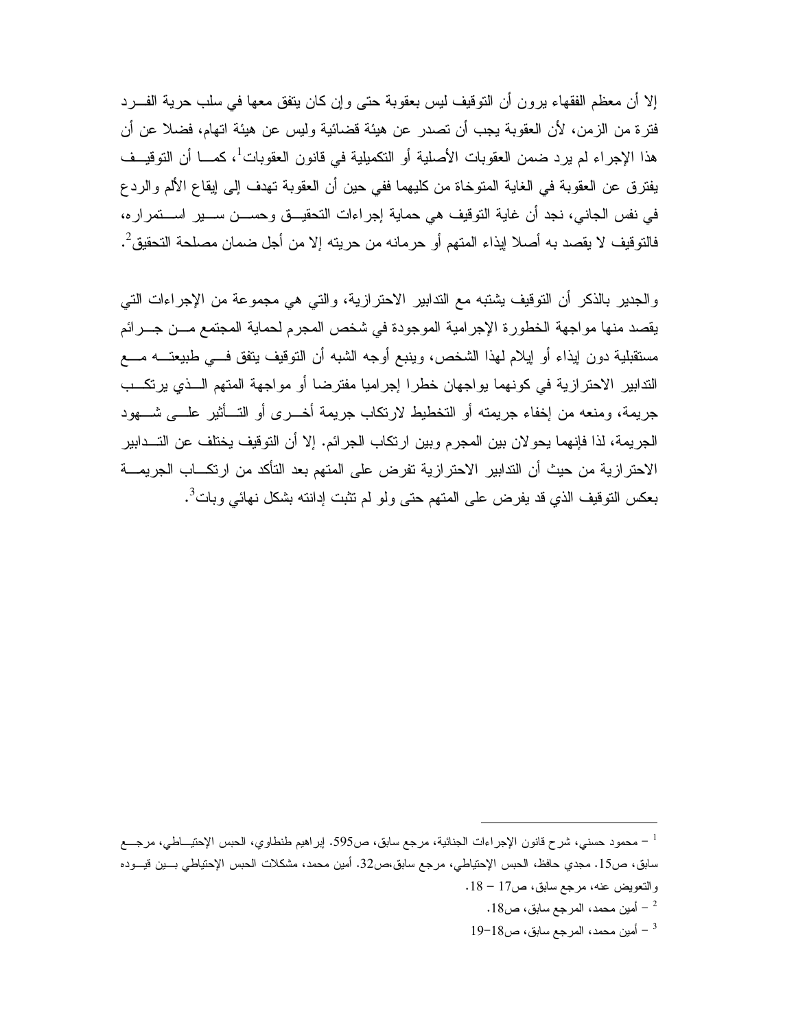إلا أن معظم الفقهاء يرون أن التوقيف ليس بعقوبة حتى وإن كان يتفق معها في سلب حرية الفرد فترة من الزمن، لأن العقوبة يجب أن تصدر عن هيئة قضائية وليس عن هيئة اتهام، فضلا عن أن هذا الإجراء لم يرد ضمن العقوبات الأصلية أو التكميلية في قانون العقوبات[1]، كما أن التوقيف يفترق عن العقوبة في الغاية المتوخاة من كليهما ففي حين أن العقوبة تهدف إلى إيقاع الألم والردع في نفس الجاني، نجد أن غاية التوقيف هي حماية إجراءات التحقيق وحسن سير استمراره، فالتوقيف لا يقصد به أصلا إيذاء المتهم أو حرمانه من حريته إلا من أجل ضمان مصلحة التحقيق[2].

والجدير بالذكر أن التوقيف يشتبه مع التدابير الاحترازية، والتي هي مجموعة من الإجراءات التي يقصد منها مواجهة الخطورة الإجرامية الموجودة في شخص المجرم لحماية المجتمع من جرائم مستقبلية دون إيذاء أو إيلام لهذا الشخص، وينبع أوجه الشبه أن التوقيف يتفق في طبيعته مع التدابير الاحترازية في كونهما يواجهان خطرا إجراميا مفترضا أو مواجهة المتهم الذي يرتكب جريمة، ومنعه من إخفاء جريمته أو التخطيط لارتكاب جريمة أخرى أو التأثير على شهود الجريمة، لذا فإنهما يحولان بين المجرم وبين ارتكاب الجرائم. إلا أن التوقيف يختلف عن التدابير الاحترازية من حيث أن التدابير الاحترازية تفرض على المتهم بعد التأكد من ارتكاب الجريمة بعكس التوقيف الذي قد يفرض على المتهم حتى ولو لم تثبت إدانته بشكل نهائي وبات[3].

---

[1] – محمود حسني، شرح قانون الإجراءات الجنائية، مرجع سابق، ص595. إبراهيم طنطاوي، الحبس الإحتياطي، مرجع سابق، ص15. مجدي حافظ، الحبس الإحتياطي، مرجع سابق،ص32. أمين محمد، مشكلات الحبس الإحتياطي بين قيوده والتعويض عنه، مرجع سابق، ص17 – 18.

[2] – أمين محمد، المرجع سابق، ص18.

[3] – أمين محمد، المرجع سابق، ص18-19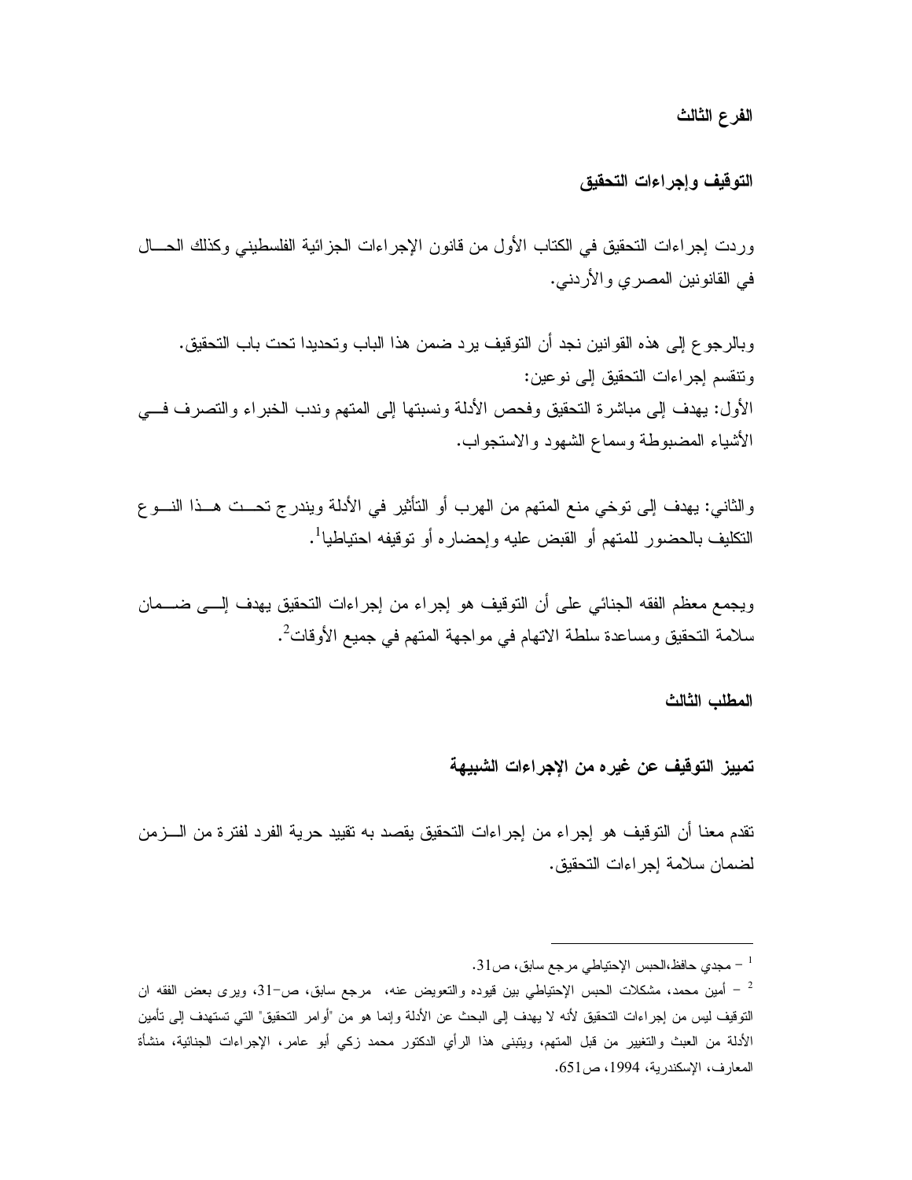### الفرع الثالث

### التوقيف وإجراءات التحقيق

وردت إجراءات التحقيق في الكتاب الأول من قانون الإجراءات الجزائية الفلسطيني وكذلك الحال في القانونين المصري والأردني.

وبالرجوع إلى هذه القوانين نجد أن التوقيف يرد ضمن هذا الباب وتحديدا تحت باب التحقيق.
وتنقسم إجراءات التحقيق إلى نوعين:
الأول: يهدف إلى مباشرة التحقيق وفحص الأدلة ونسبتها إلى المتهم وندب الخبراء والتصرف في الأشياء المضبوطة وسماع الشهود والاستجواب.

والثاني: يهدف إلى توخي منع المتهم من الهرب أو التأثير في الأدلة ويندرج تحت هذا النوع التكليف بالحضور للمتهم أو القبض عليه وإحضاره أو توقيفه احتياطيا[1].

ويجمع معظم الفقه الجنائي على أن التوقيف هو إجراء من إجراءات التحقيق يهدف إلى ضمان سلامة التحقيق ومساعدة سلطة الاتهام في مواجهة المتهم في جميع الأوقات[2].

### المطلب الثالث

### تمييز التوقيف عن غيره من الإجراءات الشبيهة

تقدم معنا أن التوقيف هو إجراء من إجراءات التحقيق يقصد به تقييد حرية الفرد لفترة من الزمن لضمان سلامة إجراءات التحقيق.

---

[1] – مجدي حافظ،الحبس الإحتياطي مرجع سابق، ص31.

[2] – أمين محمد، مشكلات الحبس الإحتياطي بين قيوده والتعويض عنه، مرجع سابق، ص-31، ويرى بعض الفقه ان التوقيف ليس من إجراءات التحقيق لأنه لا يهدف إلى البحث عن الأدلة وإنما هو من "أوامر التحقيق" التي تستهدف إلى تأمين الأدلة من العبث والتغيير من قبل المتهم، ويتبنى هذا الرأي الدكتور محمد زكي أبو عامر، الإجراءات الجنائية، منشأة المعارف، الإسكندرية، 1994، ص651.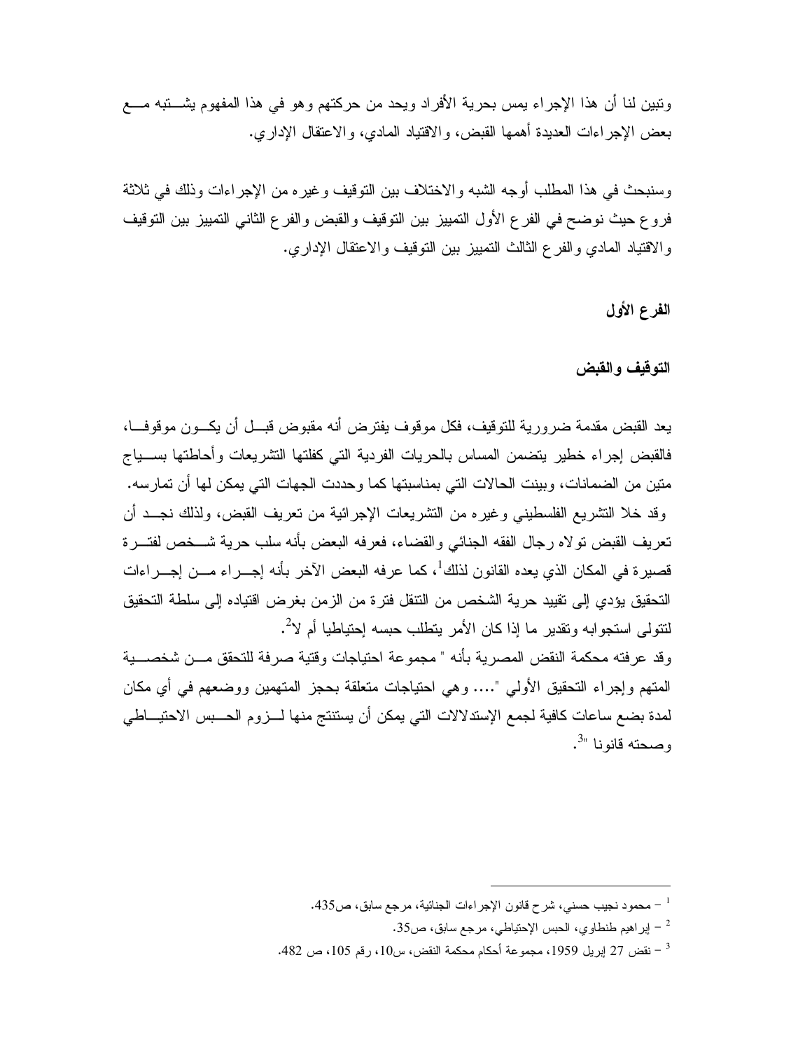وتبين لنا أن هذا الإجراء يمس بحرية الأفراد ويحد من حركتهم وهو في هذا المفهوم يشتبه مع بعض الإجراءات العديدة أهمها القبض، والاقتياد المادي، والاعتقال الإداري.

وسنبحث في هذا المطلب أوجه الشبه والاختلاف بين التوقيف وغيره من الإجراءات وذلك في ثلاثة فروع حيث نوضح في الفرع الأول التمييز بين التوقيف والقبض والفرع الثاني التمييز بين التوقيف والاقتياد المادي والفرع الثالث التمييز بين التوقيف والاعتقال الإداري.

### الفرع الأول

### التوقيف والقبض

يعد القبض مقدمة ضرورية للتوقيف، فكل موقوف يفترض أنه مقبوض قبل أن يكون موقوفا، فالقبض إجراء خطير يتضمن المساس بالحريات الفردية التي كفلتها التشريعات وأحاطتها بسياج متين من الضمانات، وبينت الحالات التي بمناسبتها كما وحددت الجهات التي يمكن لها أن تمارسه.

وقد خلا التشريع الفلسطيني وغيره من التشريعات الإجرائية من تعريف القبض، ولذلك نجد أن تعريف القبض تولاه رجال الفقه الجنائي والقضاء، فعرفه البعض بأنه سلب حرية شخص لفترة قصيرة في المكان الذي يعده القانون لذلك[1]، كما عرفه البعض الآخر بأنه إجراء من إجراءات التحقيق يؤدي إلى تقييد حرية الشخص من التنقل فترة من الزمن بغرض اقتياده إلى سلطة التحقيق لتتولى استجوابه وتقدير ما إذا كان الأمر يتطلب حبسه إحتياطيا أم لا[2].

وقد عرفته محكمة النقض المصرية بأنه " مجموعة احتياجات وقتية صرفة للتحقق من شخصية المتهم وإجراء التحقيق الأولي ".... وهي احتياجات متعلقة بحجز المتهمين ووضعهم في أي مكان لمدة بضع ساعات كافية لجمع الإستدلالات التي يمكن أن يستنتج منها لزوم الحبس الاحتياطي وصحته قانونا "[3].

---

[1] – محمود نجيب حسني، شرح قانون الإجراءات الجنائية، مرجع سابق، ص435.

[2] – إبراهيم طنطاوي، الحبس الإحتياطي، مرجع سابق، ص35.

[3] – نقض 27 إبريل 1959، مجموعة أحكام محكمة النقض، س10، رقم 105، ص 482.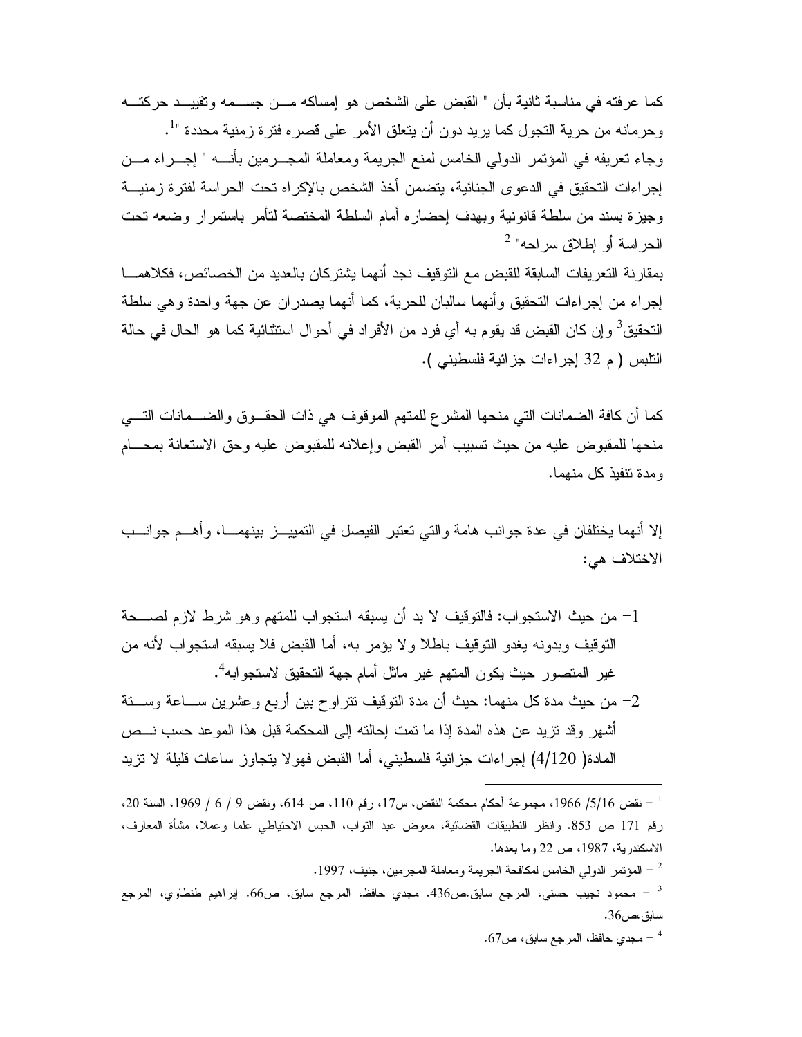كما عرفته في مناسبة ثانية بأن " القبض على الشخص هو إمساكه من جسمه وتقييد حركته وحرمانه من حرية التجول كما يريد دون أن يتعلق الأمر على قصره فترة زمنية محددة "[1].

وجاء تعريفه في المؤتمر الدولي الخامس لمنع الجريمة ومعاملة المجرمين بأنه " إجراء من إجراءات التحقيق في الدعوى الجنائية، يتضمن أخذ الشخص بالإكراه تحت الحراسة لفترة زمنية وجيزة بسند من سلطة قانونية وبهدف إحضاره أمام السلطة المختصة لتأمر باستمرار وضعه تحت الحراسة أو إطلاق سراحه" [2]

بمقارنة التعريفات السابقة للقبض مع التوقيف نجد أنهما يشتركان بالعديد من الخصائص، فكلاهما إجراء من إجراءات التحقيق وأنهما سالبان للحرية، كما أنهما يصدران عن جهة واحدة وهي سلطة التحقيق[3] وإن كان القبض قد يقوم به أي فرد من الأفراد في أحوال استثنائية كما هو الحال في حالة التلبس ( م 32 إجراءات جزائية فلسطيني ).

كما أن كافة الضمانات التي منحها المشرع للمتهم الموقوف هي ذات الحقوق والضمانات التي منحها للمقبوض عليه من حيث تسبيب أمر القبض وإعلانه للمقبوض عليه وحق الاستعانة بمحام ومدة تنفيذ كل منهما.

إلا أنهما يختلفان في عدة جوانب هامة والتي تعتبر الفيصل في التمييز بينهما، وأهم جوانب الاختلاف هي:

1- من حيث الاستجواب: فالتوقيف لا بد أن يسبقه استجواب للمتهم وهو شرط لازم لصحة التوقيف وبدونه يغدو التوقيف باطلا ولا يؤمر به، أما القبض فلا يسبقه استجواب لأنه من غير المتصور حيث يكون المتهم غير ماثل أمام جهة التحقيق لاستجوابه[4].
2- من حيث مدة كل منهما: حيث أن مدة التوقيف تتراوح بين أربع وعشرين ساعة وستة أشهر وقد تزيد عن هذه المدة إذا ما تمت إحالته إلى المحكمة قبل هذا الموعد حسب نص المادة( 4/120) إجراءات جزائية فلسطيني، أما القبض فهولا يتجاوز ساعات قليلة لا تزيد

---

[1] – نقض 5/16/ 1966، مجموعة أحكام محكمة النقض، س17، رقم 110، ص 614، ونقض 9 / 6 / 1969، السنة 20، رقم 171 ص 853. وانظر التطبيقات القضائية، معوض عبد التواب، الحبس الاحتياطي علما وعملا، مشأة المعارف، الاسكندرية، 1987، ص 22 وما بعدها.

[2] – المؤتمر الدولي الخامس لمكافحة الجريمة ومعاملة المجرمين، جنيف، 1997.

[3] – محمود نجيب حسني، المرجع سابق،ص436. مجدي حافظ، المرجع سابق، ص66. إبراهيم طنطاوي، المرجع سابق،ص36.

[4] – مجدي حافظ، المرجع سابق، ص67.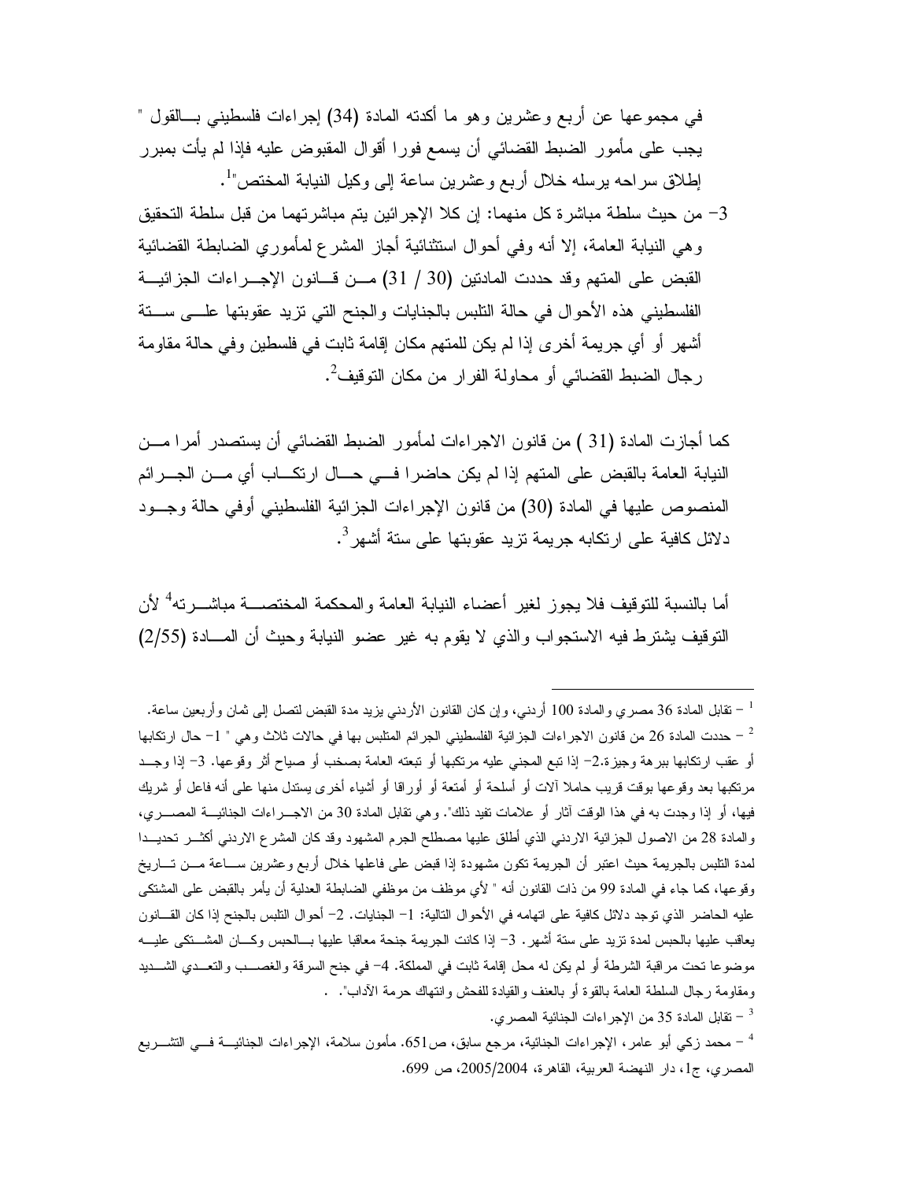في مجموعها عن أربع وعشرين وهو ما أكدته المادة (34) إجراءات فلسطيني بالقول " يجب على مأمور الضبط القضائي أن يسمع فورا أقوال المقبوض عليه فإذا لم يأت بمبرر إطلاق سراحه يرسله خلال أربع وعشرين ساعة إلى وكيل النيابة المختص"[1].

3- من حيث سلطة مباشرة كل منهما: إن كلا الإجرائين يتم مباشرتهما من قبل سلطة التحقيق وهي النيابة العامة، إلا أنه وفي أحوال استثنائية أجاز المشرع لمأموري الضابطة القضائية القبض على المتهم وقد حددت المادتين (30 / 31) من قانون الإجراءات الجزائية الفلسطيني هذه الأحوال في حالة التلبس بالجنايات والجنح التي تزيد عقوبتها على ستة أشهر أو أي جريمة أخرى إذا لم يكن للمتهم مكان إقامة ثابت في فلسطين وفي حالة مقاومة رجال الضبط القضائي أو محاولة الفرار من مكان التوقيف[2].

كما أجازت المادة (31 ) من قانون الاجراءات لمأمور الضبط القضائي أن يستصدر أمرا من النيابة العامة بالقبض على المتهم إذا لم يكن حاضرا في حال ارتكاب أي من الجرائم المنصوص عليها في المادة (30) من قانون الإجراءات الجزائية الفلسطيني أوفي حالة وجود دلائل كافية على ارتكابه جريمة تزيد عقوبتها على ستة أشهر[3].

أما بالنسبة للتوقيف فلا يجوز لغير أعضاء النيابة العامة والمحكمة المختصة مباشرته[4] لأن التوقيف يشترط فيه الاستجواب والذي لا يقوم به غير عضو النيابة وحيث أن المادة (2/55)

---

[1] – تقابل المادة 36 مصري والمادة 100 أردني، وإن كان القانون الأردني يزيد مدة القبض لتصل إلى ثمان وأربعين ساعة.

[2] – حددت المادة 26 من قانون الاجراءات الجزائية الفلسطيني الجرائم المتلبس بها في حالات ثلاث وهي " 1- حال ارتكابها أو عقب ارتكابها ببرهة وجيزة.2- إذا تبع المجني عليه مرتكبها أو تبعته العامة بصخب أو صياح أثر وقوعها. 3- إذا وجد مرتكبها بعد وقوعها بوقت قريب حاملا آلات أو أسلحة أو أمتعة أو أوراقا أو أشياء أخرى يستدل منها على أنه فاعل أو شريك فيها، أو إذا وجدت به في هذا الوقت آثار أو علامات تفيد ذلك". وهي تقابل المادة 30 من الاجراءات الجنائية المصري، والمادة 28 من الاصول الجزائية الاردني الذي أطلق عليها مصطلح الجرم المشهود وقد كان المشرع الاردني أكثر تحديدا لمدة التلبس بالجريمة حيث اعتبر أن الجريمة تكون مشهودة إذا قبض على فاعلها خلال أربع وعشرين ساعة من تاريخ وقوعها، كما جاء في المادة 99 من ذات القانون أنه " لأي موظف من موظفي الضابطة العدلية أن يأمر بالقبض على المشتكى عليه الحاضر الذي توجد دلائل كافية على اتهامه في الأحوال التالية: 1- الجنايات. 2- أحوال التلبس بالجنح إذا كان القانون يعاقب عليها بالحبس لمدة تزيد على ستة أشهر. 3- إذا كانت الجريمة جنحة معاقبا عليها بالحبس وكان المشتكى عليه موضوعا تحت مراقبة الشرطة أو لم يكن له محل إقامة ثابت في المملكة. 4- في جنح السرقة والغصب والتعدي الشديد ومقاومة رجال السلطة العامة بالقوة أو بالعنف والقيادة للفحش وانتهاك حرمة الآداب". .

[3] – تقابل المادة 35 من الإجراءات الجنائية المصري.

[4] – محمد زكي أبو عامر، الإجراءات الجنائية، مرجع سابق، ص651. مأمون سلامة، الإجراءات الجنائية في التشريع المصري، ج1، دار النهضة العربية، القاهرة، 2005/2004، ص 699.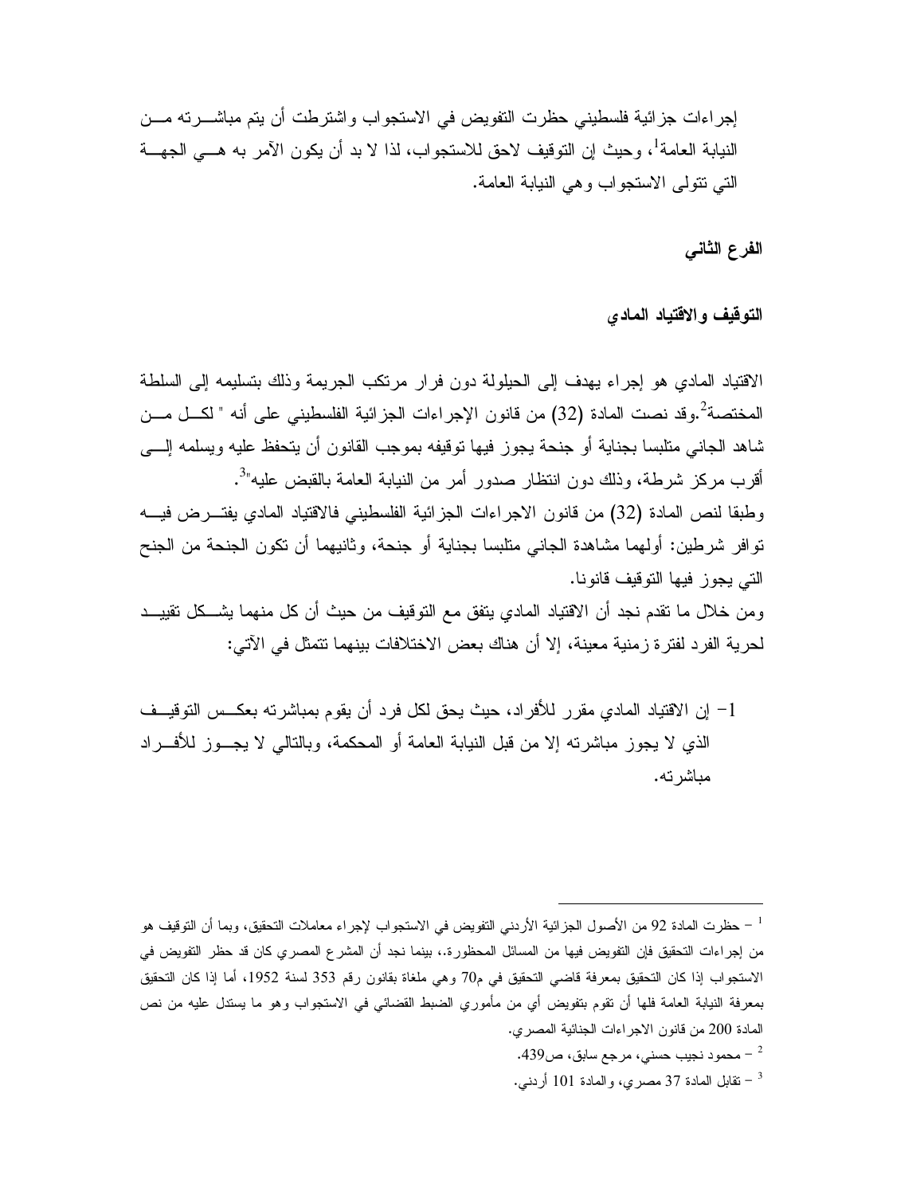إجراءات جزائية فلسطيني حظرت التفويض في الاستجواب واشترطت أن يتم مباشرته من النيابة العامة[1]، وحيث إن التوقيف لاحق للاستجواب، لذا لا بد أن يكون الآمر به هي الجهة التي تتولى الاستجواب وهي النيابة العامة.

**الفرع الثاني**

**التوقيف والاقتياد المادي**

الاقتياد المادي هو إجراء يهدف إلى الحيلولة دون فرار مرتكب الجريمة وذلك بتسليمه إلى السلطة المختصة[2].وقد نصت المادة (32) من قانون الإجراءات الجزائية الفلسطيني على أنه " لكل من شاهد الجاني متلبسا بجناية أو جنحة يجوز فيها توقيفه بموجب القانون أن يتحفظ عليه ويسلمه إلى أقرب مركز شرطة، وذلك دون انتظار صدور أمر من النيابة العامة بالقبض عليه"[3].

وطبقا لنص المادة (32) من قانون الاجراءات الجزائية الفلسطيني فالاقتياد المادي يفترض فيه توافر شرطين: أولهما مشاهدة الجاني متلبسا بجناية أو جنحة، وثانيهما أن تكون الجنحة من الجنح التي يجوز فيها التوقيف قانونا.

ومن خلال ما تقدم نجد أن الاقتياد المادي يتفق مع التوقيف من حيث أن كل منهما يشكل تقييد لحرية الفرد لفترة زمنية معينة، إلا أن هناك بعض الاختلافات بينهما تتمثل في الآتي:

1- إن الاقتياد المادي مقرر للأفراد، حيث يحق لكل فرد أن يقوم بمباشرته بعكس التوقيف الذي لا يجوز مباشرته إلا من قبل النيابة العامة أو المحكمة، وبالتالي لا يجوز للأفراد مباشرته.

---

[1] – حظرت المادة 92 من الأصول الجزائية الأردني التفويض في الاستجواب لإجراء معاملات التحقيق، وبما أن التوقيف هو من إجراءات التحقيق فإن التفويض فيها من المسائل المحظورة.، بينما نجد أن المشرع المصري كان قد حظر التفويض في الاستجواب إذا كان التحقيق بمعرفة قاضي التحقيق في م70 وهي ملغاة بقانون رقم 353 لسنة 1952، أما إذا كان التحقيق بمعرفة النيابة العامة فلها أن تقوم بتفويض أي من مأموري الضبط القضائي في الاستجواب وهو ما يستدل عليه من نص المادة 200 من قانون الاجراءات الجنائية المصري.

[2] – محمود نجيب حسني، مرجع سابق، ص439.

[3] – تقابل المادة 37 مصري، والمادة 101 أردني.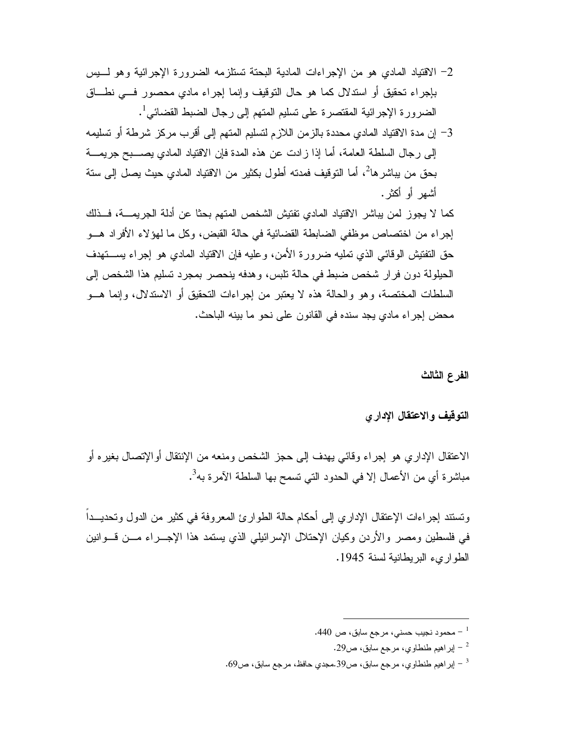2- الاقتياد المادي هو من الإجراءات المادية البحتة تستلزمه الضرورة الإجرائية وهو ليس بإجراء تحقيق أو استدلال كما هو حال التوقيف وإنما إجراء مادي محصور في نطاق الضرورة الإجرائية المقتصرة على تسليم المتهم إلى رجال الضبط القضائي[1].

3- إن مدة الاقتياد المادي محددة بالزمن اللازم لتسليم المتهم إلى أقرب مركز شرطة أو تسليمه إلى رجال السلطة العامة، أما إذا زادت عن هذه المدة فإن الاقتياد المادي يصبح جريمة بحق من يباشرها[2]، أما التوقيف فمدته أطول بكثير من الاقتياد المادي حيث يصل إلى ستة أشهر أو أكثر.

كما لا يجوز لمن يباشر الاقتياد المادي تفتيش الشخص المتهم بحثا عن أدلة الجريمة، فذلك إجراء من اختصاص موظفي الضابطة القضائية في حالة القبض، وكل ما لهؤلاء الأفراد هو حق التفتيش الوقائي الذي تمليه ضرورة الأمن، وعليه فإن الاقتياد المادي هو إجراء يستهدف الحيلولة دون فرار شخص ضبط في حالة تلبس، وهدفه ينحصر بمجرد تسليم هذا الشخص إلى السلطات المختصة، وهو والحالة هذه لا يعتبر من إجراءات التحقيق أو الاستدلال، وإنما هو محض إجراء مادي يجد سنده في القانون على نحو ما بينه الباحث.

### الفرع الثالث

### التوقيف والاعتقال الإداري

الاعتقال الإداري هو إجراء وقائي يهدف إلى حجز الشخص ومنعه من الإنتقال أوالإتصال بغيره أو مباشرة أي من الأعمال إلا في الحدود التي تسمح بها السلطة الآمرة به[3].

وتستند إجراءات الإعتقال الإداري إلى أحكام حالة الطوارئ المعروفة في كثير من الدول وتحديداً في فلسطين ومصر والأردن وكيان الإحتلال الإسرائيلي الذي يستمد هذا الإجراء من قوانين الطواريء البريطانية لسنة 1945.

---

[1] - محمود نجيب حسني، مرجع سابق، ص 440.

[2] - إبراهيم طنطاوي، مرجع سابق، ص29.

[3] - إبراهيم طنطاوي، مرجع سابق، ص39.مجدي حافظ، مرجع سابق، ص69.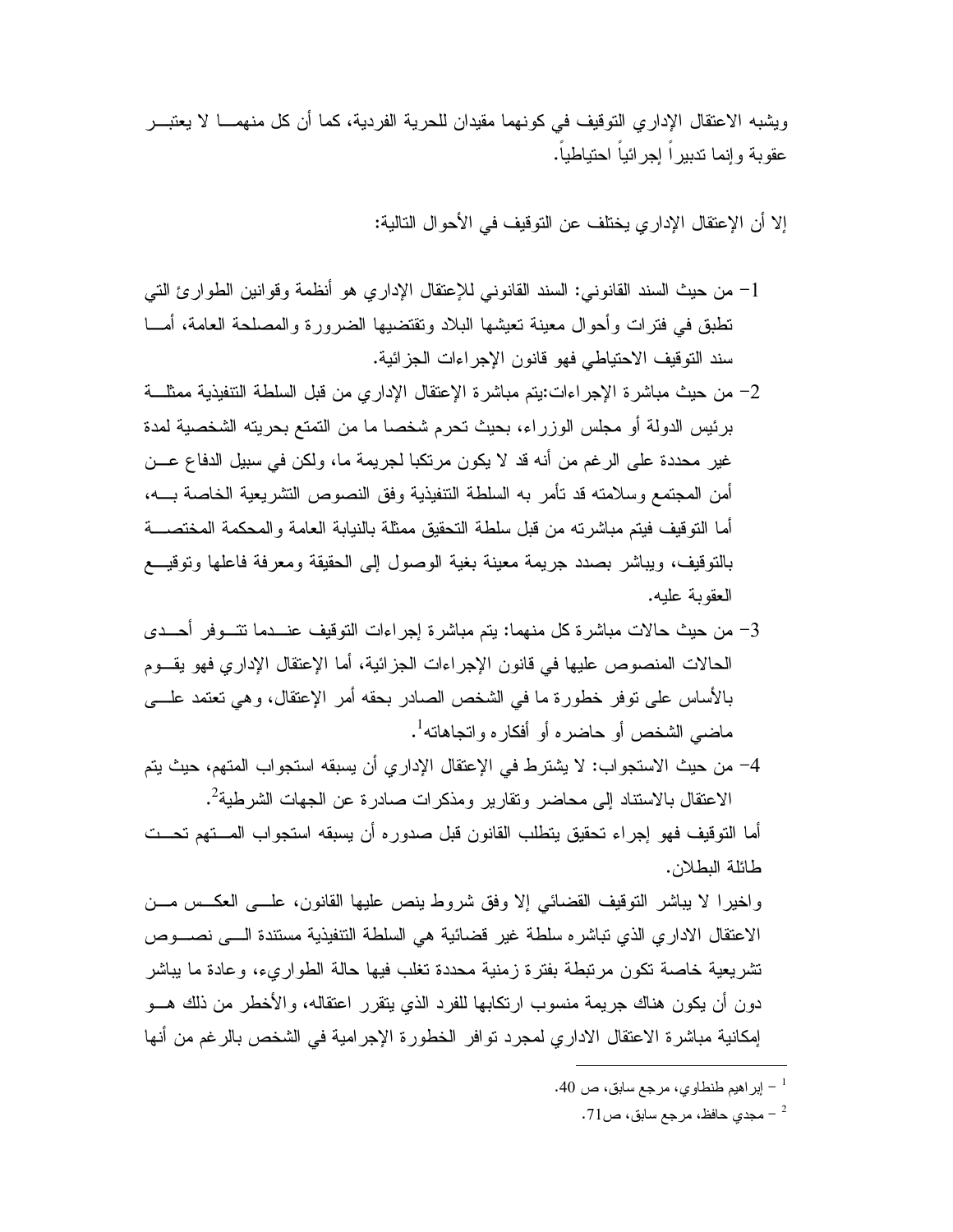ويشبه الاعتقال الإداري التوقيف في كونهما مقيدان للحرية الفردية، كما أن كل منهما لا يعتبر عقوبة وإنما تدبيراً إجرائياً احتياطياً.

إلا أن الإعتقال الإداري يختلف عن التوقيف في الأحوال التالية:

1- من حيث السند القانوني: السند القانوني للإعتقال الإداري هو أنظمة وقوانين الطوارئ التي تطبق في فترات وأحوال معينة تعيشها البلاد وتقتضيها الضرورة والمصلحة العامة، أما سند التوقيف الاحتياطي فهو قانون الإجراءات الجزائية.

2- من حيث مباشرة الإجراءات:يتم مباشرة الإعتقال الإداري من قبل السلطة التنفيذية ممثلة برئيس الدولة أو مجلس الوزراء، بحيث تحرم شخصا ما من التمتع بحريته الشخصية لمدة غير محددة على الرغم من أنه قد لا يكون مرتكبا لجريمة ما، ولكن في سبيل الدفاع عن أمن المجتمع وسلامته قد تأمر به السلطة التنفيذية وفق النصوص التشريعية الخاصة به، أما التوقيف فيتم مباشرته من قبل سلطة التحقيق ممثلة بالنيابة العامة والمحكمة المختصة بالتوقيف، ويباشر بصدد جريمة معينة بغية الوصول إلى الحقيقة ومعرفة فاعلها وتوقيع العقوبة عليه.

3- من حيث حالات مباشرة كل منهما: يتم مباشرة إجراءات التوقيف عندما تتوفر أحدى الحالات المنصوص عليها في قانون الإجراءات الجزائية، أما الإعتقال الإداري فهو يقوم بالأساس على توفر خطورة ما في الشخص الصادر بحقه أمر الإعتقال، وهي تعتمد على ماضي الشخص أو حاضره أو أفكاره واتجاهاته[1].

4- من حيث الاستجواب: لا يشترط في الإعتقال الإداري أن يسبقه استجواب المتهم، حيث يتم الاعتقال بالاستناد إلى محاضر وتقارير ومذكرات صادرة عن الجهات الشرطية[2].

أما التوقيف فهو إجراء تحقيق يتطلب القانون قبل صدوره أن يسبقه استجواب المتهم تحت طائلة البطلان.

واخيرا لا يباشر التوقيف القضائي إلا وفق شروط ينص عليها القانون، على العكس من الاعتقال الاداري الذي تباشره سلطة غير قضائية هي السلطة التنفيذية مستندة الى نصوص تشريعية خاصة تكون مرتبطة بفترة زمنية محددة تغلب فيها حالة الطواريء، وعادة ما يباشر دون أن يكون هناك جريمة منسوب ارتكابها للفرد الذي يتقرر اعتقاله، والأخطر من ذلك هو إمكانية مباشرة الاعتقال الاداري لمجرد توافر الخطورة الإجرامية في الشخص بالرغم من أنها

---

[1] - إبراهيم طنطاوي، مرجع سابق، ص 40.

[2] - مجدي حافظ، مرجع سابق، ص71.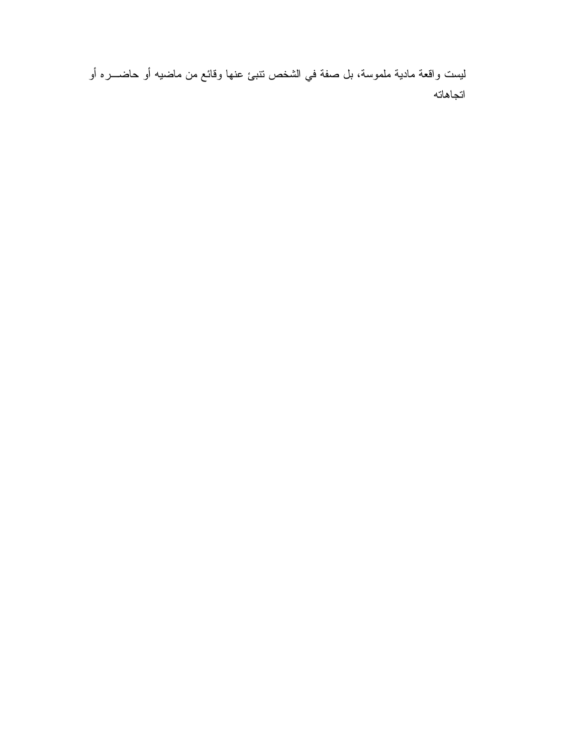ليست واقعة مادية ملموسة، بل صفة في الشخص تنبئ عنها وقائع من ماضيه أو حاضره أو اتجاهاته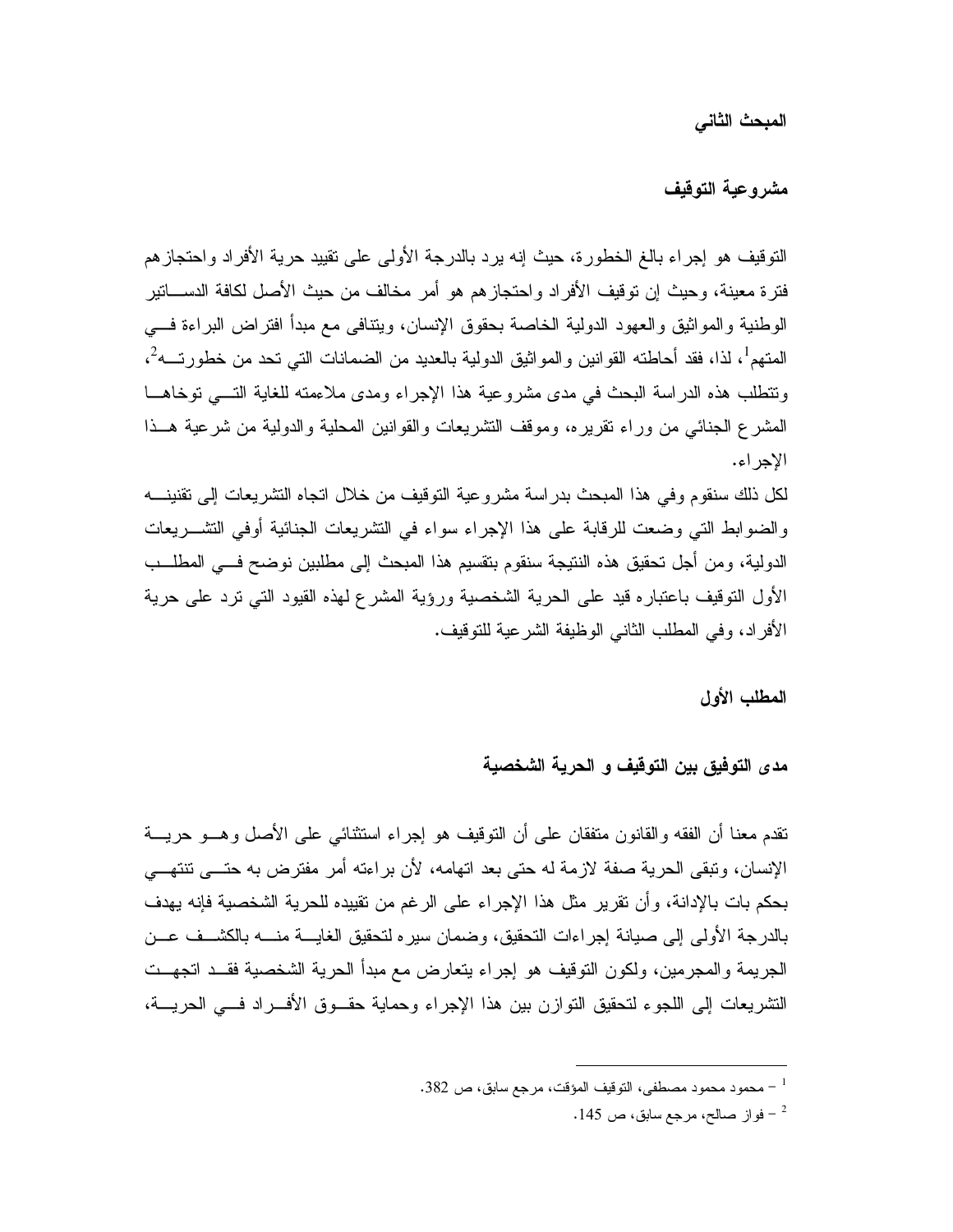## المبحث الثاني

## مشروعية التوقيف

التوقيف هو إجراء بالغ الخطورة، حيث إنه يرد بالدرجة الأولى على تقييد حرية الأفراد واحتجازهم فترة معينة، وحيث إن توقيف الأفراد واحتجازهم هو أمر مخالف من حيث الأصل لكافة الدساتير الوطنية والمواثيق والعهود الدولية الخاصة بحقوق الإنسان، ويتنافى مع مبدأ افتراض البراءة في المتهم[1]، لذا، فقد أحاطته القوانين والمواثيق الدولية بالعديد من الضمانات التي تحد من خطورته[2]، وتتطلب هذه الدراسة البحث في مدى مشروعية هذا الإجراء ومدى ملاءمته للغاية التي توخاها المشرع الجنائي من وراء تقريره، وموقف التشريعات والقوانين المحلية والدولية من شرعية هذا الإجراء.

لكل ذلك سنقوم وفي هذا المبحث بدراسة مشروعية التوقيف من خلال اتجاه التشريعات إلى تقنينه والضوابط التي وضعت للرقابة على هذا الإجراء سواء في التشريعات الجنائية أوفي التشريعات الدولية، ومن أجل تحقيق هذه النتيجة سنقوم بتقسيم هذا المبحث إلى مطلبين نوضح في المطلب الأول التوقيف باعتباره قيد على الحرية الشخصية ورؤية المشرع لهذه القيود التي ترد على حرية الأفراد، وفي المطلب الثاني الوظيفة الشرعية للتوقيف.

### المطلب الأول

### مدى التوفيق بين التوقيف و الحرية الشخصية

تقدم معنا أن الفقه والقانون متفقان على أن التوقيف هو إجراء استثنائي على الأصل وهو حرية الإنسان، وتبقى الحرية صفة لازمة له حتى بعد اتهامه، لأن براءته أمر مفترض به حتى تنتهي بحكم بات بالإدانة، وأن تقرير مثل هذا الإجراء على الرغم من تقييده للحرية الشخصية فإنه يهدف بالدرجة الأولى إلى صيانة إجراءات التحقيق، وضمان سيره لتحقيق الغاية منه بالكشف عن الجريمة والمجرمين، ولكون التوقيف هو إجراء يتعارض مع مبدأ الحرية الشخصية فقد اتجهت التشريعات إلى اللجوء لتحقيق التوازن بين هذا الإجراء وحماية حقوق الأفراد في الحرية،

---

[1] – محمود محمود مصطفى، التوقيف المؤقت، مرجع سابق، ص 382.

[2] – فواز صالح، مرجع سابق، ص 145.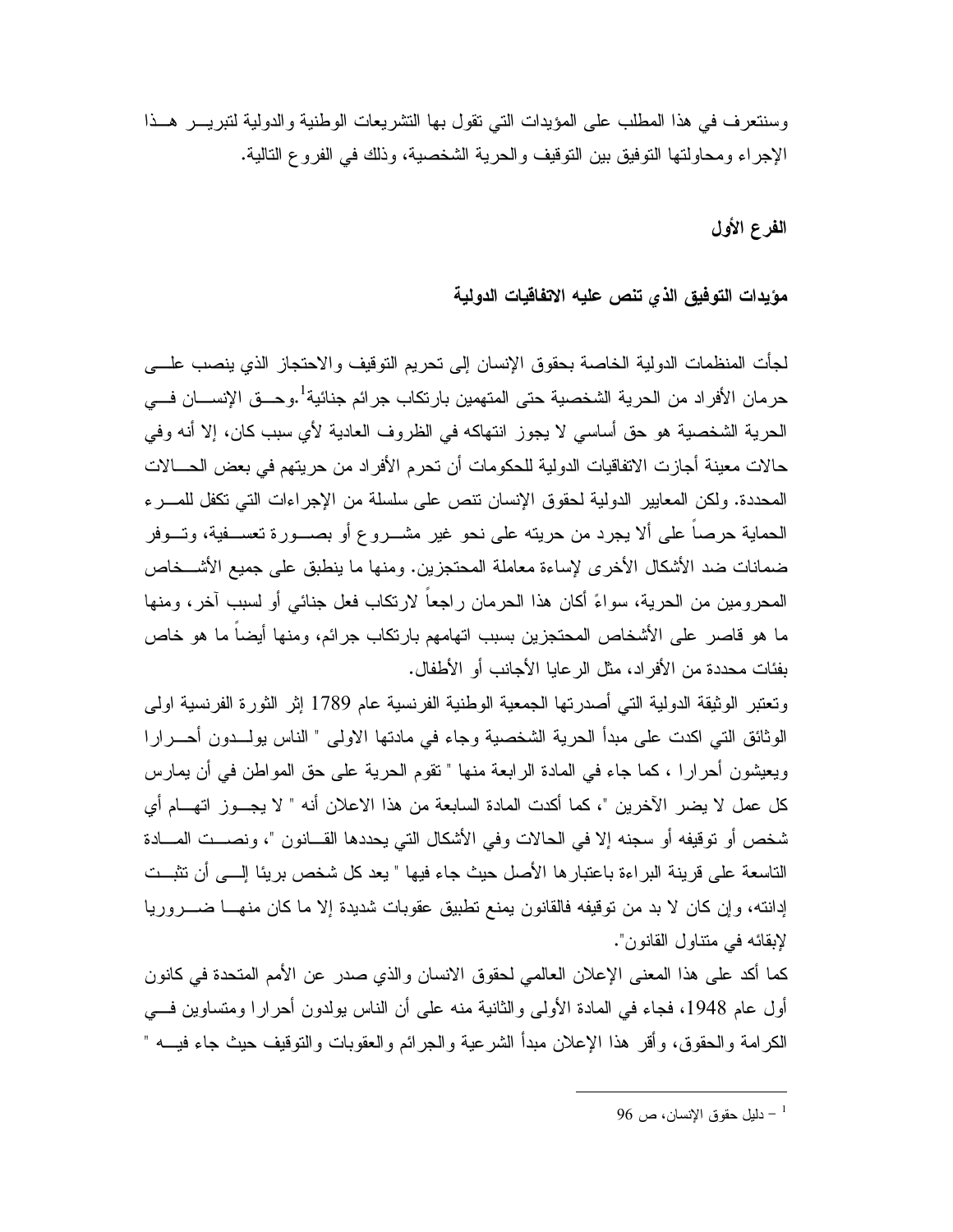وسنتعرف في هذا المطلب على المؤيدات التي تقول بها التشريعات الوطنية والدولية لتبرير هذا الإجراء ومحاولتها التوفيق بين التوقيف والحرية الشخصية، وذلك في الفروع التالية.

## الفرع الأول

### مؤيدات التوفيق الذي تنص عليه الاتفاقيات الدولية

لجأت المنظمات الدولية الخاصة بحقوق الإنسان إلى تحريم التوقيف والاحتجاز الذي ينصب على حرمان الأفراد من الحرية الشخصية حتى المتهمين بارتكاب جرائم جنائية[1].وحق الإنسان في الحرية الشخصية هو حق أساسي لا يجوز انتهاكه في الظروف العادية لأي سبب كان، إلا أنه وفي حالات معينة أجازت الاتفاقيات الدولية للحكومات أن تحرم الأفراد من حريتهم في بعض الحالات المحددة. ولكن المعايير الدولية لحقوق الإنسان تنص على سلسلة من الإجراءات التي تكفل للمرء الحماية حرصاً على ألا يجرد من حريته على نحو غير مشروع أو بصورة تعسفية، وتوفر ضمانات ضد الأشكال الأخرى لإساءة معاملة المحتجزين. ومنها ما ينطبق على جميع الأشخاص المحرومين من الحرية، سواءً أكان هذا الحرمان راجعاً لارتكاب فعل جنائي أو لسبب آخر، ومنها ما هو قاصر على الأشخاص المحتجزين بسبب اتهامهم بارتكاب جرائم، ومنها أيضاً ما هو خاص بفئات محددة من الأفراد، مثل الرعايا الأجانب أو الأطفال.

وتعتبر الوثيقة الدولية التي أصدرتها الجمعية الوطنية الفرنسية عام 1789 إثر الثورة الفرنسية اولى الوثائق التي اكدت على مبدأ الحرية الشخصية وجاء في مادتها الاولى " الناس يولدون أحرارا ويعيشون أحرارا ، كما جاء في المادة الرابعة منها " تقوم الحرية على حق المواطن في أن يمارس كل عمل لا يضر الآخرين "، كما أكدت المادة السابعة من هذا الاعلان أنه " لا يجوز اتهام أي شخص أو توقيفه أو سجنه إلا في الحالات وفي الأشكال التي يحددها القانون "، ونصت المادة التاسعة على قرينة البراءة باعتبارها الأصل حيث جاء فيها " يعد كل شخص بريئا إلى أن تثبت إدانته، وإن كان لا بد من توقيفه فالقانون يمنع تطبيق عقوبات شديدة إلا ما كان منها ضروريا لإبقائه في متناول القانون".

كما أكد على هذا المعنى الإعلان العالمي لحقوق الانسان والذي صدر عن الأمم المتحدة في كانون أول عام 1948، فجاء في المادة الأولى والثانية منه على أن الناس يولدون أحرارا ومتساوين في الكرامة والحقوق، وأقر هذا الإعلان مبدأ الشرعية والجرائم والعقوبات والتوقيف حيث جاء فيه "

---

[1] – دليل حقوق الإنسان، ص 96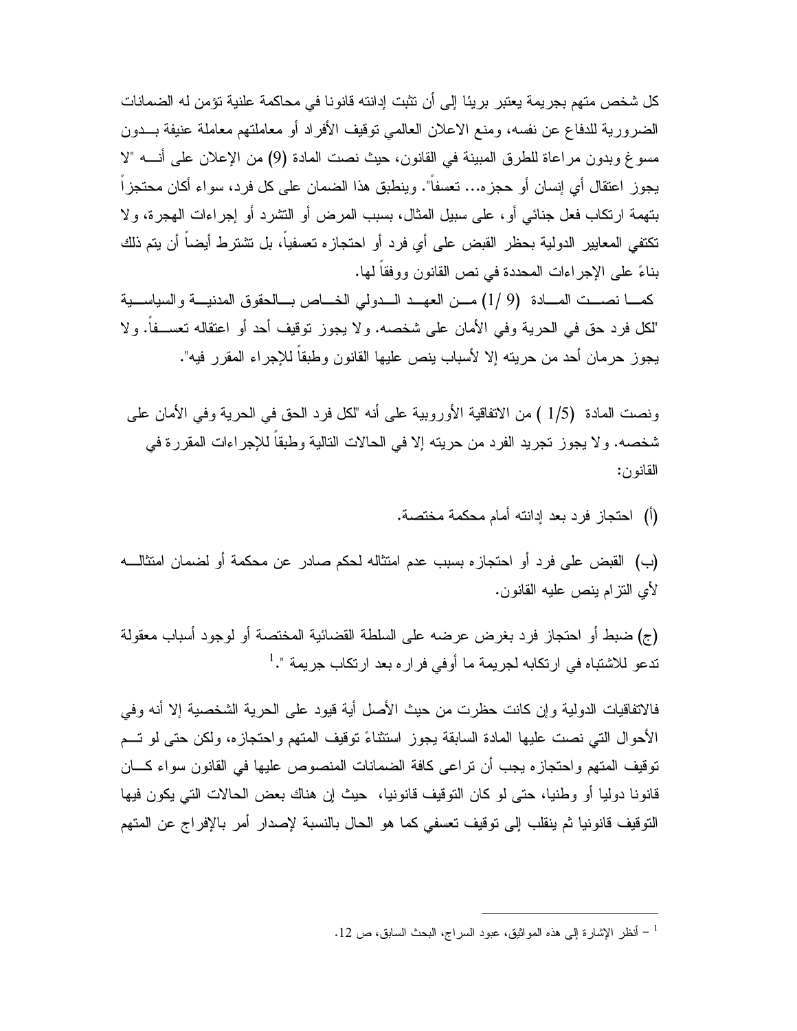كل شخص متهم بجريمة يعتبر بريئا إلى أن تثبت إدانته قانونا في محاكمة علنية تؤمن له الضمانات الضرورية للدفاع عن نفسه، ومنع الاعلان العالمي توقيف الأفراد أو معاملتهم معاملة عنيفة بدون مسوغ وبدون مراعاة للطرق المبينة في القانون، حيث نصت المادة (9) من الإعلان على أنه "لا يجوز اعتقال أي إنسان أو حجزه... تعسفاً". وينطبق هذا الضمان على كل فرد، سواء أكان محتجزاً بتهمة ارتكاب فعل جنائي أو، على سبيل المثال، بسبب المرض أو التشرد أو إجراءات الهجرة، ولا تكتفي المعايير الدولية بحظر القبض على أي فرد أو احتجازه تعسفياً، بل تشترط أيضاً أن يتم ذلك بناءً على الإجراءات المحددة في نص القانون ووفقاً لها.

كما نصت المادة (9 /1) من العهد الدولي الخاص بالحقوق المدنية والسياسية "لكل فرد حق في الحرية وفي الأمان على شخصه. ولا يجوز توقيف أحد أو اعتقاله تعسفاً. ولا يجوز حرمان أحد من حريته إلا لأسباب ينص عليها القانون وطبقاً للإجراء المقرر فيه".

ونصت المادة (1/5 ) من الاتفاقية الأوروبية على أنه "لكل فرد الحق في الحرية وفي الأمان على شخصه. ولا يجوز تجريد الفرد من حريته إلا في الحالات التالية وطبقاً للإجراءات المقررة في القانون:

(أ) احتجاز فرد بعد إدانته أمام محكمة مختصة.

(ب) القبض على فرد أو احتجازه بسبب عدم امتثاله لحكم صادر عن محكمة أو لضمان امتثاله لأي التزام ينص عليه القانون.

(ج) ضبط أو احتجاز فرد بغرض عرضه على السلطة القضائية المختصة أو لوجود أسباب معقولة تدعو للاشتباه في ارتكابه لجريمة ما أوفي فراره بعد ارتكاب جريمة ".[1]

فالاتفاقيات الدولية وإن كانت حظرت من حيث الأصل أية قيود على الحرية الشخصية إلا أنه وفي الأحوال التي نصت عليها المادة السابقة يجوز استثناءً توقيف المتهم واحتجازه، ولكن حتى لو تم توقيف المتهم واحتجازه يجب أن تراعى كافة الضمانات المنصوص عليها في القانون سواء كان قانونا دوليا أو وطنيا، حتى لو كان التوقيف قانونيا، حيث إن هناك بعض الحالات التي يكون فيها التوقيف قانونيا ثم ينقلب إلى توقيف تعسفي كما هو الحال بالنسبة لإصدار أمر بالإفراج عن المتهم

---

[1] – أنظر الإشارة إلى هذه المواثيق، عبود السراج، البحث السابق، ص 12.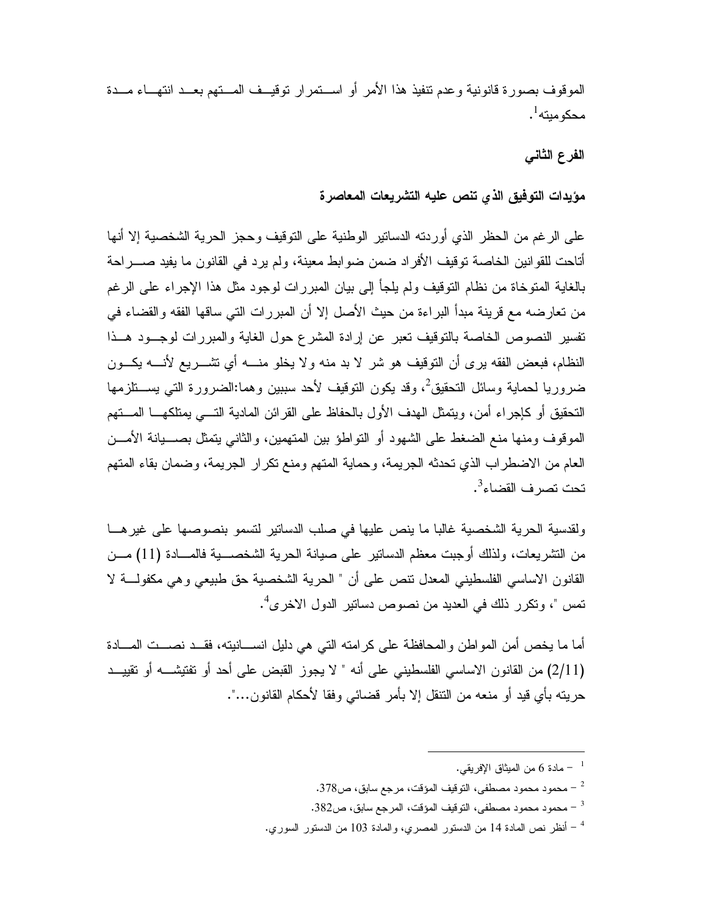الموقوف بصورة قانونية وعدم تنفيذ هذا الأمر أو استمرار توقيف المتهم بعد انتهاء مدة محكوميته[1].

**الفرع الثاني**

**مؤيدات التوفيق الذي تنص عليه التشريعات المعاصرة**

على الرغم من الحظر الذي أوردته الدساتير الوطنية على التوقيف وحجز الحرية الشخصية إلا أنها أتاحت للقوانين الخاصة توقيف الأفراد ضمن ضوابط معينة، ولم يرد في القانون ما يفيد صراحة بالغاية المتوخاة من نظام التوقيف ولم يلجأ إلى بيان المبررات لوجود مثل هذا الإجراء على الرغم من تعارضه مع قرينة مبدأ البراءة من حيث الأصل إلا أن المبررات التي ساقها الفقه والقضاء في تفسير النصوص الخاصة بالتوقيف تعبر عن إرادة المشرع حول الغاية والمبررات لوجود هذا النظام، فبعض الفقه يرى أن التوقيف هو شر لا بد منه ولا يخلو منه أي تشريع لأنه يكون ضروريا لحماية وسائل التحقيق[2]، وقد يكون التوقيف لأحد سببين وهما:الضرورة التي يستلزمها التحقيق أو كإجراء أمن، ويتمثل الهدف الأول بالحفاظ على القرائن المادية التي يمتلكها المتهم الموقوف ومنها منع الضغط على الشهود أو التواطؤ بين المتهمين، والثاني يتمثل بصيانة الأمن العام من الاضطراب الذي تحدثه الجريمة، وحماية المتهم ومنع تكرار الجريمة، وضمان بقاء المتهم تحت تصرف القضاء[3].

ولقدسية الحرية الشخصية غالبا ما ينص عليها في صلب الدساتير لتسمو بنصوصها على غيرها من التشريعات، ولذلك أوجبت معظم الدساتير على صيانة الحرية الشخصية فالمادة (11) من القانون الاساسي الفلسطيني المعدل تنص على أن " الحرية الشخصية حق طبيعي وهي مكفولة لا تمس "، وتكرر ذلك في العديد من نصوص دساتير الدول الاخرى[4].

أما ما يخص أمن المواطن والمحافظة على كرامته التي هي دليل انسانيته، فقد نصت المادة (2/11) من القانون الاساسي الفلسطيني على أنه " لا يجوز القبض على أحد أو تفتيشه أو تقييد حريته بأي قيد أو منعه من التنقل إلا بأمر قضائي وفقا لأحكام القانون...".

---

[1] – مادة 6 من الميثاق الإفريقي.

[2] – محمود محمود مصطفى، التوقيف المؤقت، مرجع سابق، ص378.

[3] – محمود محمود مصطفى، التوقيف المؤقت، المرجع سابق، ص382.

[4] – أنظر نص المادة 14 من الدستور المصري، والمادة 103 من الدستور السوري.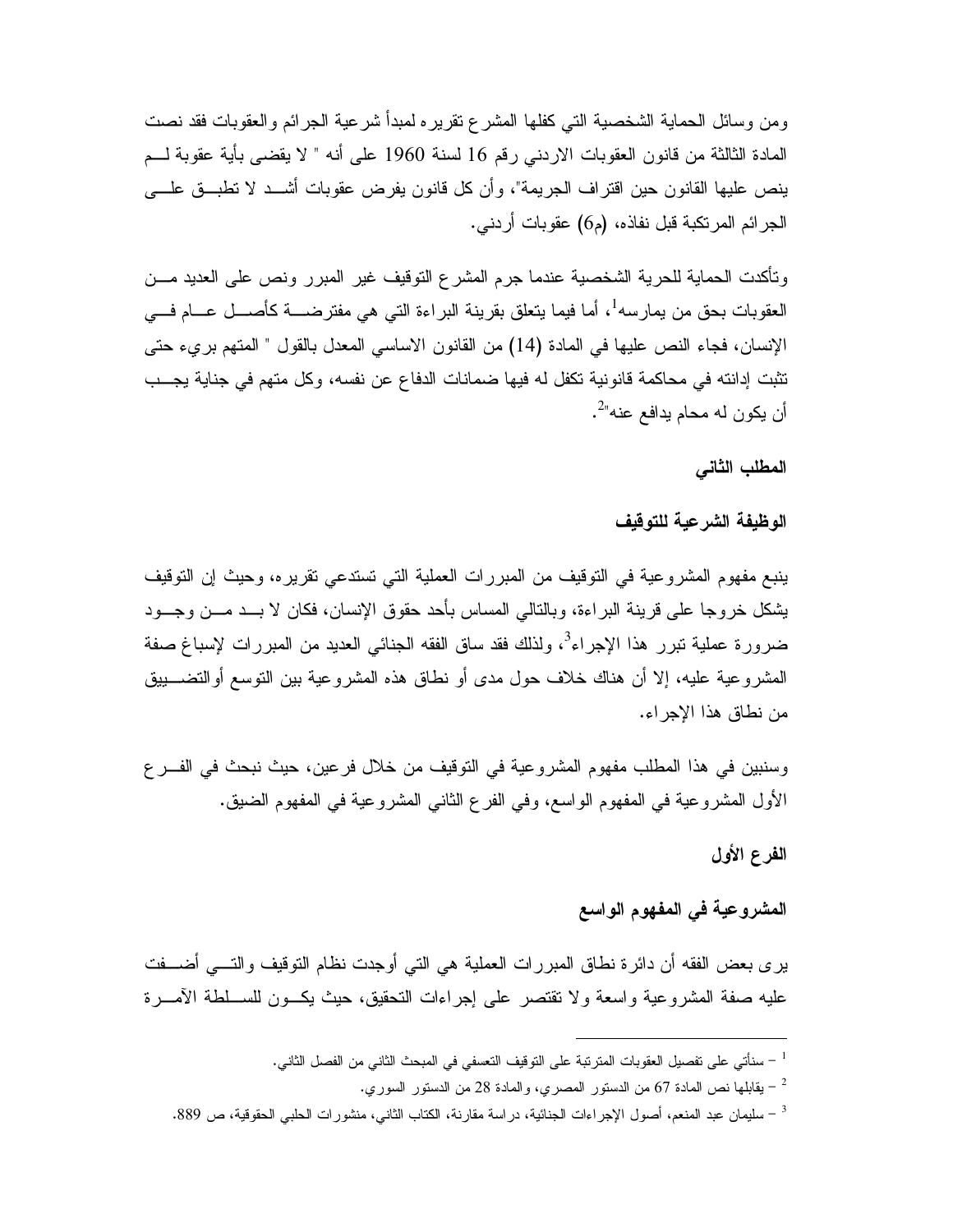ومن وسائل الحماية الشخصية التي كفلها المشرع تقريره لمبدأ شرعية الجرائم والعقوبات فقد نصت المادة الثالثة من قانون العقوبات الاردني رقم 16 لسنة 1960 على أنه " لا يقضى بأية عقوبة لم ينص عليها القانون حين اقتراف الجريمة"، وأن كل قانون يفرض عقوبات أشد لا تطبق على الجرائم المرتكبة قبل نفاذه، (م6) عقوبات أردني.

وتأكدت الحماية للحرية الشخصية عندما جرم المشرع التوقيف غير المبرر ونص على العديد من العقوبات بحق من يمارسه[1]، أما فيما يتعلق بقرينة البراءة التي هي مفترضة كأصل عام في الإنسان، فجاء النص عليها في المادة (14) من القانون الاساسي المعدل بالقول " المتهم بريء حتى تثبت إدانته في محاكمة قانونية تكفل له فيها ضمانات الدفاع عن نفسه، وكل متهم في جناية يجب أن يكون له محام يدافع عنه"[2].

### المطلب الثاني

### الوظيفة الشرعية للتوقيف

ينبع مفهوم المشروعية في التوقيف من المبررات العملية التي تستدعي تقريره، وحيث إن التوقيف يشكل خروجا على قرينة البراءة، وبالتالي المساس بأحد حقوق الإنسان، فكان لا بد من وجود ضرورة عملية تبرر هذا الإجراء[3]، ولذلك فقد ساق الفقه الجنائي العديد من المبررات لإسباغ صفة المشروعية عليه، إلا أن هناك خلاف حول مدى أو نطاق هذه المشروعية بين التوسع أوالتضييق من نطاق هذا الإجراء.

وسنبين في هذا المطلب مفهوم المشروعية في التوقيف من خلال فرعين، حيث نبحث في الفرع الأول المشروعية في المفهوم الواسع، وفي الفرع الثاني المشروعية في المفهوم الضيق.

### الفرع الأول

### المشروعية في المفهوم الواسع

يرى بعض الفقه أن دائرة نطاق المبررات العملية هي التي أوجدت نظام التوقيف والتي أضفت عليه صفة المشروعية واسعة ولا تقتصر على إجراءات التحقيق، حيث يكون للسلطة الآمرة

---

[1] – سنأتي على تفصيل العقوبات المترتبة على التوقيف التعسفي في المبحث الثاني من الفصل الثاني.

[2] – يقابلها نص المادة 67 من الدستور المصري، والمادة 28 من الدستور السوري.

[3] – سليمان عبد المنعم، أصول الإجراءات الجنائية، دراسة مقارنة، الكتاب الثاني، منشورات الحلبي الحقوقية، ص 889.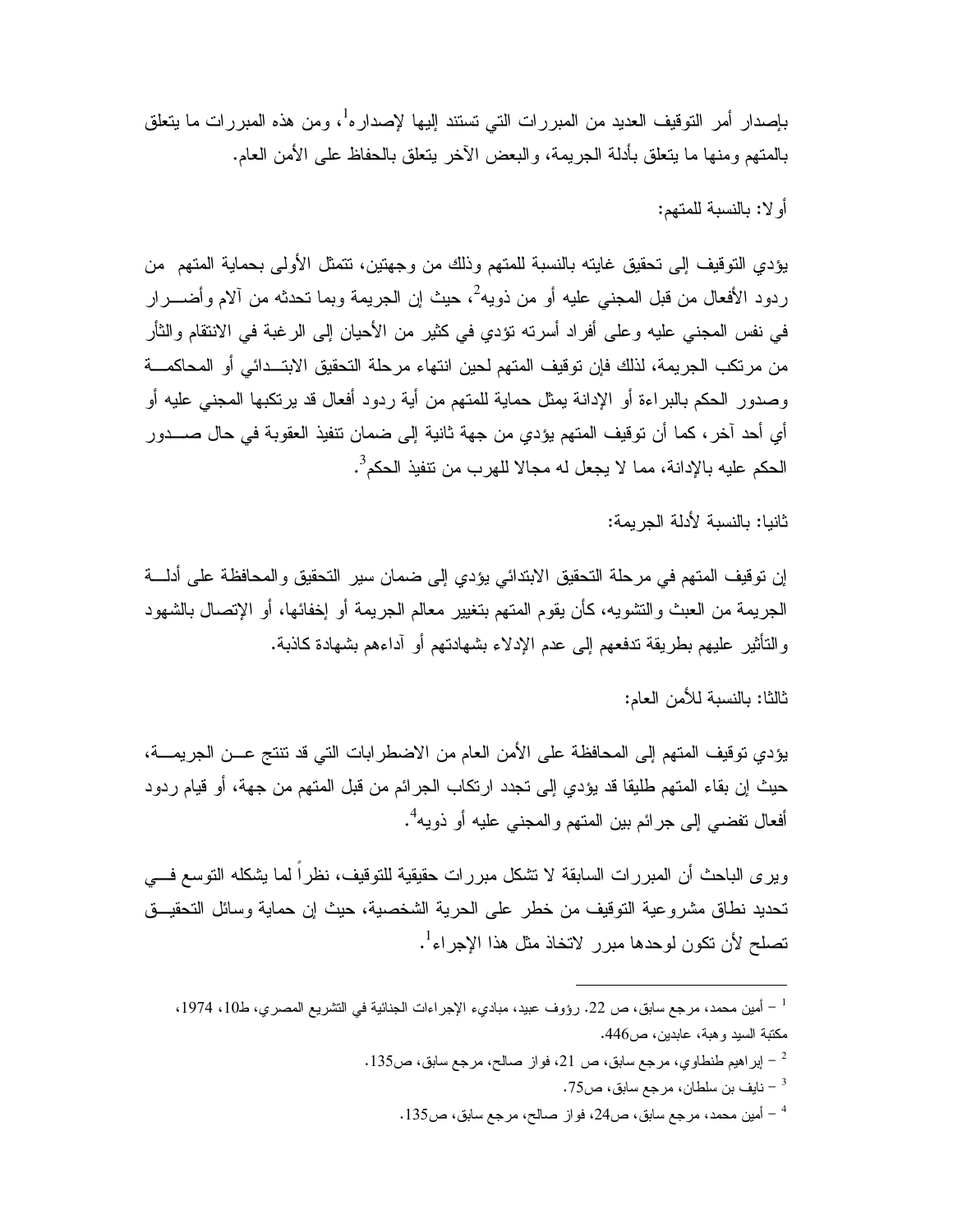بإصدار أمر التوقيف العديد من المبررات التي تستند إليها لإصداره[1]، ومن هذه المبررات ما يتعلق بالمتهم ومنها ما يتعلق بأدلة الجريمة، والبعض الآخر يتعلق بالحفاظ على الأمن العام.

أولا: بالنسبة للمتهم:

يؤدي التوقيف إلى تحقيق غايته بالنسبة للمتهم وذلك من وجهتين، تتمثل الأولى بحماية المتهم من ردود الأفعال من قبل المجني عليه أو من ذويه[2]، حيث إن الجريمة وبما تحدثه من آلام وأضرار في نفس المجني عليه وعلى أفراد أسرته تؤدي في كثير من الأحيان إلى الرغبة في الانتقام والثأر من مرتكب الجريمة، لذلك فإن توقيف المتهم لحين انتهاء مرحلة التحقيق الابتدائي أو المحاكمة وصدور الحكم بالبراءة أو الإدانة يمثل حماية للمتهم من أية ردود أفعال قد يرتكبها المجني عليه أو أي أحد آخر، كما أن توقيف المتهم يؤدي من جهة ثانية إلى ضمان تنفيذ العقوبة في حال صدور الحكم عليه بالإدانة، مما لا يجعل له مجالا للهرب من تنفيذ الحكم[3].

ثانيا: بالنسبة لأدلة الجريمة:

إن توقيف المتهم في مرحلة التحقيق الابتدائي يؤدي إلى ضمان سير التحقيق والمحافظة على أدلة الجريمة من العبث والتشويه، كأن يقوم المتهم بتغيير معالم الجريمة أو إخفائها، أو الإتصال بالشهود والتأثير عليهم بطريقة تدفعهم إلى عدم الإدلاء بشهادتهم أو آداءهم بشهادة كاذبة.

ثالثا: بالنسبة للأمن العام:

يؤدي توقيف المتهم إلى المحافظة على الأمن العام من الاضطرابات التي قد تنتج عن الجريمة، حيث إن بقاء المتهم طليقا قد يؤدي إلى تجدد ارتكاب الجرائم من قبل المتهم من جهة، أو قيام ردود أفعال تفضي إلى جرائم بين المتهم والمجني عليه أو ذويه[4].

ويرى الباحث أن المبررات السابقة لا تشكل مبررات حقيقية للتوقيف، نظراً لما يشكله التوسع في تحديد نطاق مشروعية التوقيف من خطر على الحرية الشخصية، حيث إن حماية وسائل التحقيق تصلح لأن تكون لوحدها مبرر لاتخاذ مثل هذا الإجراء[1].

---

[1] – أمين محمد، مرجع سابق، ص 22. رؤوف عبيد، مبادىء الإجراءات الجنائية في التشريع المصري، ط10، 1974، مكتبة السيد وهبة، عابدين، ص446.

[2] – إبراهيم طنطاوي، مرجع سابق، ص 21، فواز صالح، مرجع سابق، ص135.

[3] – نايف بن سلطان، مرجع سابق، ص75.

[4] – أمين محمد، مرجع سابق، ص24، فواز صالح، مرجع سابق، ص135.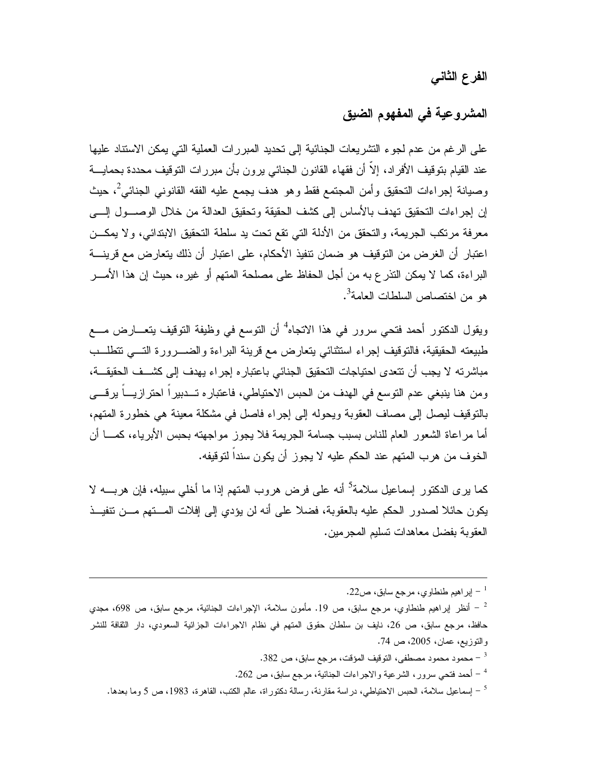## الفرع الثاني

## المشروعية في المفهوم الضيق

على الرغم من عدم لجوء التشريعات الجنائية إلى تحديد المبررات العملية التي يمكن الاستناد عليها عند القيام بتوقيف الأفراد، إلاّ أن فقهاء القانون الجنائي يرون بأن مبررات التوقيف محددة بحماية وصيانة إجراءات التحقيق وأمن المجتمع فقط وهو هدف يجمع عليه الفقه القانوني الجنائي[2]، حيث إن إجراءات التحقيق تهدف بالأساس إلى كشف الحقيقة وتحقيق العدالة من خلال الوصول إلى معرفة مرتكب الجريمة، والتحقق من الأدلة التي تقع تحت يد سلطة التحقيق الابتدائي، ولا يمكن اعتبار أن الغرض من التوقيف هو ضمان تنفيذ الأحكام، على اعتبار أن ذلك يتعارض مع قرينة البراءة، كما لا يمكن التذرع به من أجل الحفاظ على مصلحة المتهم أو غيره، حيث إن هذا الأمر هو من اختصاص السلطات العامة[3].

ويقول الدكتور أحمد فتحي سرور في هذا الاتجاه[4] أن التوسع في وظيفة التوقيف يتعارض مع طبيعته الحقيقية، فالتوقيف إجراء استثنائي يتعارض مع قرينة البراءة والضرورة التي تتطلب مباشرته لا يجب أن تتعدى احتياجات التحقيق الجنائي باعتباره إجراء يهدف إلى كشف الحقيقة، ومن هنا ينبغي عدم التوسع في الهدف من الحبس الاحتياطي، فاعتباره تدبيراً احترازياً يرقى بالتوقيف ليصل إلى مصاف العقوبة ويحوله إلى إجراء فاصل في مشكلة معينة هي خطورة المتهم، أما مراعاة الشعور العام للناس بسبب جسامة الجريمة فلا يجوز مواجهته بحبس الأبرياء، كما أن الخوف من هرب المتهم عند الحكم عليه لا يجوز أن يكون سنداً لتوقيفه.

كما يرى الدكتور إسماعيل سلامة[5] أنه على فرض هروب المتهم إذا ما أخلي سبيله، فإن هربه لا يكون حائلا لصدور الحكم عليه بالعقوبة، فضلا على أنه لن يؤدي إلى إفلات المتهم من تنفيذ العقوبة بفضل معاهدات تسليم المجرمين.

---

[1] – إبراهيم طنطاوي، مرجع سابق، ص22.

[2] – أنظر إبراهيم طنطاوي، مرجع سابق، ص 19. مأمون سلامة، الإجراءات الجنائية، مرجع سابق، ص 698، مجدي حافظ، مرجع سابق، ص 26، نايف بن سلطان حقوق المتهم في نظام الاجراءات الجزائية السعودي، دار الثقافة للنشر والتوزيع، عمان، 2005، ص 74.

[3] – محمود محمود مصطفى، التوقيف المؤقت، مرجع سابق، ص 382.

[4] – أحمد فتحي سرور، الشرعية والاجراءات الجنائية، مرجع سابق، ص 262.

[5] – إسماعيل سلامة، الحبس الاحتياطي، دراسة مقارنة، رسالة دكتوراة، عالم الكتب، القاهرة، 1983، ص 5 وما بعدها.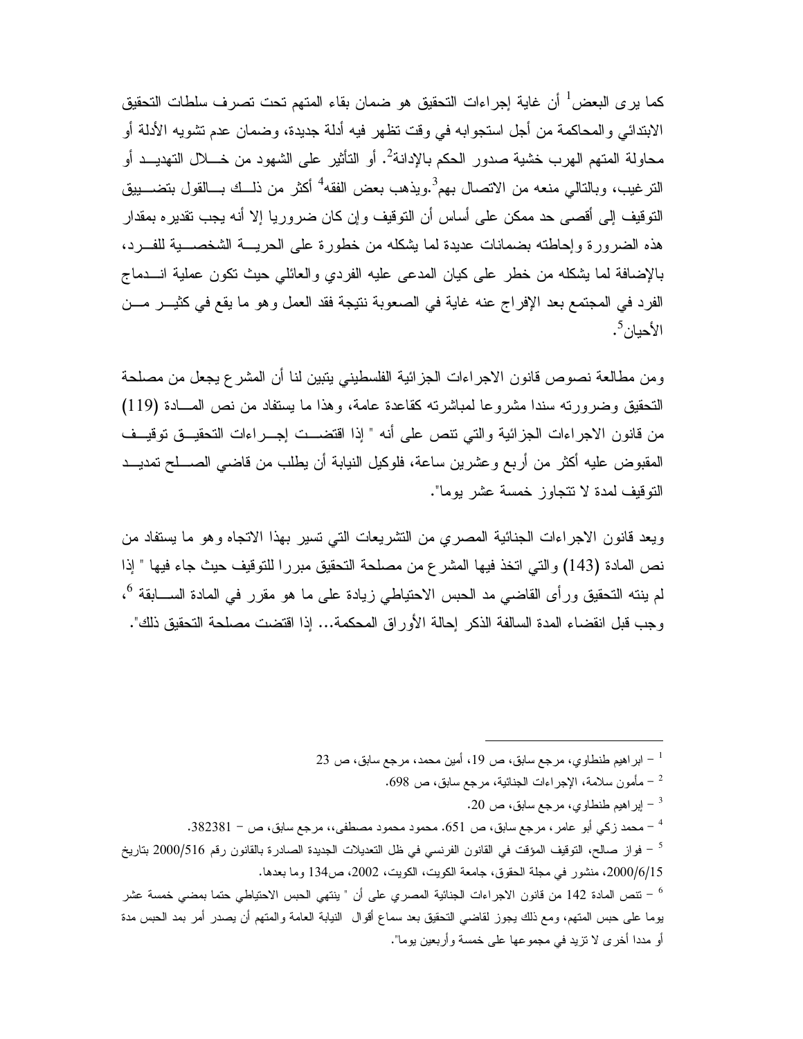كما يرى البعض[1] أن غاية إجراءات التحقيق هو ضمان بقاء المتهم تحت تصرف سلطات التحقيق الابتدائي والمحاكمة من أجل استجوابه في وقت تظهر فيه أدلة جديدة، وضمان عدم تشويه الأدلة أو محاولة المتهم الهرب خشية صدور الحكم بالإدانة[2]. أو التأثير على الشهود من خلال التهديد أو الترغيب، وبالتالي منعه من الاتصال بهم[3].ويذهب بعض الفقه[4] أكثر من ذلك بالقول بتضييق التوقيف إلى أقصى حد ممكن على أساس أن التوقيف وإن كان ضروريا إلا أنه يجب تقديره بمقدار هذه الضرورة وإحاطته بضمانات عديدة لما يشكله من خطورة على الحرية الشخصية للفرد، بالإضافة لما يشكله من خطر على كيان المدعى عليه الفردي والعائلي حيث تكون عملية اندماج الفرد في المجتمع بعد الإفراج عنه غاية في الصعوبة نتيجة فقد العمل وهو ما يقع في كثير من الأحيان[5].

ومن مطالعة نصوص قانون الاجراءات الجزائية الفلسطيني يتبين لنا أن المشرع يجعل من مصلحة التحقيق وضرورته سندا مشروعا لمباشرته كقاعدة عامة، وهذا ما يستفاد من نص المادة (119) من قانون الاجراءات الجزائية والتي تنص على أنه " إذا اقتضت إجراءات التحقيق توقيف المقبوض عليه أكثر من أربع وعشرين ساعة، فلوكيل النيابة أن يطلب من قاضي الصلح تمديد التوقيف لمدة لا تتجاوز خمسة عشر يوما".

ويعد قانون الاجراءات الجنائية المصري من التشريعات التي تسير بهذا الاتجاه وهو ما يستفاد من نص المادة (143) والتي اتخذ فيها المشرع من مصلحة التحقيق مبررا للتوقيف حيث جاء فيها " إذا لم ينته التحقيق ورأى القاضي مد الحبس الاحتياطي زيادة على ما هو مقرر في المادة السابقة [6]، وجب قبل انقضاء المدة السالفة الذكر إحالة الأوراق المحكمة... إذا اقتضت مصلحة التحقيق ذلك".

---

[1] – ابراهيم طنطاوي، مرجع سابق، ص 19، أمين محمد، مرجع سابق، ص 23

[2] – مأمون سلامة، الإجراءات الجنائية، مرجع سابق، ص 698.

[3] – إبراهيم طنطاوي، مرجع سابق، ص 20.

[4] – محمد زكي أبو عامر، مرجع سابق، ص 651. محمود محمود مصطفى،، مرجع سابق، ص – 382381.

[5] – فواز صالح، التوقيف المؤقت في القانون الفرنسي في ظل التعديلات الجديدة الصادرة بالقانون رقم 2000/516 بتاريخ 2000/6/15، منشور في مجلة الحقوق، جامعة الكويت، الكويت، 2002، ص134 وما بعدها.

[6] – تنص المادة 142 من قانون الاجراءات الجنائية المصري على أن " ينتهي الحبس الاحتياطي حتما بمضي خمسة عشر يوما على حبس المتهم، ومع ذلك يجوز لقاضي التحقيق بعد سماع أقوال النيابة العامة والمتهم أن يصدر أمر بمد الحبس مدة أو مددا أخرى لا تزيد في مجموعها على خمسة وأربعين يوما".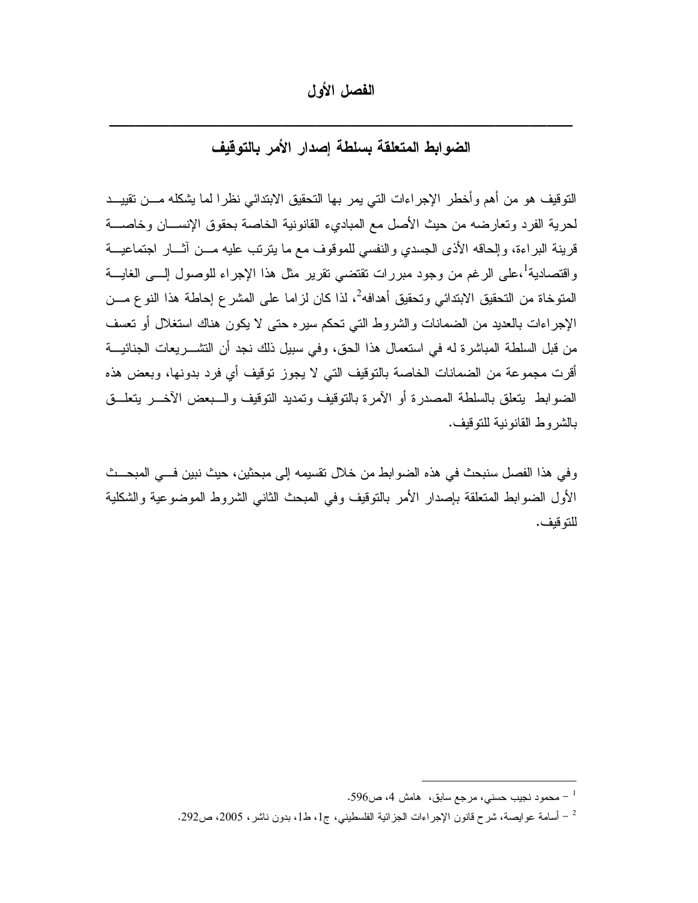# الفصل الأول

## الضوابط المتعلقة بسلطة إصدار الأمر بالتوقيف

التوقيف هو من أهم وأخطر الإجراءات التي يمر بها التحقيق الابتدائي نظرا لما يشكله من تقييد لحرية الفرد وتعارضه من حيث الأصل مع المبادىء القانونية الخاصة بحقوق الإنسان وخاصة قرينة البراءة، وإلحاقه الأذى الجسدي والنفسي للموقوف مع ما يترتب عليه من آثار اجتماعية واقتصادية[1]،على الرغم من وجود مبررات تقتضي تقرير مثل هذا الإجراء للوصول إلى الغاية المتوخاة من التحقيق الابتدائي وتحقيق أهدافه[2]، لذا كان لزاما على المشرع إحاطة هذا النوع من الإجراءات بالعديد من الضمانات والشروط التي تحكم سيره حتى لا يكون هناك استغلال أو تعسف من قبل السلطة المباشرة له في استعمال هذا الحق، وفي سبيل ذلك نجد أن التشريعات الجنائية أقرت مجموعة من الضمانات الخاصة بالتوقيف التي لا يجوز توقيف أي فرد بدونها، وبعض هذه الضوابط يتعلق بالسلطة المصدرة أو الآمرة بالتوقيف وتمديد التوقيف والبعض الآخر يتعلق بالشروط القانونية للتوقيف.

وفي هذا الفصل سنبحث في هذه الضوابط من خلال تقسيمه إلى مبحثين، حيث نبين في المبحث الأول الضوابط المتعلقة بإصدار الأمر بالتوقيف وفي المبحث الثاني الشروط الموضوعية والشكلية للتوقيف.

---

[1] – محمود نجيب حسني، مرجع سابق، هامش 4، ص596.

[2] – أسامة عوايصة، شرح قانون الإجراءات الجزائية الفلسطيني، ج1، ط1، بدون ناشر، 2005، ص292.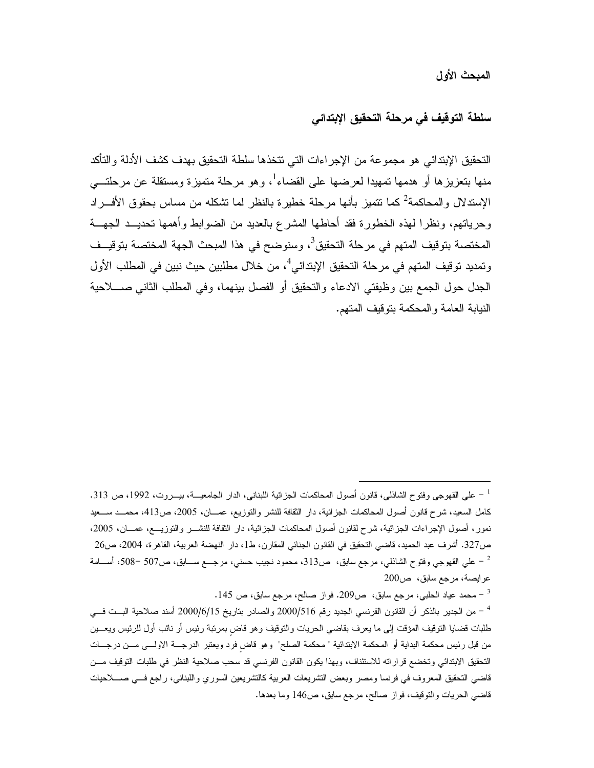## المبحث الأول

### سلطة التوقيف في مرحلة التحقيق الإبتدائي

التحقيق الإبتدائي هو مجموعة من الإجراءات التي تتخذها سلطة التحقيق بهدف كشف الأدلة والتأكد منها بتعزيزها أو هدمها تمهيدا لعرضها على القضاء[1]، وهو مرحلة متميزة ومستقلة عن مرحلتي الإستدلال والمحاكمة[2] كما تتميز بأنها مرحلة خطيرة بالنظر لما تشكله من مساس بحقوق الأفراد وحرياتهم، ونظرا لهذه الخطورة فقد أحاطها المشرع بالعديد من الضوابط وأهمها تحديد الجهة المختصة بتوقيف المتهم في مرحلة التحقيق[3]، وسنوضح في هذا المبحث الجهة المختصة بتوقيف وتمديد توقيف المتهم في مرحلة التحقيق الإبتدائي[4]، من خلال مطلبين حيث نبين في المطلب الأول الجدل حول الجمع بين وظيفتي الادعاء والتحقيق أو الفصل بينهما، وفي المطلب الثاني صلاحية النيابة العامة والمحكمة بتوقيف المتهم.

---

[1] – علي القهوجي وفتوح الشاذلي، قانون أصول المحاكمات الجزائية اللبناني، الدار الجامعية، بيروت، 1992، ص 313. كامل السعيد، شرح قانون أصول المحاكمات الجزائية، دار الثقافة للنشر والتوزيع، عمان، 2005، ص413، محمد سعيد نمور، أصول الإجراءات الجزائية، شرح لقانون أصول المحاكمات الجزائية، دار الثقافة للنشر والتوزيع، عمان، 2005، ص327. أشرف عبد الحميد، قاضي التحقيق في القانون الجنائي المقارن، ط1، دار النهضة العربية، القاهرة، 2004، ص26

[2] – علي القهوجي وفتوح الشاذلي، مرجع سابق، ص313، محمود نجيب حسني، مرجع سابق، ص507 –508، أسامة عوايصة، مرجع سابق، ص200

[3] – محمد عياد الحلبي، مرجع سابق، ص209. فواز صالح، مرجع سابق، ص 145.

[4] – من الجدير بالذكر أن القانون الفرنسي الجديد رقم 2000/516 والصادر بتاريخ 2000/6/15 أسند صلاحية البت في طلبات قضايا التوقيف المؤقت إلى ما يعرف بقاضي الحريات والتوقيف وهو قاضٍ بمرتبة رئيس أو نائب أول للرئيس ويعين من قبل رئيس محكمة البداية أو المحكمة الابتدائية "محكمة الصلح" وهو قاضٍ فرد ويعتبر الدرجة الاولى من درجات التحقيق الابتدائي وتخضع قراراته للاستئناف، وبهذا يكون القانون الفرنسي قد سحب صلاحية النظر في طلبات التوقيف من قاضي التحقيق المعروف في فرنسا ومصر وبعض التشريعات العربية كالتشريعين السوري واللبناني، راجع في صلاحيات قاضي الحريات والتوقيف، فواز صالح، مرجع سابق، ص146 وما بعدها.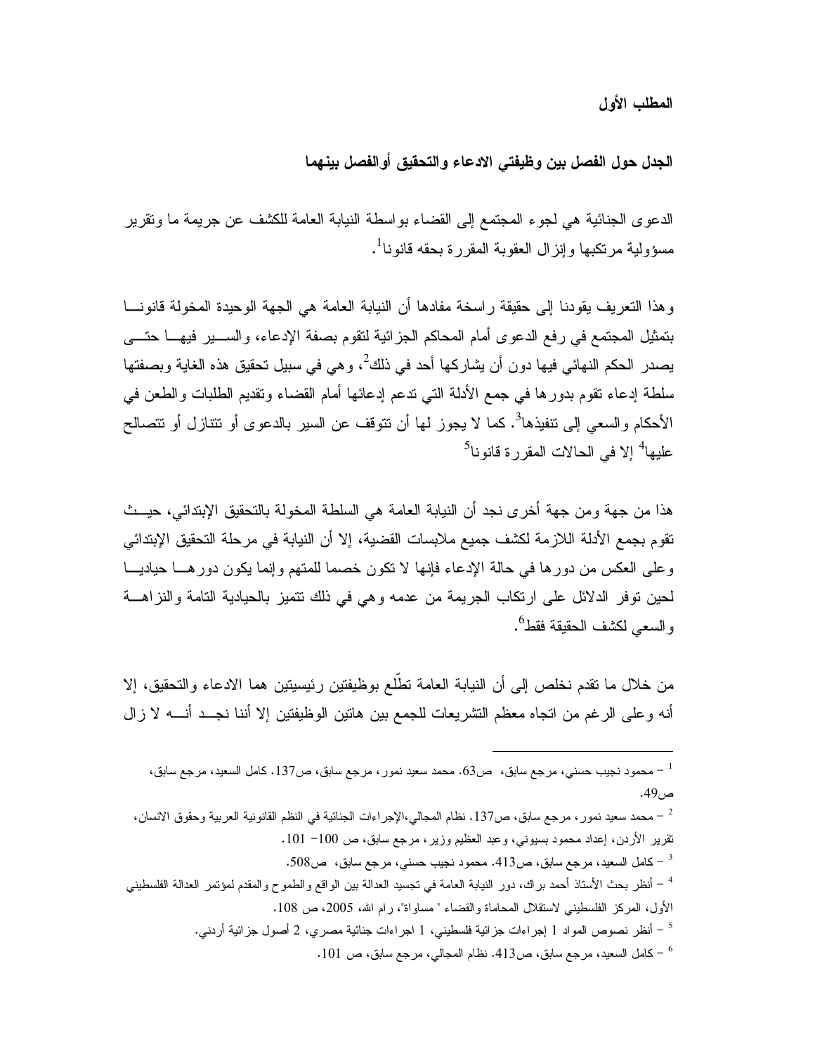## المطلب الأول

### الجدل حول الفصل بين وظيفتي الادعاء والتحقيق أوالفصل بينهما

الدعوى الجنائية هي لجوء المجتمع إلى القضاء بواسطة النيابة العامة للكشف عن جريمة ما وتقرير مسؤولية مرتكبها وإنزال العقوبة المقررة بحقه قانونا[1].

وهذا التعريف يقودنا إلى حقيقة راسخة مفادها أن النيابة العامة هي الجهة الوحيدة المخولة قانونا بتمثيل المجتمع في رفع الدعوى أمام المحاكم الجزائية لتقوم بصفة الإدعاء، والسير فيها حتى يصدر الحكم النهائي فيها دون أن يشاركها أحد في ذلك[2]، وهي في سبيل تحقيق هذه الغاية وبصفتها سلطة إدعاء تقوم بدورها في جمع الأدلة التي تدعم إدعائها أمام القضاء وتقديم الطلبات والطعن في الأحكام والسعي إلى تنفيذها[3]. كما لا يجوز لها أن تتوقف عن السير بالدعوى أو تتنازل أو تتصالح عليها[4] إلا في الحالات المقررة قانونا[5]

هذا من جهة ومن جهة أخرى نجد أن النيابة العامة هي السلطة المخولة بالتحقيق الإبتدائي، حيث تقوم بجمع الأدلة اللازمة لكشف جميع ملابسات القضية، إلا أن النيابة في مرحلة التحقيق الإبتدائي وعلى العكس من دورها في حالة الإدعاء فإنها لا تكون خصما للمتهم وإنما يكون دورها حياديا لحين توفر الدلائل على ارتكاب الجريمة من عدمه وهي في ذلك تتميز بالحيادية التامة والنزاهة والسعي لكشف الحقيقة فقط[6].

من خلال ما تقدم نخلص إلى أن النيابة العامة تطّلع بوظيفتين رئيسيتين هما الادعاء والتحقيق، إلا أنه وعلى الرغم من اتجاه معظم التشريعات للجمع بين هاتين الوظيفتين إلا أننا نجد أنه لا زال

---

[1] – محمود نجيب حسني، مرجع سابق، ص63. محمد سعيد نمور، مرجع سابق، ص137. كامل السعيد، مرجع سابق، ص49.

[2] – محمد سعيد نمور، مرجع سابق، ص137. نظام المجالي،الإجراءات الجنائية في النظم القانونية العربية وحقوق الانسان، تقرير الأردن، إعداد محمود بسيوني، وعبد العظيم وزير، مرجع سابق، ص 100– 101.

[3] – كامل السعيد، مرجع سابق، ص413. محمود نجيب حسني، مرجع سابق، ص508.

[4] – أنظر بحث الأستاذ أحمد براك، دور النيابة العامة في تجسيد العدالة بين الواقع والطموح والمقدم لمؤتمر العدالة الفلسطيني الأول، المركز الفلسطيني لاستقلال المحاماة والقضاء " مساواة"، رام الله، 2005، ص 108.

[5] – أنظر نصوص المواد 1 إجراءات جزائية فلسطيني، 1 اجراءات جنائية مصري، 2 أصول جزائية أردني.

[6] – كامل السعيد، مرجع سابق، ص413. نظام المجالي، مرجع سابق، ص 101.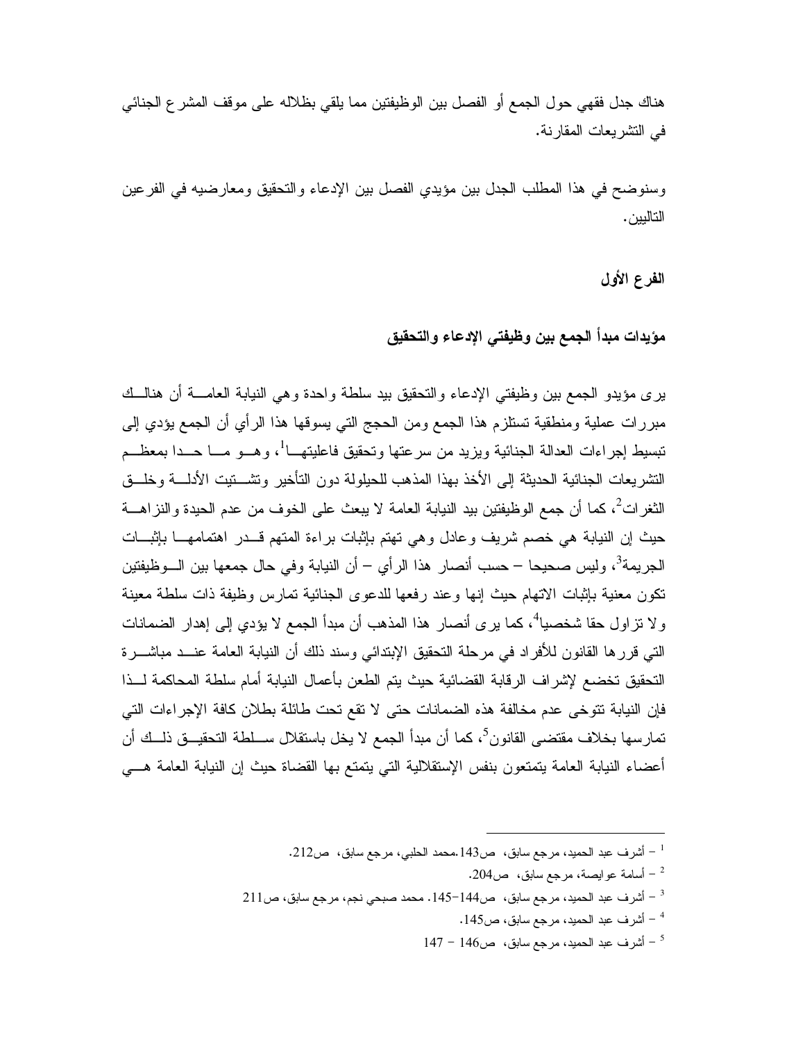هناك جدل فقهي حول الجمع أو الفصل بين الوظيفتين مما يلقي بظلاله على موقف المشرع الجنائي في التشريعات المقارنة.

وسنوضح في هذا المطلب الجدل بين مؤيدي الفصل بين الإدعاء والتحقيق ومعارضيه في الفرعين التاليين.

### الفرع الأول

### مؤيدات مبدأ الجمع بين وظيفتي الإدعاء والتحقيق

يرى مؤيدو الجمع بين وظيفتي الإدعاء والتحقيق بيد سلطة واحدة وهي النيابة العامة أن هنالك مبررات عملية ومنطقية تستلزم هذا الجمع ومن الحجج التي يسوقها هذا الرأي أن الجمع يؤدي إلى تبسيط إجراءات العدالة الجنائية ويزيد من سرعتها وتحقيق فاعليتها[1]، وهو ما حدا بمعظم التشريعات الجنائية الحديثة إلى الأخذ بهذا المذهب للحيلولة دون التأخير وتشتيت الأدلة وخلق الثغرات[2]، كما أن جمع الوظيفتين بيد النيابة العامة لا يبعث على الخوف من عدم الحيدة والنزاهة حيث إن النيابة هي خصم شريف وعادل وهي تهتم بإثبات براءة المتهم قدر اهتمامها بإثبات الجريمة[3]، وليس صحيحا – حسب أنصار هذا الرأي – أن النيابة وفي حال جمعها بين الوظيفتين تكون معنية بإثبات الاتهام حيث إنها وعند رفعها للدعوى الجنائية تمارس وظيفة ذات سلطة معينة ولا تزاول حقا شخصيا[4]، كما يرى أنصار هذا المذهب أن مبدأ الجمع لا يؤدي إلى إهدار الضمانات التي قررها القانون للأفراد في مرحلة التحقيق الإبتدائي وسند ذلك أن النيابة العامة عند مباشرة التحقيق تخضع لإشراف الرقابة القضائية حيث يتم الطعن بأعمال النيابة أمام سلطة المحاكمة لذا فإن النيابة تتوخى عدم مخالفة هذه الضمانات حتى لا تقع تحت طائلة بطلان كافة الإجراءات التي تمارسها بخلاف مقتضى القانون[5]، كما أن مبدأ الجمع لا يخل باستقلال سلطة التحقيق ذلك أن أعضاء النيابة العامة يتمتعون بنفس الإستقلالية التي يتمتع بها القضاة حيث إن النيابة العامة هي

---

[1] – أشرف عبد الحميد، مرجع سابق، ص143.محمد الحلبي، مرجع سابق، ص212.

[2] – أسامة عوايصة، مرجع سابق، ص204.

[3] – أشرف عبد الحميد، مرجع سابق، ص144-145. محمد صبحي نجم، مرجع سابق، ص211

[4] – أشرف عبد الحميد، مرجع سابق، ص145.

[5] – أشرف عبد الحميد، مرجع سابق، ص146 – 147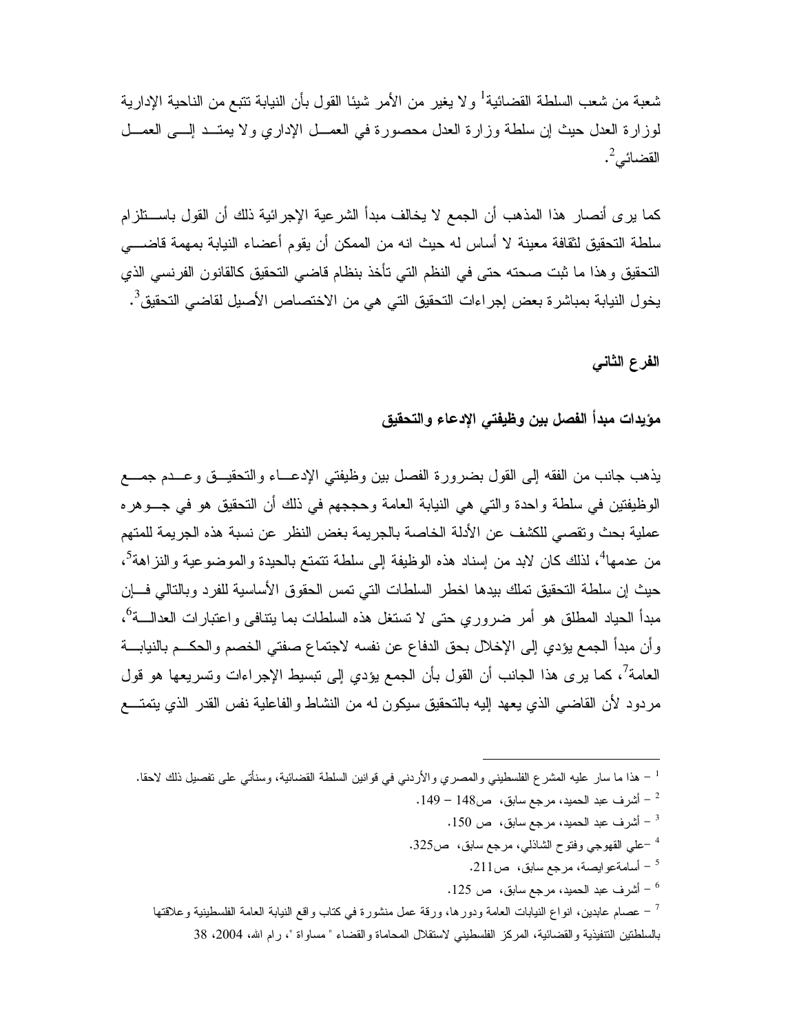شعبة من شعب السلطة القضائية[1] ولا يغير من الأمر شيئا القول بأن النيابة تتبع من الناحية الإدارية لوزارة العدل حيث إن سلطة وزارة العدل محصورة في العمل الإداري ولا يمتد إلى العمل القضائي[2].

كما يرى أنصار هذا المذهب أن الجمع لا يخالف مبدأ الشرعية الإجرائية ذلك أن القول باستلزام سلطة التحقيق لثقافة معينة لا أساس له حيث انه من الممكن أن يقوم أعضاء النيابة بمهمة قاضي التحقيق وهذا ما ثبت صحته حتى في النظم التي تأخذ بنظام قاضي التحقيق كالقانون الفرنسي الذي يخول النيابة بمباشرة بعض إجراءات التحقيق التي هي من الاختصاص الأصيل لقاضي التحقيق[3].

### الفرع الثاني

### مؤيدات مبدأ الفصل بين وظيفتي الإدعاء والتحقيق

يذهب جانب من الفقه إلى القول بضرورة الفصل بين وظيفتي الإدعاء والتحقيق وعدم جمع الوظيفتين في سلطة واحدة والتي هي النيابة العامة وحججهم في ذلك أن التحقيق هو في جوهره عملية بحث وتقصي للكشف عن الأدلة الخاصة بالجريمة بغض النظر عن نسبة هذه الجريمة للمتهم من عدمها[4]، لذلك كان لابد من إسناد هذه الوظيفة إلى سلطة تتمتع بالحيدة والموضوعية والنزاهة[5]، حيث إن سلطة التحقيق تملك بيدها اخطر السلطات التي تمس الحقوق الأساسية للفرد وبالتالي فإن مبدأ الحياد المطلق هو أمر ضروري حتى لا تستغل هذه السلطات بما يتنافى واعتبارات العدالة[6]، وأن مبدأ الجمع يؤدي إلى الإخلال بحق الدفاع عن نفسه لاجتماع صفتي الخصم والحكم بالنيابة العامة[7]، كما يرى هذا الجانب أن القول بأن الجمع يؤدي إلى تبسيط الإجراءات وتسريعها هو قول مردود لأن القاضي الذي يعهد إليه بالتحقيق سيكون له من النشاط والفاعلية نفس القدر الذي يتمتع

---

[1] – هذا ما سار عليه المشرع الفلسطيني والمصري والأردني في قوانين السلطة القضائية، وسنأتي على تفصيل ذلك لاحقا.

[2] – أشرف عبد الحميد، مرجع سابق، ص148 – 149.

[3] – أشرف عبد الحميد، مرجع سابق، ص 150.

[4] –علي القهوجي وفتوح الشاذلي، مرجع سابق، ص325.

[5] – أسامةعوايصة، مرجع سابق، ص211.

[6] – أشرف عبد الحميد، مرجع سابق، ص 125.

[7] – عصام عابدين، انواع النيابات العامة ودورها، ورقة عمل منشورة في كتاب واقع النيابة العامة الفلسطينية وعلاقتها بالسلطتين التنفيذية والقضائية، المركز الفلسطيني لاستقلال المحاماة والقضاء " مساواة "، رام الله، 2004، 38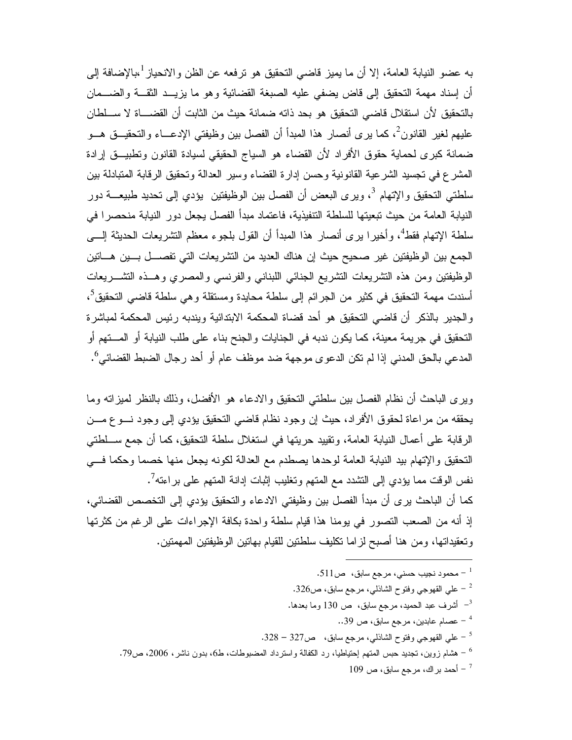به عضو النيابة العامة، إلا أن ما يميز قاضي التحقيق هو ترفعه عن الظن والانحياز[1]،بالإضافة إلى أن إسناد مهمة التحقيق إلى قاض يضفي عليه الصبغة القضائية وهو ما يزيد الثقة والضمان بالتحقيق لأن استقلال قاضي التحقيق هو بحد ذاته ضمانة حيث من الثابت أن القضاة لا سلطان عليهم لغير القانون[2]، كما يرى أنصار هذا المبدأ أن الفصل بين وظيفتي الإدعاء والتحقيق هو ضمانة كبرى لحماية حقوق الأفراد لأن القضاء هو السياج الحقيقي لسيادة القانون وتطبيق إرادة المشرع في تجسيد الشرعية القانونية وحسن إدارة القضاء وسير العدالة وتحقيق الرقابة المتبادلة بين سلطتي التحقيق والإتهام [3]، ويرى البعض أن الفصل بين الوظيفتين يؤدي إلى تحديد طبيعة دور النيابة العامة من حيث تبعيتها للسلطة التنفيذية، فاعتماد مبدأ الفصل يجعل دور النيابة منحصرا في سلطة الإتهام فقط[4]، وأخيرا يرى أنصار هذا المبدأ أن القول بلجوء معظم التشريعات الحديثة إلى الجمع بين الوظيفتين غير صحيح حيث إن هناك العديد من التشريعات التي تفصل بين هاتين الوظيفتين ومن هذه التشريعات التشريع الجنائي اللبناني والفرنسي والمصري وهذه التشريعات أسندت مهمة التحقيق في كثير من الجرائم إلى سلطة محايدة ومستقلة وهي سلطة قاضي التحقيق[5]، والجدير بالذكر أن قاضي التحقيق هو أحد قضاة المحكمة الابتدائية ويندبه رئيس المحكمة لمباشرة التحقيق في جريمة معينة، كما يكون ندبه في الجنايات والجنح بناء على طلب النيابة أو المتهم أو المدعي بالحق المدني إذا لم تكن الدعوى موجهة ضد موظف عام أو أحد رجال الضبط القضائي[6].

ويرى الباحث أن نظام الفصل بين سلطتي التحقيق والادعاء هو الأفضل، وذلك بالنظر لميزاته وما يحققه من مراعاة لحقوق الأفراد، حيث إن وجود نظام قاضي التحقيق يؤدي إلى وجود نوع من الرقابة على أعمال النيابة العامة، وتقييد حريتها في استغلال سلطة التحقيق، كما أن جمع سلطتي التحقيق والإتهام بيد النيابة العامة لوحدها يصطدم مع العدالة لكونه يجعل منها خصما وحكما في نفس الوقت مما يؤدي إلى التشدد مع المتهم وتغليب إثبات إدانة المتهم على براءته[7].
كما أن الباحث يرى أن مبدأ الفصل بين وظيفتي الادعاء والتحقيق يؤدي إلى التخصص القضائي، إذ أنه من الصعب التصور في يومنا هذا قيام سلطة واحدة بكافة الإجراءات على الرغم من كثرتها وتعقيداتها، ومن هنا أصبح لزاما تكليف سلطتين للقيام بهاتين الوظيفتين المهمتين.

---

[1] – محمود نجيب حسني، مرجع سابق، ص511.
[2] – علي القهوجي وفتوح الشاذلي، مرجع سابق، ص326.
[3] – أشرف عبد الحميد، مرجع سابق، ص 130 وما بعدها.
[4] – عصام عابدين، مرجع سابق، ص 39..
[5] – علي القهوجي وفتوح الشاذلي، مرجع سابق، ص327 – 328.
[6] – هشام زوين، تجديد حبس المتهم إحتياطيا، رد الكفالة واسترداد المضبوطات، ط6، بدون ناشر، 2006، ص79.
[7] – أحمد براك، مرجع سابق، ص 109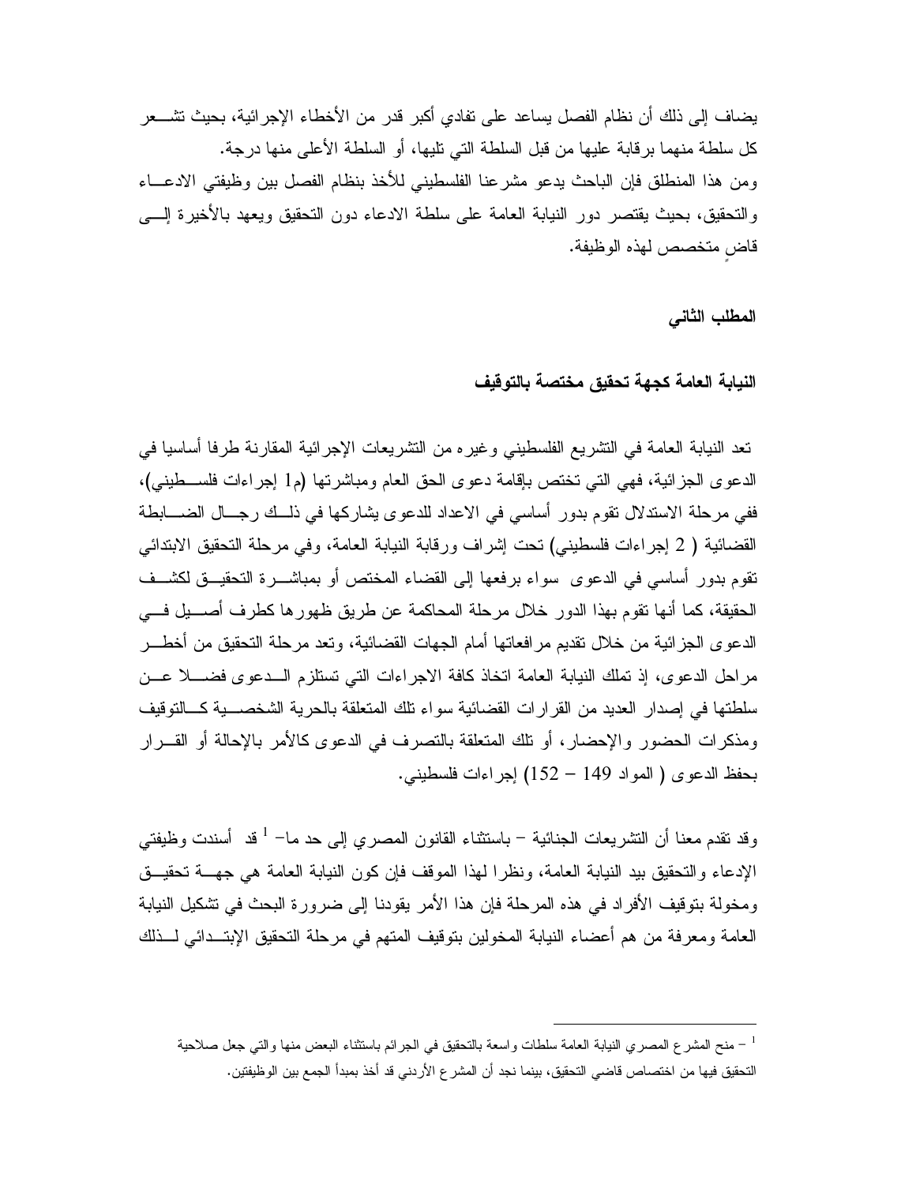يضاف إلى ذلك أن نظام الفصل يساعد على تفادي أكبر قدر من الأخطاء الإجرائية، بحيث تشعر كل سلطة منهما برقابة عليها من قبل السلطة التي تليها، أو السلطة الأعلى منها درجة.

ومن هذا المنطلق فإن الباحث يدعو مشرعنا الفلسطيني للأخذ بنظام الفصل بين وظيفتي الادعاء والتحقيق، بحيث يقتصر دور النيابة العامة على سلطة الادعاء دون التحقيق ويعهد بالأخيرة إلى قاضٍ متخصص لهذه الوظيفة.

### المطلب الثاني

### النيابة العامة كجهة تحقيق مختصة بالتوقيف

تعد النيابة العامة في التشريع الفلسطيني وغيره من التشريعات الإجرائية المقارنة طرفا أساسيا في الدعوى الجزائية، فهي التي تختص بإقامة دعوى الحق العام ومباشرتها (م1 إجراءات فلسطيني)، ففي مرحلة الاستدلال تقوم بدور أساسي في الاعداد للدعوى يشاركها في ذلك رجال الضابطة القضائية ( 2 إجراءات فلسطيني) تحت إشراف ورقابة النيابة العامة، وفي مرحلة التحقيق الابتدائي تقوم بدور أساسي في الدعوى سواء برفعها إلى القضاء المختص أو بمباشرة التحقيق لكشف الحقيقة، كما أنها تقوم بهذا الدور خلال مرحلة المحاكمة عن طريق ظهورها كطرف أصيل في الدعوى الجزائية من خلال تقديم مرافعاتها أمام الجهات القضائية، وتعد مرحلة التحقيق من أخطر مراحل الدعوى، إذ تملك النيابة العامة اتخاذ كافة الاجراءات التي تستلزم الدعوى فضلا عن سلطتها في إصدار العديد من القرارات القضائية سواء تلك المتعلقة بالحرية الشخصية كالتوقيف ومذكرات الحضور والإحضار، أو تلك المتعلقة بالتصرف في الدعوى كالأمر بالإحالة أو القرار بحفظ الدعوى ( المواد 149 – 152) إجراءات فلسطيني.

وقد تقدم معنا أن التشريعات الجنائية – باستثناء القانون المصري إلى حد ما– [1] قد أسندت وظيفتي الإدعاء والتحقيق بيد النيابة العامة، ونظرا لهذا الموقف فإن كون النيابة العامة هي جهة تحقيق ومخولة بتوقيف الأفراد في هذه المرحلة فإن هذا الأمر يقودنا إلى ضرورة البحث في تشكيل النيابة العامة ومعرفة من هم أعضاء النيابة المخولين بتوقيف المتهم في مرحلة التحقيق الإبتدائي لذلك

---

[1] – منح المشرع المصري النيابة العامة سلطات واسعة بالتحقيق في الجرائم باستثناء البعض منها والتي جعل صلاحية التحقيق فيها من اختصاص قاضي التحقيق، بينما نجد أن المشرع الأردني قد أخذ بمبدأ الجمع بين الوظيفتين.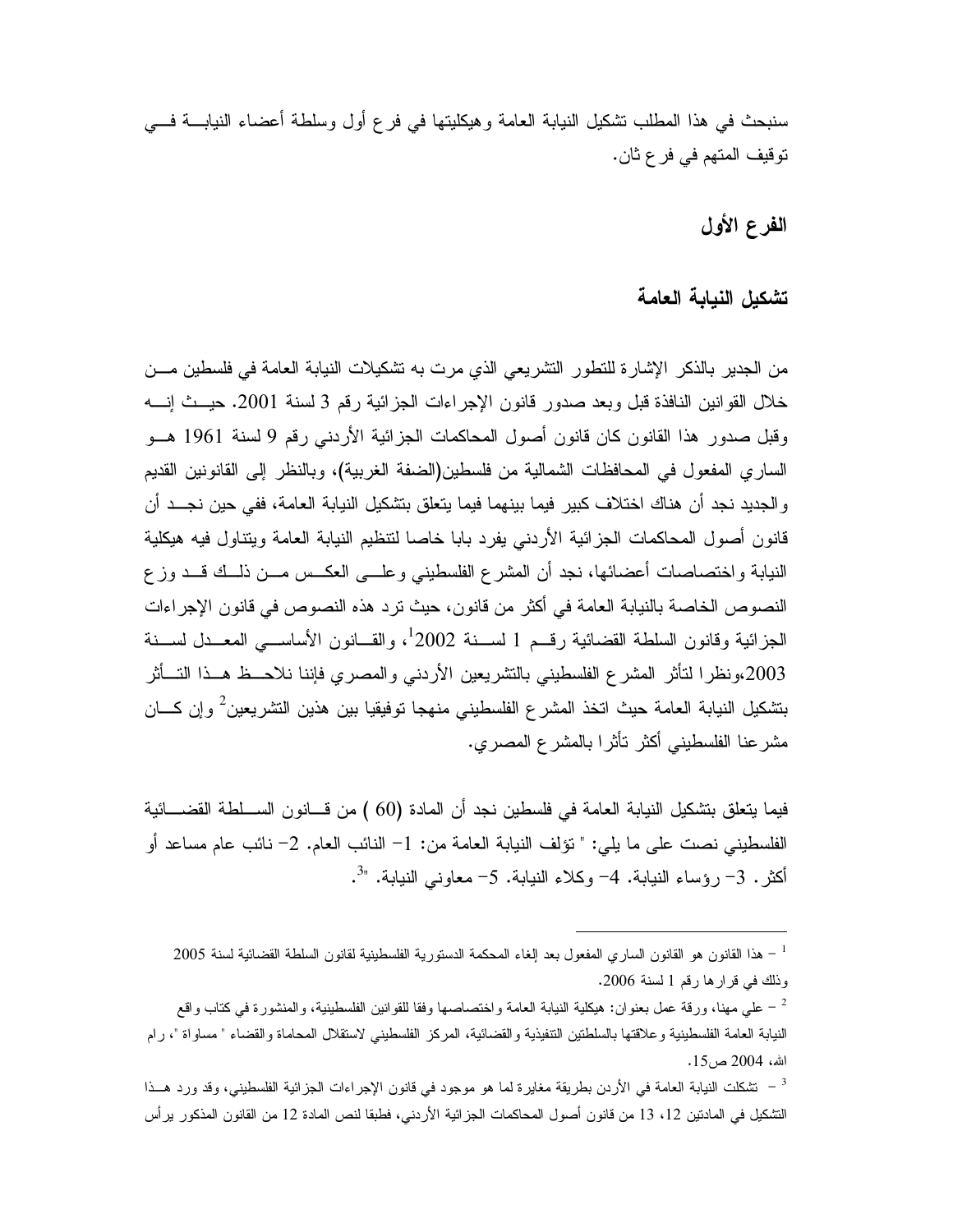سنبحث في هذا المطلب تشكيل النيابة العامة وهيكليتها في فرع أول وسلطة أعضاء النيابة في توقيف المتهم في فرع ثان.

### الفرع الأول

### تشكيل النيابة العامة

من الجدير بالذكر الإشارة للتطور التشريعي الذي مرت به تشكيلات النيابة العامة في فلسطين من خلال القوانين النافذة قبل وبعد صدور قانون الإجراءات الجزائية رقم 3 لسنة 2001. حيث إنه وقبل صدور هذا القانون كان قانون أصول المحاكمات الجزائية الأردني رقم 9 لسنة 1961 هو الساري المفعول في المحافظات الشمالية من فلسطين(الضفة الغربية)، وبالنظر إلى القانونين القديم والجديد نجد أن هناك اختلاف كبير فيما بينهما فيما يتعلق بتشكيل النيابة العامة، ففي حين نجد أن قانون أصول المحاكمات الجزائية الأردني يفرد بابا خاصا لتنظيم النيابة العامة ويتناول فيه هيكلية النيابة واختصاصات أعضائها، نجد أن المشرع الفلسطيني وعلى العكس من ذلك قد وزع النصوص الخاصة بالنيابة العامة في أكثر من قانون، حيث ترد هذه النصوص في قانون الإجراءات الجزائية وقانون السلطة القضائية رقم 1 لسنة 2002[1]، والقانون الأساسي المعدل لسنة 2003،ونظرا لتأثر المشرع الفلسطيني بالتشريعين الأردني والمصري فإننا نلاحظ هذا التأثر بتشكيل النيابة العامة حيث اتخذ المشرع الفلسطيني منهجا توفيقيا بين هذين التشريعين[2] وإن كان مشرعنا الفلسطيني أكثر تأثرا بالمشرع المصري.

فيما يتعلق بتشكيل النيابة العامة في فلسطين نجد أن المادة (60 ) من قانون السلطة القضائية الفلسطيني نصت على ما يلي: " تؤلف النيابة العامة من: 1- النائب العام. 2- نائب عام مساعد أو أكثر. 3- رؤساء النيابة. 4- وكلاء النيابة. 5- معاوني النيابة. "[3].

---

[1] – هذا القانون هو القانون الساري المفعول بعد إلغاء المحكمة الدستورية الفلسطينية لقانون السلطة القضائية لسنة 2005 وذلك في قرارها رقم 1 لسنة 2006.

[2] – علي مهنا، ورقة عمل بعنوان: هيكلية النيابة العامة واختصاصها وفقا للقوانين الفلسطينية، والمنشورة في كتاب واقع النيابة العامة الفلسطينية وعلاقتها بالسلطتين التنفيذية والقضائية، المركز الفلسطيني لاستقلال المحاماة والقضاء " مساواة "، رام الله، 2004 ص15.

[3] – تشكلت النيابة العامة في الأردن بطريقة مغايرة لما هو موجود في قانون الإجراءات الجزائية الفلسطيني، وقد ورد هذا التشكيل في المادتين 12، 13 من قانون أصول المحاكمات الجزائية الأردني، فطبقا لنص المادة 12 من القانون المذكور يرأس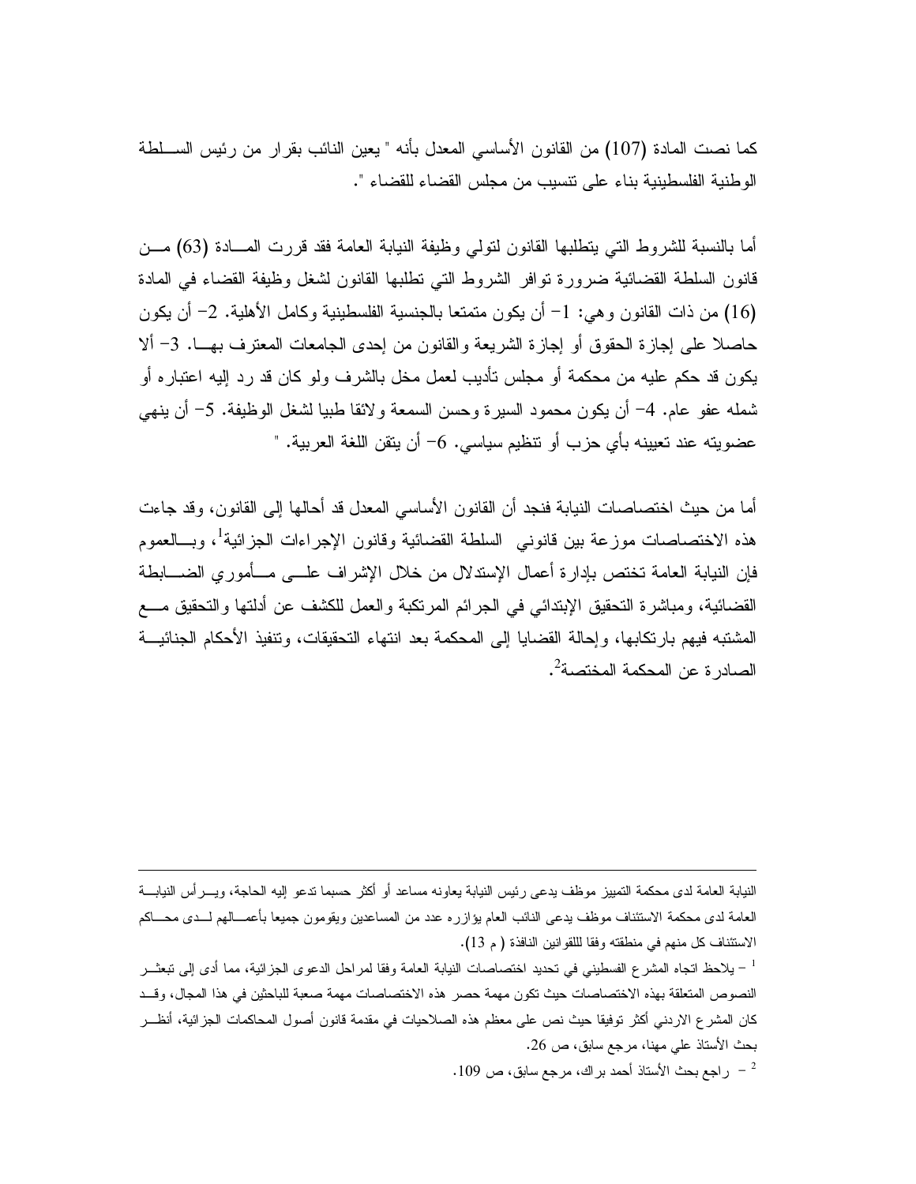كما نصت المادة (107) من القانون الأساسي المعدل بأنه " يعين النائب بقرار من رئيس السلطة الوطنية الفلسطينية بناء على تنسيب من مجلس القضاء للقضاء ".

أما بالنسبة للشروط التي يتطلبها القانون لتولي وظيفة النيابة العامة فقد قررت المادة (63) من قانون السلطة القضائية ضرورة توافر الشروط التي تطلبها القانون لشغل وظيفة القضاء في المادة (16) من ذات القانون وهي: 1- أن يكون متمتعا بالجنسية الفلسطينية وكامل الأهلية. 2- أن يكون حاصلا على إجازة الحقوق أو إجازة الشريعة والقانون من إحدى الجامعات المعترف بها. 3- ألا يكون قد حكم عليه من محكمة أو مجلس تأديب لعمل مخل بالشرف ولو كان قد رد إليه اعتباره أو شمله عفو عام. 4- أن يكون محمود السيرة وحسن السمعة ولائقا طبيا لشغل الوظيفة. 5- أن ينهي عضويته عند تعيينه بأي حزب أو تنظيم سياسي. 6- أن يتقن اللغة العربية. "

أما من حيث اختصاصات النيابة فنجد أن القانون الأساسي المعدل قد أحالها إلى القانون، وقد جاءت هذه الاختصاصات موزعة بين قانوني السلطة القضائية وقانون الإجراءات الجزائية[1]، وبالعموم فإن النيابة العامة تختص بإدارة أعمال الإستدلال من خلال الإشراف على مأموري الضابطة القضائية، ومباشرة التحقيق الإبتدائي في الجرائم المرتكبة والعمل للكشف عن أدلتها والتحقيق مع المشتبه فيهم بارتكابها، وإحالة القضايا إلى المحكمة بعد انتهاء التحقيقات، وتنفيذ الأحكام الجنائية الصادرة عن المحكمة المختصة[2].

---

النيابة العامة لدى محكمة التمييز موظف يدعى رئيس النيابة يعاونه مساعد أو أكثر حسبما تدعو إليه الحاجة، ويرأس النيابة العامة لدى محكمة الاستئناف موظف يدعى النائب العام يؤازره عدد من المساعدين ويقومون جميعا بأعمالهم لدى محاكم الاستئناف كل منهم في منطقته وفقا للقوانين النافذة ( م 13).

[1] - يلاحظ اتجاه المشرع الفسطيني في تحديد اختصاصات النيابة العامة وفقا لمراحل الدعوى الجزائية، مما أدى إلى تبعثر النصوص المتعلقة بهذه الاختصاصات حيث تكون مهمة حصر هذه الاختصاصات مهمة صعبة للباحثين في هذا المجال، وقد كان المشرع الاردني أكثر توفيقا حيث نص على معظم هذه الصلاحيات في مقدمة قانون أصول المحاكمات الجزائية، أنظر بحث الأستاذ علي مهنا، مرجع سابق، ص 26.

[2] - راجع بحث الأستاذ أحمد براك، مرجع سابق، ص 109.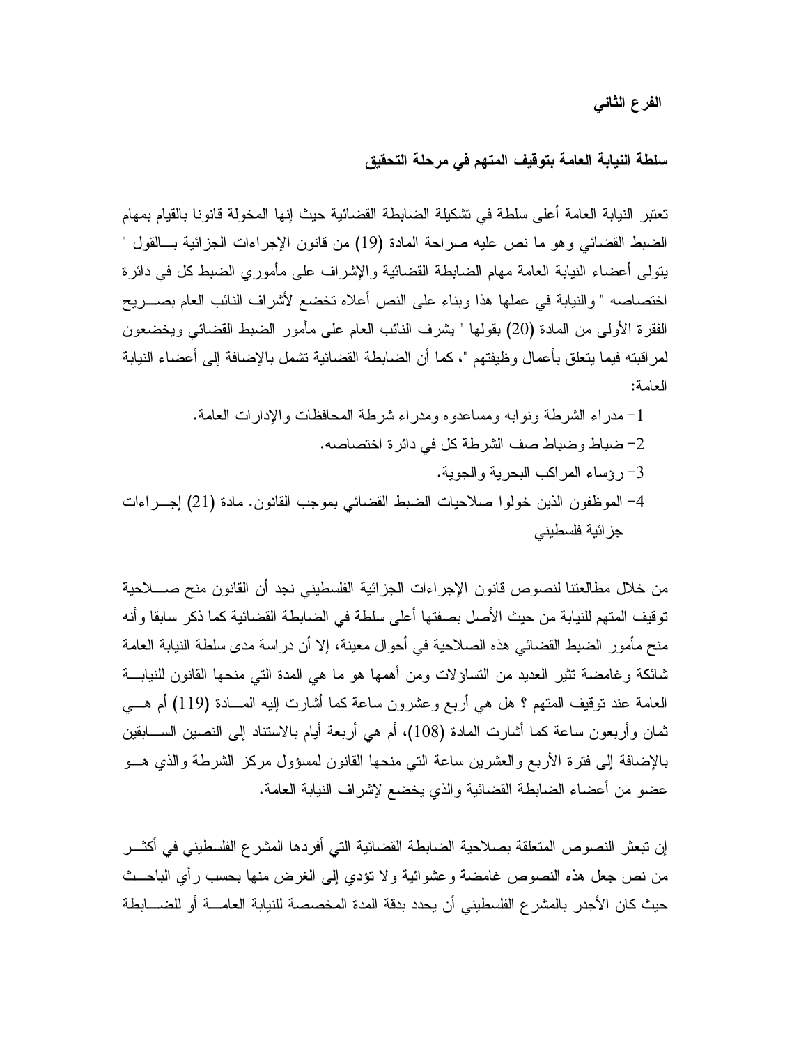### الفرع الثاني

### سلطة النيابة العامة بتوقيف المتهم في مرحلة التحقيق

تعتبر النيابة العامة أعلى سلطة في تشكيلة الضابطة القضائية حيث إنها المخولة قانونا بالقيام بمهام الضبط القضائي وهو ما نص عليه صراحة المادة (19) من قانون الإجراءات الجزائية بالقول " يتولى أعضاء النيابة العامة مهام الضابطة القضائية والإشراف على مأموري الضبط كل في دائرة اختصاصه " والنيابة في عملها هذا وبناء على النص أعلاه تخضع لأشراف النائب العام بصريح الفقرة الأولى من المادة (20) بقولها " يشرف النائب العام على مأمور الضبط القضائي ويخضعون لمراقبته فيما يتعلق بأعمال وظيفتهم "، كما أن الضابطة القضائية تشمل بالإضافة إلى أعضاء النيابة العامة:

1- مدراء الشرطة ونوابه ومساعدوه ومدراء شرطة المحافظات والإدارات العامة.
2- ضباط وضباط صف الشرطة كل في دائرة اختصاصه.
3- رؤساء المراكب البحرية والجوية.
4- الموظفون الذين خولوا صلاحيات الضبط القضائي بموجب القانون. مادة (21) إجراءات جزائية فلسطيني

من خلال مطالعتنا لنصوص قانون الإجراءات الجزائية الفلسطيني نجد أن القانون منح صلاحية توقيف المتهم للنيابة من حيث الأصل بصفتها أعلى سلطة في الضابطة القضائية كما ذكر سابقا وأنه منح مأمور الضبط القضائي هذه الصلاحية في أحوال معينة، إلا أن دراسة مدى سلطة النيابة العامة شائكة وغامضة تثير العديد من التساؤلات ومن أهمها هو ما هي المدة التي منحها القانون للنيابة العامة عند توقيف المتهم ؟ هل هي أربع وعشرون ساعة كما أشارت إليه المادة (119) أم هي ثمان وأربعون ساعة كما أشارت المادة (108)، أم هي أربعة أيام بالاستناد إلى النصين السابقين بالإضافة إلى فترة الأربع والعشرين ساعة التي منحها القانون لمسؤول مركز الشرطة والذي هو عضو من أعضاء الضابطة القضائية والذي يخضع لإشراف النيابة العامة.

إن تبعثر النصوص المتعلقة بصلاحية الضابطة القضائية التي أفردها المشرع الفلسطيني في أكثر من نص جعل هذه النصوص غامضة وعشوائية ولا تؤدي إلى الغرض منها بحسب رأي الباحث حيث كان الأجدر بالمشرع الفلسطيني أن يحدد بدقة المدة المخصصة للنيابة العامة أو للضابطة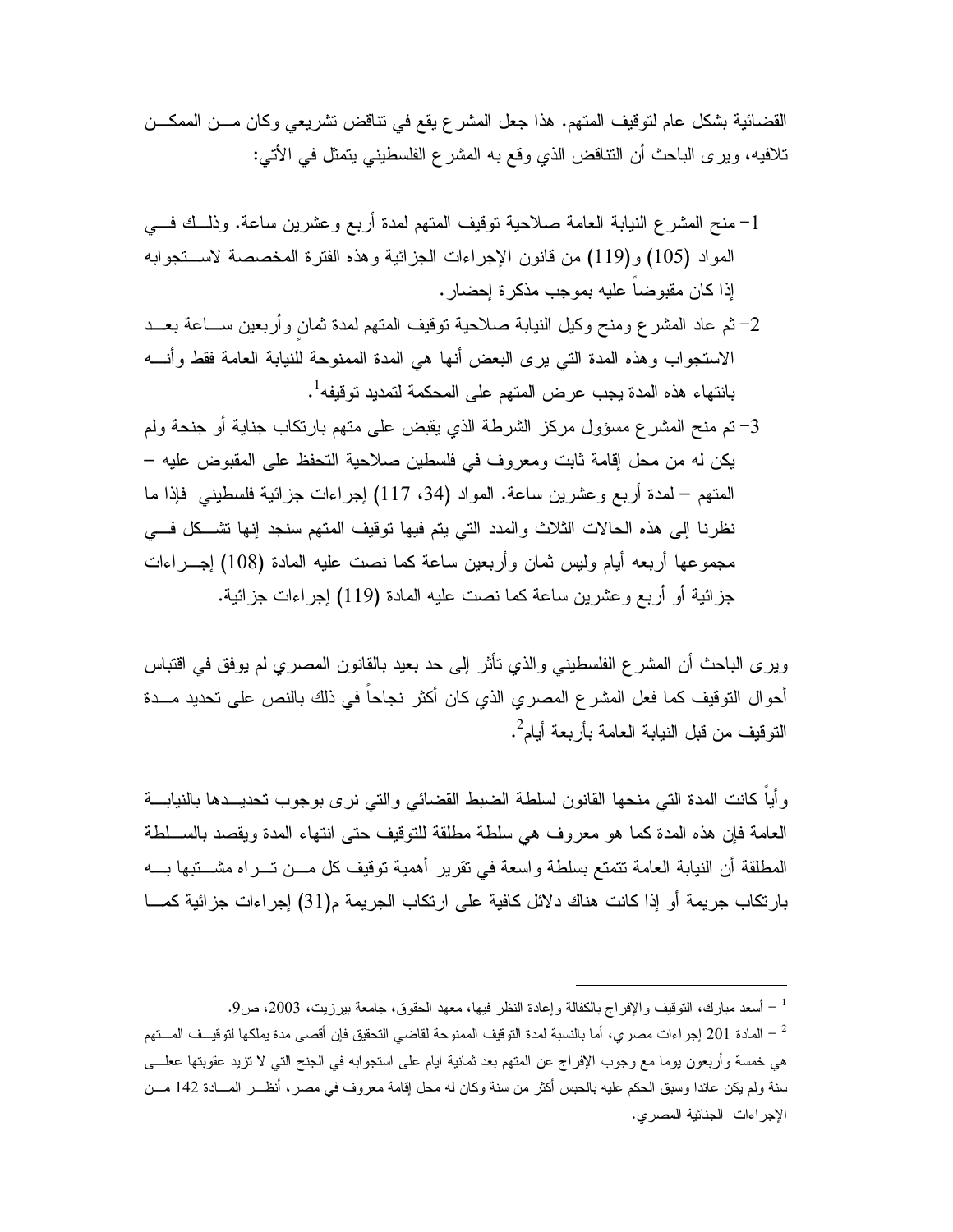القضائية بشكل عام لتوقيف المتهم. هذا جعل المشرع يقع في تناقض تشريعي وكان من الممكن تلافيه، ويرى الباحث أن التناقض الذي وقع به المشرع الفلسطيني يتمثل في الأتي:

1- منح المشرع النيابة العامة صلاحية توقيف المتهم لمدة أربع وعشرين ساعة. وذلك في المواد (105) و(119) من قانون الإجراءات الجزائية وهذه الفترة المخصصة لاستجوابه إذا كان مقبوضاً عليه بموجب مذكرة إحضار.
2- ثم عاد المشرع ومنح وكيل النيابة صلاحية توقيف المتهم لمدة ثمانٍ وأربعين ساعة بعد الاستجواب وهذه المدة التي يرى البعض أنها هي المدة الممنوحة للنيابة العامة فقط وأنه بانتهاء هذه المدة يجب عرض المتهم على المحكمة لتمديد توقيفه[1].
3- تم منح المشرع مسؤول مركز الشرطة الذي يقبض على متهم بارتكاب جناية أو جنحة ولم يكن له من محل إقامة ثابت ومعروف في فلسطين صلاحية التحفظ على المقبوض عليه – المتهم – لمدة أربع وعشرين ساعة. المواد (34، 117) إجراءات جزائية فلسطيني فإذا ما نظرنا إلى هذه الحالات الثلاث والمدد التي يتم فيها توقيف المتهم سنجد إنها تشكل في مجموعها أربعه أيام وليس ثمان وأربعين ساعة كما نصت عليه المادة (108) إجراءات جزائية أو أربع وعشرين ساعة كما نصت عليه المادة (119) إجراءات جزائية.

ويرى الباحث أن المشرع الفلسطيني والذي تأثر إلى حد بعيد بالقانون المصري لم يوفق في اقتباس أحوال التوقيف كما فعل المشرع المصري الذي كان أكثر نجاحاً في ذلك بالنص على تحديد مدة التوقيف من قبل النيابة العامة بأربعة أيام[2].

وأياً كانت المدة التي منحها القانون لسلطة الضبط القضائي والتي نرى بوجوب تحديدها بالنيابة العامة فإن هذه المدة كما هو معروف هي سلطة مطلقة للتوقيف حتى انتهاء المدة ويقصد بالسلطة المطلقة أن النيابة العامة تتمتع بسلطة واسعة في تقرير أهمية توقيف كل من تراه مشتبها به بارتكاب جريمة أو إذا كانت هناك دلائل كافية على ارتكاب الجريمة م(31) إجراءات جزائية كما

---

[1] – أسعد مبارك، التوقيف والإفراج بالكفالة وإعادة النظر فيها، معهد الحقوق، جامعة بيرزيت، 2003، ص9.

[2] – المادة 201 إجراءات مصري، أما بالنسبة لمدة التوقيف الممنوحة لقاضي التحقيق فإن أقصى مدة يملكها لتوقيف المتهم هي خمسة وأربعون يوما مع وجوب الإفراج عن المتهم بعد ثمانية ايام على استجوابه في الجنح التي لا تزيد عقوبتها على سنة ولم يكن عائدا وسبق الحكم عليه بالحبس أكثر من سنة وكان له محل إقامة معروف في مصر، أنظر المادة 142 من الإجراءات الجنائية المصري.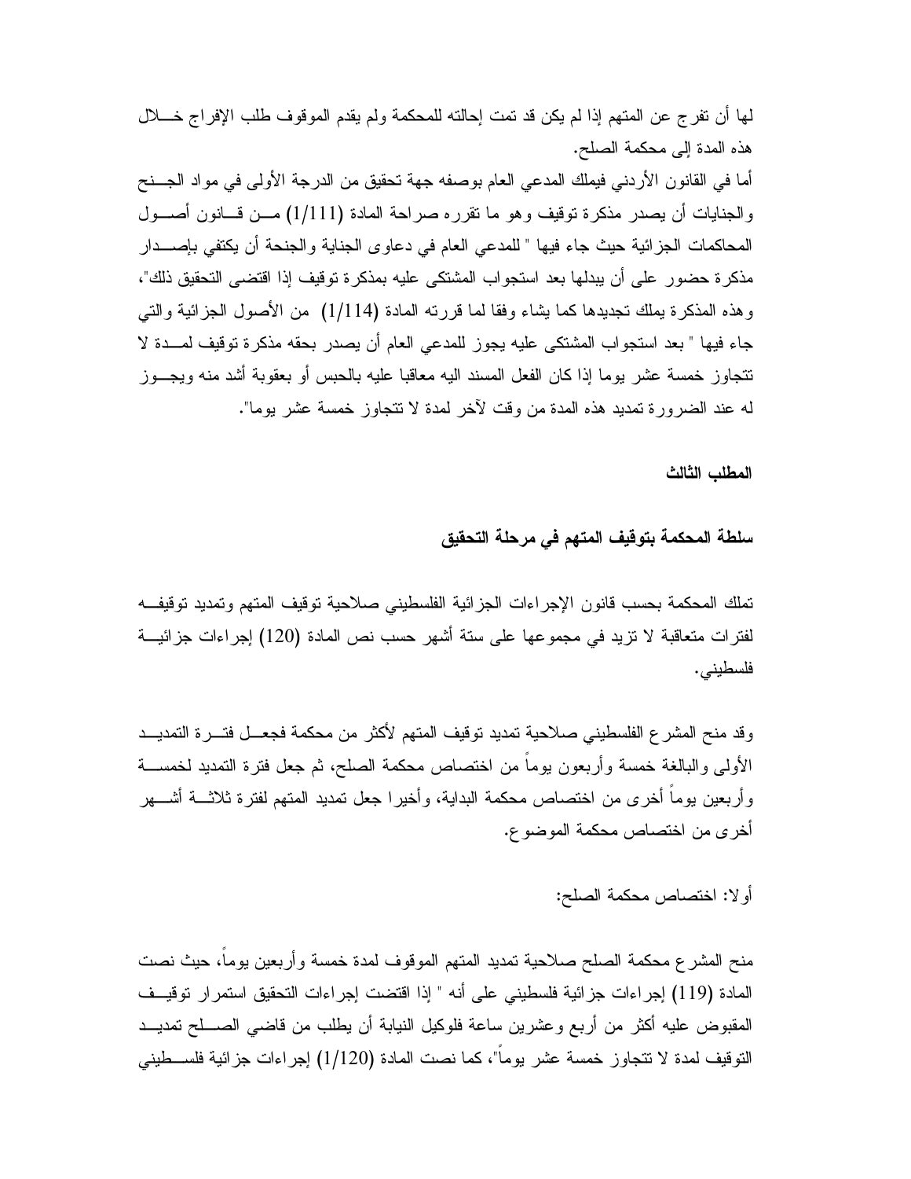لها أن تفرج عن المتهم إذا لم يكن قد تمت إحالته للمحكمة ولم يقدم الموقوف طلب الإفراج خلال هذه المدة إلى محكمة الصلح.

أما في القانون الأردني فيملك المدعي العام بوصفه جهة تحقيق من الدرجة الأولى في مواد الجنح والجنايات أن يصدر مذكرة توقيف وهو ما تقرره صراحة المادة (1/111) من قانون أصول المحاكمات الجزائية حيث جاء فيها " للمدعي العام في دعاوى الجناية والجنحة أن يكتفي بإصدار مذكرة حضور على أن يبدلها بعد استجواب المشتكى عليه بمذكرة توقيف إذا اقتضى التحقيق ذلك"، وهذه المذكرة يملك تجديدها كما يشاء وفقا لما قررته المادة (1/114) من الأصول الجزائية والتي جاء فيها " بعد استجواب المشتكى عليه يجوز للمدعي العام أن يصدر بحقه مذكرة توقيف لمدة لا تتجاوز خمسة عشر يوما إذا كان الفعل المسند اليه معاقبا عليه بالحبس أو بعقوبة أشد منه ويجوز له عند الضرورة تمديد هذه المدة من وقت لآخر لمدة لا تتجاوز خمسة عشر يوما".

### المطلب الثالث

### سلطة المحكمة بتوقيف المتهم في مرحلة التحقيق

تملك المحكمة بحسب قانون الإجراءات الجزائية الفلسطيني صلاحية توقيف المتهم وتمديد توقيفه لفترات متعاقبة لا تزيد في مجموعها على ستة أشهر حسب نص المادة (120) إجراءات جزائية فلسطيني.

وقد منح المشرع الفلسطيني صلاحية تمديد توقيف المتهم لأكثر من محكمة فجعل فترة التمديد الأولى والبالغة خمسة وأربعون يوماً من اختصاص محكمة الصلح، ثم جعل فترة التمديد لخمسة وأربعين يوماً أخرى من اختصاص محكمة البداية، وأخيرا جعل تمديد المتهم لفترة ثلاثة أشهر أخرى من اختصاص محكمة الموضوع.

أولا: اختصاص محكمة الصلح:

منح المشرع محكمة الصلح صلاحية تمديد المتهم الموقوف لمدة خمسة وأربعين يوماً، حيث نصت المادة (119) إجراءات جزائية فلسطيني على أنه " إذا اقتضت إجراءات التحقيق استمرار توقيف المقبوض عليه أكثر من أربع وعشرين ساعة فلوكيل النيابة أن يطلب من قاضي الصلح تمديد التوقيف لمدة لا تتجاوز خمسة عشر يوماً"، كما نصت المادة (1/120) إجراءات جزائية فلسطيني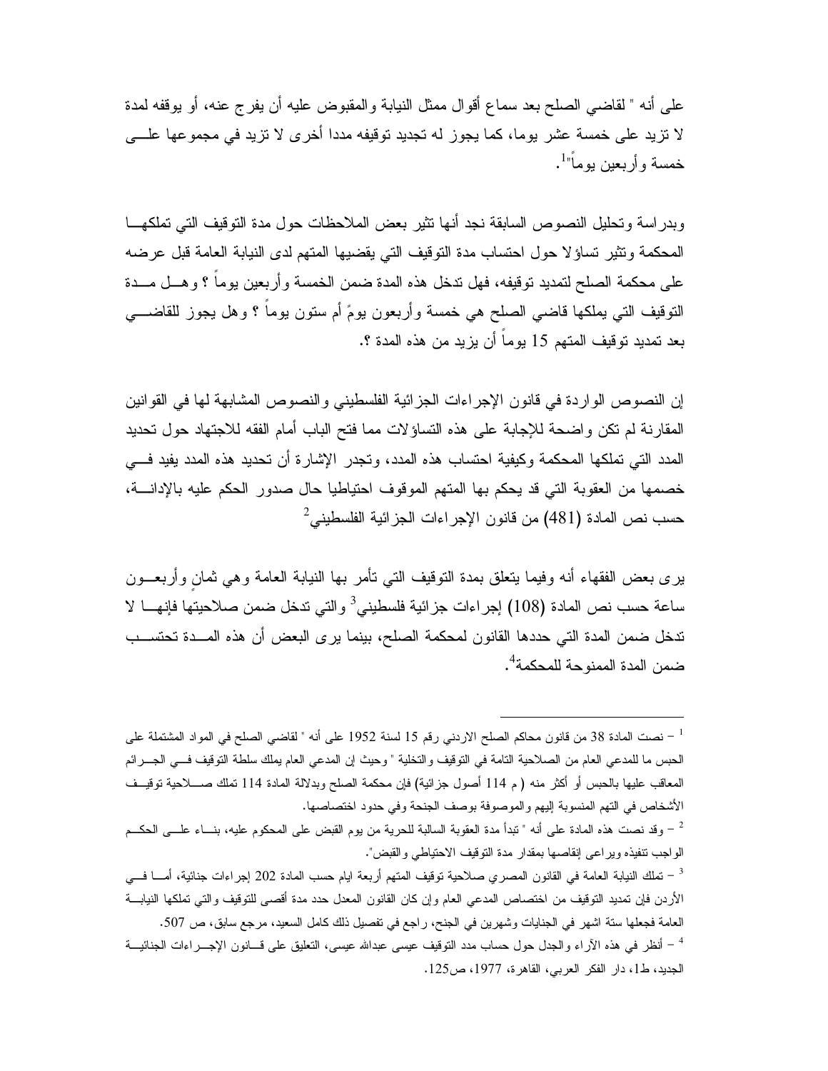على أنه " لقاضي الصلح بعد سماع أقوال ممثل النيابة والمقبوض عليه أن يفرج عنه، أو يوقفه لمدة لا تزيد على خمسة عشر يوما، كما يجوز له تجديد توقيفه مددا أخرى لا تزيد في مجموعها على خمسة وأربعين يوماً"[1].

وبدراسة وتحليل النصوص السابقة نجد أنها تثير بعض الملاحظات حول مدة التوقيف التي تملكها المحكمة وتثير تساؤلا حول احتساب مدة التوقيف التي يقضيها المتهم لدى النيابة العامة قبل عرضه على محكمة الصلح لتمديد توقيفه، فهل تدخل هذه المدة ضمن الخمسة وأربعين يوماً ؟ وهل مدة التوقيف التي يملكها قاضي الصلح هي خمسة وأربعون يومً أم ستون يوماً ؟ وهل يجوز للقاضي بعد تمديد توقيف المتهم 15 يوماً أن يزيد من هذه المدة ؟.

إن النصوص الواردة في قانون الإجراءات الجزائية الفلسطيني والنصوص المشابهة لها في القوانين المقارنة لم تكن واضحة للإجابة على هذه التساؤلات مما فتح الباب أمام الفقه للاجتهاد حول تحديد المدد التي تملكها المحكمة وكيفية احتساب هذه المدد، وتجدر الإشارة أن تحديد هذه المدد يفيد في خصمها من العقوبة التي قد يحكم بها المتهم الموقوف احتياطيا حال صدور الحكم عليه بالإدانة، حسب نص المادة (481) من قانون الإجراءات الجزائية الفلسطيني[2]

يرى بعض الفقهاء أنه وفيما يتعلق بمدة التوقيف التي تأمر بها النيابة العامة وهي ثمانٍ وأربعون ساعة حسب نص المادة (108) إجراءات جزائية فلسطيني[3] والتي تدخل ضمن صلاحيتها فإنها لا تدخل ضمن المدة التي حددها القانون لمحكمة الصلح، بينما يرى البعض أن هذه المدة تحتسب ضمن المدة الممنوحة للمحكمة[4].

---

[1] – نصت المادة 38 من قانون محاكم الصلح الاردني رقم 15 لسنة 1952 على أنه " لقاضي الصلح في المواد المشتملة على الحبس ما للمدعي العام من الصلاحية التامة في التوقيف والتخلية " وحيث إن المدعي العام يملك سلطة التوقيف في الجرائم المعاقب عليها بالحبس أو أكثر منه ( م 114 أصول جزائية) فإن محكمة الصلح وبدلالة المادة 114 تملك صلاحية توقيف الأشخاص في التهم المنسوبة إليهم والموصوفة بوصف الجنحة وفي حدود اختصاصها.

[2] – وقد نصت هذه المادة على أنه " تبدأ مدة العقوبة السالبة للحرية من يوم القبض على المحكوم عليه، بناء على الحكم الواجب تنفيذه ويراعى إنقاصها بمقدار مدة التوقيف الاحتياطي والقبض".

[3] – تملك النيابة العامة في القانون المصري صلاحية توقيف المتهم أربعة ايام حسب المادة 202 إجراءات جنائية، أما في الأردن فإن تمديد التوقيف من اختصاص المدعي العام وإن كان القانون المعدل حدد مدة أقصى للتوقيف والتي تملكها النيابة العامة فجعلها ستة اشهر في الجنايات وشهرين في الجنح، راجع في تفصيل ذلك كامل السعيد، مرجع سابق، ص 507.

[4] – أنظر في هذه الآراء والجدل حول حساب مدد التوقيف عيسى عبدالله عيسى، التعليق على قانون الإجراءات الجنائية الجديد، ط1، دار الفكر العربي، القاهرة، 1977، ص125.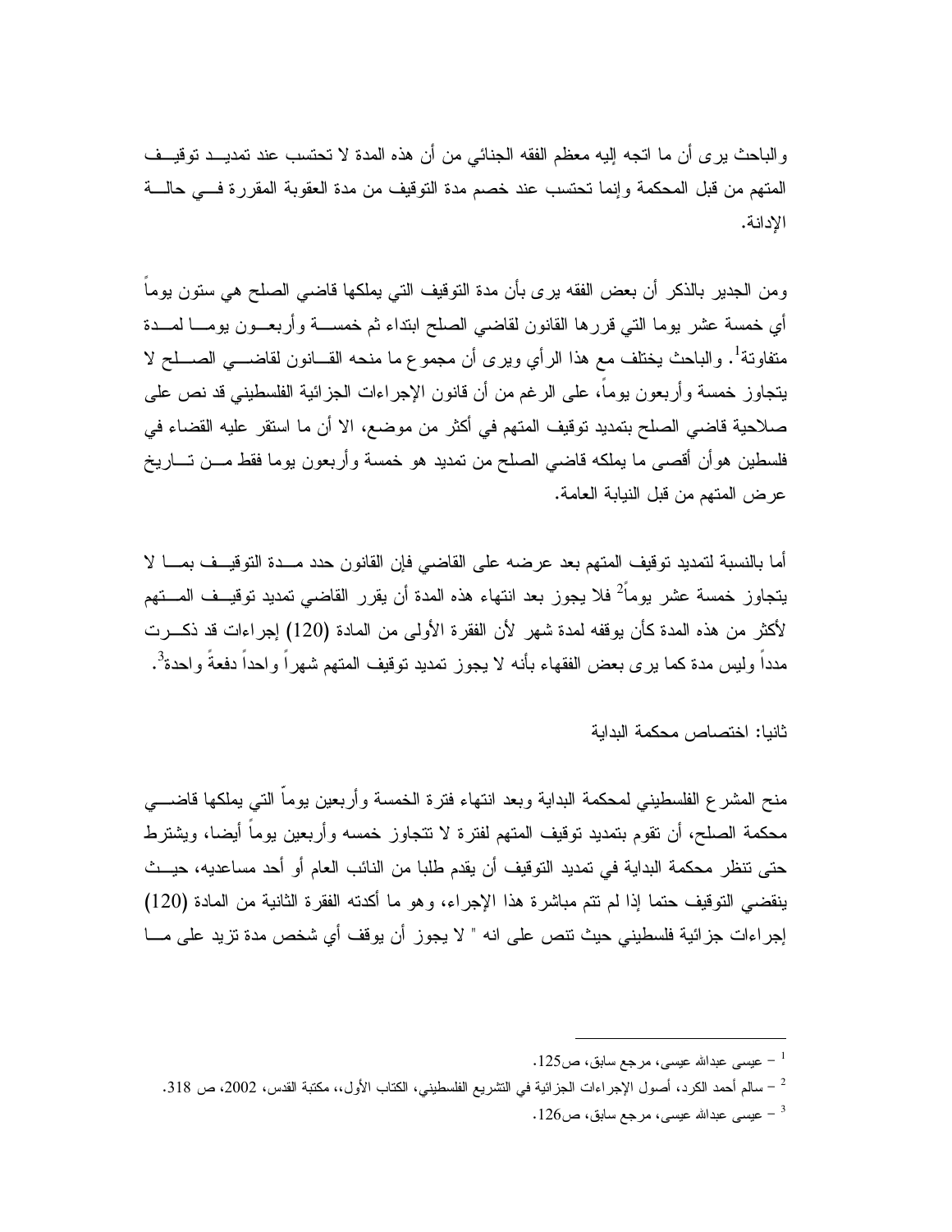والباحث يرى أن ما اتجه إليه معظم الفقه الجنائي من أن هذه المدة لا تحتسب عند تمديد توقيف المتهم من قبل المحكمة وإنما تحتسب عند خصم مدة التوقيف من مدة العقوبة المقررة في حالة الإدانة.

ومن الجدير بالذكر أن بعض الفقه يرى بأن مدة التوقيف التي يملكها قاضي الصلح هي ستون يوماً أي خمسة عشر يوما التي قررها القانون لقاضي الصلح ابتداء ثم خمسة وأربعون يوما لمدة متفاوتة[1]. والباحث يختلف مع هذا الرأي ويرى أن مجموع ما منحه القانون لقاضي الصلح لا يتجاوز خمسة وأربعون يوماً، على الرغم من أن قانون الإجراءات الجزائية الفلسطيني قد نص على صلاحية قاضي الصلح بتمديد توقيف المتهم في أكثر من موضع، الا أن ما استقر عليه القضاء في فلسطين هوأن أقصى ما يملكه قاضي الصلح من تمديد هو خمسة وأربعون يوما فقط من تاريخ عرض المتهم من قبل النيابة العامة.

أما بالنسبة لتمديد توقيف المتهم بعد عرضه على القاضي فإن القانون حدد مدة التوقيف بما لا يتجاوز خمسة عشر يوماً[2] فلا يجوز بعد انتهاء هذه المدة أن يقرر القاضي تمديد توقيف المتهم لأكثر من هذه المدة كأن يوقفه لمدة شهر لأن الفقرة الأولى من المادة (120) إجراءات قد ذكرت مدداً وليس مدة كما يرى بعض الفقهاء بأنه لا يجوز تمديد توقيف المتهم شهراً واحداً دفعةً واحدة[3].

ثانيا: اختصاص محكمة البداية

منح المشرع الفلسطيني لمحكمة البداية وبعد انتهاء فترة الخمسة وأربعين يوماً التي يملكها قاضي محكمة الصلح، أن تقوم بتمديد توقيف المتهم لفترة لا تتجاوز خمسه وأربعين يوماً أيضا، ويشترط حتى تنظر محكمة البداية في تمديد التوقيف أن يقدم طلبا من النائب العام أو أحد مساعديه، حيث ينقضي التوقيف حتما إذا لم تتم مباشرة هذا الإجراء، وهو ما أكدته الفقرة الثانية من المادة (120) إجراءات جزائية فلسطيني حيث تنص على انه " لا يجوز أن يوقف أي شخص مدة تزيد على ما

---

[1] – عيسى عبدالله عيسى، مرجع سابق، ص125.

[2] – سالم أحمد الكرد، أصول الإجراءات الجزائية في التشريع الفلسطيني، الكتاب الأول،، مكتبة القدس، 2002، ص 318.

[3] – عيسى عبدالله عيسى، مرجع سابق، ص126.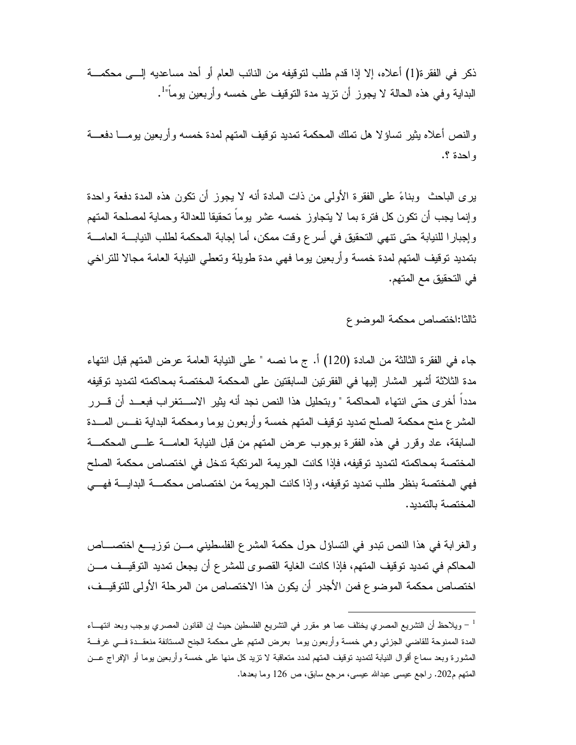ذكر في الفقرة(1) أعلاه، إلا إذا قدم طلب لتوقيفه من النائب العام أو أحد مساعديه إلى محكمة البداية وفي هذه الحالة لا يجوز أن تزيد مدة التوقيف على خمسه وأربعين يوماً"[1].

والنص أعلاه يثير تساؤلا هل تملك المحكمة تمديد توقيف المتهم لمدة خمسه وأربعين يوما دفعة واحدة ؟.

يرى الباحث وبناءً على الفقرة الأولى من ذات المادة أنه لا يجوز أن تكون هذه المدة دفعة واحدة وإنما يجب أن تكون كل فترة بما لا يتجاوز خمسه عشر يوماً تحقيقا للعدالة وحماية لمصلحة المتهم وإجبارا للنيابة حتى تنهي التحقيق في أسرع وقت ممكن، أما إجابة المحكمة لطلب النيابة العامة بتمديد توقيف المتهم لمدة خمسة وأربعين يوما فهي مدة طويلة وتعطي النيابة العامة مجالا للتراخي في التحقيق مع المتهم.

ثالثا:اختصاص محكمة الموضوع

جاء في الفقرة الثالثة من المادة (120) أ. ج ما نصه " على النيابة العامة عرض المتهم قبل انتهاء مدة الثلاثة أشهر المشار إليها في الفقرتين السابقتين على المحكمة المختصة بمحاكمته لتمديد توقيفه مدداً أخرى حتى انتهاء المحاكمة " وبتحليل هذا النص نجد أنه يثير الاستغراب فبعد أن قرر المشرع منح محكمة الصلح تمديد توقيف المتهم خمسة وأربعون يوما ومحكمة البداية نفس المدة السابقة، عاد وقرر في هذه الفقرة بوجوب عرض المتهم من قبل النيابة العامة على المحكمة المختصة بمحاكمته لتمديد توقيفه، فإذا كانت الجريمة المرتكبة تدخل في اختصاص محكمة الصلح فهي المختصة بنظر طلب تمديد توقيفه، وإذا كانت الجريمة من اختصاص محكمة البداية فهي المختصة بالتمديد.

والغرابة في هذا النص تبدو في التساؤل حول حكمة المشرع الفلسطيني من توزيع اختصاص المحاكم في تمديد توقيف المتهم، فإذا كانت الغاية القصوى للمشرع أن يجعل تمديد التوقيف من اختصاص محكمة الموضوع فمن الأجدر أن يكون هذا الاختصاص من المرحلة الأولى للتوقيف،

---

[1] – ويلاحظ أن التشريع المصري يختلف عما هو مقرر في التشريع الفلسطين حيث إن القانون المصري يوجب وبعد انتهاء المدة الممنوحة للقاضي الجزئي وهي خمسة وأربعون يوما بعرض المتهم على محكمة الجنح المستانفة منعقدة في غرفة المشورة وبعد سماع أقوال النيابة لتمديد توقيف المتهم لمدد متعاقبة لا تزيد كل منها على خمسة وأربعين يوما أو الإفراج عن المتهم م202. راجع عيسى عبدالله عيسى، مرجع سابق، ص 126 وما بعدها.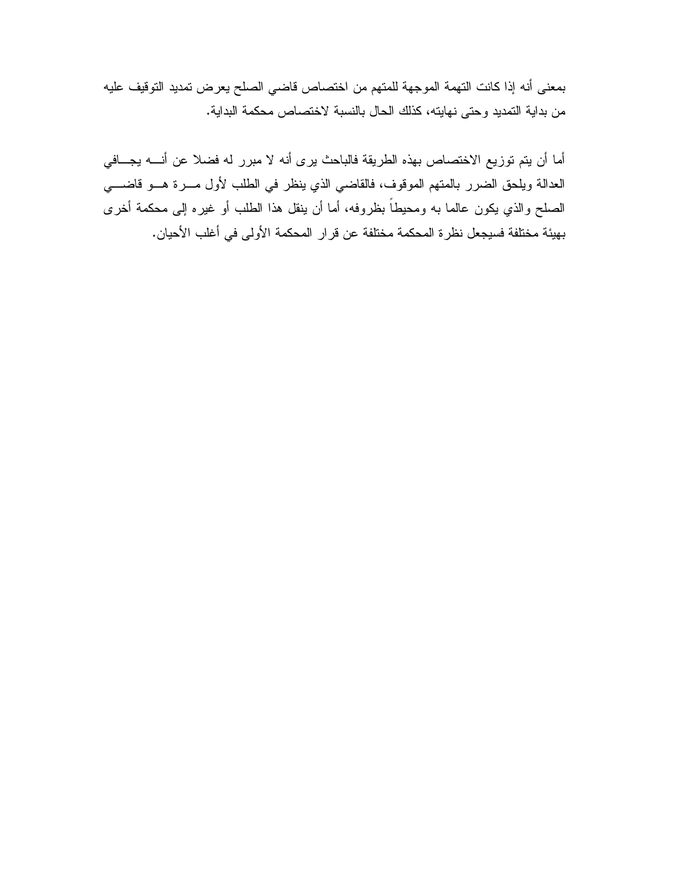بمعنى أنه إذا كانت التهمة الموجهة للمتهم من اختصاص قاضي الصلح يعرض تمديد التوقيف عليه من بداية التمديد وحتى نهايته، كذلك الحال بالنسبة لاختصاص محكمة البداية.

أما أن يتم توزيع الاختصاص بهذه الطريقة فالباحث يرى أنه لا مبرر له فضلا عن أنه يجافي العدالة ويلحق الضرر بالمتهم الموقوف، فالقاضي الذي ينظر في الطلب لأول مرة هو قاضي الصلح والذي يكون عالما به ومحيطاً بظروفه، أما أن ينقل هذا الطلب أو غيره إلى محكمة أخرى بهيئة مختلفة فسيجعل نظرة المحكمة مختلفة عن قرار المحكمة الأولى في أغلب الأحيان.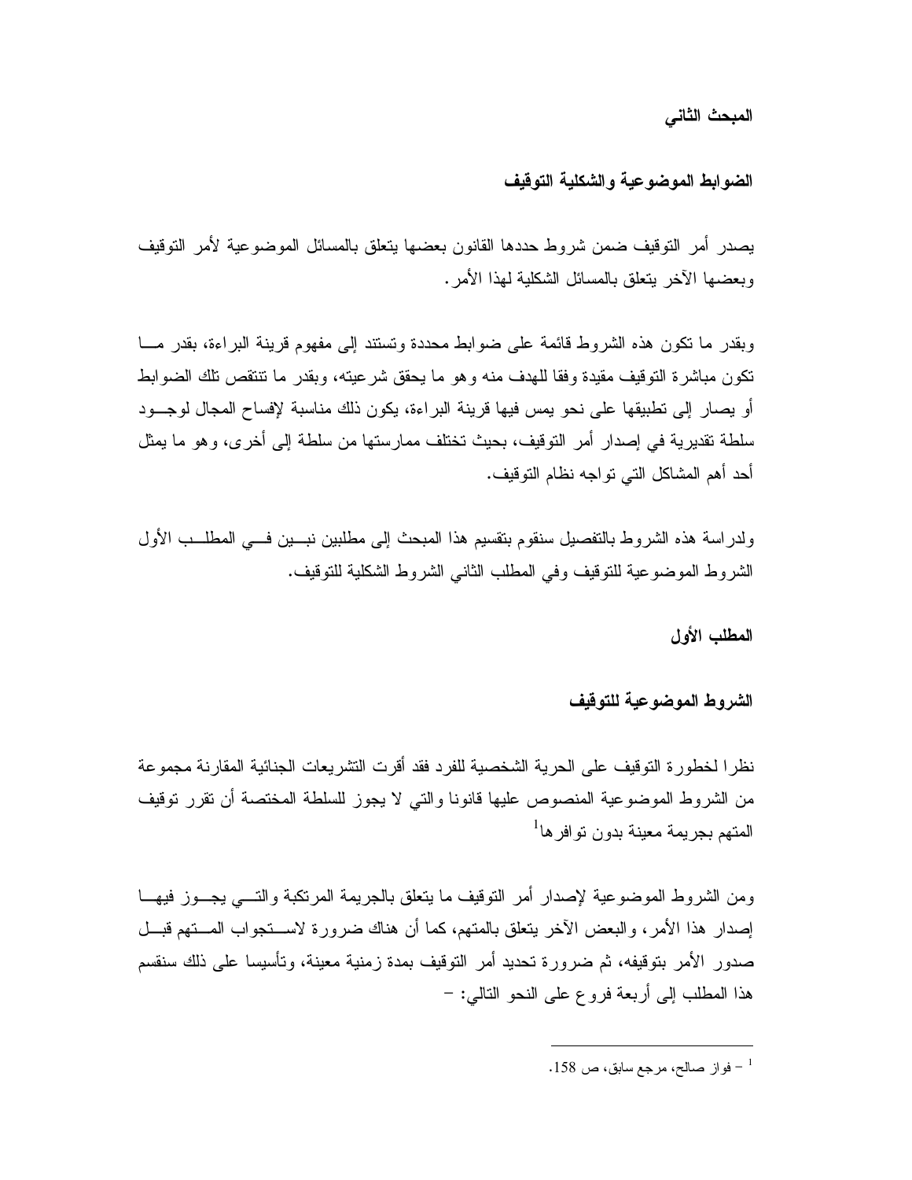## المبحث الثاني

## الضوابط الموضوعية والشكلية التوقيف

يصدر أمر التوقيف ضمن شروط حددها القانون بعضها يتعلق بالمسائل الموضوعية لأمر التوقيف وبعضها الآخر يتعلق بالمسائل الشكلية لهذا الأمر.

وبقدر ما تكون هذه الشروط قائمة على ضوابط محددة وتستند إلى مفهوم قرينة البراءة، بقدر ما تكون مباشرة التوقيف مقيدة وفقا للهدف منه وهو ما يحقق شرعيته، وبقدر ما تنتقص تلك الضوابط أو يصار إلى تطبيقها على نحو يمس فيها قرينة البراءة، يكون ذلك مناسبة لإفساح المجال لوجود سلطة تقديرية في إصدار أمر التوقيف، بحيث تختلف ممارستها من سلطة إلى أخرى، وهو ما يمثل أحد أهم المشاكل التي تواجه نظام التوقيف.

ولدراسة هذه الشروط بالتفصيل سنقوم بتقسيم هذا المبحث إلى مطلبين نبين في المطلب الأول الشروط الموضوعية للتوقيف وفي المطلب الثاني الشروط الشكلية للتوقيف.

### المطلب الأول

### الشروط الموضوعية للتوقيف

نظرا لخطورة التوقيف على الحرية الشخصية للفرد فقد أقرت التشريعات الجنائية المقارنة مجموعة من الشروط الموضوعية المنصوص عليها قانونا والتي لا يجوز للسلطة المختصة أن تقرر توقيف المتهم بجريمة معينة بدون توافرها[1]

ومن الشروط الموضوعية لإصدار أمر التوقيف ما يتعلق بالجريمة المرتكبة والتي يجوز فيها إصدار هذا الأمر، والبعض الآخر يتعلق بالمتهم، كما أن هناك ضرورة لاستجواب المتهم قبل صدور الأمر بتوقيفه، ثم ضرورة تحديد أمر التوقيف بمدة زمنية معينة، وتأسيسا على ذلك سنقسم هذا المطلب إلى أربعة فروع على النحو التالي: -

---

[1] – فواز صالح، مرجع سابق، ص 158.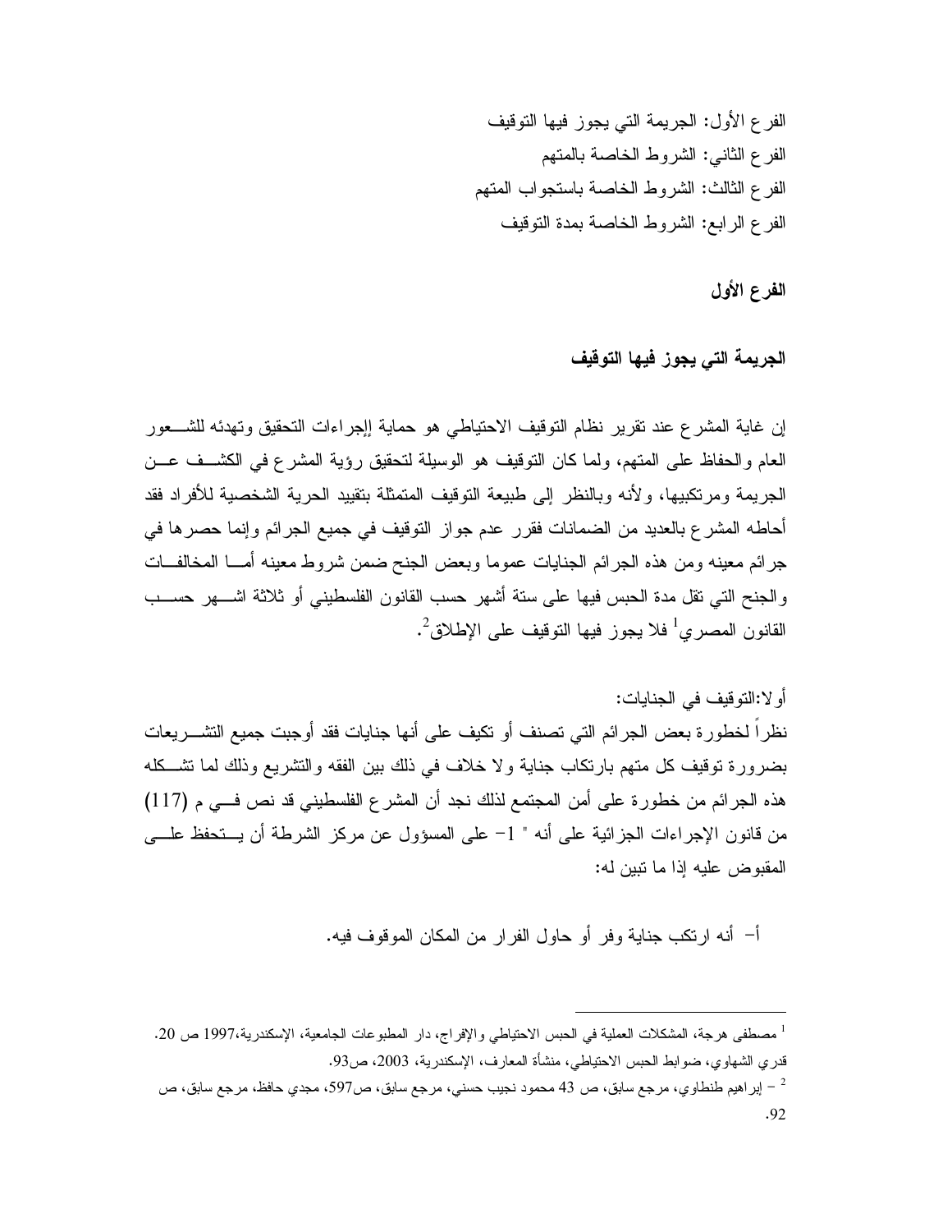الفرع الأول: الجريمة التي يجوز فيها التوقيف

الفرع الثاني: الشروط الخاصة بالمتهم

الفرع الثالث: الشروط الخاصة باستجواب المتهم

الفرع الرابع: الشروط الخاصة بمدة التوقيف

## الفرع الأول

### الجريمة التي يجوز فيها التوقيف

إن غاية المشرع عند تقرير نظام التوقيف الاحتياطي هو حماية إجراءات التحقيق وتهدئه للشعور العام والحفاظ على المتهم، ولما كان التوقيف هو الوسيلة لتحقيق رؤية المشرع في الكشف عن الجريمة ومرتكبيها، ولأنه وبالنظر إلى طبيعة التوقيف المتمثلة بتقييد الحرية الشخصية للأفراد فقد أحاطه المشرع بالعديد من الضمانات فقرر عدم جواز التوقيف في جميع الجرائم وإنما حصرها في جرائم معينه ومن هذه الجرائم الجنايات عموما وبعض الجنح ضمن شروط معينه أما المخالفات والجنح التي تقل مدة الحبس فيها على ستة أشهر حسب القانون الفلسطيني أو ثلاثة اشهر حسب القانون المصري[1] فلا يجوز فيها التوقيف على الإطلاق[2].

أولا:التوقيف في الجنايات:

نظراً لخطورة بعض الجرائم التي تصنف أو تكيف على أنها جنايات فقد أوجبت جميع التشريعات بضرورة توقيف كل متهم بارتكاب جناية ولا خلاف في ذلك بين الفقه والتشريع وذلك لما تشكله هذه الجرائم من خطورة على أمن المجتمع لذلك نجد أن المشرع الفلسطيني قد نص في م (117) من قانون الإجراءات الجزائية على أنه " 1- على المسؤول عن مركز الشرطة أن يتحفظ على المقبوض عليه إذا ما تبين له:

أ- أنه ارتكب جناية وفر أو حاول الفرار من المكان الموقوف فيه.

---

[1] مصطفى هرجة، المشكلات العملية في الحبس الاحتياطي والإفراج، دار المطبوعات الجامعية، الإسكندرية،1997 ص 20. قدري الشهاوي، ضوابط الحبس الاحتياطي، منشأة المعارف، الإسكندرية، 2003، ص93.

[2] – إبراهيم طنطاوي، مرجع سابق، ص 43 محمود نجيب حسني، مرجع سابق، ص597، مجدي حافظ، مرجع سابق، ص 92.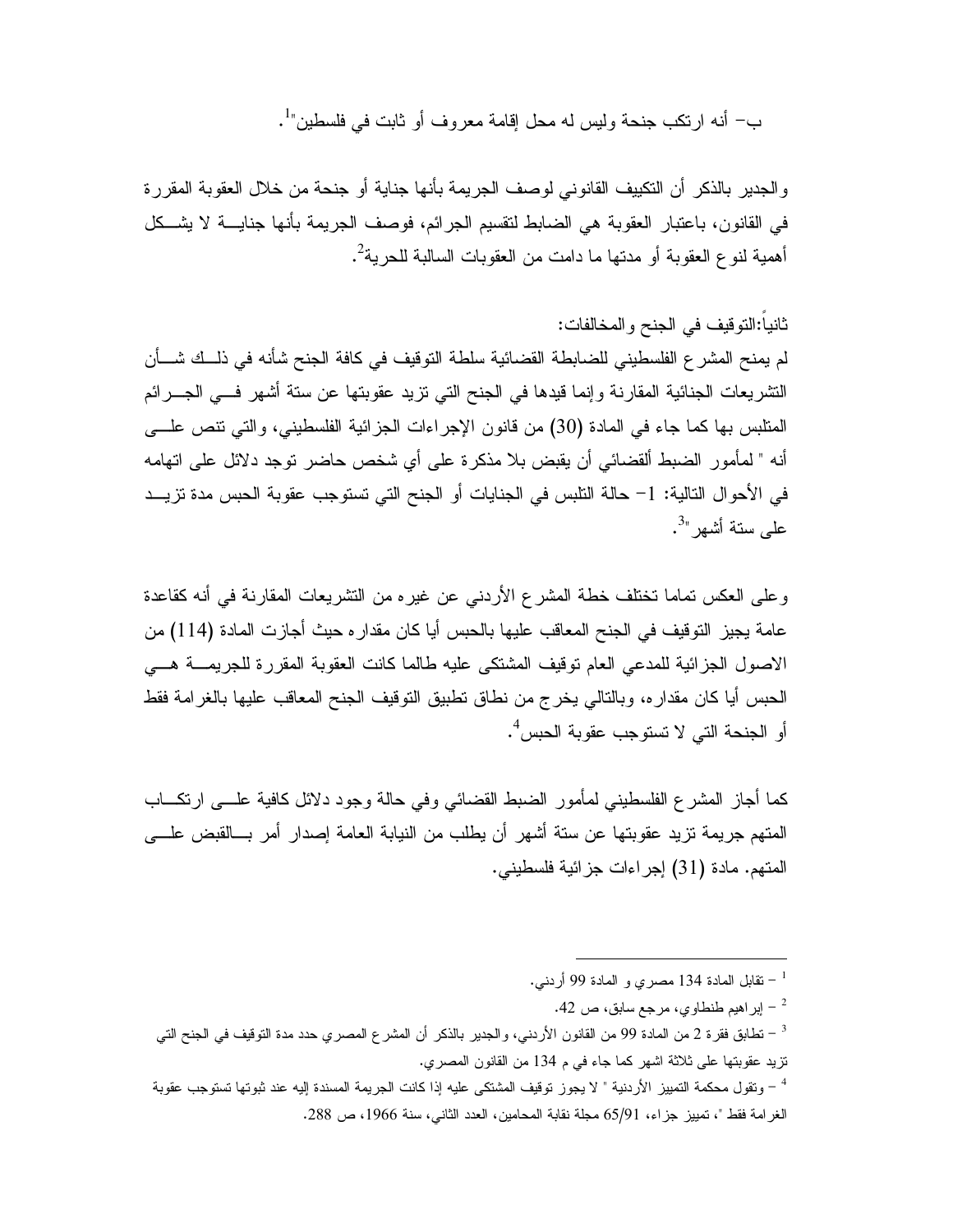ب- أنه ارتكب جنحة وليس له محل إقامة معروف أو ثابت في فلسطين"[1].

والجدير بالذكر أن التكييف القانوني لوصف الجريمة بأنها جناية أو جنحة من خلال العقوبة المقررة في القانون، باعتبار العقوبة هي الضابط لتقسيم الجرائم، فوصف الجريمة بأنها جناية لا يشكل أهمية لنوع العقوبة أو مدتها ما دامت من العقوبات السالبة للحرية[2].

ثانياً:التوقيف في الجنح والمخالفات:

لم يمنح المشرع الفلسطيني للضابطة القضائية سلطة التوقيف في كافة الجنح شأنه في ذلك شأن التشريعات الجنائية المقارنة وإنما قيدها في الجنح التي تزيد عقوبتها عن ستة أشهر في الجرائم المتلبس بها كما جاء في المادة (30) من قانون الإجراءات الجزائية الفلسطيني، والتي تنص على أنه " لمأمور الضبط ألقضائي أن يقبض بلا مذكرة على أي شخص حاضر توجد دلائل على اتهامه في الأحوال التالية: 1- حالة التلبس في الجنايات أو الجنح التي تستوجب عقوبة الحبس مدة تزيد على ستة أشهر"[3].

وعلى العكس تماما تختلف خطة المشرع الأردني عن غيره من التشريعات المقارنة في أنه كقاعدة عامة يجيز التوقيف في الجنح المعاقب عليها بالحبس أيا كان مقداره حيث أجازت المادة (114) من الاصول الجزائية للمدعي العام توقيف المشتكى عليه طالما كانت العقوبة المقررة للجريمة هي الحبس أيا كان مقداره، وبالتالي يخرج من نطاق تطبيق التوقيف الجنح المعاقب عليها بالغرامة فقط أو الجنحة التي لا تستوجب عقوبة الحبس[4].

كما أجاز المشرع الفلسطيني لمأمور الضبط القضائي وفي حالة وجود دلائل كافية على ارتكاب المتهم جريمة تزيد عقوبتها عن ستة أشهر أن يطلب من النيابة العامة إصدار أمر بالقبض على المتهم. مادة (31) إجراءات جزائية فلسطيني.

---

[1] – تقابل المادة 134 مصري و المادة 99 أردني.

[2] – إبراهيم طنطاوي، مرجع سابق، ص 42.

[3] – تطابق فقرة 2 من المادة 99 من القانون الأردني، والجدير بالذكر أن المشرع المصري حدد مدة التوقيف في الجنح التي تزيد عقوبتها على ثلاثة اشهر كما جاء في م 134 من القانون المصري.

[4] – وتقول محكمة التمييز الأردنية " لا يجوز توقيف المشتكى عليه إذا كانت الجريمة المسندة إليه عند ثبوتها تستوجب عقوبة الغرامة فقط "، تمييز جزاء، 65/91 مجلة نقابة المحامين، العدد الثاني، سنة 1966، ص 288.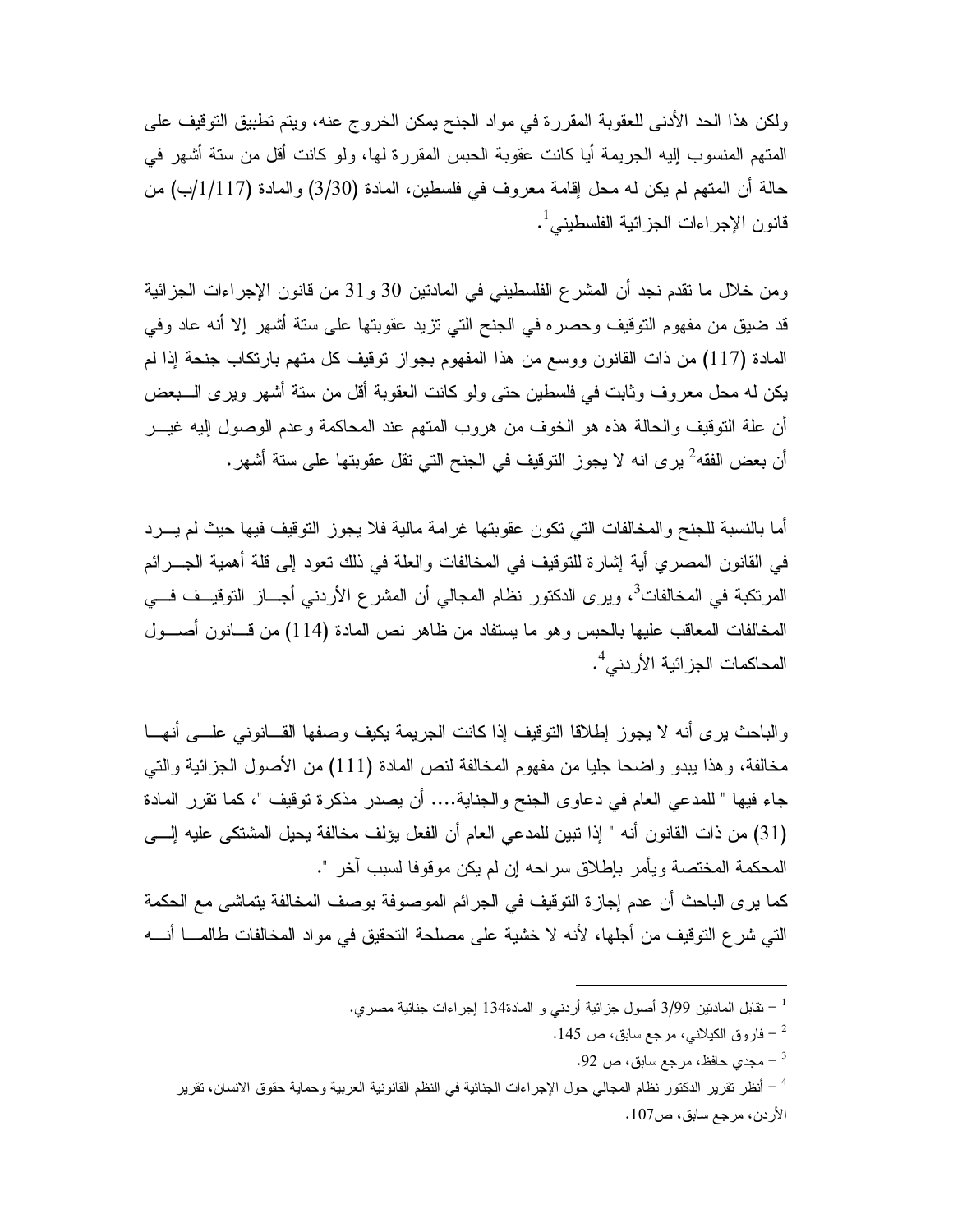ولكن هذا الحد الأدنى للعقوبة المقررة في مواد الجنح يمكن الخروج عنه، ويتم تطبيق التوقيف على المتهم المنسوب إليه الجريمة أيا كانت عقوبة الحبس المقررة لها، ولو كانت أقل من ستة أشهر في حالة أن المتهم لم يكن له محل إقامة معروف في فلسطين، المادة (3/30) والمادة (1/117/ب) من قانون الإجراءات الجزائية الفلسطيني[1].

ومن خلال ما تقدم نجد أن المشرع الفلسطيني في المادتين 30 و31 من قانون الإجراءات الجزائية قد ضيق من مفهوم التوقيف وحصره في الجنح التي تزيد عقوبتها على ستة أشهر إلا أنه عاد وفي المادة (117) من ذات القانون ووسع من هذا المفهوم بجواز توقيف كل متهم بارتكاب جنحة إذا لم يكن له محل معروف وثابت في فلسطين حتى ولو كانت العقوبة أقل من ستة أشهر ويرى البعض أن علة التوقيف والحالة هذه هو الخوف من هروب المتهم عند المحاكمة وعدم الوصول إليه غير أن بعض الفقه[2] يرى انه لا يجوز التوقيف في الجنح التي تقل عقوبتها على ستة أشهر.

أما بالنسبة للجنح والمخالفات التي تكون عقوبتها غرامة مالية فلا يجوز التوقيف فيها حيث لم يرد في القانون المصري أية إشارة للتوقيف في المخالفات والعلة في ذلك تعود إلى قلة أهمية الجرائم المرتكبة في المخالفات[3]، ويرى الدكتور نظام المجالي أن المشرع الأردني أجاز التوقيف في المخالفات المعاقب عليها بالحبس وهو ما يستفاد من ظاهر نص المادة (114) من قانون أصول المحاكمات الجزائية الأردني[4].

والباحث يرى أنه لا يجوز إطلاقا التوقيف إذا كانت الجريمة يكيف وصفها القانوني على أنها مخالفة، وهذا يبدو واضحا جليا من مفهوم المخالفة لنص المادة (111) من الأصول الجزائية والتي جاء فيها " للمدعي العام في دعاوى الجنح والجناية.... أن يصدر مذكرة توقيف "، كما تقرر المادة (31) من ذات القانون أنه " إذا تبين للمدعي العام أن الفعل يؤلف مخالفة يحيل المشتكى عليه إلى المحكمة المختصة ويأمر بإطلاق سراحه إن لم يكن موقوفا لسبب آخر ".
كما يرى الباحث أن عدم إجازة التوقيف في الجرائم الموصوفة بوصف المخالفة يتماشى مع الحكمة التي شرع التوقيف من أجلها، لأنه لا خشية على مصلحة التحقيق في مواد المخالفات طالما أنه

---

[1] – تقابل المادتين 3/99 أصول جزائية أردني و المادة134 إجراءات جنائية مصري.

[2] – فاروق الكيلاني، مرجع سابق، ص 145.

[3] – مجدي حافظ، مرجع سابق، ص 92.

[4] – أنظر تقرير الدكتور نظام المجالي حول الإجراءات الجنائية في النظم القانونية العربية وحماية حقوق الانسان، تقرير الأردن، مرجع سابق، ص107.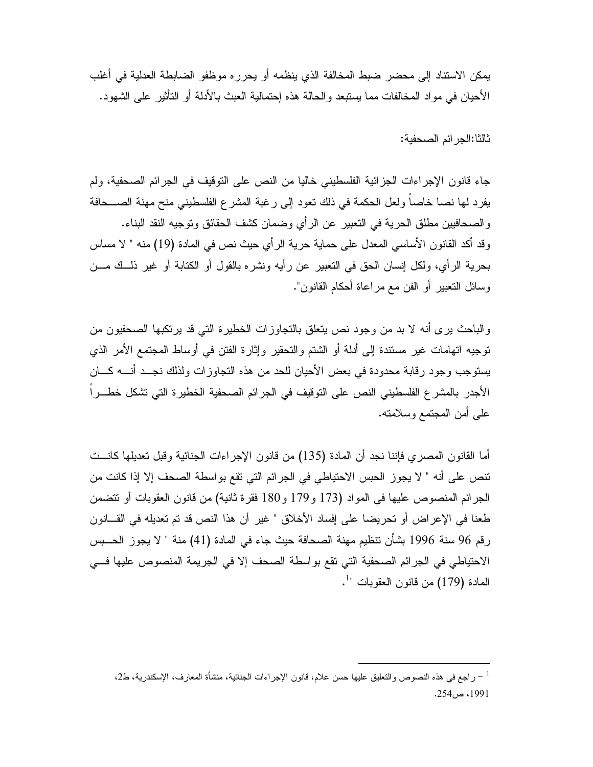يمكن الاستناد إلى محضر ضبط المخالفة الذي ينظمه أو يحرره موظفو الضابطة العدلية في أغلب الأحيان في مواد المخالفات مما يستبعد والحالة هذه إحتمالية العبث بالأدلة أو التأثير على الشهود.

ثالثا:الجرائم الصحفية:

جاء قانون الإجراءات الجزائية الفلسطيني خاليا من النص على التوقيف في الجرائم الصحفية، ولم يفرد لها نصا خاصاً ولعل الحكمة في ذلك تعود إلى رغبة المشرع الفلسطيني منح مهنة الصحافة والصحافيين مطلق الحرية في التعبير عن الرأي وضمان كشف الحقائق وتوجيه النقد البناء.
وقد أكد القانون الأساسي المعدل على حماية حرية الرأي حيث نص في المادة (19) منه " لا مساس بحرية الرأي، ولكل إنسان الحق في التعبير عن رأيه ونشره بالقول أو الكتابة أو غير ذلك من وسائل التعبير أو الفن مع مراعاة أحكام القانون".

والباحث يرى أنه لا بد من وجود نص يتعلق بالتجاوزات الخطيرة التي قد يرتكبها الصحفيون من توجيه اتهامات غير مستندة إلى أدلة أو الشتم والتحقير وإثارة الفتن في أوساط المجتمع الأمر الذي يستوجب وجود رقابة محدودة في بعض الأحيان للحد من هذه التجاوزات ولذلك نجد أنه كان الأجدر بالمشرع الفلسطيني النص على التوقيف في الجرائم الصحفية الخطيرة التي تشكل خطراً على أمن المجتمع وسلامته.

أما القانون المصري فإننا نجد أن المادة (135) من قانون الإجراءات الجنائية وقبل تعديلها كانت تنص على أنه " لا يجوز الحبس الاحتياطي في الجرائم التي تقع بواسطة الصحف إلا إذا كانت من الجرائم المنصوص عليها في المواد (173 و179 و180 فقرة ثانية) من قانون العقوبات أو تتضمن طعنا في الإعراض أو تحريضا على إفساد الأخلاق " غير أن هذا النص قد تم تعديله في القانون رقم 96 سنة 1996 بشأن تنظيم مهنة الصحافة حيث جاء في المادة (41) منة " لا يجوز الحبس الاحتياطي في الجرائم الصحفية التي تقع بواسطة الصحف إلا في الجريمة المنصوص عليها في المادة (179) من قانون العقوبات "[1].

---

[1] – راجع في هذه النصوص والتعليق عليها حسن علام، قانون الإجراءات الجنائية، منشأة المعارف، الإسكندرية، ط2، 1991، ص254.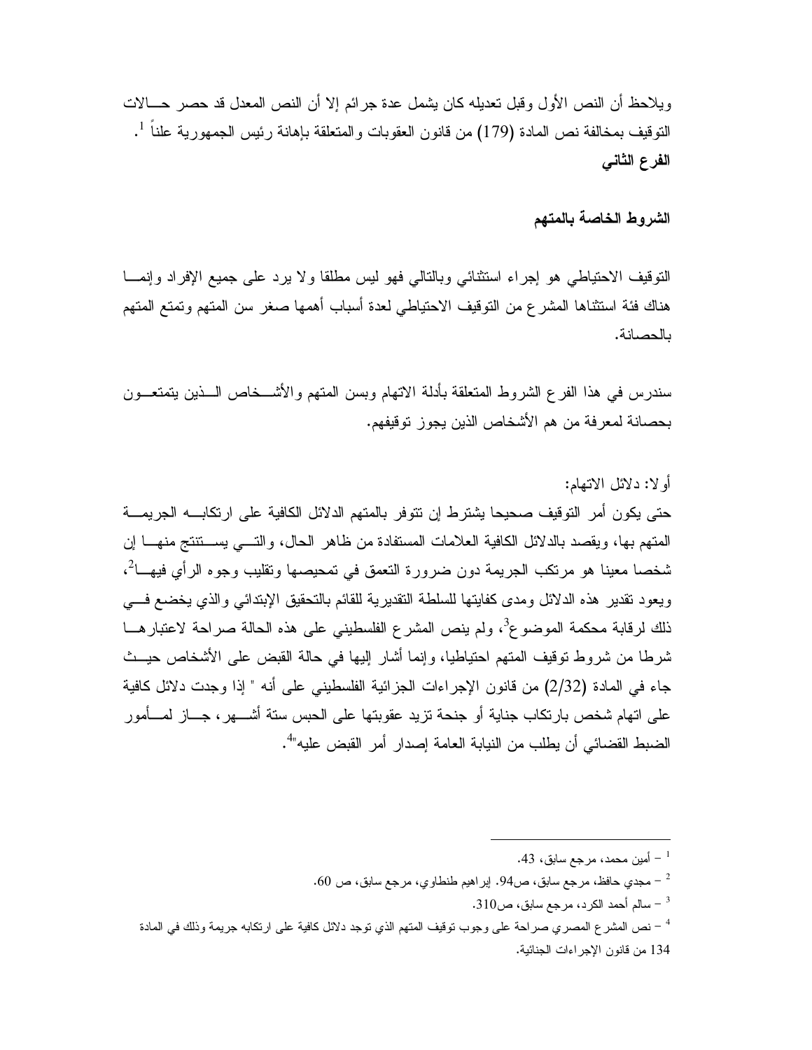ويلاحظ أن النص الأول وقبل تعديله كان يشمل عدة جرائم إلا أن النص المعدل قد حصر حـالات التوقيف بمخالفة نص المادة (179) من قانون العقوبات والمتعلقة بإهانة رئيس الجمهورية علناً [1].

**الفرع الثاني**

**الشروط الخاصة بالمتهم**

التوقيف الاحتياطي هو إجراء استثنائي وبالتالي فهو ليس مطلقا ولا يرد على جميع الإفراد وإنمـا هناك فئة استثناها المشرع من التوقيف الاحتياطي لعدة أسباب أهمها صغر سن المتهم وتمتع المتهم بالحصانة.

سندرس في هذا الفرع الشروط المتعلقة بأدلة الاتهام وبسن المتهم والأشـخاص الـذين يتمتعـون بحصانة لمعرفة من هم الأشخاص الذين يجوز توقيفهم.

أولا: دلائل الاتهام:

حتى يكون أمر التوقيف صحيحا يشترط إن تتوفر بالمتهم الدلائل الكافية على ارتكابـه الجريمـة المتهم بها، ويقصد بالدلائل الكافية العلامات المستفادة من ظاهر الحال، والتـي يسـتنتج منهـا إن شخصا معينا هو مرتكب الجريمة دون ضرورة التعمق في تمحيصها وتقليب وجوه الرأي فيهـا[2]، ويعود تقدير هذه الدلائل ومدى كفايتها للسلطة التقديرية للقائم بالتحقيق الإبتدائي والذي يخضع فـي ذلك لرقابة محكمة الموضوع[3]، ولم ينص المشرع الفلسطيني على هذه الحالة صراحة لاعتبارهـا شرطا من شروط توقيف المتهم احتياطيا، وإنما أشار إليها في حالة القبض على الأشخاص حيـث جاء في المادة (2/32) من قانون الإجراءات الجزائية الفلسطيني على أنه " إذا وجدت دلائل كافية على اتهام شخص بارتكاب جناية أو جنحة تزيد عقوبتها على الحبس ستة أشـهر، جـاز لمـأمور الضبط القضائي أن يطلب من النيابة العامة إصدار أمر القبض عليه"[4].

---

[1] – أمين محمد، مرجع سابق، 43.

[2] – مجدي حافظ، مرجع سابق، ص94. إبراهيم طنطاوي، مرجع سابق، ص 60.

[3] – سالم أحمد الكرد، مرجع سابق، ص310.

[4] – نص المشرع المصري صراحة على وجوب توقيف المتهم الذي توجد دلائل كافية على ارتكابه جريمة وذلك في المادة 134 من قانون الإجراءات الجنائية.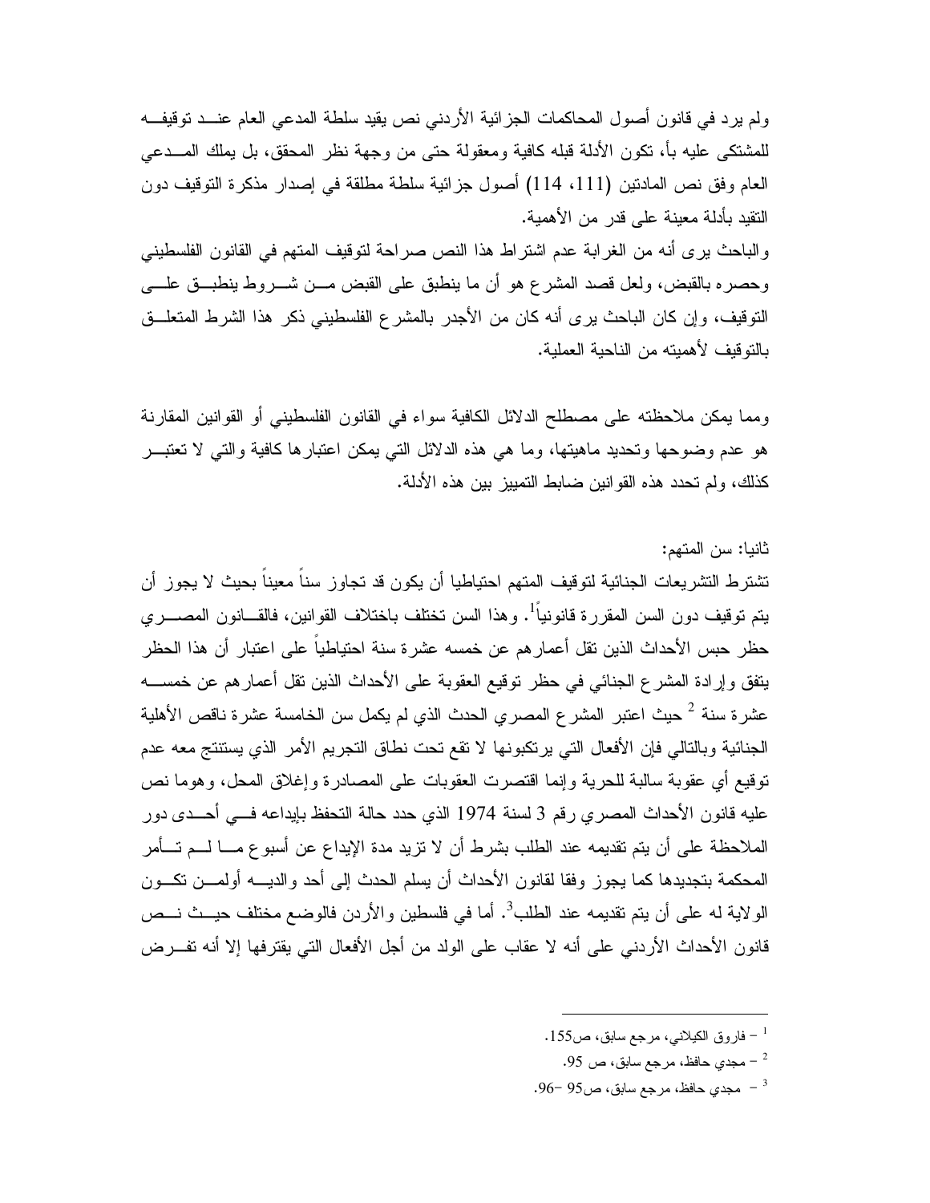ولم يرد في قانون أصول المحاكمات الجزائية الأردني نص يقيد سلطة المدعي العام عند توقيفه للمشتكى عليه بأ، تكون الأدلة قبله كافية ومعقولة حتى من وجهة نظر المحقق، بل يملك المدعي العام وفق نص المادتين (111، 114) أصول جزائية سلطة مطلقة في إصدار مذكرة التوقيف دون التقيد بأدلة معينة على قدر من الأهمية.

والباحث يرى أنه من الغرابة عدم اشتراط هذا النص صراحة لتوقيف المتهم في القانون الفلسطيني وحصره بالقبض، ولعل قصد المشرع هو أن ما ينطبق على القبض من شروط ينطبق على التوقيف، وإن كان الباحث يرى أنه كان من الأجدر بالمشرع الفلسطيني ذكر هذا الشرط المتعلق بالتوقيف لأهميته من الناحية العملية.

ومما يمكن ملاحظته على مصطلح الدلائل الكافية سواء في القانون الفلسطيني أو القوانين المقارنة هو عدم وضوحها وتحديد ماهيتها، وما هي هذه الدلائل التي يمكن اعتبارها كافية والتي لا تعتبر كذلك، ولم تحدد هذه القوانين ضابط التمييز بين هذه الأدلة.

ثانيا: سن المتهم:

تشترط التشريعات الجنائية لتوقيف المتهم احتياطيا أن يكون قد تجاوز سناً معيناً بحيث لا يجوز أن يتم توقيف دون السن المقررة قانونياً[1]. وهذا السن تختلف باختلاف القوانين، فالقانون المصري حظر حبس الأحداث الذين تقل أعمارهم عن خمسه عشرة سنة احتياطياً على اعتبار أن هذا الحظر يتفق وإرادة المشرع الجنائي في حظر توقيع العقوبة على الأحداث الذين تقل أعمارهم عن خمسه عشرة سنة [2] حيث اعتبر المشرع المصري الحدث الذي لم يكمل سن الخامسة عشرة ناقص الأهلية الجنائية وبالتالي فإن الأفعال التي يرتكبونها لا تقع تحت نطاق التجريم الأمر الذي يستنتج معه عدم توقيع أي عقوبة سالبة للحرية وإنما اقتصرت العقوبات على المصادرة وإغلاق المحل، وهوما نص عليه قانون الأحداث المصري رقم 3 لسنة 1974 الذي حدد حالة التحفظ بإيداعه في أحدى دور الملاحظة على أن يتم تقديمه عند الطلب بشرط أن لا تزيد مدة الإيداع عن أسبوع ما لم تأمر المحكمة بتجديدها كما يجوز وفقا لقانون الأحداث أن يسلم الحدث إلى أحد والديه أولمن تكون الولاية له على أن يتم تقديمه عند الطلب[3]. أما في فلسطين والأردن فالوضع مختلف حيث نص قانون الأحداث الأردني على أنه لا عقاب على الولد من أجل الأفعال التي يقترفها إلا أنه تفرض

---

[1] – فاروق الكيلاني، مرجع سابق، ص155.

[2] – مجدي حافظ، مرجع سابق، ص 95.

[3] – مجدي حافظ، مرجع سابق، ص95 –96.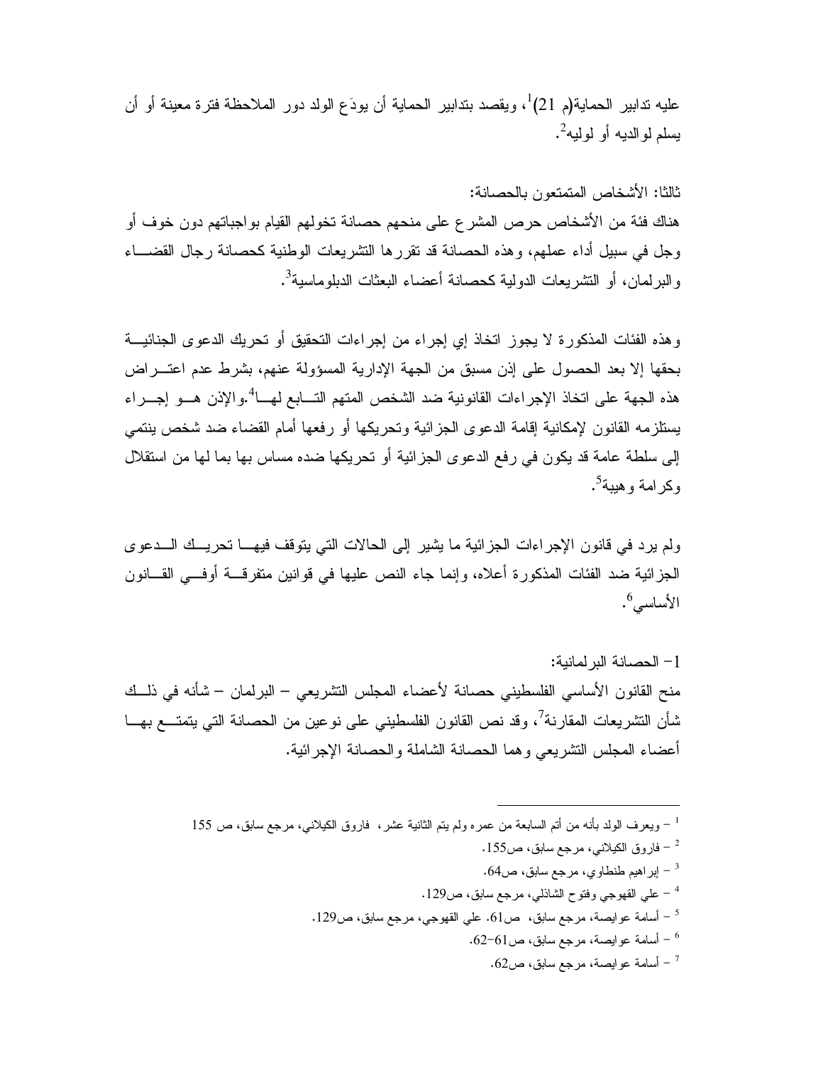عليه تدابير الحماية(م 21)[1]، ويقصد بتدابير الحماية أن يودَع الولد دور الملاحظة فترة معينة أو أن يسلم لوالديه أو لوليه[2].

ثالثا: الأشخاص المتمتعون بالحصانة:

هناك فئة من الأشخاص حرص المشرع على منحهم حصانة تخولهم القيام بواجباتهم دون خوف أو وجل في سبيل أداء عملهم، وهذه الحصانة قد تقررها التشريعات الوطنية كحصانة رجال القضاء والبرلمان، أو التشريعات الدولية كحصانة أعضاء البعثات الدبلوماسية[3].

وهذه الفئات المذكورة لا يجوز اتخاذ إي إجراء من إجراءات التحقيق أو تحريك الدعوى الجنائية بحقها إلا بعد الحصول على إذن مسبق من الجهة الإدارية المسؤولة عنهم، بشرط عدم اعتراض هذه الجهة على اتخاذ الإجراءات القانونية ضد الشخص المتهم التابع لها[4].والإذن هو إجراء يستلزمه القانون لإمكانية إقامة الدعوى الجزائية وتحريكها أو رفعها أمام القضاء ضد شخص ينتمي إلى سلطة عامة قد يكون في رفع الدعوى الجزائية أو تحريكها ضده مساس بها بما لها من استقلال وكرامة وهيبة[5].

ولم يرد في قانون الإجراءات الجزائية ما يشير إلى الحالات التي يتوقف فيها تحريك الدعوى الجزائية ضد الفئات المذكورة أعلاه، وإنما جاء النص عليها في قوانين متفرقة أوفي القانون الأساسي[6].

1- الحصانة البرلمانية:

منح القانون الأساسي الفلسطيني حصانة لأعضاء المجلس التشريعي – البرلمان – شأنه في ذلك شأن التشريعات المقارنة[7]، وقد نص القانون الفلسطيني على نوعين من الحصانة التي يتمتع بها أعضاء المجلس التشريعي وهما الحصانة الشاملة والحصانة الإجرائية.

---

[1] – ويعرف الولد بأنه من أتم السابعة من عمره ولم يتم الثانية عشر، فاروق الكيلاني، مرجع سابق، ص 155

[2] – فاروق الكيلاني، مرجع سابق، ص155.

[3] – إبراهيم طنطاوي، مرجع سابق، ص64.

[4] – علي القهوجي وفتوح الشاذلي، مرجع سابق، ص129.

[5] – أسامة عوايصة، مرجع سابق، ص61. علي القهوجي، مرجع سابق، ص129.

[6] – أسامة عوايصة، مرجع سابق، ص61-62.

[7] – أسامة عوايصة، مرجع سابق، ص62.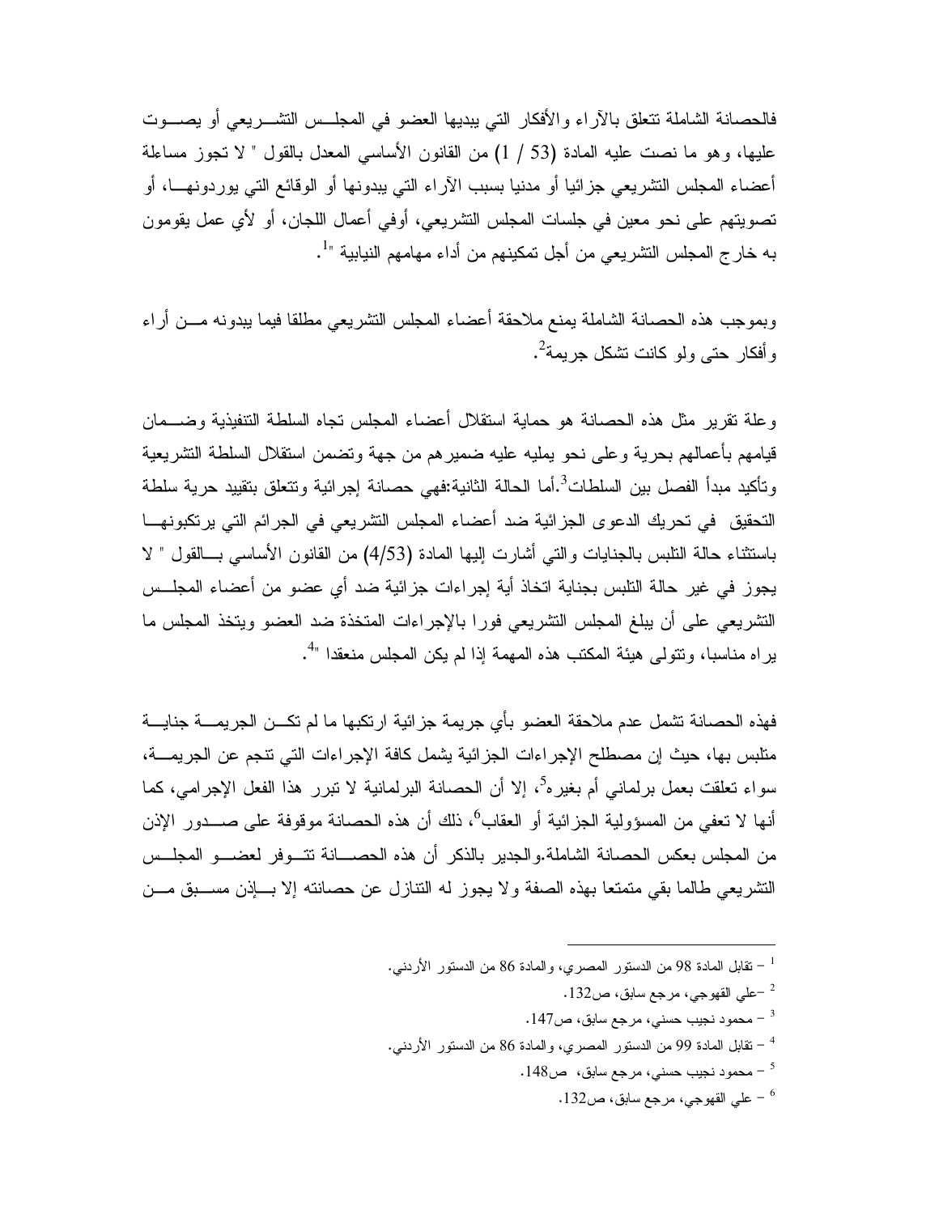فالحصانة الشاملة تتعلق بالآراء والأفكار التي يبديها العضو في المجلس التشريعي أو يصوت عليها، وهو ما نصت عليه المادة (53 / 1) من القانون الأساسي المعدل بالقول " لا تجوز مساءلة أعضاء المجلس التشريعي جزائيا أو مدنيا بسبب الآراء التي يبدونها أو الوقائع التي يوردونها، أو تصويتهم على نحو معين في جلسات المجلس التشريعي، أوفي أعمال اللجان، أو لأي عمل يقومون به خارج المجلس التشريعي من أجل تمكينهم من أداء مهامهم النيابية "[1].

وبموجب هذه الحصانة الشاملة يمنع ملاحقة أعضاء المجلس التشريعي مطلقا فيما يبدونه من أراء وأفكار حتى ولو كانت تشكل جريمة[2].

وعلة تقرير مثل هذه الحصانة هو حماية استقلال أعضاء المجلس تجاه السلطة التنفيذية وضمان قيامهم بأعمالهم بحرية وعلى نحو يمليه عليه ضميرهم من جهة وتضمن استقلال السلطة التشريعية وتأكيد مبدأ الفصل بين السلطات[3].أما الحالة الثانية:فهي حصانة إجرائية وتتعلق بتقييد حرية سلطة التحقيق في تحريك الدعوى الجزائية ضد أعضاء المجلس التشريعي في الجرائم التي يرتكبونها باستثناء حالة التلبس بالجنايات والتي أشارت إليها المادة (4/53) من القانون الأساسي بالقول " لا يجوز في غير حالة التلبس بجناية اتخاذ أية إجراءات جزائية ضد أي عضو من أعضاء المجلس التشريعي على أن يبلغ المجلس التشريعي فورا بالإجراءات المتخذة ضد العضو ويتخذ المجلس ما يراه مناسبا، وتتولى هيئة المكتب هذه المهمة إذا لم يكن المجلس منعقدا "[4].

فهذه الحصانة تشمل عدم ملاحقة العضو بأي جريمة جزائية ارتكبها ما لم تكن الجريمة جناية متلبس بها، حيث إن مصطلح الإجراءات الجزائية يشمل كافة الإجراءات التي تنجم عن الجريمة، سواء تعلقت بعمل برلماني أم بغيره[5]، إلا أن الحصانة البرلمانية لا تبرر هذا الفعل الإجرامي، كما أنها لا تعفي من المسؤولية الجزائية أو العقاب[6]، ذلك أن هذه الحصانة موقوفة على صدور الإذن من المجلس بعكس الحصانة الشاملة.والجدير بالذكر أن هذه الحصانة تتوفر لعضو المجلس التشريعي طالما بقي متمتعا بهذه الصفة ولا يجوز له التنازل عن حصانته إلا بإذن مسبق من

---

[1] – تقابل المادة 98 من الدستور المصري، والمادة 86 من الدستور الأردني.

[2] –علي القهوجي، مرجع سابق، ص132.

[3] – محمود نجيب حسني، مرجع سابق، ص147.

[4] – تقابل المادة 99 من الدستور المصري، والمادة 86 من الدستور الأردني.

[5] – محمود نجيب حسني، مرجع سابق، ص148.

[6] – علي القهوجي، مرجع سابق، ص132.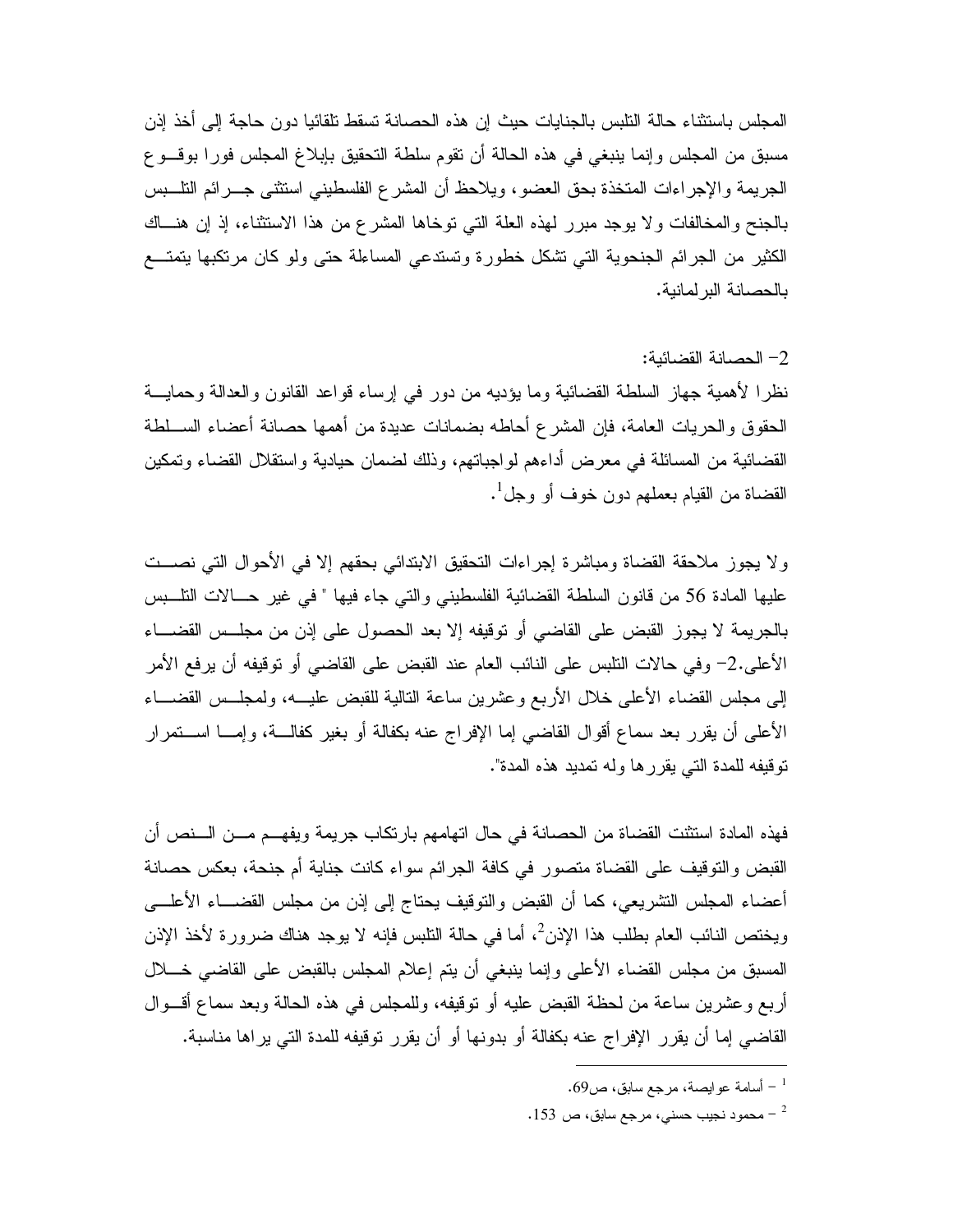المجلس باستثناء حالة التلبس بالجنايات حيث إن هذه الحصانة تسقط تلقائيا دون حاجة إلى أخذ إذن مسبق من المجلس وإنما ينبغي في هذه الحالة أن تقوم سلطة التحقيق بإبلاغ المجلس فورا بوقوع الجريمة والإجراءات المتخذة بحق العضو، ويلاحظ أن المشرع الفلسطيني استثنى جرائم التلبس بالجنح والمخالفات ولا يوجد مبرر لهذه العلة التي توخاها المشرع من هذا الاستثناء، إذ إن هناك الكثير من الجرائم الجنحوية التي تشكل خطورة وتستدعي المساءلة حتى ولو كان مرتكبها يتمتع بالحصانة البرلمانية.

2- الحصانة القضائية:

نظرا لأهمية جهاز السلطة القضائية وما يؤديه من دور في إرساء قواعد القانون والعدالة وحماية الحقوق والحريات العامة، فإن المشرع أحاطه بضمانات عديدة من أهمها حصانة أعضاء السلطة القضائية من المسائلة في معرض أداءهم لواجباتهم، وذلك لضمان حيادية واستقلال القضاء وتمكين القضاة من القيام بعملهم دون خوف أو وجل[1].

ولا يجوز ملاحقة القضاة ومباشرة إجراءات التحقيق الابتدائي بحقهم إلا في الأحوال التي نصت عليها المادة 56 من قانون السلطة القضائية الفلسطيني والتي جاء فيها " في غير حالات التلبس بالجريمة لا يجوز القبض على القاضي أو توقيفه إلا بعد الحصول على إذن من مجلس القضاء الأعلى.2- وفي حالات التلبس على النائب العام عند القبض على القاضي أو توقيفه أن يرفع الأمر إلى مجلس القضاء الأعلى خلال الأربع وعشرين ساعة التالية للقبض عليه، ولمجلس القضاء الأعلى أن يقرر بعد سماع أقوال القاضي إما الإفراج عنه بكفالة أو بغير كفالة، وإما استمرار توقيفه للمدة التي يقررها وله تمديد هذه المدة".

فهذه المادة استثنت القضاة من الحصانة في حال اتهامهم بارتكاب جريمة ويفهم من النص أن القبض والتوقيف على القضاة متصور في كافة الجرائم سواء كانت جناية أم جنحة، بعكس حصانة أعضاء المجلس التشريعي، كما أن القبض والتوقيف يحتاج إلى إذن من مجلس القضاء الأعلى ويختص النائب العام بطلب هذا الإذن[2]، أما في حالة التلبس فإنه لا يوجد هناك ضرورة لأخذ الإذن المسبق من مجلس القضاء الأعلى وإنما ينبغي أن يتم إعلام المجلس بالقبض على القاضي خلال أربع وعشرين ساعة من لحظة القبض عليه أو توقيفه، وللمجلس في هذه الحالة وبعد سماع أقوال القاضي إما أن يقرر الإفراج عنه بكفالة أو بدونها أو أن يقرر توقيفه للمدة التي يراها مناسبة.

---

[1] – أسامة عوايصة، مرجع سابق، ص69.

[2] – محمود نجيب حسني، مرجع سابق، ص 153.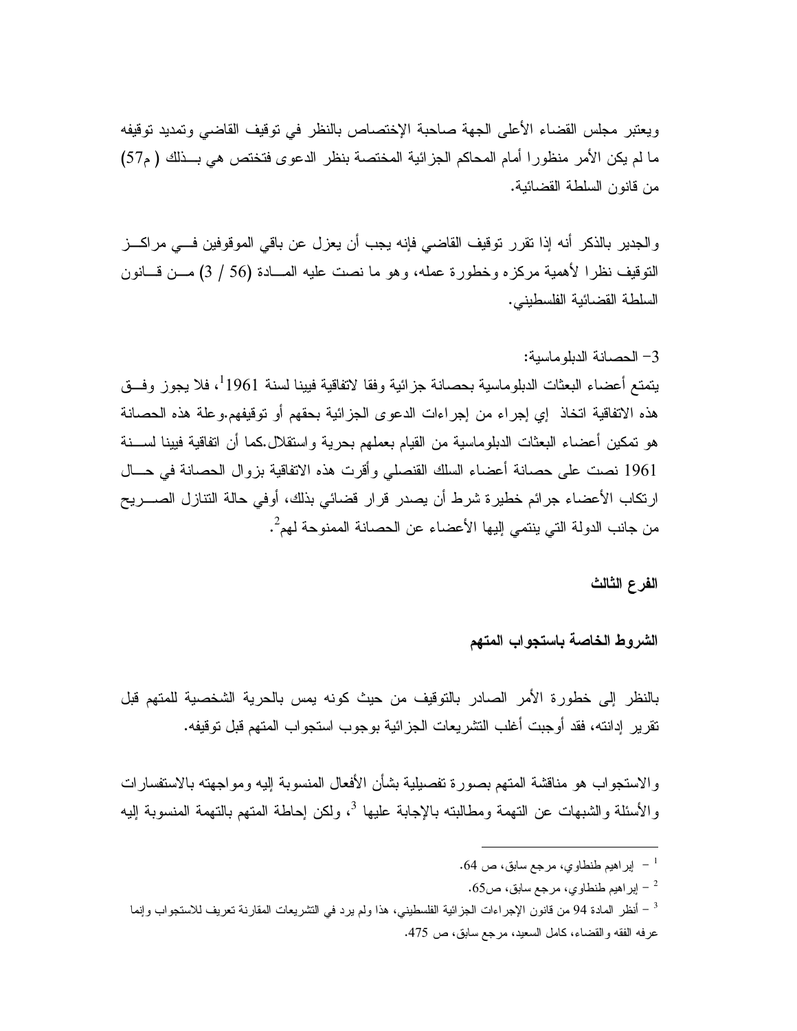ويعتبر مجلس القضاء الأعلى الجهة صاحبة الإختصاص بالنظر في توقيف القاضي وتمديد توقيفه ما لم يكن الأمر منظورا أمام المحاكم الجزائية المختصة بنظر الدعوى فتختص هي بـذلك ( م57) من قانون السلطة القضائية.

والجدير بالذكر أنه إذا تقرر توقيف القاضي فإنه يجب أن يعزل عن باقي الموقوفين فـي مراكـز التوقيف نظرا لأهمية مركزه وخطورة عمله، وهو ما نصت عليه المـادة (56 / 3) مـن قـانون السلطة القضائية الفلسطيني.

3- الحصانة الدبلوماسية:

يتمتع أعضاء البعثات الدبلوماسية بحصانة جزائية وفقا لاتفاقية فيينا لسنة 1961[1]، فلا يجوز وفـق هذه الاتفاقية اتخاذ إي إجراء من إجراءات الدعوى الجزائية بحقهم أو توقيفهم.وعلة هذه الحصانة هو تمكين أعضاء البعثات الدبلوماسية من القيام بعملهم بحرية واستقلال.كما أن اتفاقية فيينا لسـنة 1961 نصت على حصانة أعضاء السلك القنصلي وأقرت هذه الاتفاقية بزوال الحصانة في حـال ارتكاب الأعضاء جرائم خطيرة شرط أن يصدر قرار قضائي بذلك، أوفي حالة التنازل الصـريح من جانب الدولة التي ينتمي إليها الأعضاء عن الحصانة الممنوحة لهم[2].

**الفرع الثالث**

**الشروط الخاصة باستجواب المتهم**

بالنظر إلى خطورة الأمر الصادر بالتوقيف من حيث كونه يمس بالحرية الشخصية للمتهم قبل تقرير إدانته، فقد أوجبت أغلب التشريعات الجزائية بوجوب استجواب المتهم قبل توقيفه.

والاستجواب هو مناقشة المتهم بصورة تفصيلية بشأن الأفعال المنسوبة إليه ومواجهته بالاستفسارات والأسئلة والشبهات عن التهمة ومطالبته بالإجابة عليها [3]، ولكن إحاطة المتهم بالتهمة المنسوبة إليه

---

[1] – إبراهيم طنطاوي، مرجع سابق، ص 64.

[2] – إبراهيم طنطاوي، مرجع سابق، ص65.

[3] – أنظر المادة 94 من قانون الإجراءات الجزائية الفلسطيني، هذا ولم يرد في التشريعات المقارنة تعريف للاستجواب وإنما عرفه الفقه والقضاء، كامل السعيد، مرجع سابق، ص 475.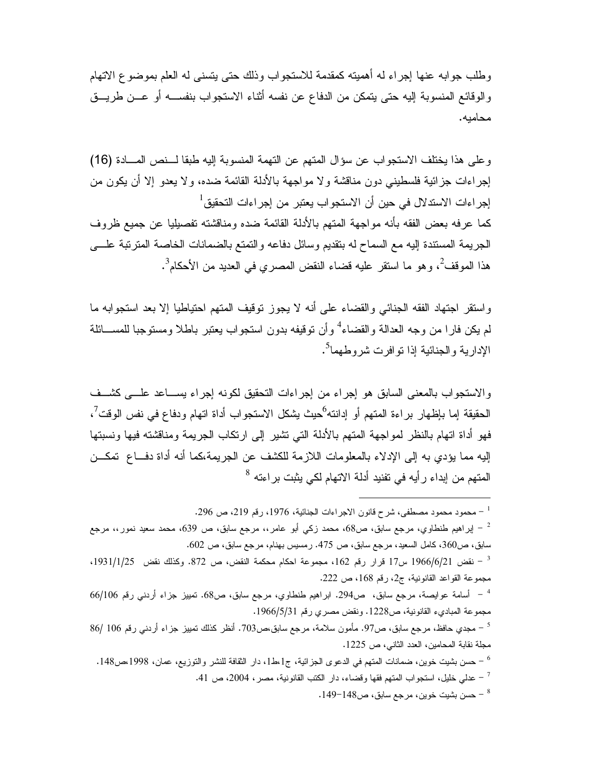وطلب جوابه عنها إجراء له أهميته كمقدمة للاستجواب وذلك حتى يتسنى له العلم بموضوع الاتهام والوقائع المنسوبة إليه حتى يتمكن من الدفاع عن نفسه أثناء الاستجواب بنفسه أو عن طريق محاميه.

وعلى هذا يختلف الاستجواب عن سؤال المتهم عن التهمة المنسوبة إليه طبقا لنص المادة (16) إجراءات جزائية فلسطيني دون مناقشة ولا مواجهة بالأدلة القائمة ضده، ولا يعدو إلا أن يكون من إجراءات الاستدلال في حين أن الاستجواب يعتبر من إجراءات التحقيق[1]

كما عرفه بعض الفقه بأنه مواجهة المتهم بالأدلة القائمة ضده ومناقشته تفصيليا عن جميع ظروف الجريمة المستندة إليه مع السماح له بتقديم وسائل دفاعه والتمتع بالضمانات الخاصة المترتبة على هذا الموقف[2]، وهو ما استقر عليه قضاء النقض المصري في العديد من الأحكام[3].

واستقر اجتهاد الفقه الجنائي والقضاء على أنه لا يجوز توقيف المتهم احتياطيا إلا بعد استجوابه ما لم يكن فارا من وجه العدالة والقضاء[4] وأن توقيفه بدون استجواب يعتبر باطلا ومستوجبا للمسائلة الإدارية والجنائية إذا توافرت شروطهما[5].

والاستجواب بالمعنى السابق هو إجراء من إجراءات التحقيق لكونه إجراء يساعد على كشف الحقيقة إما بإظهار براءة المتهم أو إدانته[6]حيث يشكل الاستجواب أداة اتهام ودفاع في نفس الوقت[7]، فهو أداة اتهام بالنظر لمواجهة المتهم بالأدلة التي تشير إلى ارتكاب الجريمة ومناقشته فيها ونسبتها إليه مما يؤدي به إلى الإدلاء بالمعلومات اللازمة للكشف عن الجريمة،كما أنه أداة دفاع تمكن المتهم من إبداء رأيه في تفنيد أدلة الاتهام لكي يثبت براءته [8]

---

[1] – محمود محمود مصطفى، شرح قانون الاجراءات الجنائية، 1976، رقم 219، ص 296.

[2] – إبراهيم طنطاوي، مرجع سابق، ص68، محمد زكي أبو عامر، مرجع سابق، ص 639، محمد سعيد نمور، مرجع سابق، ص360، كامل السعيد، مرجع سابق، ص 475. رمسيس بهنام، مرجع سابق، ص 602.

[3] – نقض 1966/6/21 س17 قرار رقم 162، مجموعة احكام محكمة النقض، ص 872. وكذلك نقض 1931/1/25، مجموعة القواعد القانونية، ج2، رقم 168، ص 222.

[4] – أسامة عوايصة، مرجع سابق، ص294. ابراهيم طنطاوي، مرجع سابق، ص68. تمييز جزاء أردني رقم 66/106 مجموعة المبادىء القانونية، ص1228. ونقض مصري رقم 1966/5/31.

[5] – مجدي حافظ، مرجع سابق، ص97. مأمون سلامة، مرجع سابق،ص703. أنظر كذلك تمييز جزاء أردني رقم 106 /86 مجلة نقابة المحامين، العدد الثاني، ص 1225.

[6] – حسن بشيت خوين، ضمانات المتهم في الدعوى الجزائية، ج1،ط1، دار الثقافة للنشر والتوزيع، عمان، 1998،ص148.

[7] – عدلي خليل، استجواب المتهم فقها وقضاء، دار الكتب القانونية، مصر، 2004، ص 41.

[8] – حسن بشيت خوين، مرجع سابق، ص148-149.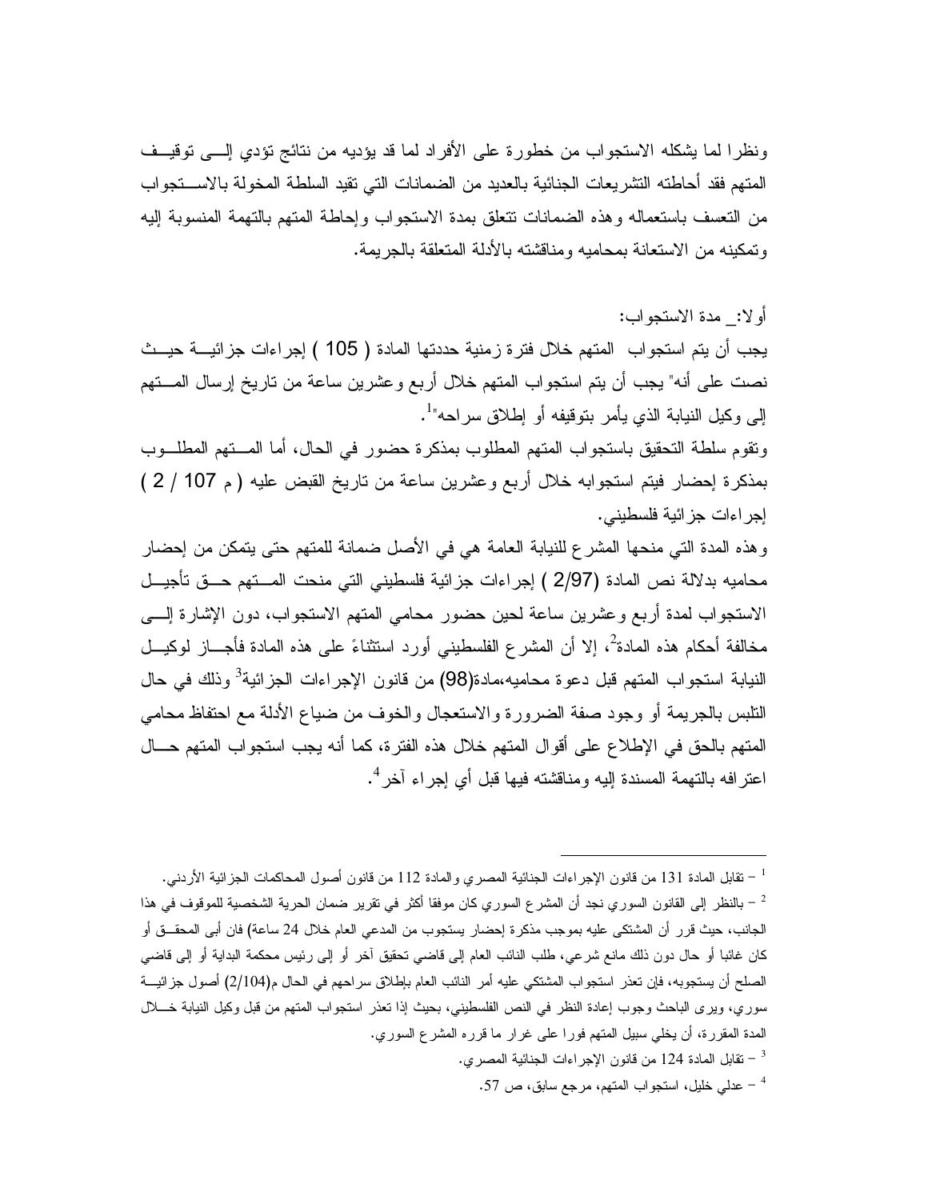ونظرا لما يشكله الاستجواب من خطورة على الأفراد لما قد يؤديه من نتائج تؤدي إلى توقيف المتهم فقد أحاطته التشريعات الجنائية بالعديد من الضمانات التي تقيد السلطة المخولة بالاستجواب من التعسف باستعماله وهذه الضمانات تتعلق بمدة الاستجواب وإحاطة المتهم بالتهمة المنسوبة إليه وتمكينه من الاستعانة بمحاميه ومناقشته بالأدلة المتعلقة بالجريمة.

أولا:_ مدة الاستجواب:

يجب أن يتم استجواب المتهم خلال فترة زمنية حددتها المادة ( 105 ) إجراءات جزائية حيث نصت على أنه" يجب أن يتم استجواب المتهم خلال أربع وعشرين ساعة من تاريخ إرسال المتهم إلى وكيل النيابة الذي يأمر بتوقيفه أو إطلاق سراحه"[1].

وتقوم سلطة التحقيق باستجواب المتهم المطلوب بمذكرة حضور في الحال، أما المتهم المطلوب بمذكرة إحضار فيتم استجوابه خلال أربع وعشرين ساعة من تاريخ القبض عليه ( م 107 / 2 ) إجراءات جزائية فلسطيني.

وهذه المدة التي منحها المشرع للنيابة العامة هي في الأصل ضمانة للمتهم حتى يتمكن من إحضار محاميه بدلالة نص المادة (2/97 ) إجراءات جزائية فلسطيني التي منحت المتهم حق تأجيل الاستجواب لمدة أربع وعشرين ساعة لحين حضور محامي المتهم الاستجواب، دون الإشارة إلى مخالفة أحكام هذه المادة[2]، إلا أن المشرع الفلسطيني أورد استثناءً على هذه المادة فأجاز لوكيل النيابة استجواب المتهم قبل دعوة محاميه،مادة(98) من قانون الإجراءات الجزائية[3] وذلك في حال التلبس بالجريمة أو وجود صفة الضرورة والاستعجال والخوف من ضياع الأدلة مع احتفاظ محامي المتهم بالحق في الإطلاع على أقوال المتهم خلال هذه الفترة، كما أنه يجب استجواب المتهم حال اعترافه بالتهمة المسندة إليه ومناقشته فيها قبل أي إجراء آخر[4].

---

[1] – تقابل المادة 131 من قانون الإجراءات الجنائية المصري والمادة 112 من قانون أصول المحاكمات الجزائية الأردني.

[2] – بالنظر إلى القانون السوري نجد أن المشرع السوري كان موفقا أكثر في تقرير ضمان الحرية الشخصية للموقوف في هذا الجانب، حيث قرر أن المشتكى عليه بموجب مذكرة إحضار يستجوب من المدعي العام خلال 24 ساعة) فان أبى المحقق أو كان غائبا أو حال دون ذلك مانع شرعي، طلب النائب العام إلى قاضي تحقيق آخر أو إلى رئيس محكمة البداية أو إلى قاضي الصلح أن يستجوبه، فإن تعذر استجواب المشتكي عليه أمر النائب العام بإطلاق سراحهم في الحال م(2/104) أصول جزائية سوري، ويرى الباحث وجوب إعادة النظر في النص الفلسطيني، بحيث إذا تعذر استجواب المتهم من قبل وكيل النيابة خلال المدة المقررة، أن يخلي سبيل المتهم فورا على غرار ما قرره المشرع السوري.

[3] – تقابل المادة 124 من قانون الإجراءات الجنائية المصري.

[4] – عدلي خليل، استجواب المتهم، مرجع سابق، ص 57.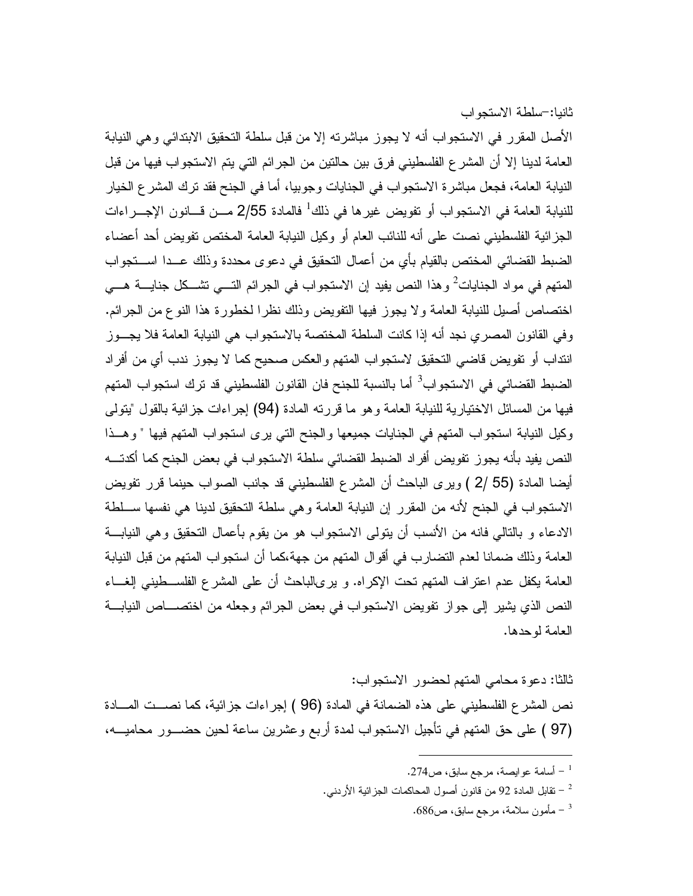ثانيا:-سلطة الاستجواب

الأصل المقرر في الاستجواب أنه لا يجوز مباشرته إلا من قبل سلطة التحقيق الابتدائي وهي النيابة العامة لدينا إلا أن المشرع الفلسطيني فرق بين حالتين من الجرائم التي يتم الاستجواب فيها من قبل النيابة العامة، فجعل مباشرة الاستجواب في الجنايات وجوبيا، أما في الجنح فقد ترك المشرع الخيار للنيابة العامة في الاستجواب أو تفويض غيرها في ذلك[1] فالمادة 2/55 من قانون الإجراءات الجزائية الفلسطيني نصت على أنه للنائب العام أو وكيل النيابة العامة المختص تفويض أحد أعضاء الضبط القضائي المختص بالقيام بأي من أعمال التحقيق في دعوى محددة وذلك عدا استجواب المتهم في مواد الجنايات[2] وهذا النص يفيد إن الاستجواب في الجرائم التي تشكل جناية هي اختصاص أصيل للنيابة العامة ولا يجوز فيها التفويض وذلك نظرا لخطورة هذا النوع من الجرائم. وفي القانون المصري نجد أنه إذا كانت السلطة المختصة بالاستجواب هي النيابة العامة فلا يجوز انتداب أو تفويض قاضي التحقيق لاستجواب المتهم والعكس صحيح كما لا يجوز ندب أي من أفراد الضبط القضائي في الاستجواب[3] أما بالنسبة للجنح فان القانون الفلسطيني قد ترك استجواب المتهم فيها من المسائل الاختيارية للنيابة العامة وهو ما قررته المادة (94) إجراءات جزائية بالقول "يتولى وكيل النيابة استجواب المتهم في الجنايات جميعها والجنح التي يرى استجواب المتهم فيها " وهذا النص يفيد بأنه يجوز تفويض أفراد الضبط القضائي سلطة الاستجواب في بعض الجنح كما أكدته أيضا المادة (55 /2 ) ويرى الباحث أن المشرع الفلسطيني قد جانب الصواب حينما قرر تفويض الاستجواب في الجنح لأنه من المقرر إن النيابة العامة وهي سلطة التحقيق لدينا هي نفسها سلطة الادعاء و بالتالي فانه من الأنسب أن يتولى الاستجواب هو من يقوم بأعمال التحقيق وهي النيابة العامة وذلك ضمانا لعدم التضارب في أقوال المتهم من جهة،كما أن استجواب المتهم من قبل النيابة العامة يكفل عدم اعتراف المتهم تحت الإكراه. و يرىالباحث أن على المشرع الفلسطيني إلغاء النص الذي يشير إلى جواز تفويض الاستجواب في بعض الجرائم وجعله من اختصاص النيابة العامة لوحدها.

ثالثا: دعوة محامي المتهم لحضور الاستجواب:

نص المشرع الفلسطيني على هذه الضمانة في المادة (96 ) إجراءات جزائية، كما نصت المادة (97 ) على حق المتهم في تأجيل الاستجواب لمدة أربع وعشرين ساعة لحين حضور محاميه،

---

[1] – أسامة عوايصة، مرجع سابق، ص274.

[2] – تقابل المادة 92 من قانون أصول المحاكمات الجزائية الأردني.

[3] – مأمون سلامة، مرجع سابق، ص686.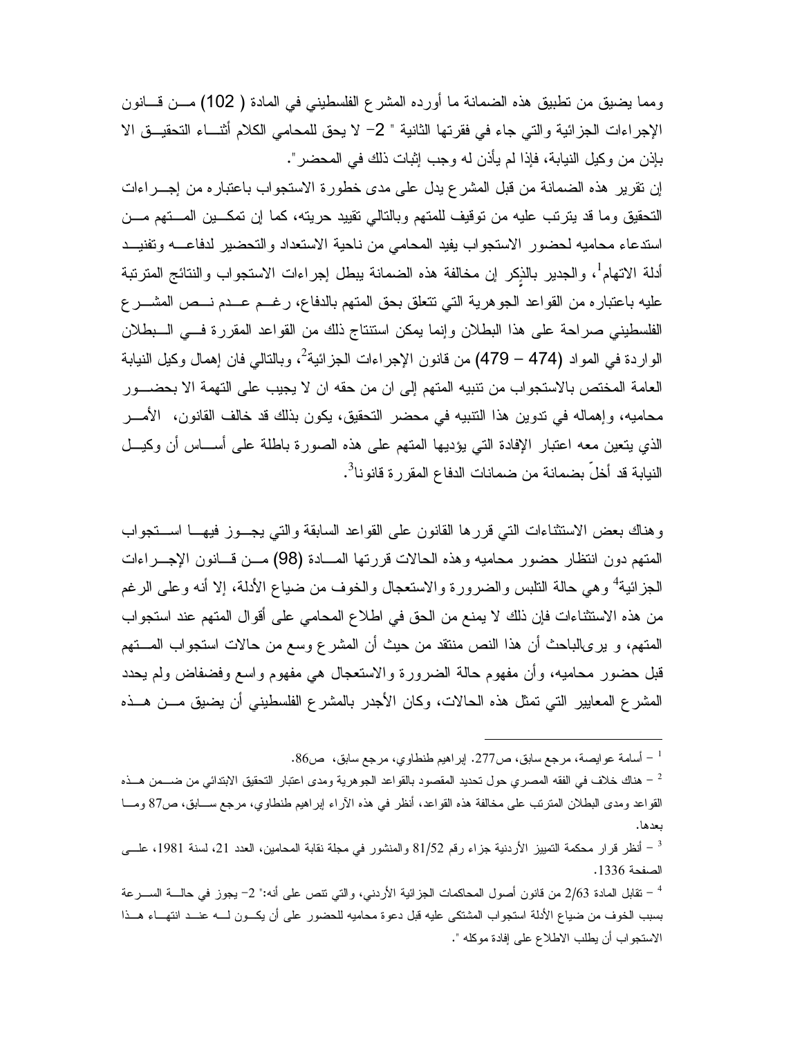ومما يضيق من تطبيق هذه الضمانة ما أورده المشرع الفلسطيني في المادة ( 102) من قانون الإجراءات الجزائية والتي جاء في فقرتها الثانية " 2- لا يحق للمحامي الكلام أثناء التحقيق الا بإذن من وكيل النيابة، فإذا لم يأذن له وجب إثبات ذلك في المحضر".

إن تقرير هذه الضمانة من قبل المشرع يدل على مدى خطورة الاستجواب باعتباره من إجراءات التحقيق وما قد يترتب عليه من توقيف للمتهم وبالتالي تقييد حريته، كما إن تمكين المتهم من استدعاء محاميه لحضور الاستجواب يفيد المحامي من ناحية الاستعداد والتحضير لدفاعه وتفنيد أدلة الاتهام[1]، والجدير بالذكر إن مخالفة هذه الضمانة يبطل إجراءات الاستجواب والنتائج المترتبة عليه باعتباره من القواعد الجوهرية التي تتعلق بحق المتهم بالدفاع، رغم عدم نص المشرع الفلسطيني صراحة على هذا البطلان وإنما يمكن استنتاج ذلك من القواعد المقررة في البطلان الواردة في المواد (474 – 479) من قانون الإجراءات الجزائية[2]، وبالتالي فان إهمال وكيل النيابة العامة المختص بالاستجواب من تنبيه المتهم إلى ان من حقه ان لا يجيب على التهمة الا بحضور محاميه، وإهماله في تدوين هذا التنبيه في محضر التحقيق، يكون بذلك قد خالف القانون، الأمر الذي يتعين معه اعتبار الإفادة التي يؤديها المتهم على هذه الصورة باطلة على أساس أن وكيل النيابة قد أخلّ بضمانة من ضمانات الدفاع المقررة قانونا[3].

وهناك بعض الاستثناءات التي قررها القانون على القواعد السابقة والتي يجوز فيها استجواب المتهم دون انتظار حضور محاميه وهذه الحالات قررتها المادة (98) من قانون الإجراءات الجزائية[4] وهي حالة التلبس والضرورة والاستعجال والخوف من ضياع الأدلة، إلا أنه وعلى الرغم من هذه الاستثناءات فإن ذلك لا يمنع من الحق في اطلاع المحامي على أقوال المتهم عند استجواب المتهم، و يرى الباحث أن هذا النص منتقد من حيث أن المشرع وسع من حالات استجواب المتهم قبل حضور محاميه، وأن مفهوم حالة الضرورة والاستعجال هي مفهوم واسع وفضفاض ولم يحدد المشرع المعايير التي تمثل هذه الحالات، وكان الأجدر بالمشرع الفلسطيني أن يضيق من هذه

---

[1] – أسامة عوايصة، مرجع سابق، ص277. إبراهيم طنطاوي، مرجع سابق، ص86.

[2] – هناك خلاف في الفقه المصري حول تحديد المقصود بالقواعد الجوهرية ومدى اعتبار التحقيق الابتدائي من ضمن هذه القواعد ومدى البطلان المترتب على مخالفة هذه القواعد، أنظر في هذه الآراء إبراهيم طنطاوي، مرجع سابق، ص87 وما بعدها.

[3] – أنظر قرار محكمة التمييز الأردنية جزاء رقم 81/52 والمنشور في مجلة نقابة المحامين، العدد 21، لسنة 1981، على الصفحة 1336.

[4] – تقابل المادة 2/63 من قانون أصول المحاكمات الجزائية الأردني، والتي تنص على أنه:" 2- يجوز في حالة السرعة بسبب الخوف من ضياع الأدلة استجواب المشتكى عليه قبل دعوة محاميه للحضور على أن يكون له عند انتهاء هذا الاستجواب أن يطلب الاطلاع على إفادة موكله ".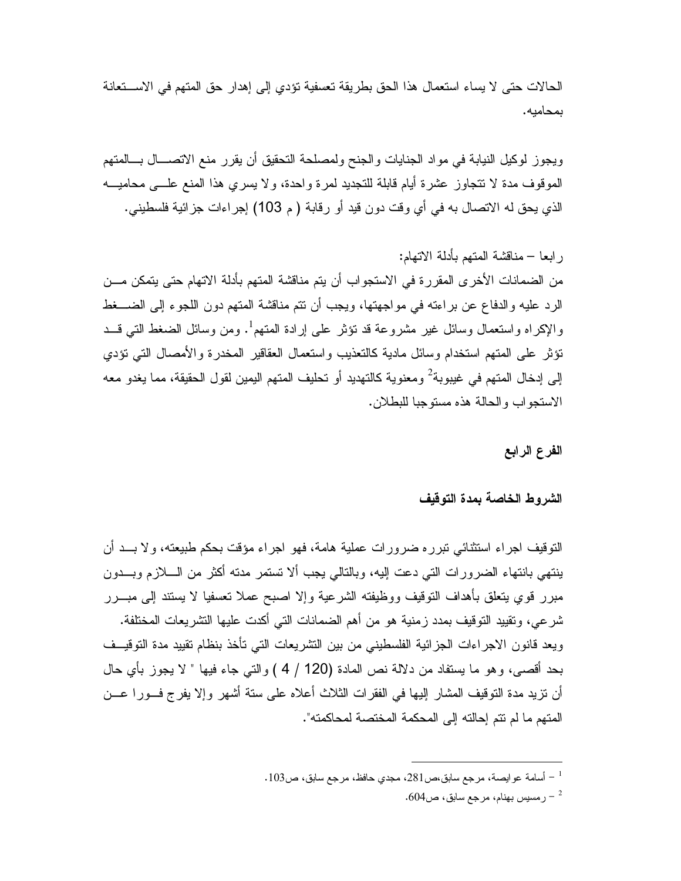الحالات حتى لا يساء استعمال هذا الحق بطريقة تعسفية تؤدي إلى إهدار حق المتهم في الاستعانة بمحاميه.

ويجوز لوكيل النيابة في مواد الجنايات والجنح ولمصلحة التحقيق أن يقرر منع الاتصال بالمتهم الموقوف مدة لا تتجاوز عشرة أيام قابلة للتجديد لمرة واحدة، ولا يسري هذا المنع على محاميه الذي يحق له الاتصال به في أي وقت دون قيد أو رقابة ( م 103) إجراءات جزائية فلسطيني.

رابعا – مناقشة المتهم بأدلة الاتهام:
من الضمانات الأخرى المقررة في الاستجواب أن يتم مناقشة المتهم بأدلة الاتهام حتى يتمكن من الرد عليه والدفاع عن براءته في مواجهتها، ويجب أن تتم مناقشة المتهم دون اللجوء إلى الضغط والإكراه واستعمال وسائل غير مشروعة قد تؤثر على إرادة المتهم[1]. ومن وسائل الضغط التي قد تؤثر على المتهم استخدام وسائل مادية كالتعذيب واستعمال العقاقير المخدرة والأمصال التي تؤدي إلى إدخال المتهم في غيبوبة[2] ومعنوية كالتهديد أو تحليف المتهم اليمين لقول الحقيقة، مما يغدو معه الاستجواب والحالة هذه مستوجبا للبطلان.

## الفرع الرابع

### الشروط الخاصة بمدة التوقيف

التوقيف اجراء استثنائي تبرره ضرورات عملية هامة، فهو اجراء مؤقت بحكم طبيعته، ولا بد أن ينتهي بانتهاء الضرورات التي دعت إليه، وبالتالي يجب ألا تستمر مدته أكثر من اللازم وبدون مبرر قوي يتعلق بأهداف التوقيف ووظيفته الشرعية وإلا اصبح عملا تعسفيا لا يستند إلى مبرر شرعي، وتقييد التوقيف بمدد زمنية هو من أهم الضمانات التي أكدت عليها التشريعات المختلفة.
ويعد قانون الاجراءات الجزائية الفلسطيني من بين التشريعات التي تأخذ بنظام تقييد مدة التوقيف بحد أقصى، وهو ما يستفاد من دلالة نص المادة (120 / 4 ) والتي جاء فيها " لا يجوز بأي حال أن تزيد مدة التوقيف المشار إليها في الفقرات الثلاث أعلاه على ستة أشهر وإلا يفرج فورا عن المتهم ما لم تتم إحالته إلى المحكمة المختصة لمحاكمته".

---

[1] – أسامة عوايصة، مرجع سابق،ص281، مجدي حافظ، مرجع سابق، ص103.

[2] – رمسيس بهنام، مرجع سابق، ص604.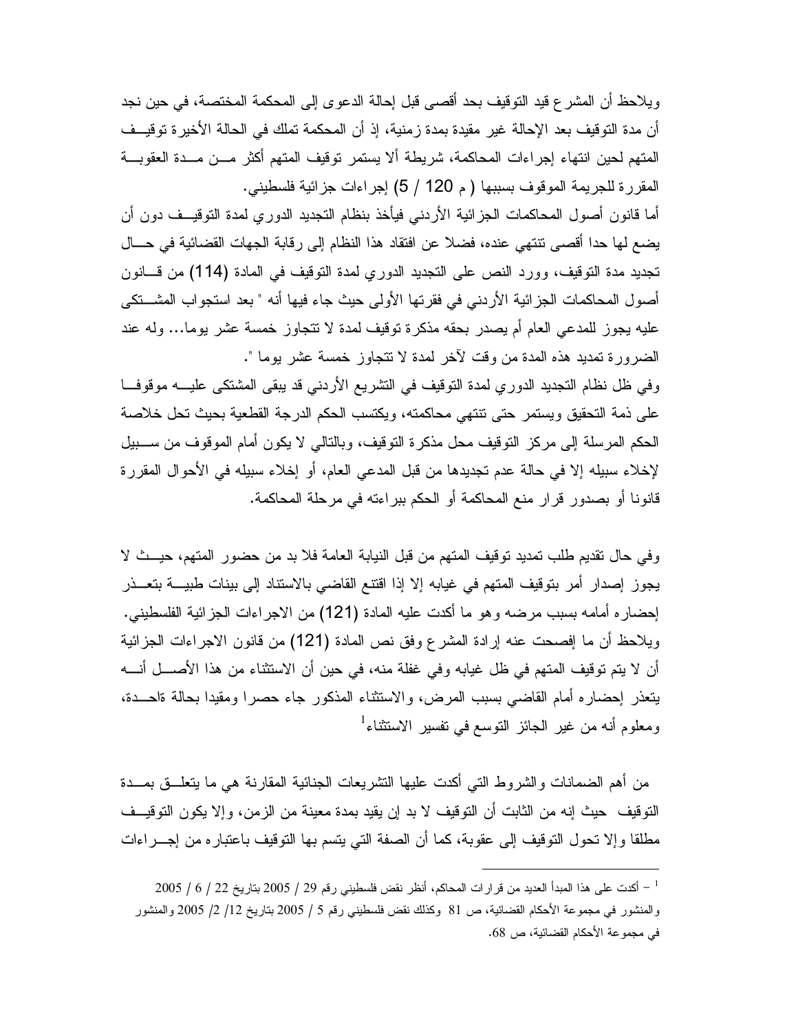ويلاحظ أن المشرع قيد التوقيف بحد أقصى قبل إحالة الدعوى إلى المحكمة المختصة، في حين نجد أن مدة التوقيف بعد الإحالة غير مقيدة بمدة زمنية، إذ أن المحكمة تملك في الحالة الأخيرة توقيف المتهم لحين انتهاء إجراءات المحاكمة، شريطة ألا يستمر توقيف المتهم أكثر من مدة العقوبة المقررة للجريمة الموقوف بسببها ( م 120 / 5) إجراءات جزائية فلسطيني.

أما قانون أصول المحاكمات الجزائية الأردني فيأخذ بنظام التجديد الدوري لمدة التوقيف دون أن يضع لها حدا أقصى تنتهي عنده، فضلا عن افتقاد هذا النظام إلى رقابة الجهات القضائية في حال تجديد مدة التوقيف، وورد النص على التجديد الدوري لمدة التوقيف في المادة (114) من قانون أصول المحاكمات الجزائية الأردني في فقرتها الأولى حيث جاء فيها أنه " بعد استجواب المشتكى عليه يجوز للمدعي العام أم يصدر بحقه مذكرة توقيف لمدة لا تتجاوز خمسة عشر يوما... وله عند الضرورة تمديد هذه المدة من وقت لآخر لمدة لا تتجاوز خمسة عشر يوما ".

وفي ظل نظام التجديد الدوري لمدة التوقيف في التشريع الأردني قد يبقى المشتكى عليه موقوفا على ذمة التحقيق ويستمر حتى تنتهي محاكمته، ويكتسب الحكم الدرجة القطعية بحيث تحل خلاصة الحكم المرسلة إلى مركز التوقيف محل مذكرة التوقيف، وبالتالي لا يكون أمام الموقوف من سبيل لإخلاء سبيله إلا في حالة عدم تجديدها من قبل المدعي العام، أو إخلاء سبيله في الأحوال المقررة قانونا أو بصدور قرار منع المحاكمة أو الحكم ببراءته في مرحلة المحاكمة.

وفي حال تقديم طلب تمديد توقيف المتهم من قبل النيابة العامة فلا بد من حضور المتهم، حيث لا يجوز إصدار أمر بتوقيف المتهم في غيابه إلا إذا اقتنع القاضي بالاستناد إلى بينات طبية بتعذر إحضاره أمامه بسبب مرضه وهو ما أكدت عليه المادة (121) من الاجراءات الجزائية الفلسطيني. ويلاحظ أن ما إفصحت عنه إرادة المشرع وفق نص المادة (121) من قانون الاجراءات الجزائية أن لا يتم توقيف المتهم في ظل غيابه وفي غفلة منه، في حين أن الاستثناء من هذا الأصل أنه يتعذر إحضاره أمام القاضي بسبب المرض، والاستثناء المذكور جاء حصرا ومقيدا بحالة ةاحدة، ومعلوم أنه من غير الجائز التوسع في تفسير الاستثناء[1]

من أهم الضمانات والشروط التي أكدت عليها التشريعات الجنائية المقارنة هي ما يتعلق بمدة التوقيف حيث إنه من الثابت أن التوقيف لا بد إن يقيد بمدة معينة من الزمن، وإلا يكون التوقيف مطلقا وإلا تحول التوقيف إلى عقوبة، كما أن الصفة التي يتسم بها التوقيف باعتباره من إجراءات

---

[1] – أكدت على هذا المبدأ العديد من قرارات المحاكم، أنظر نقض فلسطيني رقم 29 / 2005 بتاريخ 22 / 6 / 2005 والمنشور في مجموعة الأحكام القضائية، ص 81 وكذلك نقض فلسطيني رقم 5 / 2005 بتاريخ 12/ 2/ 2005 والمنشور في مجموعة الأحكام القضائية، ص 68.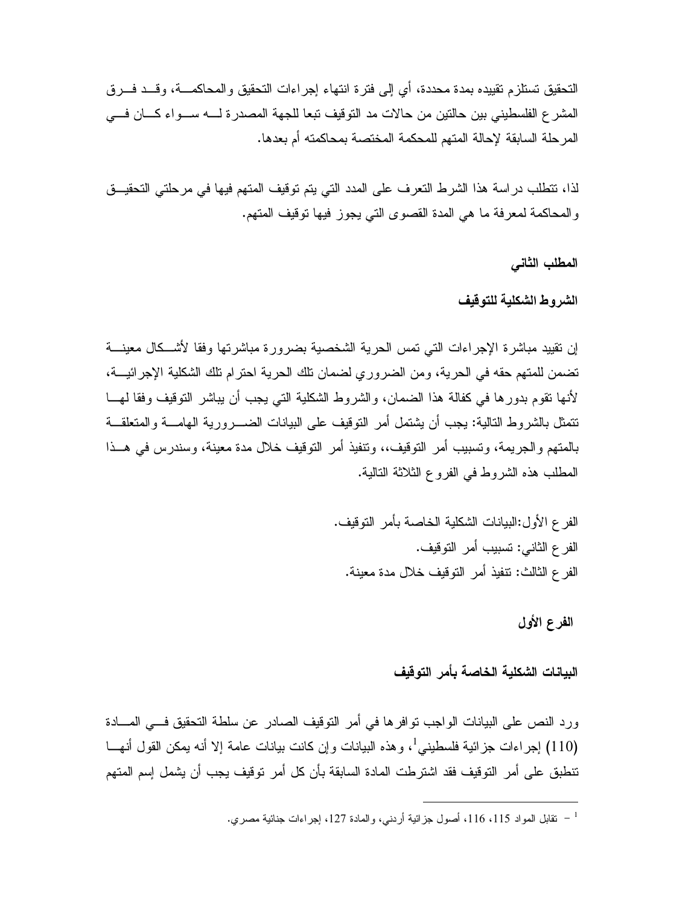التحقيق تستلزم تقييده بمدة محددة، أي إلى فترة انتهاء إجراءات التحقيق والمحاكمة، وقد فرق المشرع الفلسطيني بين حالتين من حالات مد التوقيف تبعا للجهة المصدرة له سواء كان في المرحلة السابقة لإحالة المتهم للمحكمة المختصة بمحاكمته أم بعدها.

لذا، تتطلب دراسة هذا الشرط التعرف على المدد التي يتم توقيف المتهم فيها في مرحلتي التحقيق والمحاكمة لمعرفة ما هي المدة القصوى التي يجوز فيها توقيف المتهم.

## المطلب الثاني

## الشروط الشكلية للتوقيف

إن تقييد مباشرة الإجراءات التي تمس الحرية الشخصية بضرورة مباشرتها وفقا لأشكال معينة تضمن للمتهم حقه في الحرية، ومن الضروري لضمان تلك الحرية احترام تلك الشكلية الإجرائية، لأنها تقوم بدورها في كفالة هذا الضمان، والشروط الشكلية التي يجب أن يباشر التوقيف وفقا لها تتمثل بالشروط التالية: يجب أن يشتمل أمر التوقيف على البيانات الضرورية الهامة والمتعلقة بالمتهم والجريمة، وتسبيب أمر التوقيف،، وتنفيذ أمر التوقيف خلال مدة معينة، وسندرس في هذا المطلب هذه الشروط في الفروع الثلاثة التالية.

الفرع الأول:البيانات الشكلية الخاصة بأمر التوقيف.

الفرع الثاني: تسبيب أمر التوقيف.

الفرع الثالث: تنفيذ أمر التوقيف خلال مدة معينة.

### الفرع الأول

### البيانات الشكلية الخاصة بأمر التوقيف

ورد النص على البيانات الواجب توافرها في أمر التوقيف الصادر عن سلطة التحقيق في المادة (110) إجراءات جزائية فلسطيني[1]، وهذه البيانات وإن كانت بيانات عامة إلا أنه يمكن القول أنها تنطبق على أمر التوقيف فقد اشترطت المادة السابقة بأن كل أمر توقيف يجب أن يشمل إسم المتهم

---

[1] - تقابل المواد 115، 116، أصول جزائية أردني، والمادة 127، إجراءات جنائية مصري.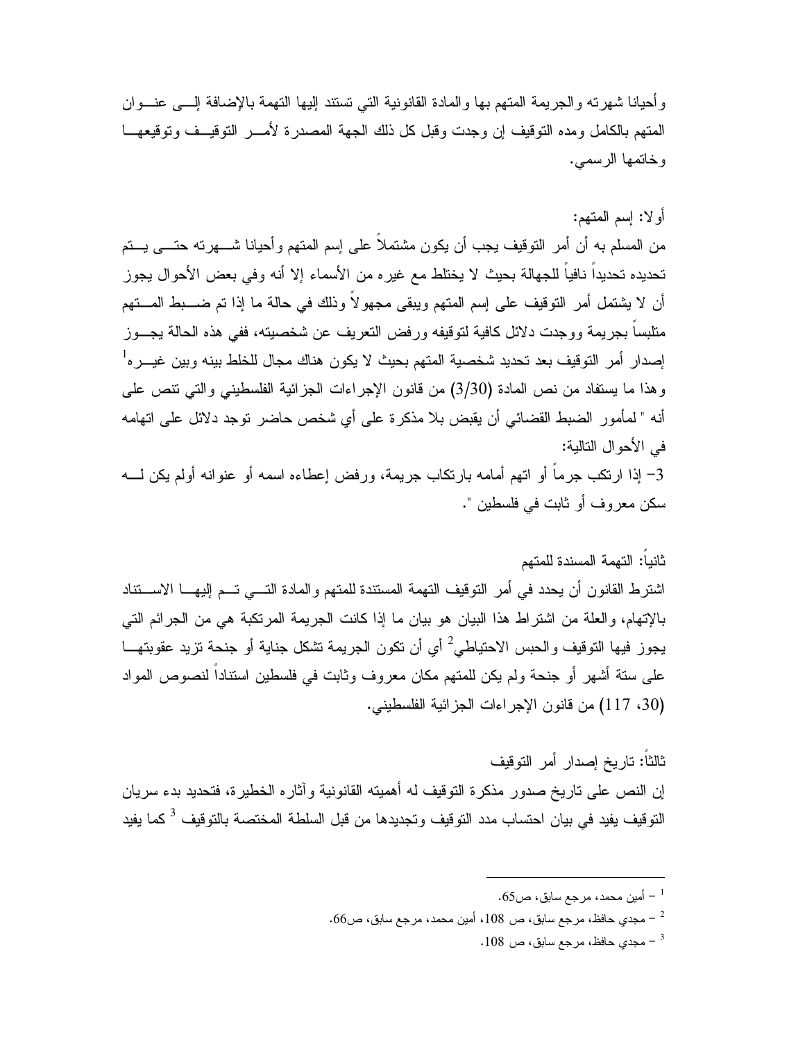وأحيانا شهرته والجريمة المتهم بها والمادة القانونية التي تستند إليها التهمة بالإضافة إلى عنوان المتهم بالكامل ومده التوقيف إن وجدت وقبل كل ذلك الجهة المصدرة لأمر التوقيف وتوقيعها وخاتمها الرسمي.

أولا: إسم المتهم:

من المسلم به أن أمر التوقيف يجب أن يكون مشتملاً على إسم المتهم وأحيانا شهرته حتى يتم تحديده تحديداً نافياً للجهالة بحيث لا يختلط مع غيره من الأسماء إلا أنه وفي بعض الأحوال يجوز أن لا يشتمل أمر التوقيف على إسم المتهم ويبقى مجهولاً وذلك في حالة ما إذا تم ضبط المتهم متلبساً بجريمة ووجدت دلائل كافية لتوقيفه ورفض التعريف عن شخصيته، ففي هذه الحالة يجوز إصدار أمر التوقيف بعد تحديد شخصية المتهم بحيث لا يكون هناك مجال للخلط بينه وبين غيره[1] وهذا ما يستفاد من نص المادة (3/30) من قانون الإجراءات الجزائية الفلسطيني والتي تنص على أنه " لمأمور الضبط القضائي أن يقبض بلا مذكرة على أي شخص حاضر توجد دلائل على اتهامه في الأحوال التالية:

3- إذا ارتكب جرماً أو اتهم أمامه بارتكاب جريمة، ورفض إعطاءه اسمه أو عنوانه أولم يكن له سكن معروف أو ثابت في فلسطين ".

ثانياً: التهمة المسندة للمتهم

اشترط القانون أن يحدد في أمر التوقيف التهمة المستندة للمتهم والمادة التي تم إليها الاستناد بالإتهام، والعلة من اشتراط هذا البيان هو بيان ما إذا كانت الجريمة المرتكبة هي من الجرائم التي يجوز فيها التوقيف والحبس الاحتياطي[2] أي أن تكون الجريمة تشكل جناية أو جنحة تزيد عقوبتها على ستة أشهر أو جنحة ولم يكن للمتهم مكان معروف وثابت في فلسطين استناداً لنصوص المواد (30، 117) من قانون الإجراءات الجزائية الفلسطيني.

ثالثاً: تاريخ إصدار أمر التوقيف

إن النص على تاريخ صدور مذكرة التوقيف له أهميته القانونية وآثاره الخطيرة، فتحديد بدء سريان التوقيف يفيد في بيان احتساب مدد التوقيف وتجديدها من قبل السلطة المختصة بالتوقيف [3] كما يفيد

---

[1] - أمين محمد، مرجع سابق، ص65.

[2] - مجدي حافظ، مرجع سابق، ص 108، أمين محمد، مرجع سابق، ص66.

[3] - مجدي حافظ، مرجع سابق، ص 108.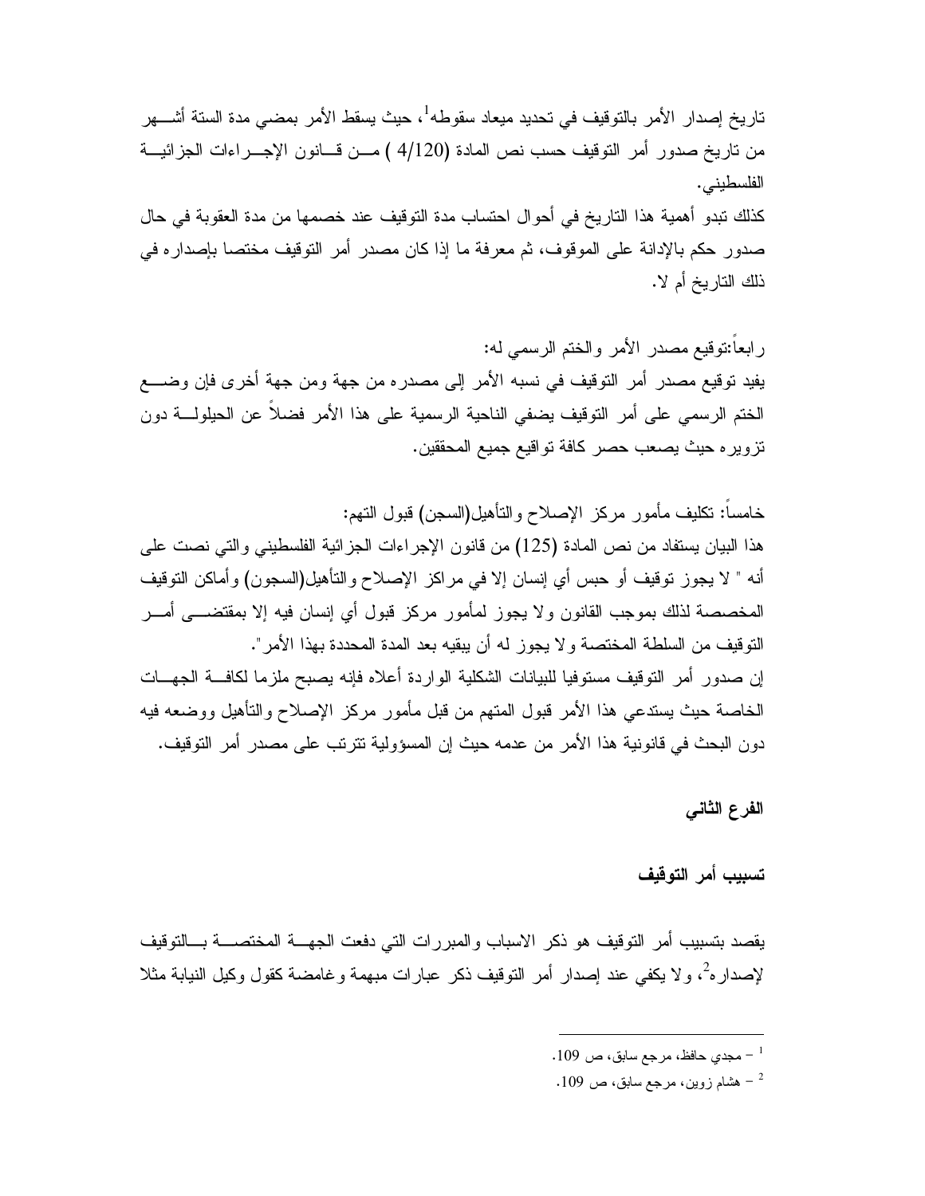تاريخ إصدار الأمر بالتوقيف في تحديد ميعاد سقوطه[1]، حيث يسقط الأمر بمضي مدة الستة أشهر من تاريخ صدور أمر التوقيف حسب نص المادة (4/120 ) من قانون الإجراءات الجزائية الفلسطيني.

كذلك تبدو أهمية هذا التاريخ في أحوال احتساب مدة التوقيف عند خصمها من مدة العقوبة في حال صدور حكم بالإدانة على الموقوف، ثم معرفة ما إذا كان مصدر أمر التوقيف مختصا بإصداره في ذلك التاريخ أم لا.

رابعاً:توقيع مصدر الأمر والختم الرسمي له:

يفيد توقيع مصدر أمر التوقيف في نسبه الأمر إلى مصدره من جهة ومن جهة أخرى فإن وضع الختم الرسمي على أمر التوقيف يضفي الناحية الرسمية على هذا الأمر فضلاً عن الحيلولة دون تزويره حيث يصعب حصر كافة تواقيع جميع المحققين.

خامساً: تكليف مأمور مركز الإصلاح والتأهيل(السجن) قبول التهم:

هذا البيان يستفاد من نص المادة (125) من قانون الإجراءات الجزائية الفلسطيني والتي نصت على أنه " لا يجوز توقيف أو حبس أي إنسان إلا في مراكز الإصلاح والتأهيل(السجون) وأماكن التوقيف المخصصة لذلك بموجب القانون ولا يجوز لمأمور مركز قبول أي إنسان فيه إلا بمقتضى أمر التوقيف من السلطة المختصة ولا يجوز له أن يبقيه بعد المدة المحددة بهذا الأمر".

إن صدور أمر التوقيف مستوفيا للبيانات الشكلية الواردة أعلاه فإنه يصبح ملزما لكافة الجهات الخاصة حيث يستدعي هذا الأمر قبول المتهم من قبل مأمور مركز الإصلاح والتأهيل ووضعه فيه دون البحث في قانونية هذا الأمر من عدمه حيث إن المسؤولية تترتب على مصدر أمر التوقيف.

### الفرع الثاني

### تسبيب أمر التوقيف

يقصد بتسبيب أمر التوقيف هو ذكر الاسباب والمبررات التي دفعت الجهة المختصة بالتوقيف لإصداره[2]، ولا يكفي عند إصدار أمر التوقيف ذكر عبارات مبهمة وغامضة كقول وكيل النيابة مثلا

---

[1] – مجدي حافظ، مرجع سابق، ص 109.

[2] – هشام زوين، مرجع سابق، ص 109.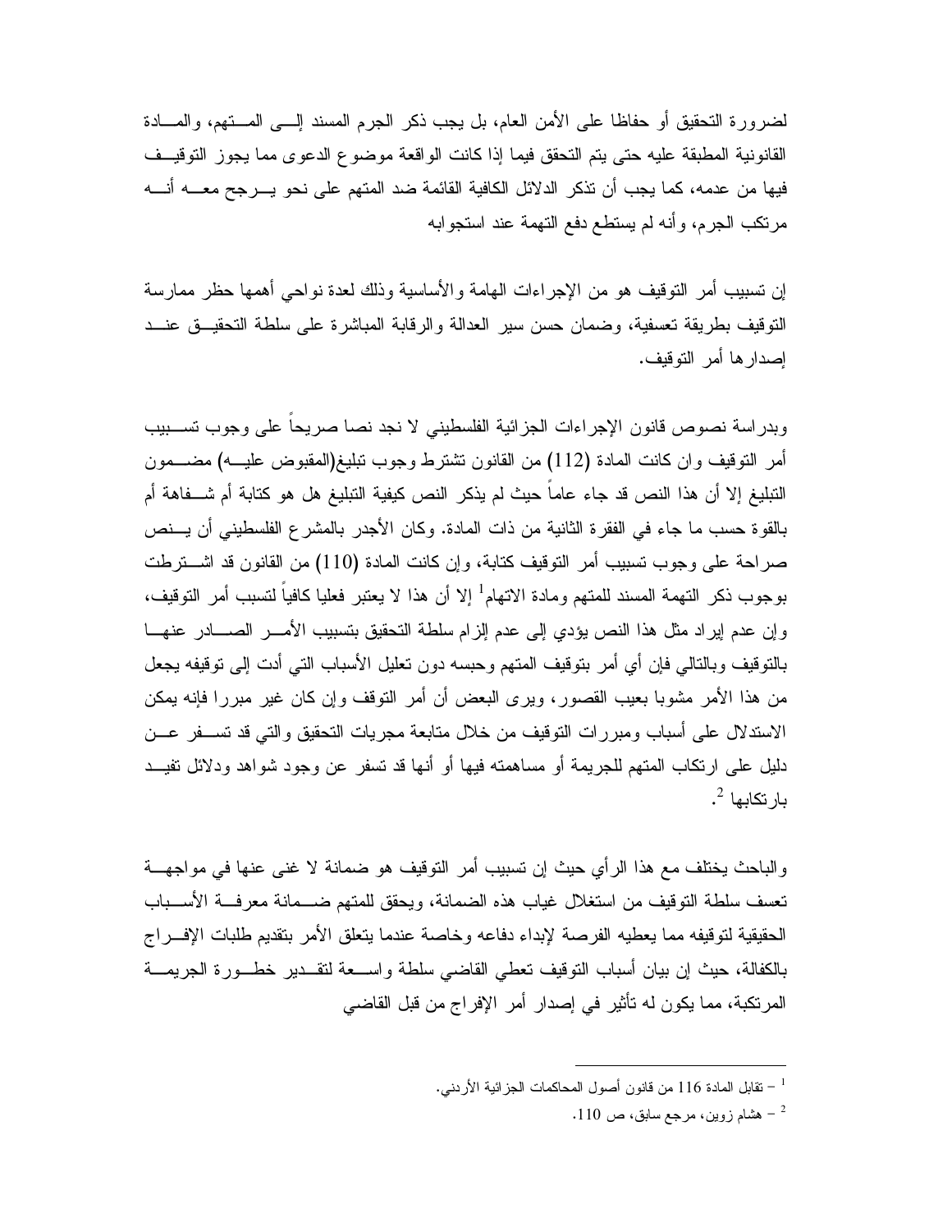لضرورة التحقيق أو حفاظا على الأمن العام، بل يجب ذكر الجرم المسند إلى المتهم، والمادة القانونية المطبقة عليه حتى يتم التحقق فيما إذا كانت الواقعة موضوع الدعوى مما يجوز التوقيف فيها من عدمه، كما يجب أن تذكر الدلائل الكافية القائمة ضد المتهم على نحو يرجح معه أنه مرتكب الجرم، وأنه لم يستطع دفع التهمة عند استجوابه

إن تسبيب أمر التوقيف هو من الإجراءات الهامة والأساسية وذلك لعدة نواحي أهمها حظر ممارسة التوقيف بطريقة تعسفية، وضمان حسن سير العدالة والرقابة المباشرة على سلطة التحقيق عند إصدارها أمر التوقيف.

وبدراسة نصوص قانون الإجراءات الجزائية الفلسطيني لا نجد نصا صريحاً على وجوب تسبيب أمر التوقيف وان كانت المادة (112) من القانون تشترط وجوب تبليغ(المقبوض عليه) مضمون التبليغ إلا أن هذا النص قد جاء عاماً حيث لم يذكر النص كيفية التبليغ هل هو كتابة أم شفاهة أم بالقوة حسب ما جاء في الفقرة الثانية من ذات المادة. وكان الأجدر بالمشرع الفلسطيني أن ينص صراحة على وجوب تسبيب أمر التوقيف كتابة، وإن كانت المادة (110) من القانون قد اشترطت بوجوب ذكر التهمة المسند للمتهم ومادة الاتهام[1] إلا أن هذا لا يعتبر فعليا كافياً لتسبب أمر التوقيف، وإن عدم إيراد مثل هذا النص يؤدي إلى عدم إلزام سلطة التحقيق بتسبيب الأمر الصادر عنها بالتوقيف وبالتالي فإن أي أمر بتوقيف المتهم وحبسه دون تعليل الأسباب التي أدت إلى توقيفه يجعل من هذا الأمر مشوبا بعيب القصور، ويرى البعض أن أمر التوقف وإن كان غير مبررا فإنه يمكن الاستدلال على أسباب ومبررات التوقيف من خلال متابعة مجريات التحقيق والتي قد تسفر عن دليل على ارتكاب المتهم للجريمة أو مساهمته فيها أو أنها قد تسفر عن وجود شواهد ودلائل تفيد بارتكابها [2].

والباحث يختلف مع هذا الرأي حيث إن تسبيب أمر التوقيف هو ضمانة لا غنى عنها في مواجهة تعسف سلطة التوقيف من استغلال غياب هذه الضمانة، ويحقق للمتهم ضمانة معرفة الأسباب الحقيقية لتوقيفه مما يعطيه الفرصة لإبداء دفاعه وخاصة عندما يتعلق الأمر بتقديم طلبات الإفراج بالكفالة، حيث إن بيان أسباب التوقيف تعطي القاضي سلطة واسعة لتقدير خطورة الجريمة المرتكبة، مما يكون له تأثير في إصدار أمر الإفراج من قبل القاضي

---

[1] – تقابل المادة 116 من قانون أصول المحاكمات الجزائية الأردني.

[2] – هشام زوين، مرجع سابق، ص 110.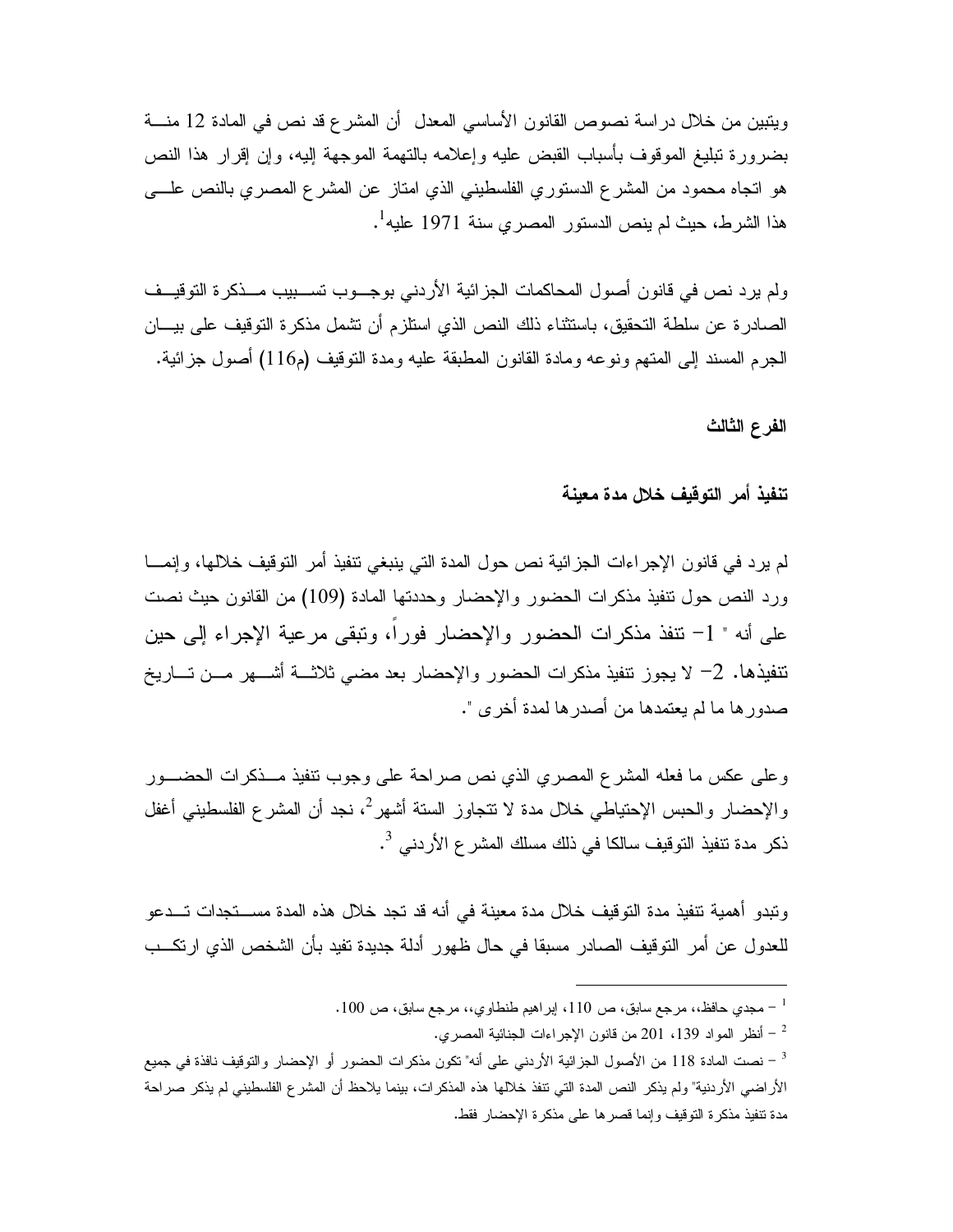ويتبين من خلال دراسة نصوص القانون الأساسي المعدل أن المشرع قد نص في المادة 12 منـــة بضرورة تبليغ الموقوف بأسباب القبض عليه وإعلامه بالتهمة الموجهة إليه، وإن إقرار هذا النص هو اتجاه محمود من المشرع الدستوري الفلسطيني الذي امتاز عن المشرع المصري بالنص علـــى هذا الشرط، حيث لم ينص الدستور المصري سنة 1971 عليه[1].

ولم يرد نص في قانون أصول المحاكمات الجزائية الأردني بوجـــوب تســـبيب مـــذكرة التوقيـــف الصادرة عن سلطة التحقيق، باستثناء ذلك النص الذي استلزم أن تشمل مذكرة التوقيف على بيـــان الجرم المسند إلى المتهم ونوعه ومادة القانون المطبقة عليه ومدة التوقيف (م116) أصول جزائية.

**الفرع الثالث**

**تنفيذ أمر التوقيف خلال مدة معينة**

لم يرد في قانون الإجراءات الجزائية نص حول المدة التي ينبغي تنفيذ أمر التوقيف خلالها، وإنمـــا ورد النص حول تنفيذ مذكرات الحضور والإحضار وحددتها المادة (109) من القانون حيث نصت على أنه " 1- تنفذ مذكرات الحضور والإحضار فوراً، وتبقى مرعية الإجراء إلى حين تنفيذها. 2- لا يجوز تنفيذ مذكرات الحضور والإحضار بعد مضي ثلاثـــة أشـــهر مـــن تـــاريخ صدورها ما لم يعتمدها من أصدرها لمدة أخرى ".

وعلى عكس ما فعله المشرع المصري الذي نص صراحة على وجوب تنفيذ مـــذكرات الحضـــور والإحضار والحبس الإحتياطي خلال مدة لا تتجاوز الستة أشهر[2]، نجد أن المشرع الفلسطيني أغفل ذكر مدة تنفيذ التوقيف سالكا في ذلك مسلك المشرع الأردني [3].

وتبدو أهمية تنفيذ مدة التوقيف خلال مدة معينة في أنه قد تجد خلال هذه المدة مســـتجدات تـــدعو للعدول عن أمر التوقيف الصادر مسبقا في حال ظهور أدلة جديدة تفيد بأن الشخص الذي ارتكـــب

---

[1] – مجدي حافظ،، مرجع سابق، ص 110، إبراهيم طنطاوي،، مرجع سابق، ص 100.

[2] – أنظر المواد 139، 201 من قانون الإجراءات الجنائية المصري.

[3] – نصت المادة 118 من الأصول الجزائية الأردني على أنه" تكون مذكرات الحضور أو الإحضار والتوقيف نافذة في جميع الأراضي الأردنية" ولم يذكر النص المدة التي تنفذ خلالها هذه المذكرات، بينما يلاحظ أن المشرع الفلسطيني لم يذكر صراحة مدة تنفيذ مذكرة التوقيف وإنما قصرها على مذكرة الإحضار فقط.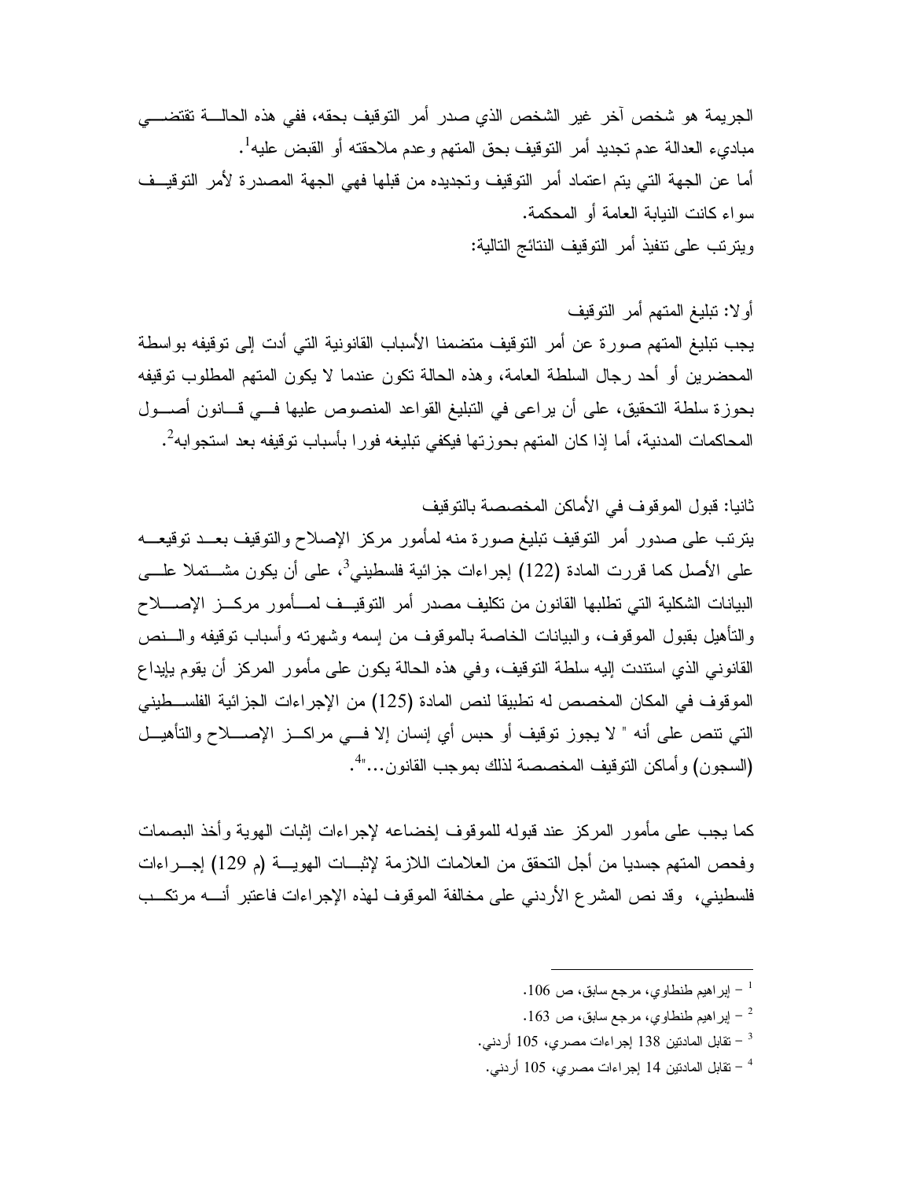الجريمة هو شخص آخر غير الشخص الذي صدر أمر التوقيف بحقه، ففي هذه الحالة تقتضي مباديء العدالة عدم تجديد أمر التوقيف بحق المتهم وعدم ملاحقته أو القبض عليه[1].

أما عن الجهة التي يتم اعتماد أمر التوقيف وتجديده من قبلها فهي الجهة المصدرة لأمر التوقيف سواء كانت النيابة العامة أو المحكمة.

ويترتب على تنفيذ أمر التوقيف النتائج التالية:

أولا: تبليغ المتهم أمر التوقيف

يجب تبليغ المتهم صورة عن أمر التوقيف متضمنا الأسباب القانونية التي أدت إلى توقيفه بواسطة المحضرين أو أحد رجال السلطة العامة، وهذه الحالة تكون عندما لا يكون المتهم المطلوب توقيفه بحوزة سلطة التحقيق، على أن يراعى في التبليغ القواعد المنصوص عليها في قانون أصول المحاكمات المدنية، أما إذا كان المتهم بحوزتها فيكفي تبليغه فورا بأسباب توقيفه بعد استجوابه[2].

ثانيا: قبول الموقوف في الأماكن المخصصة بالتوقيف

يترتب على صدور أمر التوقيف تبليغ صورة منه لمأمور مركز الإصلاح والتوقيف بعد توقيعه على الأصل كما قررت المادة (122) إجراءات جزائية فلسطيني[3]، على أن يكون مشتملا على البيانات الشكلية التي تطلبها القانون من تكليف مصدر أمر التوقيف لمأمور مركز الإصلاح والتأهيل بقبول الموقوف، والبيانات الخاصة بالموقوف من إسمه وشهرته وأسباب توقيفه والنص القانوني الذي استندت إليه سلطة التوقيف، وفي هذه الحالة يكون على مأمور المركز أن يقوم بإيداع الموقوف في المكان المخصص له تطبيقا لنص المادة (125) من الإجراءات الجزائية الفلسطيني التي تنص على أنه " لا يجوز توقيف أو حبس أي إنسان إلا في مراكز الإصلاح والتأهيل (السجون) وأماكن التوقيف المخصصة لذلك بموجب القانون..."[4].

كما يجب على مأمور المركز عند قبوله للموقوف إخضاعه لإجراءات إثبات الهوية وأخذ البصمات وفحص المتهم جسديا من أجل التحقق من العلامات اللازمة لإثبات الهوية (م 129) إجراءات فلسطيني، وقد نص المشرع الأردني على مخالفة الموقوف لهذه الإجراءات فاعتبر أنه مرتكب

---

[1] – إبراهيم طنطاوي، مرجع سابق، ص 106.

[2] – إبراهيم طنطاوي، مرجع سابق، ص 163.

[3] – تقابل المادتين 138 إجراءات مصري، 105 أردني.

[4] – تقابل المادتين 14 إجراءات مصري، 105 أردني.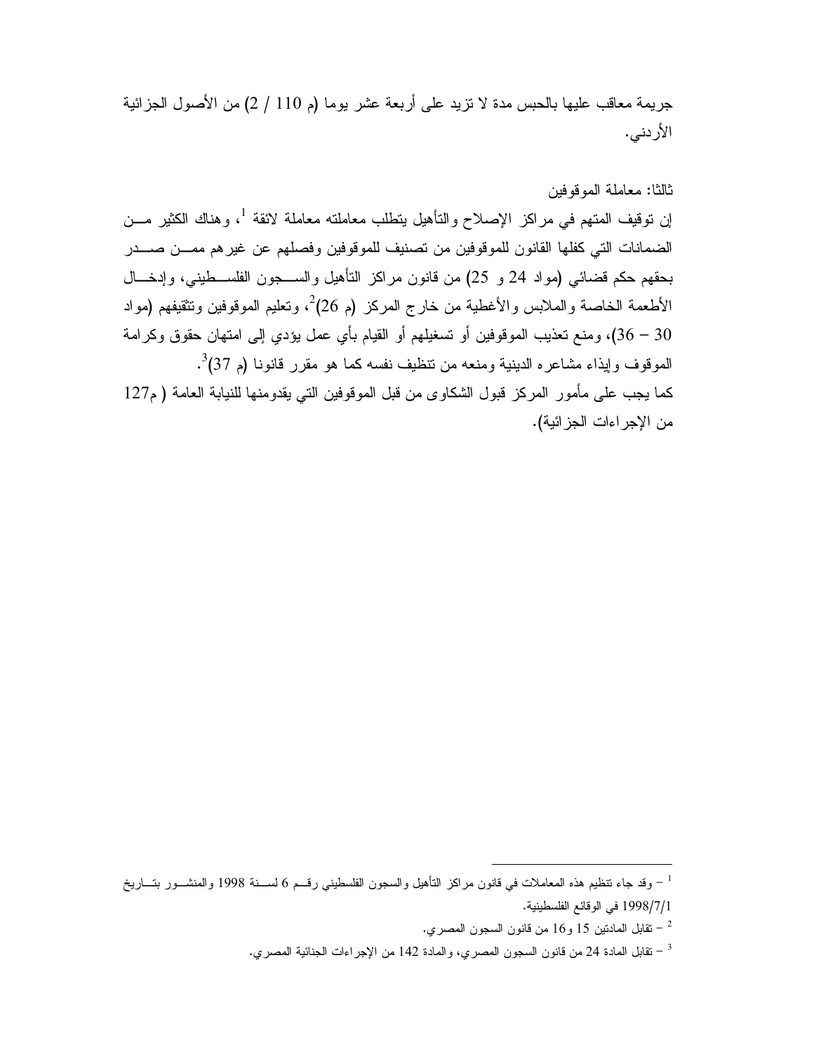جريمة معاقب عليها بالحبس مدة لا تزيد على أربعة عشر يوما (م 110 / 2) من الأصول الجزائية الأردني.

ثالثا: معاملة الموقوفين

إن توقيف المتهم في مراكز الإصلاح والتأهيل يتطلب معاملته معاملة لائقة [1]، وهناك الكثير من الضمانات التي كفلها القانون للموقوفين من تصنيف للموقوفين وفصلهم عن غيرهم ممن صدر بحقهم حكم قضائي (مواد 24 و 25) من قانون مراكز التأهيل والسجون الفلسطيني، وإدخال الأطعمة الخاصة والملابس والأغطية من خارج المركز (م 26)[2]، وتعليم الموقوفين وتثقيفهم (مواد 30 – 36)، ومنع تعذيب الموقوفين أو تسغيلهم أو القيام بأي عمل يؤدي إلى امتهان حقوق وكرامة الموقوف وإيذاء مشاعره الدينية ومنعه من تنظيف نفسه كما هو مقرر قانونا (م 37)[3].

كما يجب على مأمور المركز قبول الشكاوى من قبل الموقوفين التي يقدومنها للنيابة العامة ( م127 من الإجراءات الجزائية).

---

[1] – وقد جاء تنظيم هذه المعاملات في قانون مراكز التأهيل والسجون الفلسطيني رقم 6 لسنة 1998 والمنشور بتاريخ 1998/7/1 في الوقائع الفلسطينية.

[2] – تقابل المادتين 15 و16 من قانون السجون المصري.

[3] – تقابل المادة 24 من قانون السجون المصري، والمادة 142 من الإجراءات الجنائية المصري.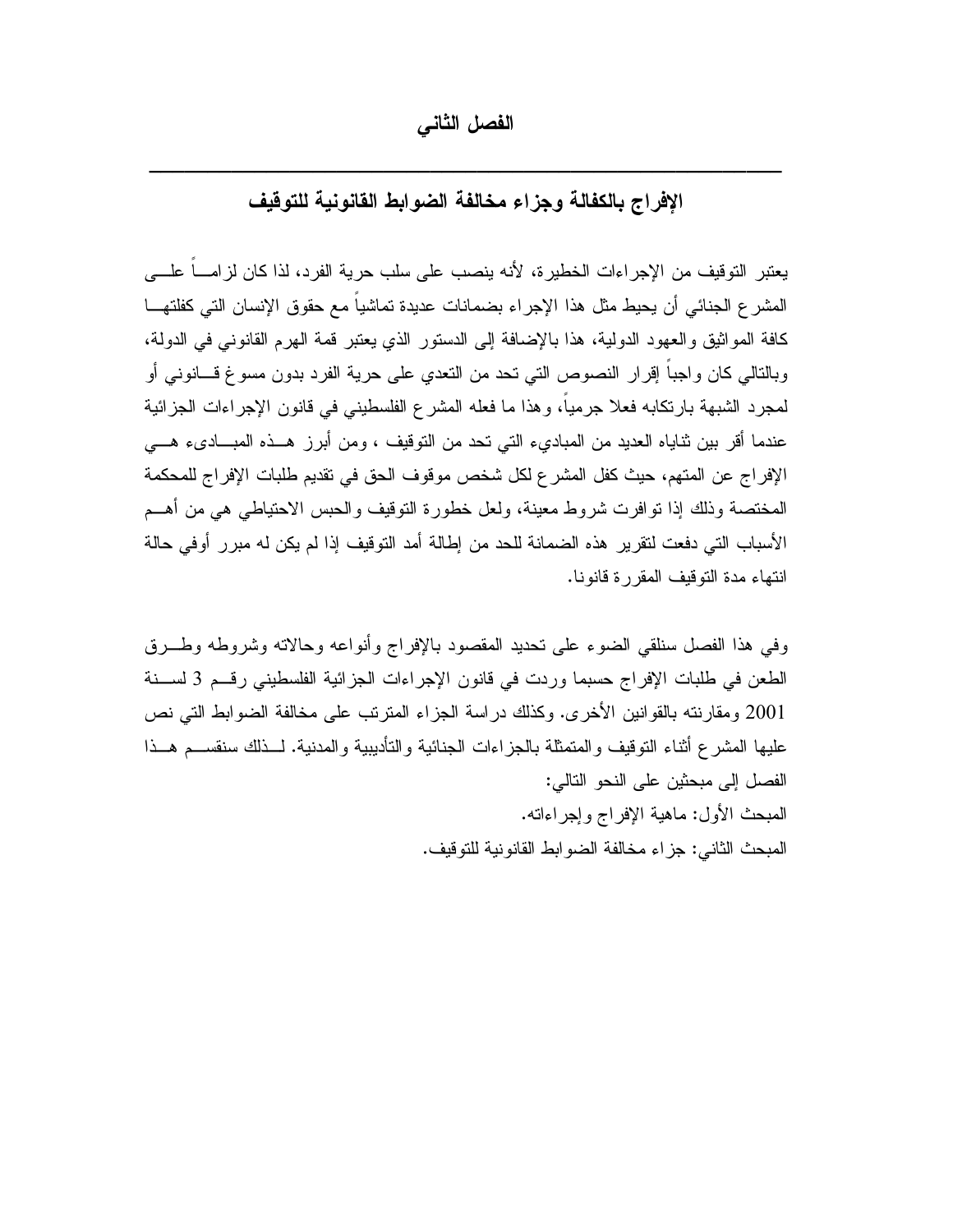# الفصل الثاني

---

## الإفراج بالكفالة وجزاء مخالفة الضوابط القانونية للتوقيف

يعتبر التوقيف من الإجراءات الخطيرة، لأنه ينصب على سلب حرية الفرد، لذا كان لزاماً على المشرع الجنائي أن يحيط مثل هذا الإجراء بضمانات عديدة تماشياً مع حقوق الإنسان التي كفلتها كافة المواثيق والعهود الدولية، هذا بالإضافة إلى الدستور الذي يعتبر قمة الهرم القانوني في الدولة، وبالتالي كان واجباً إقرار النصوص التي تحد من التعدي على حرية الفرد بدون مسوغ قانوني أو لمجرد الشبهة بارتكابه فعلا جرمياً، وهذا ما فعله المشرع الفلسطيني في قانون الإجراءات الجزائية عندما أقر بين ثناياه العديد من المباديء التي تحد من التوقيف ، ومن أبرز هذه المبادىء هي الإفراج عن المتهم، حيث كفل المشرع لكل شخص موقوف الحق في تقديم طلبات الإفراج للمحكمة المختصة وذلك إذا توافرت شروط معينة، ولعل خطورة التوقيف والحبس الاحتياطي هي من أهم الأسباب التي دفعت لتقرير هذه الضمانة للحد من إطالة أمد التوقيف إذا لم يكن له مبرر أوفي حالة انتهاء مدة التوقيف المقررة قانونا.

وفي هذا الفصل سنلقي الضوء على تحديد المقصود بالإفراج وأنواعه وحالاته وشروطه وطرق الطعن في طلبات الإفراج حسبما وردت في قانون الإجراءات الجزائية الفلسطيني رقم 3 لسنة 2001 ومقارنته بالقوانين الأخرى. وكذلك دراسة الجزاء المترتب على مخالفة الضوابط التي نص عليها المشرع أثناء التوقيف والمتمثلة بالجزاءات الجنائية والتأديبية والمدنية. لذلك سنقسم هذا الفصل إلى مبحثين على النحو التالي:

المبحث الأول: ماهية الإفراج وإجراءاته.

المبحث الثاني: جزاء مخالفة الضوابط القانونية للتوقيف.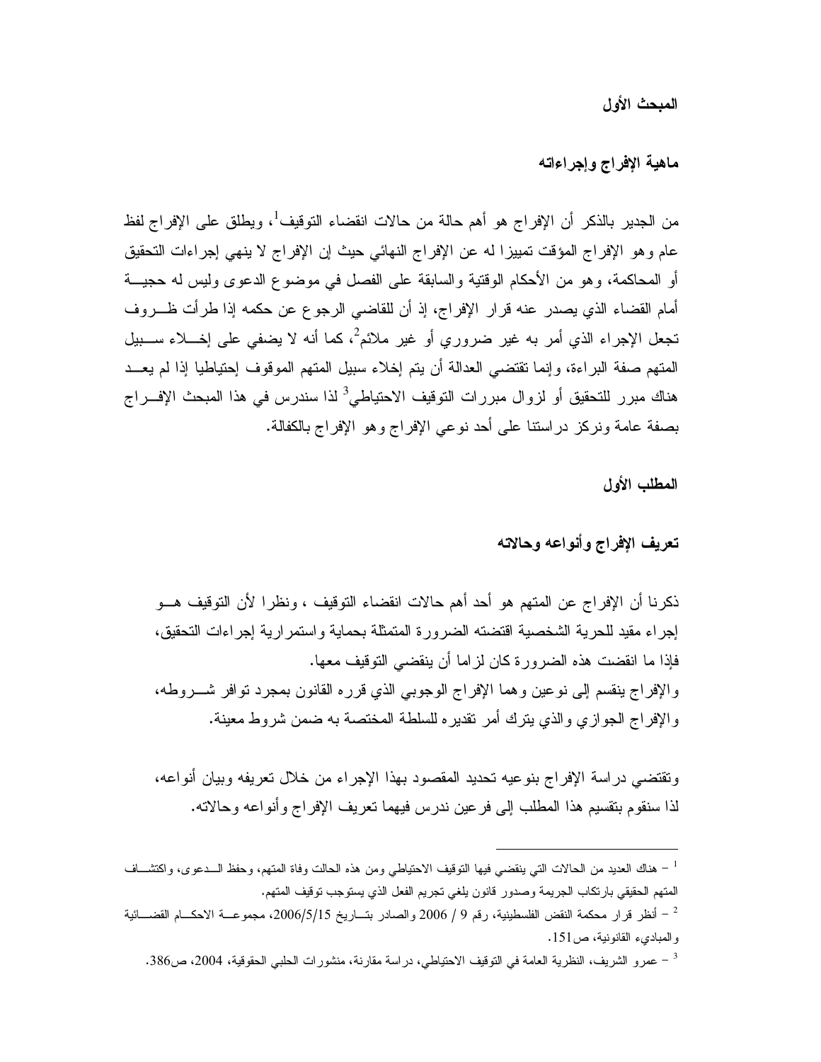## المبحث الأول

### ماهية الإفراج وإجراءاته

من الجدير بالذكر أن الإفراج هو أهم حالة من حالات انقضاء التوقيف[1]، ويطلق على الإفراج لفظ عام وهو الإفراج المؤقت تمييزا له عن الإفراج النهائي حيث إن الإفراج لا ينهي إجراءات التحقيق أو المحاكمة، وهو من الأحكام الوقتية والسابقة على الفصل في موضوع الدعوى وليس له حجية أمام القضاء الذي يصدر عنه قرار الإفراج، إذ أن للقاضي الرجوع عن حكمه إذا طرأت ظروف تجعل الإجراء الذي أمر به غير ضروري أو غير ملائم[2]، كما أنه لا يضفي على إخلاء سبيل المتهم صفة البراءة، وإنما تقتضي العدالة أن يتم إخلاء سبيل المتهم الموقوف إحتياطيا إذا لم يعد هناك مبرر للتحقيق أو لزوال مبررات التوقيف الاحتياطي[3] لذا سندرس في هذا المبحث الإفراج بصفة عامة ونركز دراستنا على أحد نوعي الإفراج وهو الإفراج بالكفالة.

### المطلب الأول

### تعريف الإفراج وأنواعه وحالاته

ذكرنا أن الإفراج عن المتهم هو أحد أهم حالات انقضاء التوقيف ، ونظرا لأن التوقيف هو إجراء مقيد للحرية الشخصية اقتضته الضرورة المتمثلة بحماية واستمرارية إجراءات التحقيق، فإذا ما انقضت هذه الضرورة كان لزاما أن ينقضي التوقيف معها.
والإفراج ينقسم إلى نوعين وهما الإفراج الوجوبي الذي قرره القانون بمجرد توافر شروطه، والإفراج الجوازي والذي يترك أمر تقديره للسلطة المختصة به ضمن شروط معينة.

وتقتضي دراسة الإفراج بنوعيه تحديد المقصود بهذا الإجراء من خلال تعريفه وبيان أنواعه، لذا سنقوم بتقسيم هذا المطلب إلى فرعين ندرس فيهما تعريف الإفراج وأنواعه وحالاته.

---

[1] – هناك العديد من الحالات التي ينقضي فيها التوقيف الاحتياطي ومن هذه الحالت وفاة المتهم، وحفظ الدعوى، واكتشاف المتهم الحقيقي بارتكاب الجريمة وصدور قانون يلغي تجريم الفعل الذي يستوجب توقيف المتهم.

[2] – أنظر قرار محكمة النقض الفلسطينية، رقم 9 / 2006 والصادر بتاريخ 2006/5/15، مجموعة الاحكام القضائية والمبادىء القانونية، ص151.

[3] – عمرو الشريف، النظرية العامة في التوقيف الاحتياطي، دراسة مقارنة، منشورات الحلبي الحقوقية، 2004، ص386.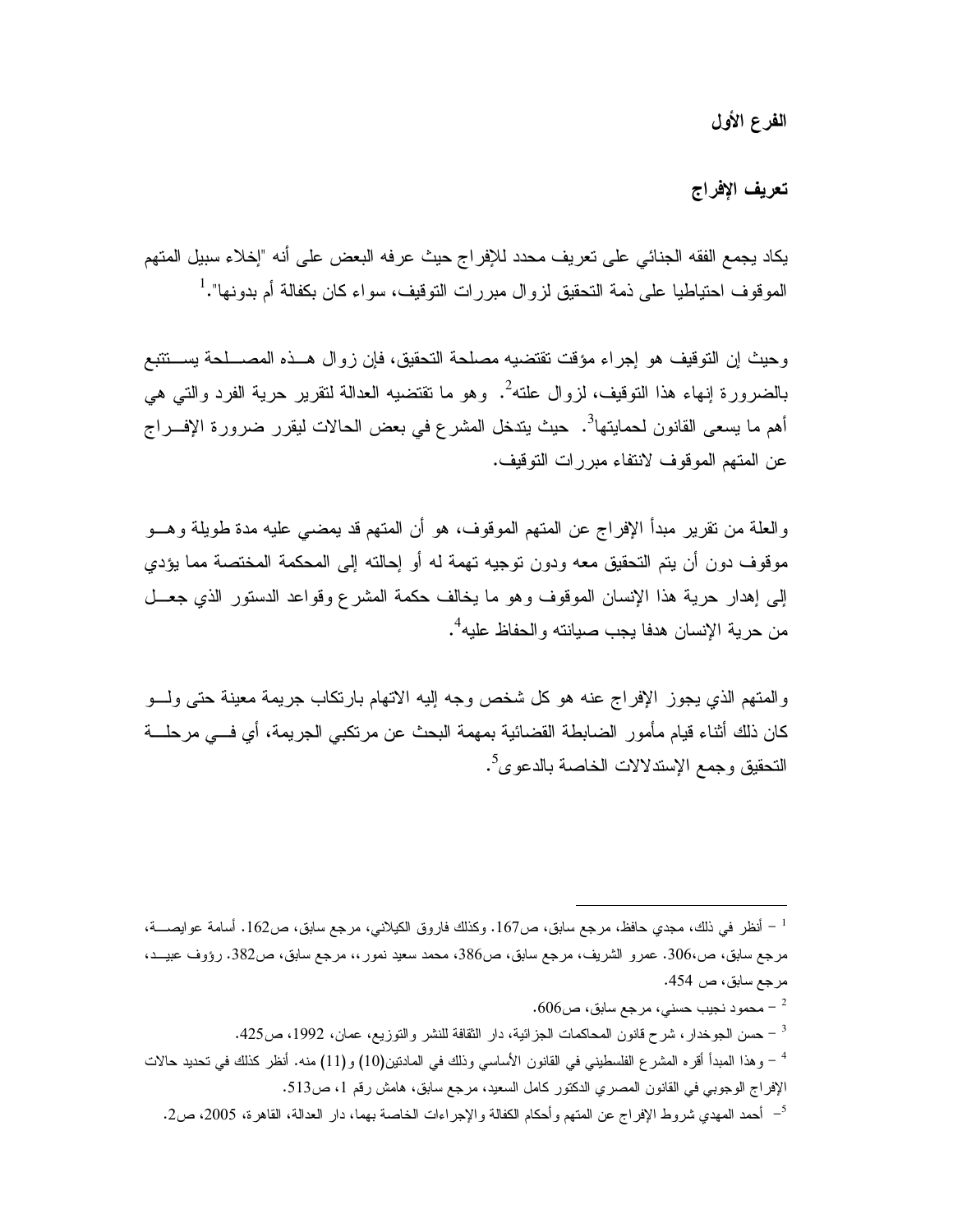## الفرع الأول

### تعريف الإفراج

يكاد يجمع الفقه الجنائي على تعريف محدد للإفراج حيث عرفه البعض على أنه "إخلاء سبيل المتهم الموقوف احتياطيا على ذمة التحقيق لزوال مبررات التوقيف، سواء كان بكفالة أم بدونها".[1]

وحيث إن التوقيف هو إجراء مؤقت تقتضيه مصلحة التحقيق، فإن زوال هذه المصلحة يستتبع بالضرورة إنهاء هذا التوقيف، لزوال علته[2]. وهو ما تقتضيه العدالة لتقرير حرية الفرد والتي هي أهم ما يسعى القانون لحمايتها[3]. حيث يتدخل المشرع في بعض الحالات ليقرر ضرورة الإفراج عن المتهم الموقوف لانتفاء مبررات التوقيف.

والعلة من تقرير مبدأ الإفراج عن المتهم الموقوف، هو أن المتهم قد يمضي عليه مدة طويلة وهو موقوف دون أن يتم التحقيق معه ودون توجيه تهمة له أو إحالته إلى المحكمة المختصة مما يؤدي إلى إهدار حرية هذا الإنسان الموقوف وهو ما يخالف حكمة المشرع وقواعد الدستور الذي جعل من حرية الإنسان هدفا يجب صيانته والحفاظ عليه[4].

والمتهم الذي يجوز الإفراج عنه هو كل شخص وجه إليه الاتهام بارتكاب جريمة معينة حتى ولو كان ذلك أثناء قيام مأمور الضابطة القضائية بمهمة البحث عن مرتكبي الجريمة، أي في مرحلة التحقيق وجمع الإستدلالات الخاصة بالدعوى[5].

---

[1] – أنظر في ذلك، مجدي حافظ، مرجع سابق، ص167. وكذلك فاروق الكيلاني، مرجع سابق، ص162. أسامة عوايصة، مرجع سابق، ص،306. عمرو الشريف، مرجع سابق، ص386، محمد سعيد نمور،، مرجع سابق، ص382. رؤوف عبيد، مرجع سابق، ص 454.

[2] – محمود نجيب حسني، مرجع سابق، ص606.

[3] – حسن الجوخدار، شرح قانون المحاكمات الجزائية، دار الثقافة للنشر والتوزيع، عمان، 1992، ص425.

[4] – وهذا المبدأ أقره المشرع الفلسطيني في القانون الأساسي وذلك في المادتين(10) و(11) منه. أنظر كذلك في تحديد حالات الإفراج الوجوبي في القانون المصري الدكتور كامل السعيد، مرجع سابق، هامش رقم 1، ص513.

[5] – أحمد المهدي شروط الإفراج عن المتهم وأحكام الكفالة والإجراءات الخاصة بهما، دار العدالة، القاهرة، 2005، ص2.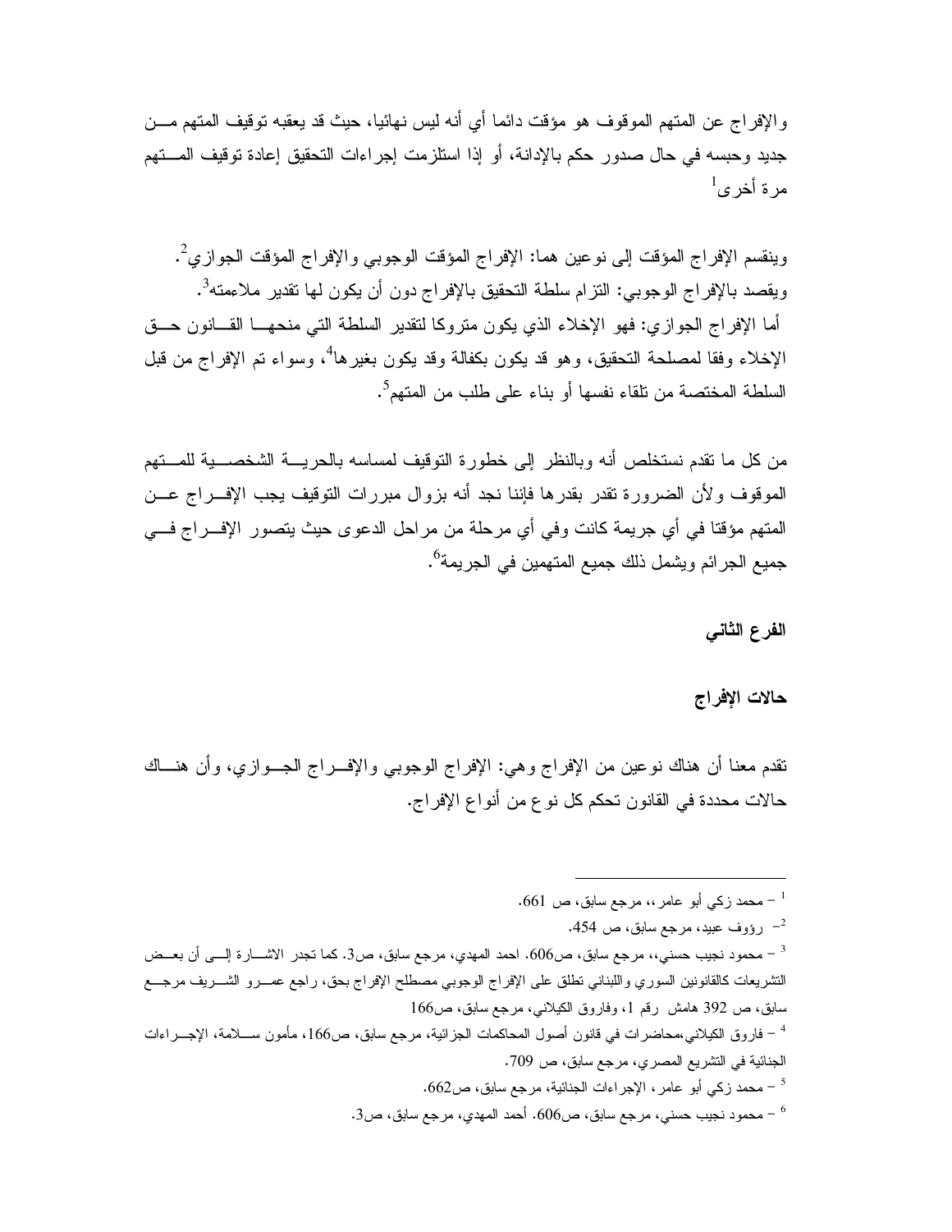والإفراج عن المتهم الموقوف هو مؤقت دائما أي أنه ليس نهائيا، حيث قد يعقبه توقيف المتهم من جديد وحبسه في حال صدور حكم بالإدانة، أو إذا استلزمت إجراءات التحقيق إعادة توقيف المتهم مرة أخرى[1]

وينقسم الإفراج المؤقت إلى نوعين هما: الإفراج المؤقت الوجوبي والإفراج المؤقت الجوازي[2]. ويقصد بالإفراج الوجوبي: التزام سلطة التحقيق بالإفراج دون أن يكون لها تقدير ملاءمته[3].
أما الإفراج الجوازي: فهو الإخلاء الذي يكون متروكا لتقدير السلطة التي منحها القانون حق الإخلاء وفقا لمصلحة التحقيق، وهو قد يكون بكفالة وقد يكون بغيرها[4]، وسواء تم الإفراج من قبل السلطة المختصة من تلقاء نفسها أو بناء على طلب من المتهم[5].

من كل ما تقدم نستخلص أنه وبالنظر إلى خطورة التوقيف لمساسه بالحرية الشخصية للمتهم الموقوف ولأن الضرورة تقدر بقدرها فإننا نجد أنه بزوال مبررات التوقيف يجب الإفراج عن المتهم مؤقتا في أي جريمة كانت وفي أي مرحلة من مراحل الدعوى حيث يتصور الإفراج في جميع الجرائم ويشمل ذلك جميع المتهمين في الجريمة[6].

**الفرع الثاني**

**حالات الإفراج**

تقدم معنا أن هناك نوعين من الإفراج وهي: الإفراج الوجوبي والإفراج الجوازي، وأن هناك حالات محددة في القانون تحكم كل نوع من أنواع الإفراج.

---

[1] – محمد زكي أبو عامر،، مرجع سابق، ص 661.

[2] – رؤوف عبيد، مرجع سابق، ص 454.

[3] – محمود نجيب حسني،، مرجع سابق، ص606. احمد المهدي، مرجع سابق، ص3. كما تجدر الاشارة إلى أن بعض التشريعات كالقانونين السوري واللبناني تطلق على الإفراج الوجوبي مصطلح الإفراج بحق، راجع عمرو الشريف مرجع سابق، ص 392 هامش رقم 1، وفاروق الكيلاني، مرجع سابق، ص166

[4] – فاروق الكيلاني،محاضرات في قانون أصول المحاكمات الجزائية، مرجع سابق، ص166، مأمون سلامة، الإجراءات الجنائية في التشريع المصري، مرجع سابق، ص 709.

[5] – محمد زكي أبو عامر، الإجراءات الجنائية، مرجع سابق، ص662.

[6] – محمود نجيب حسني، مرجع سابق، ص606. أحمد المهدي، مرجع سابق، ص3.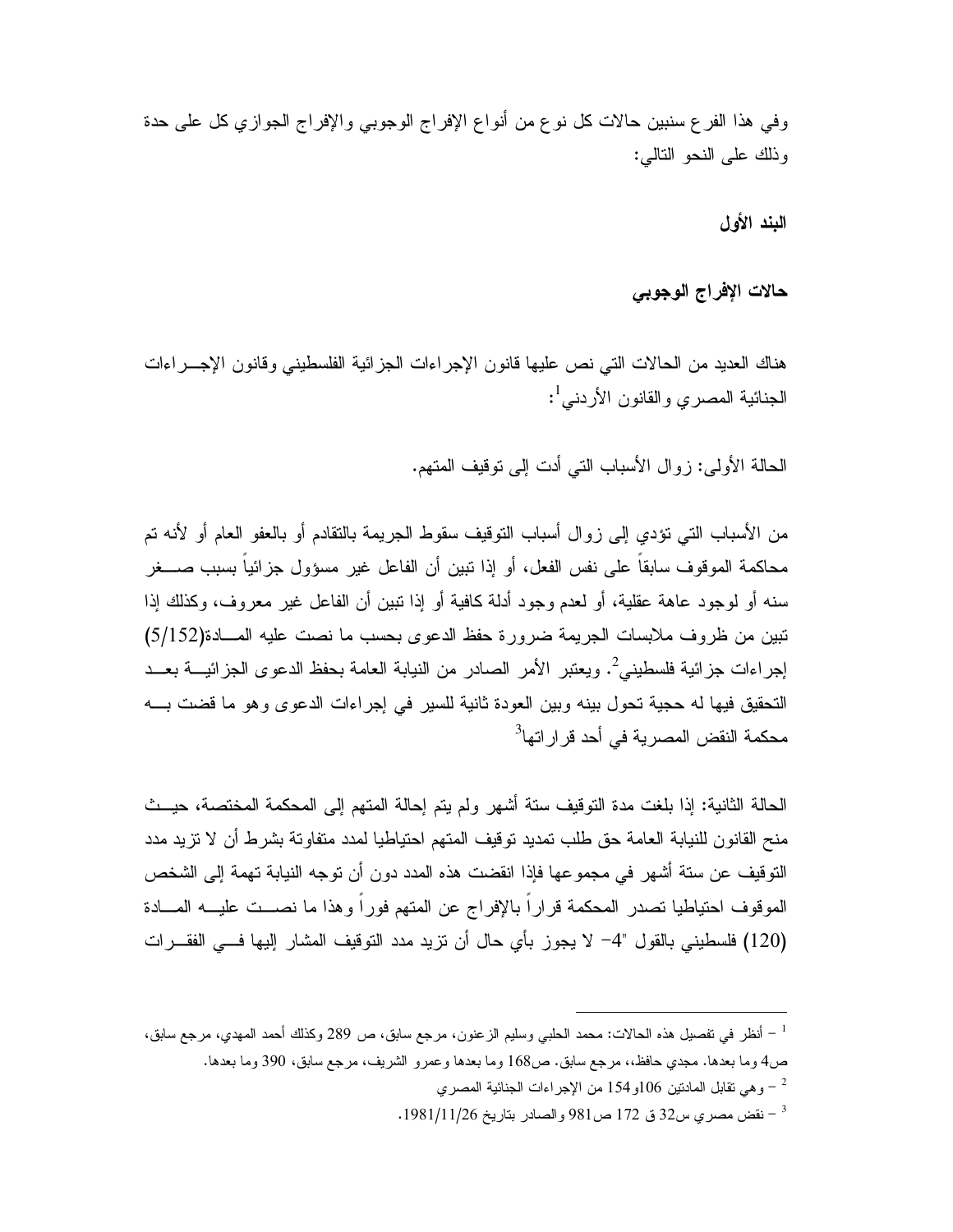وفي هذا الفرع سنبين حالات كل نوع من أنواع الإفراج الوجوبي والإفراج الجوازي كل على حدة وذلك على النحو التالي:

### البند الأول

### حالات الإفراج الوجوبي

هناك العديد من الحالات التي نص عليها قانون الإجراءات الجزائية الفلسطيني وقانون الإجـراءات الجنائية المصري والقانون الأردني[1]:

الحالة الأولى: زوال الأسباب التي أدت إلى توقيف المتهم.

من الأسباب التي تؤدي إلى زوال أسباب التوقيف سقوط الجريمة بالتقادم أو بالعفو العام أو لأنه تم محاكمة الموقوف سابقاً على نفس الفعل، أو إذا تبين أن الفاعل غير مسؤول جزائياً بسبب صـغر سنه أو لوجود عاهة عقلية، أو لعدم وجود أدلة كافية أو إذا تبين أن الفاعل غير معروف، وكذلك إذا تبين من ظروف ملابسات الجريمة ضرورة حفظ الدعوى بحسب ما نصت عليه المـادة(5/152) إجراءات جزائية فلسطيني[2]. ويعتبر الأمر الصادر من النيابة العامة بحفظ الدعوى الجزائيـة بعـد التحقيق فيها له حجية تحول بينه وبين العودة ثانية للسير في إجراءات الدعوى وهو ما قضت بـه محكمة النقض المصرية في أحد قراراتها[3]

الحالة الثانية: إذا بلغت مدة التوقيف ستة أشهر ولم يتم إحالة المتهم إلى المحكمة المختصة، حيـث منح القانون للنيابة العامة حق طلب تمديد توقيف المتهم احتياطيا لمدد متفاوتة بشرط أن لا تزيد مدد التوقيف عن ستة أشهر في مجموعها فإذا انقضت هذه المدد دون أن توجه النيابة تهمة إلى الشخص الموقوف احتياطيا تصدر المحكمة قراراً بالإفراج عن المتهم فوراً وهذا ما نصـت عليـه المـادة (120) فلسطيني بالقول "4- لا يجوز بأي حال أن تزيد مدد التوقيف المشار إليها فـي الفقـرات

---

[1] – أنظر في تفصيل هذه الحالات: محمد الحلبي وسليم الزعنون، مرجع سابق، ص 289 وكذلك أحمد المهدي، مرجع سابق، ص4 وما بعدها. مجدي حافظ،، مرجع سابق. ص168 وما بعدها وعمرو الشريف، مرجع سابق، 390 وما بعدها.

[2] – وهي تقابل المادتين 106و154 من الإجراءات الجنائية المصري

[3] – نقض مصري س32 ق 172 ص981 والصادر بتاريخ 1981/11/26.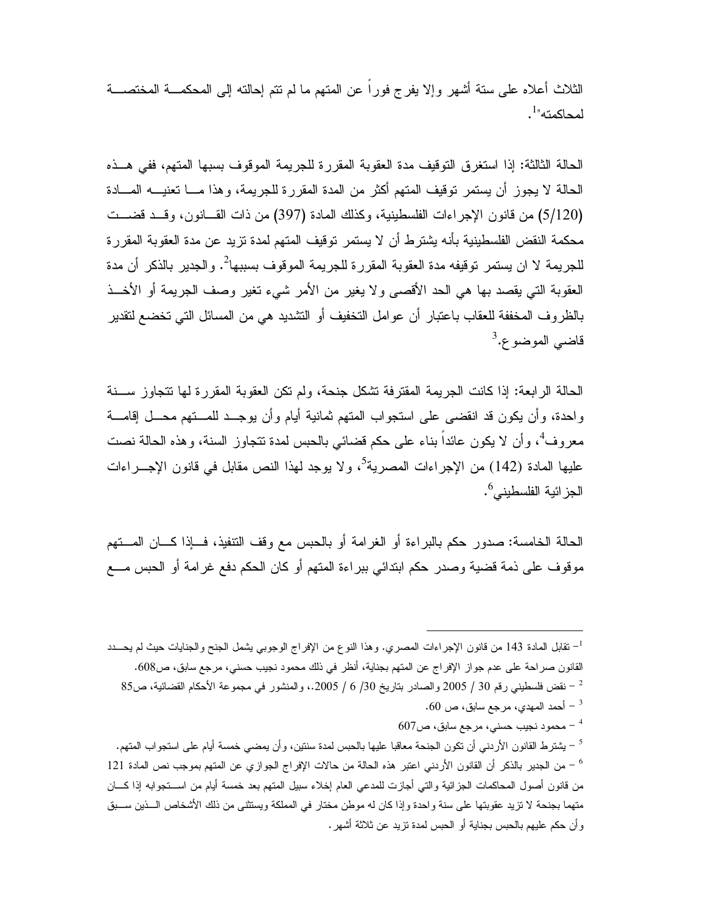الثلاث أعلاه على ستة أشهر وإلا يفرج فوراً عن المتهم ما لم تتم إحالته إلى المحكمة المختصة لمحاكمته"[1].

الحالة الثالثة: إذا استغرق التوقيف مدة العقوبة المقررة للجريمة الموقوف بسببها المتهم، ففي هذه الحالة لا يجوز أن يستمر توقيف المتهم أكثر من المدة المقررة للجريمة، وهذا ما تعنيه المادة (5/120) من قانون الإجراءات الفلسطينية، وكذلك المادة (397) من ذات القانون، وقد قضت محكمة النقض الفلسطينية بأنه يشترط أن لا يستمر توقيف المتهم لمدة تزيد عن مدة العقوبة المقررة للجريمة لا ان يستمر توقيفه مدة العقوبة المقررة للجريمة الموقوف بسببها[2]. والجدير بالذكر أن مدة العقوبة التي يقصد بها هي الحد الأقصى ولا يغير من الأمر شيء تغير وصف الجريمة أو الأخذ بالظروف المخففة للعقاب باعتبار أن عوامل التخفيف أو التشديد هي من المسائل التي تخضع لتقدير قاضي الموضوع.[3]

الحالة الرابعة: إذا كانت الجريمة المقترفة تشكل جنحة، ولم تكن العقوبة المقررة لها تتجاوز سنة واحدة، وأن يكون قد انقضى على استجواب المتهم ثمانية أيام وأن يوجد للمتهم محل إقامة معروف[4]، وأن لا يكون عائداً بناء على حكم قضائي بالحبس لمدة تتجاوز السنة، وهذه الحالة نصت عليها المادة (142) من الإجراءات المصرية[5]، ولا يوجد لهذا النص مقابل في قانون الإجراءات الجزائية الفلسطيني[6].

الحالة الخامسة: صدور حكم بالبراءة أو الغرامة أو بالحبس مع وقف التنفيذ، فإذا كان المتهم موقوف على ذمة قضية وصدر حكم ابتدائي ببراءة المتهم أو كان الحكم دفع غرامة أو الحبس مع

---

[1] – تقابل المادة 143 من قانون الإجراءات المصري. وهذا النوع من الإفراج الوجوبي يشمل الجنح والجنايات حيث لم يحدد القانون صراحة على عدم جواز الإفراج عن المتهم بجناية، أنظر في ذلك محمود نجيب حسني، مرجع سابق، ص608.

[2] – نقض فلسطيني رقم 30 / 2005 والصادر بتاريخ 30/ 6 / 2005.، والمنشور في مجموعة الأحكام القضائية، ص85

[3] – أحمد المهدي، مرجع سابق، ص 60.

[4] – محمود نجيب حسني، مرجع سابق، ص607

[5] – يشترط القانون الأردني أن تكون الجنحة معاقبا عليها بالحبس لمدة سنتين، وأن يمضي خمسة أيام على استجواب المتهم.

[6] – من الجدير بالذكر أن القانون الأردني اعتبر هذه الحالة من حالات الإفراج الجوازي عن المتهم بموجب نص المادة 121 من قانون أصول المحاكمات الجزائية والتي أجازت للمدعي العام إخلاء سبيل المتهم بعد خمسة أيام من استجوابه إذا كان متهما بجنحة لا تزيد عقوبتها على سنة واحدة وإذا كان له موطن مختار في المملكة ويستثنى من ذلك الأشخاص الذين سبق وأن حكم عليهم بالحبس بجناية أو الحبس لمدة تزيد عن ثلاثة أشهر.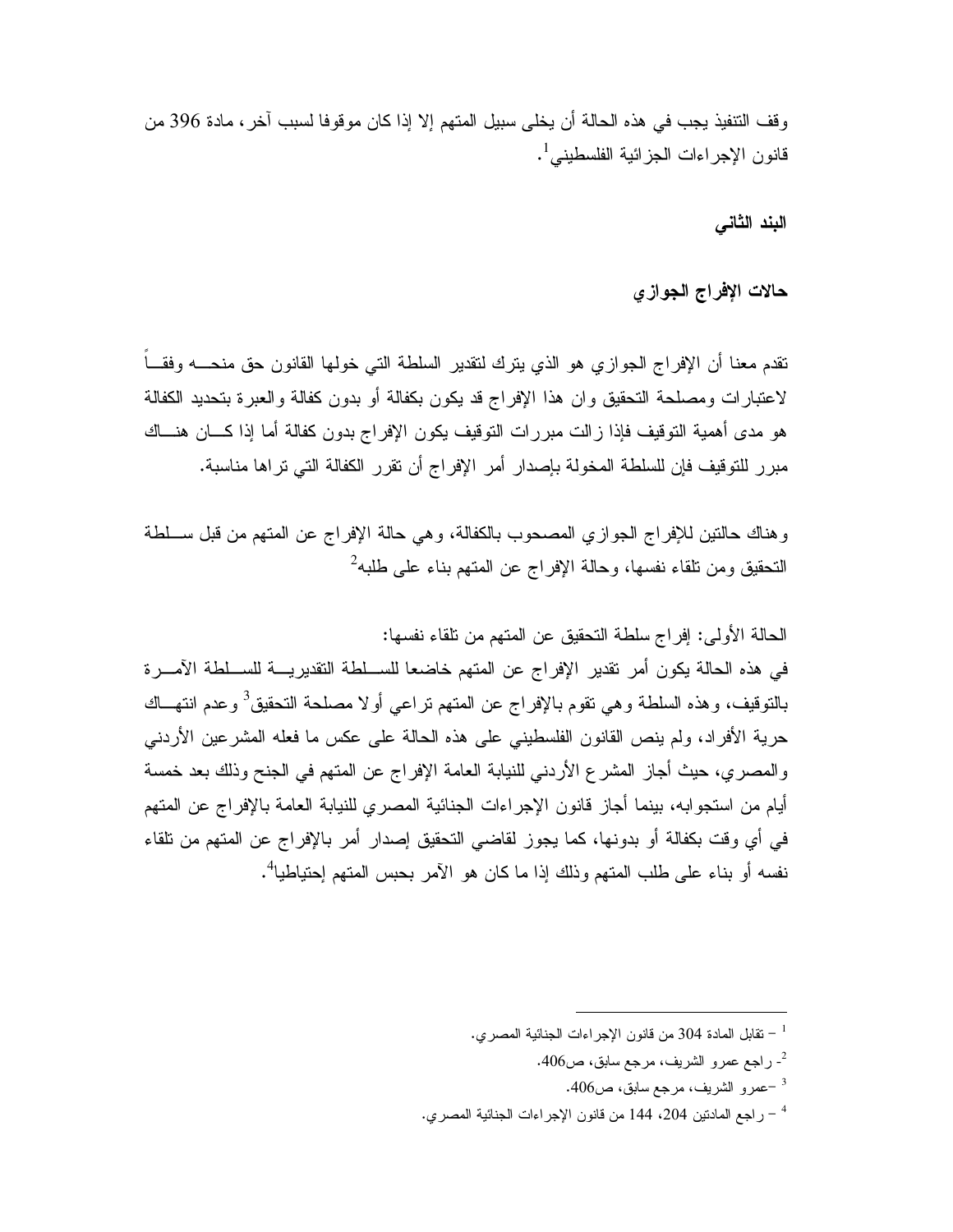وقف التنفيذ يجب في هذه الحالة أن يخلى سبيل المتهم إلا إذا كان موقوفا لسبب آخر، مادة 396 من قانون الإجراءات الجزائية الفلسطيني[1].

### البند الثاني

### حالات الإفراج الجوازي

تقدم معنا أن الإفراج الجوازي هو الذي يترك لتقدير السلطة التي خولها القانون حق منحه وفقاً لاعتبارات ومصلحة التحقيق وان هذا الإفراج قد يكون بكفالة أو بدون كفالة والعبرة بتحديد الكفالة هو مدى أهمية التوقيف فإذا زالت مبررات التوقيف يكون الإفراج بدون كفالة أما إذا كان هناك مبرر للتوقيف فإن للسلطة المخولة بإصدار أمر الإفراج أن تقرر الكفالة التي تراها مناسبة.

وهناك حالتين للإفراج الجوازي المصحوب بالكفالة، وهي حالة الإفراج عن المتهم من قبل سلطة التحقيق ومن تلقاء نفسها، وحالة الإفراج عن المتهم بناء على طلبه[2]

الحالة الأولى: إفراج سلطة التحقيق عن المتهم من تلقاء نفسها:
في هذه الحالة يكون أمر تقدير الإفراج عن المتهم خاضعا للسلطة التقديرية للسلطة الآمرة بالتوقيف، وهذه السلطة وهي تقوم بالإفراج عن المتهم تراعي أولا مصلحة التحقيق[3] وعدم انتهاك حرية الأفراد، ولم ينص القانون الفلسطيني على هذه الحالة على عكس ما فعله المشرعين الأردني والمصري، حيث أجاز المشرع الأردني للنيابة العامة الإفراج عن المتهم في الجنح وذلك بعد خمسة أيام من استجوابه، بينما أجاز قانون الإجراءات الجنائية المصري للنيابة العامة بالإفراج عن المتهم في أي وقت بكفالة أو بدونها، كما يجوز لقاضي التحقيق إصدار أمر بالإفراج عن المتهم من تلقاء نفسه أو بناء على طلب المتهم وذلك إذا ما كان هو الآمر بحبس المتهم إحتياطيا[4].

---

[1] – تقابل المادة 304 من قانون الإجراءات الجنائية المصري.

[2] - راجع عمرو الشريف، مرجع سابق، ص406.

[3] –عمرو الشريف، مرجع سابق، ص406.

[4] – راجع المادتين 204، 144 من قانون الإجراءات الجنائية المصري.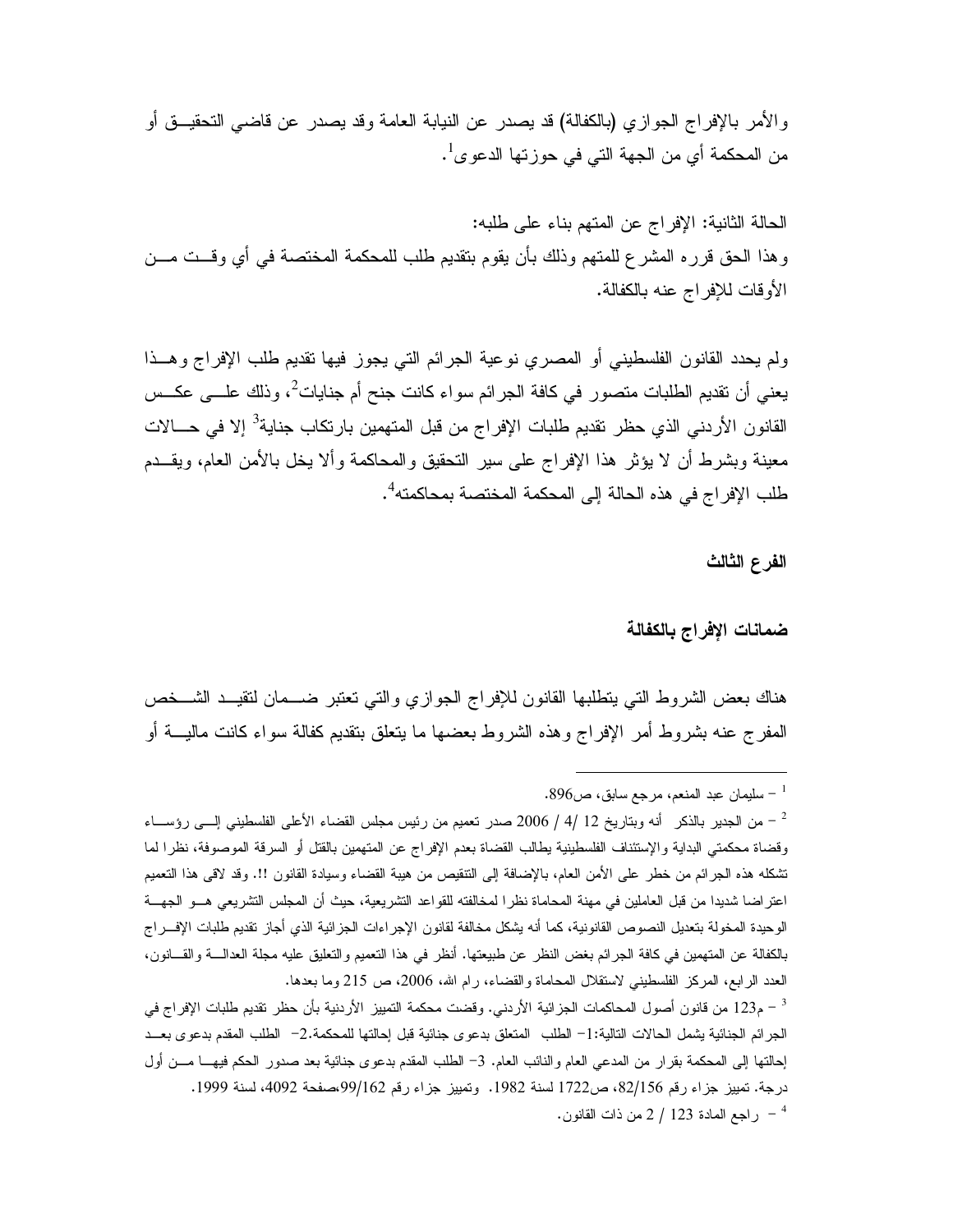والأمر بالإفراج الجوازي (بالكفالة) قد يصدر عن النيابة العامة وقد يصدر عن قاضي التحقيق أو من المحكمة أي من الجهة التي في حوزتها الدعوى[1].

الحالة الثانية: الإفراج عن المتهم بناء على طلبه:
وهذا الحق قرره المشرع للمتهم وذلك بأن يقوم بتقديم طلب للمحكمة المختصة في أي وقت من الأوقات للإفراج عنه بالكفالة.

ولم يحدد القانون الفلسطيني أو المصري نوعية الجرائم التي يجوز فيها تقديم طلب الإفراج وهذا يعني أن تقديم الطلبات متصور في كافة الجرائم سواء كانت جنح أم جنايات[2]، وذلك على عكس القانون الأردني الذي حظر تقديم طلبات الإفراج من قبل المتهمين بارتكاب جناية[3] إلا في حالات معينة وبشرط أن لا يؤثر هذا الإفراج على سير التحقيق والمحاكمة وألا يخل بالأمن العام، ويقدم طلب الإفراج في هذه الحالة إلى المحكمة المختصة بمحاكمته[4].

**الفرع الثالث**

**ضمانات الإفراج بالكفالة**

هناك بعض الشروط التي يتطلبها القانون للإفراج الجوازي والتي تعتبر ضمان لتقيد الشخص المفرج عنه بشروط أمر الإفراج وهذه الشروط بعضها ما يتعلق بتقديم كفالة سواء كانت مالية أو

---

[1] – سليمان عبد المنعم، مرجع سابق، ص896.

[2] – من الجدير بالذكر أنه وبتاريخ 12 /4 / 2006 صدر تعميم من رئيس مجلس القضاء الأعلى الفلسطيني إلى رؤساء وقضاة محكمتي البداية والإستئناف الفلسطينية يطالب القضاة بعدم الإفراج عن المتهمين بالقتل أو السرقة الموصوفة، نظرا لما تشكله هذه الجرائم من خطر على الأمن العام، بالإضافة إلى التنقيص من هيبة القضاء وسيادة القانون !!. وقد لاقى هذا التعميم اعتراضا شديدا من قبل العاملين في مهنة المحاماة نظرا لمخالفته للقواعد التشريعية، حيث أن المجلس التشريعي هو الجهة الوحيدة المخولة بتعديل النصوص القانونية، كما أنه يشكل مخالفة لقانون الإجراءات الجزائية الذي أجاز تقديم طلبات الإفراج بالكفالة عن المتهمين في كافة الجرائم بغض النظر عن طبيعتها. أنظر في هذا التعميم والتعليق عليه مجلة العدالة والقانون، العدد الرابع، المركز الفلسطيني لاستقلال المحاماة والقضاء، رام الله، 2006، ص 215 وما بعدها.

[3] – م123 من قانون أصول المحاكمات الجزائية الأردني. وقضت محكمة التمييز الأردنية بأن حظر تقديم طلبات الإفراج في الجرائم الجنائية يشمل الحالات التالية:1- الطلب المتعلق بدعوى جنائية قبل إحالتها للمحكمة.2- الطلب المقدم بدعوى بعد إحالتها إلى المحكمة بقرار من المدعي العام والنائب العام. 3- الطلب المقدم بدعوى جنائية بعد صدور الحكم فيها من أول درجة. تمييز جزاء رقم 82/156، ص1722 لسنة 1982. وتمييز جزاء رقم 99/162،صفحة 4092، لسنة 1999.

[4] – راجع المادة 123 / 2 من ذات القانون.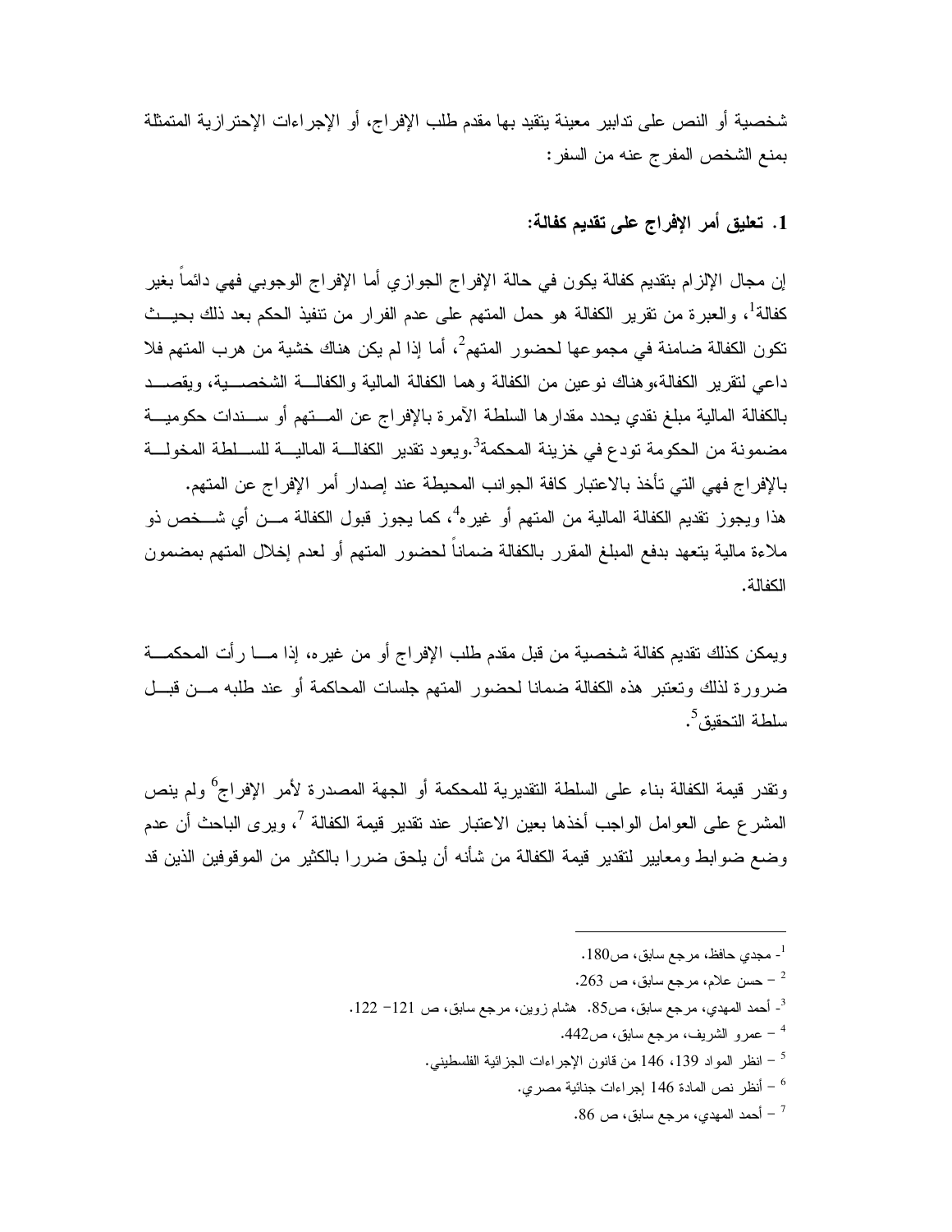شخصية أو النص على تدابير معينة يتقيد بها مقدم طلب الإفراج، أو الإجراءات الإحترازية المتمثلة بمنع الشخص المفرج عنه من السفر:

### 1. تعليق أمر الإفراج على تقديم كفالة:

إن مجال الإلزام بتقديم كفالة يكون في حالة الإفراج الجوازي أما الإفراج الوجوبي فهي دائماً بغير كفالة[1]، والعبرة من تقرير الكفالة هو حمل المتهم على عدم الفرار من تنفيذ الحكم بعد ذلك بحيث تكون الكفالة ضامنة في مجموعها لحضور المتهم[2]، أما إذا لم يكن هناك خشية من هرب المتهم فلا داعي لتقرير الكفالة،وهناك نوعين من الكفالة وهما الكفالة المالية والكفالة الشخصية، ويقصد بالكفالة المالية مبلغ نقدي يحدد مقدارها السلطة الآمرة بالإفراج عن المتهم أو سندات حكومية مضمونة من الحكومة تودع في خزينة المحكمة[3].ويعود تقدير الكفالة المالية للسلطة المخولة بالإفراج فهي التي تأخذ بالاعتبار كافة الجوانب المحيطة عند إصدار أمر الإفراج عن المتهم.
هذا ويجوز تقديم الكفالة المالية من المتهم أو غيره[4]، كما يجوز قبول الكفالة من أي شخص ذو ملاءة مالية يتعهد بدفع المبلغ المقرر بالكفالة ضماناً لحضور المتهم أو لعدم إخلال المتهم بمضمون الكفالة.

ويمكن كذلك تقديم كفالة شخصية من قبل مقدم طلب الإفراج أو من غيره، إذا ما رأت المحكمة ضرورة لذلك وتعتبر هذه الكفالة ضمانا لحضور المتهم جلسات المحاكمة أو عند طلبه من قبل سلطة التحقيق[5].

وتقدر قيمة الكفالة بناء على السلطة التقديرية للمحكمة أو الجهة المصدرة لأمر الإفراج[6] ولم ينص المشرع على العوامل الواجب أخذها بعين الاعتبار عند تقدير قيمة الكفالة [7]، ويرى الباحث أن عدم وضع ضوابط ومعايير لتقدير قيمة الكفالة من شأنه أن يلحق ضررا بالكثير من الموقوفين الذين قد

---

[1]- مجدي حافظ، مرجع سابق، ص180.

[2] – حسن علام، مرجع سابق، ص 263.

[3]- أحمد المهدي، مرجع سابق، ص85. هشام زوين، مرجع سابق، ص 121- 122.

[4] – عمرو الشريف، مرجع سابق، ص442.

[5] – انظر المواد 139، 146 من قانون الإجراءات الجزائية الفلسطيني.

[6] – أنظر نص المادة 146 إجراءات جنائية مصري.

[7] – أحمد المهدي، مرجع سابق، ص 86.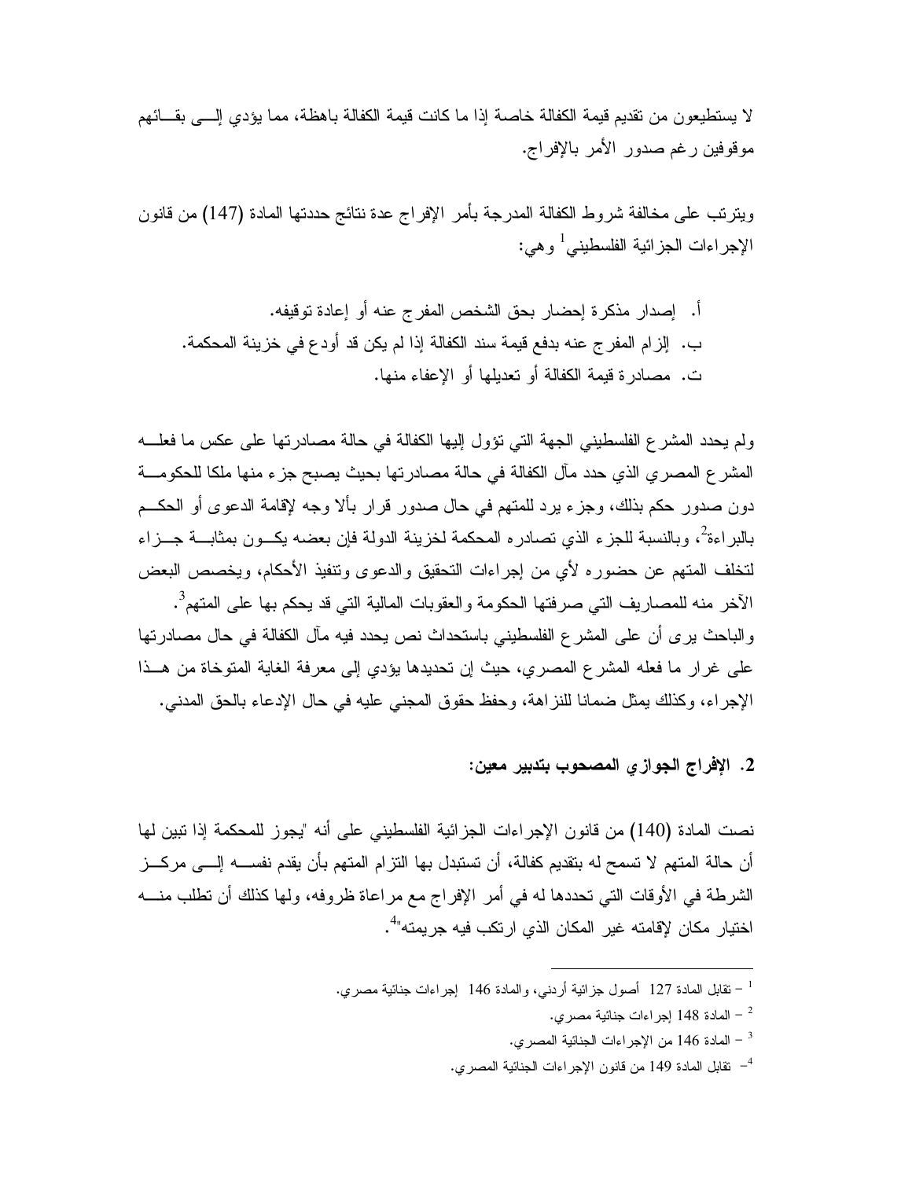لا يستطيعون من تقديم قيمة الكفالة خاصة إذا ما كانت قيمة الكفالة باهظة، مما يؤدي إلى بقائهم موقوفين رغم صدور الأمر بالإفراج.

ويترتب على مخالفة شروط الكفالة المدرجة بأمر الإفراج عدة نتائج حددتها المادة (147) من قانون الإجراءات الجزائية الفلسطيني[1] وهي:

أ. إصدار مذكرة إحضار بحق الشخص المفرج عنه أو إعادة توقيفه.
ب. إلزام المفرج عنه بدفع قيمة سند الكفالة إذا لم يكن قد أودع في خزينة المحكمة.
ت. مصادرة قيمة الكفالة أو تعديلها أو الإعفاء منها.

ولم يحدد المشرع الفلسطيني الجهة التي تؤول إليها الكفالة في حالة مصادرتها على عكس ما فعله المشرع المصري الذي حدد مآل الكفالة في حالة مصادرتها بحيث يصبح جزء منها ملكا للحكومة دون صدور حكم بذلك، وجزء يرد للمتهم في حال صدور قرار بألا وجه لإقامة الدعوى أو الحكم بالبراءة[2]، وبالنسبة للجزء الذي تصادره المحكمة لخزينة الدولة فإن بعضه يكون بمثابة جزاء لتخلف المتهم عن حضوره لأي من إجراءات التحقيق والدعوى وتنفيذ الأحكام، ويخصص البعض الآخر منه للمصاريف التي صرفتها الحكومة والعقوبات المالية التي قد يحكم بها على المتهم[3].
والباحث يرى أن على المشرع الفلسطيني باستحداث نص يحدد فيه مآل الكفالة في حال مصادرتها على غرار ما فعله المشرع المصري، حيث إن تحديدها يؤدي إلى معرفة الغاية المتوخاة من هذا الإجراء، وكذلك يمثل ضمانا للنزاهة، وحفظ حقوق المجني عليه في حال الإدعاء بالحق المدني.

**2. الإفراج الجوازي المصحوب بتدبير معين:**

نصت المادة (140) من قانون الإجراءات الجزائية الفلسطيني على أنه "يجوز للمحكمة إذا تبين لها أن حالة المتهم لا تسمح له بتقديم كفالة، أن تستبدل بها التزام المتهم بأن يقدم نفسه إلى مركز الشرطة في الأوقات التي تحددها له في أمر الإفراج مع مراعاة ظروفه، ولها كذلك أن تطلب منه اختيار مكان لإقامته غير المكان الذي ارتكب فيه جريمته"[4].

---

[1] – تقابل المادة 127 أصول جزائية أردني، والمادة 146 إجراءات جنائية مصري.
[2] – المادة 148 إجراءات جنائية مصري.
[3] – المادة 146 من الإجراءات الجنائية المصري.
[4] – تقابل المادة 149 من قانون الإجراءات الجنائية المصري.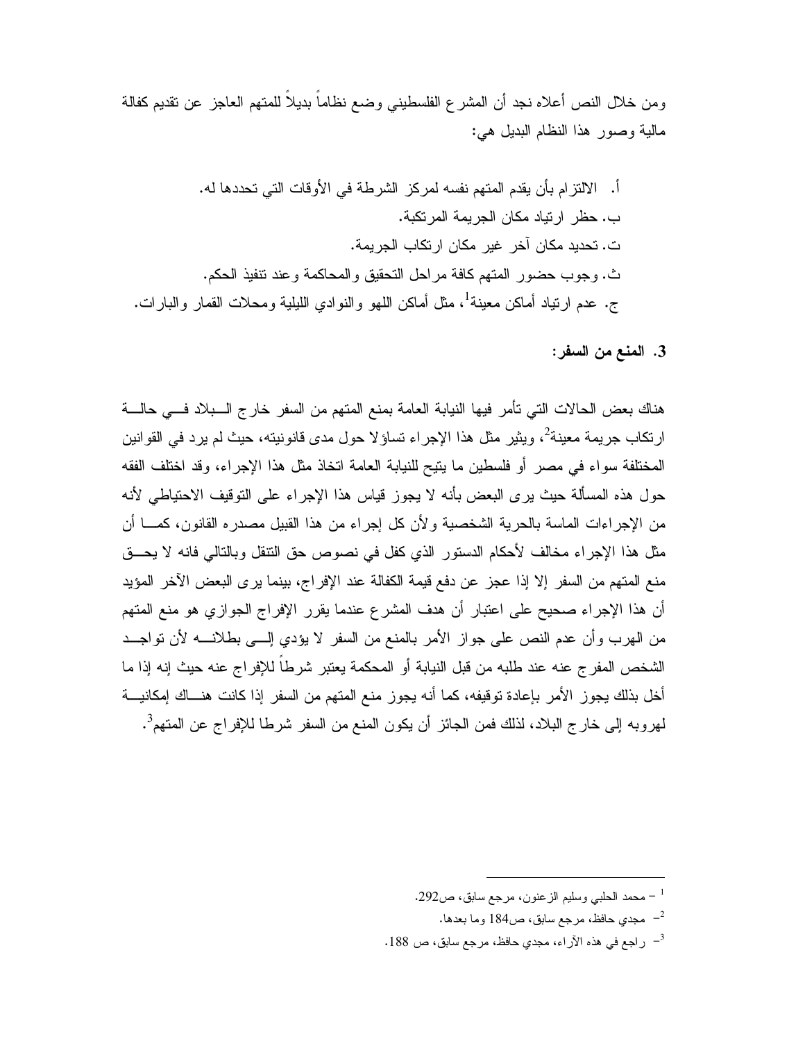ومن خلال النص أعلاه نجد أن المشرع الفلسطيني وضع نظاماً بديلاً للمتهم العاجز عن تقديم كفالة مالية وصور هذا النظام البديل هي:

أ. الالتزام بأن يقدم المتهم نفسه لمركز الشرطة في الأوقات التي تحددها له.
ب. حظر ارتياد مكان الجريمة المرتكبة.
ت. تحديد مكان آخر غير مكان ارتكاب الجريمة.
ث. وجوب حضور المتهم كافة مراحل التحقيق والمحاكمة وعند تنفيذ الحكم.
ج. عدم ارتياد أماكن معينة[1]، مثل أماكن اللهو والنوادي الليلية ومحلات القمار والبارات.

**3. المنع من السفر:**

هناك بعض الحالات التي تأمر فيها النيابة العامة بمنع المتهم من السفر خارج البلاد في حالة ارتكاب جريمة معينة[2]، ويثير مثل هذا الإجراء تساؤلا حول مدى قانونيته، حيث لم يرد في القوانين المختلفة سواء في مصر أو فلسطين ما يتيح للنيابة العامة اتخاذ مثل هذا الإجراء، وقد اختلف الفقه حول هذه المسألة حيث يرى البعض بأنه لا يجوز قياس هذا الإجراء على التوقيف الاحتياطي لأنه من الإجراءات الماسة بالحرية الشخصية ولأن كل إجراء من هذا القبيل مصدره القانون، كما أن مثل هذا الإجراء مخالف لأحكام الدستور الذي كفل في نصوص حق التنقل وبالتالي فانه لا يحق منع المتهم من السفر إلا إذا عجز عن دفع قيمة الكفالة عند الإفراج، بينما يرى البعض الآخر المؤيد أن هذا الإجراء صحيح على اعتبار أن هدف المشرع عندما يقرر الإفراج الجوازي هو منع المتهم من الهرب وأن عدم النص على جواز الأمر بالمنع من السفر لا يؤدي إلى بطلانه لأن تواجد الشخص المفرج عنه عند طلبه من قبل النيابة أو المحكمة يعتبر شرطاً للإفراج عنه حيث إنه إذا ما أخل بذلك يجوز الأمر بإعادة توقيفه، كما أنه يجوز منع المتهم من السفر إذا كانت هناك إمكانية لهروبه إلى خارج البلاد، لذلك فمن الجائز أن يكون المنع من السفر شرطا للإفراج عن المتهم[3].

---

[1] – محمد الحلبي وسليم الزعنون، مرجع سابق، ص292.

[2] – مجدي حافظ، مرجع سابق، ص184 وما بعدها.

[3] – راجع في هذه الآراء، مجدي حافظ، مرجع سابق، ص 188.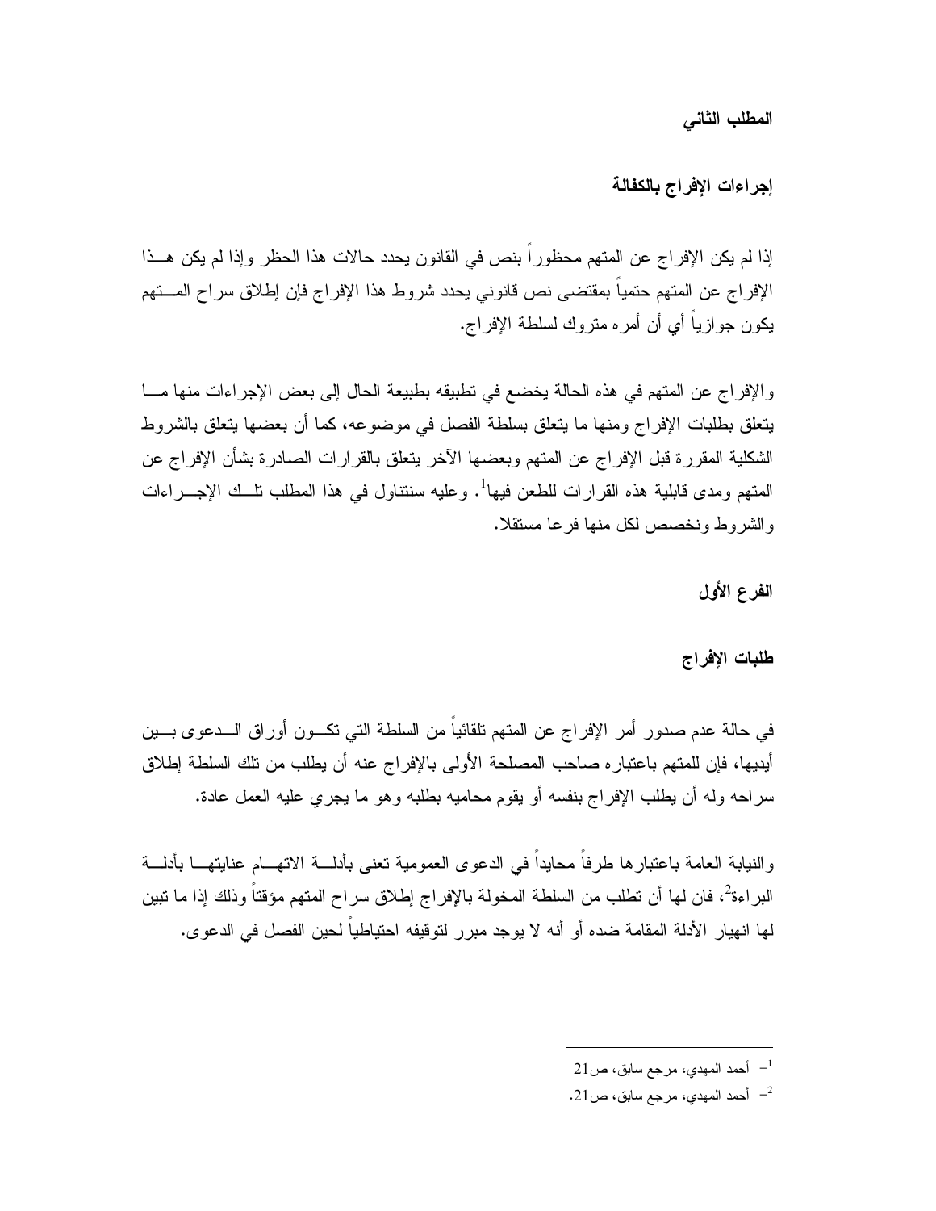## المطلب الثاني

### إجراءات الإفراج بالكفالة

إذا لم يكن الإفراج عن المتهم محظوراً بنص في القانون يحدد حالات هذا الحظر وإذا لم يكن هـذا الإفراج عن المتهم حتمياً بمقتضى نص قانوني يحدد شروط هذا الإفراج فإن إطلاق سراح المـتهم يكون جوازياً أي أن أمره متروك لسلطة الإفراج.

والإفراج عن المتهم في هذه الحالة يخضع في تطبيقه بطبيعة الحال إلى بعض الإجراءات منها مـا يتعلق بطلبات الإفراج ومنها ما يتعلق بسلطة الفصل في موضوعه، كما أن بعضها يتعلق بالشروط الشكلية المقررة قبل الإفراج عن المتهم وبعضها الآخر يتعلق بالقرارات الصادرة بشأن الإفراج عن المتهم ومدى قابلية هذه القرارات للطعن فيها[1]. وعليه سنتناول في هذا المطلب تلـك الإجـراءات والشروط ونخصص لكل منها فرعا مستقلا.

#### الفرع الأول

#### طلبات الإفراج

في حالة عدم صدور أمر الإفراج عن المتهم تلقائياً من السلطة التي تكـون أوراق الـدعوى بـين أيديها، فإن للمتهم باعتباره صاحب المصلحة الأولى بالإفراج عنه أن يطلب من تلك السلطة إطلاق سراحه وله أن يطلب الإفراج بنفسه أو يقوم محاميه بطلبه وهو ما يجري عليه العمل عادة.

والنيابة العامة باعتبارها طرفاً محايداً في الدعوى العمومية تعنى بأدلـة الاتهـام عنايتهـا بأدلـة البراءة[2]، فان لها أن تطلب من السلطة المخولة بالإفراج إطلاق سراح المتهم مؤقتاً وذلك إذا ما تبين لها انهيار الأدلة المقامة ضده أو أنه لا يوجد مبرر لتوقيفه احتياطياً لحين الفصل في الدعوى.

---

[1] - أحمد المهدي، مرجع سابق، ص21

[2] - أحمد المهدي، مرجع سابق، ص21.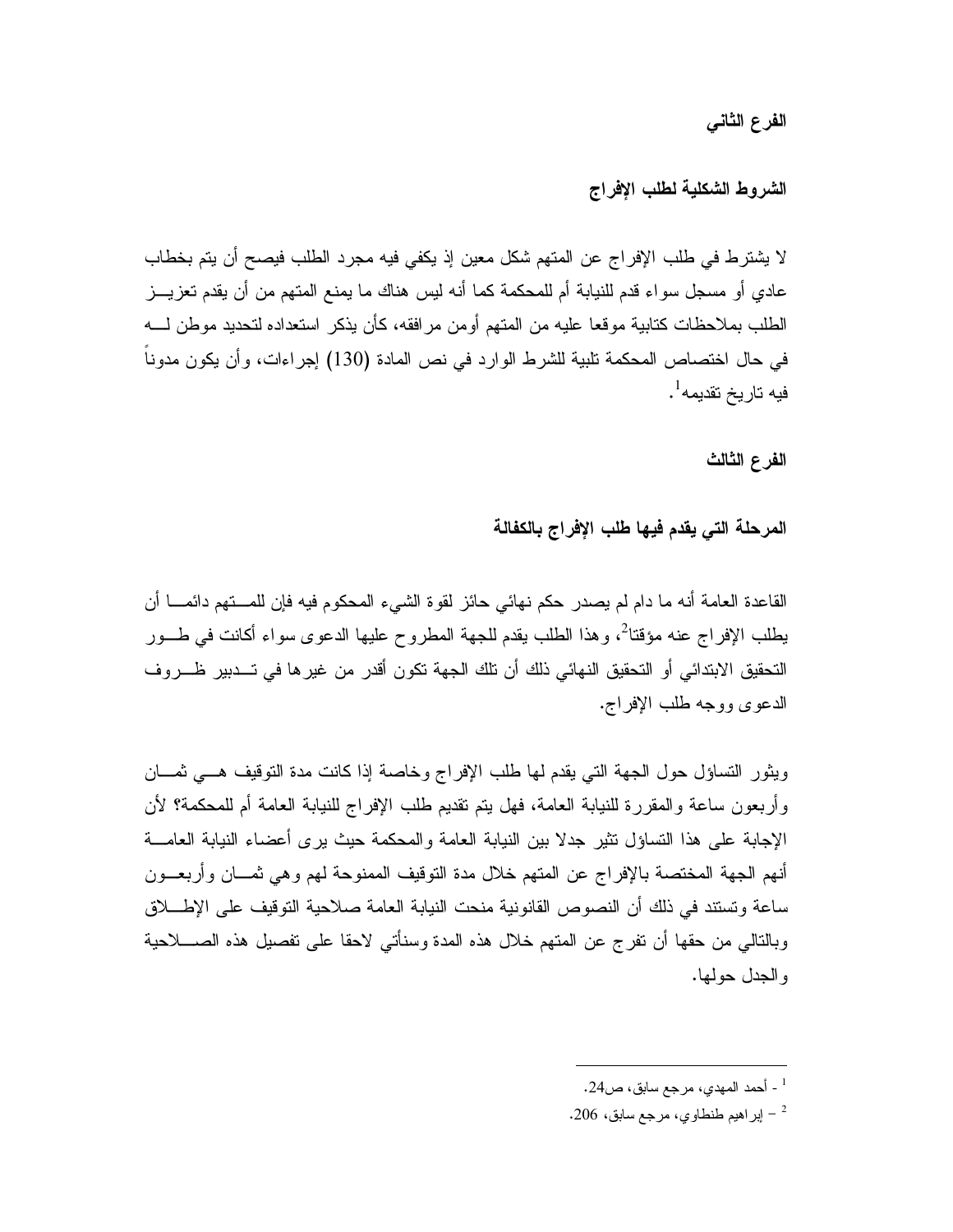### الفرع الثاني

### الشروط الشكلية لطلب الإفراج

لا يشترط في طلب الإفراج عن المتهم شكل معين إذ يكفي فيه مجرد الطلب فيصح أن يتم بخطاب عادي أو مسجل سواء قدم للنيابة أم للمحكمة كما أنه ليس هناك ما يمنع المتهم من أن يقدم تعزيز الطلب بملاحظات كتابية موقعا عليه من المتهم أومن مرافقه، كأن يذكر استعداده لتحديد موطن له في حال اختصاص المحكمة تلبية للشرط الوارد في نص المادة (130) إجراءات، وأن يكون مدوناً فيه تاريخ تقديمه[1].

### الفرع الثالث

### المرحلة التي يقدم فيها طلب الإفراج بالكفالة

القاعدة العامة أنه ما دام لم يصدر حكم نهائي حائز لقوة الشيء المحكوم فيه فإن للمتهم دائما أن يطلب الإفراج عنه مؤقتا[2]، وهذا الطلب يقدم للجهة المطروح عليها الدعوى سواء أكانت في طور التحقيق الابتدائي أو التحقيق النهائي ذلك أن تلك الجهة تكون أقدر من غيرها في تدبير ظروف الدعوى ووجه طلب الإفراج.

ويثور التساؤل حول الجهة التي يقدم لها طلب الإفراج وخاصة إذا كانت مدة التوقيف هي ثمان وأربعون ساعة والمقررة للنيابة العامة، فهل يتم تقديم طلب الإفراج للنيابة العامة أم للمحكمة؟ لأن الإجابة على هذا التساؤل تثير جدلا بين النيابة العامة والمحكمة حيث يرى أعضاء النيابة العامة أنهم الجهة المختصة بالإفراج عن المتهم خلال مدة التوقيف الممنوحة لهم وهي ثمان وأربعون ساعة وتستند في ذلك أن النصوص القانونية منحت النيابة العامة صلاحية التوقيف على الإطلاق وبالتالي من حقها أن تفرج عن المتهم خلال هذه المدة وسنأتي لاحقا على تفصيل هذه الصلاحية والجدل حولها.

---

[1] - أحمد المهدي، مرجع سابق، ص24.

[2] – إبراهيم طنطاوي، مرجع سابق، 206.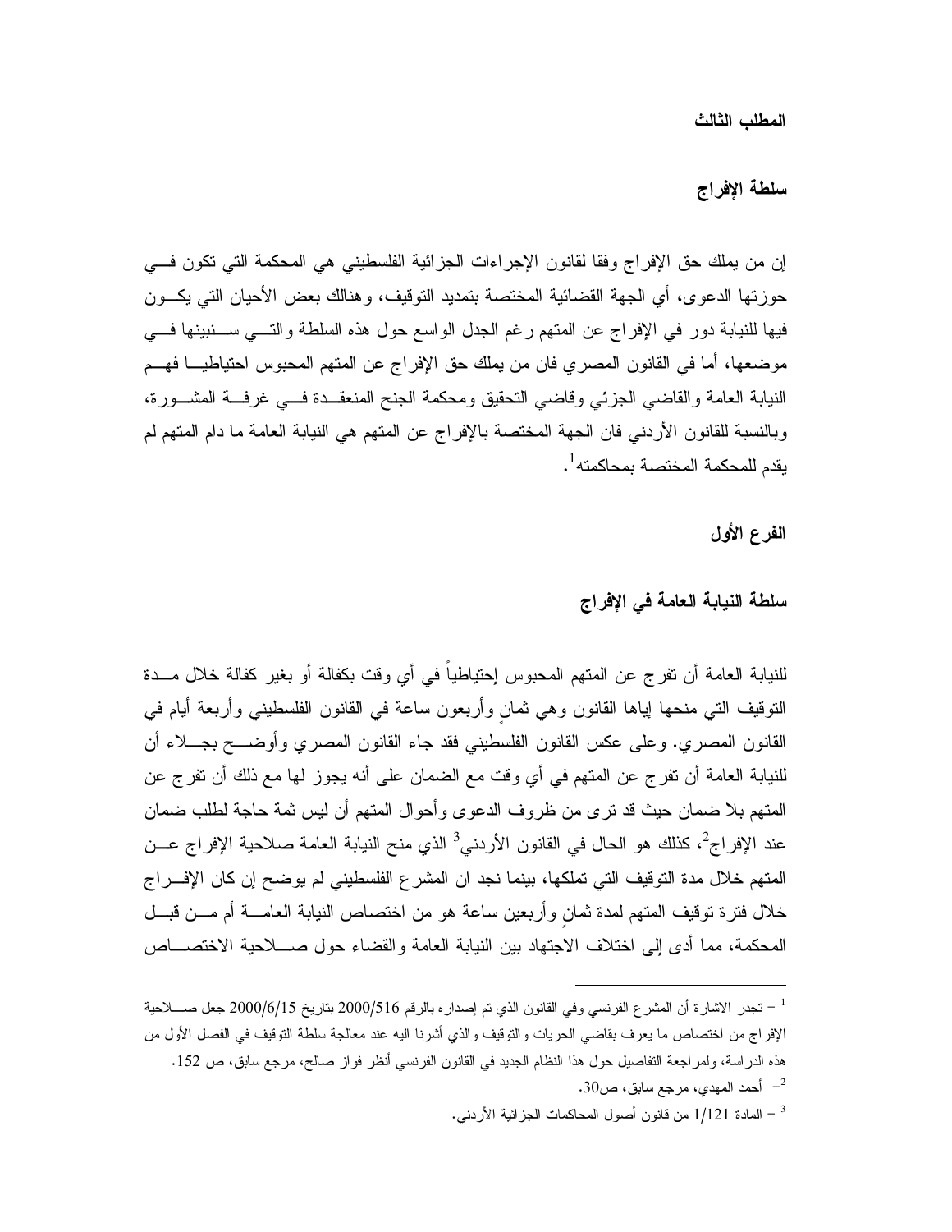### المطلب الثالث

### سلطة الإفراج

إن من يملك حق الإفراج وفقا لقانون الإجراءات الجزائية الفلسطيني هي المحكمة التي تكون في حوزتها الدعوى، أي الجهة القضائية المختصة بتمديد التوقيف، وهنالك بعض الأحيان التي يكون فيها للنيابة دور في الإفراج عن المتهم رغم الجدل الواسع حول هذه السلطة والتي سنبينها في موضعها، أما في القانون المصري فان من يملك حق الإفراج عن المتهم المحبوس احتياطيا فهم النيابة العامة والقاضي الجزئي وقاضي التحقيق ومحكمة الجنح المنعقدة في غرفة المشورة، وبالنسبة للقانون الأردني فان الجهة المختصة بالإفراج عن المتهم هي النيابة العامة ما دام المتهم لم يقدم للمحكمة المختصة بمحاكمته[1].

#### الفرع الأول

#### سلطة النيابة العامة في الإفراج

للنيابة العامة أن تفرج عن المتهم المحبوس إحتياطياً في أي وقت بكفالة أو بغير كفالة خلال مدة التوقيف التي منحها إياها القانون وهي ثمانٍ وأربعون ساعة في القانون الفلسطيني وأربعة أيام في القانون المصري. وعلى عكس القانون الفلسطيني فقد جاء القانون المصري وأوضح بجلاء أن للنيابة العامة أن تفرج عن المتهم في أي وقت مع الضمان على أنه يجوز لها مع ذلك أن تفرج عن المتهم بلا ضمان حيث قد ترى من ظروف الدعوى وأحوال المتهم أن ليس ثمة حاجة لطلب ضمان عند الإفراج[2]، كذلك هو الحال في القانون الأردني[3] الذي منح النيابة العامة صلاحية الإفراج عن المتهم خلال مدة التوقيف التي تملكها، بينما نجد ان المشرع الفلسطيني لم يوضح إن كان الإفراج خلال فترة توقيف المتهم لمدة ثمانٍ وأربعين ساعة هو من اختصاص النيابة العامة أم من قبل المحكمة، مما أدى إلى اختلاف الاجتهاد بين النيابة العامة والقضاء حول صلاحية الاختصاص

---

[1] – تجدر الاشارة أن المشرع الفرنسي وفي القانون الذي تم إصداره بالرقم 2000/516 بتاريخ 2000/6/15 جعل صلاحية الإفراج من اختصاص ما يعرف بقاضي الحريات والتوقيف والذي أشرنا اليه عند معالجة سلطة التوقيف في الفصل الأول من هذه الدراسة، ولمراجعة التفاصيل حول هذا النظام الجديد في القانون الفرنسي أنظر فواز صالح، مرجع سابق، ص 152.

[2] – أحمد المهدي، مرجع سابق، ص30.

[3] – المادة 1/121 من قانون أصول المحاكمات الجزائية الأردني.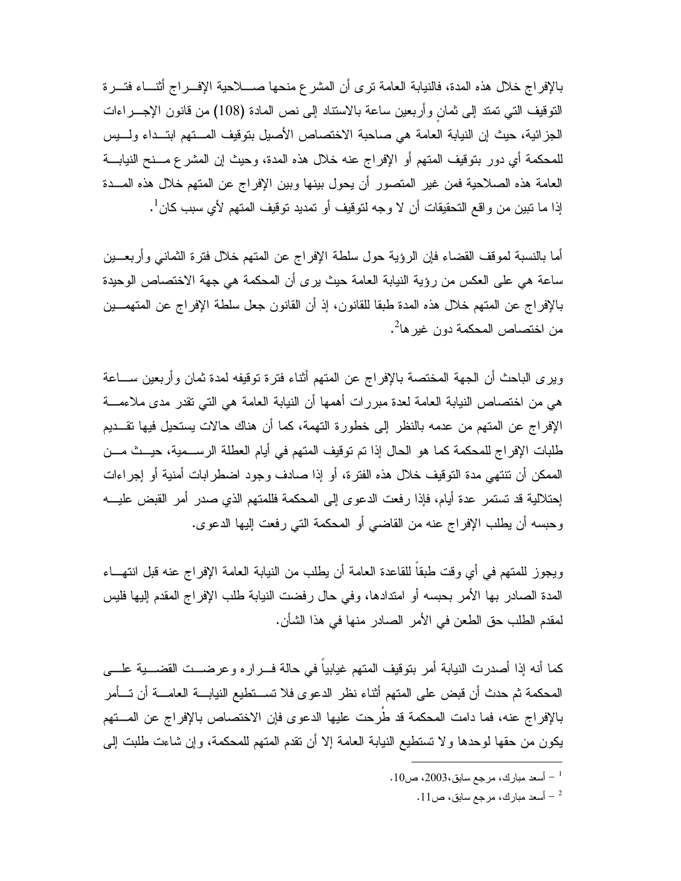بالإفراج خلال هذه المدة، فالنيابة العامة ترى أن المشرع منحها صلاحية الإفراج أثناء فترة التوقيف التي تمتد إلى ثمانٍ وأربعين ساعة بالاستناد إلى نص المادة (108) من قانون الإجراءات الجزائية، حيث إن النيابة العامة هي صاحبة الاختصاص الأصيل بتوقيف المتهم ابتداء وليس للمحكمة أي دور بتوقيف المتهم أو الإفراج عنه خلال هذه المدة، وحيث إن المشرع منح النيابة العامة هذه الصلاحية فمن غير المتصور أن يحول بينها وبين الإفراج عن المتهم خلال هذه المدة إذا ما تبين من واقع التحقيقات أن لا وجه لتوقيف أو تمديد توقيف المتهم لأي سبب كان[1].

أما بالنسبة لموقف القضاء فإن الرؤية حول سلطة الإفراج عن المتهم خلال فترة الثماني وأربعين ساعة هي على العكس من رؤية النيابة العامة حيث يرى أن المحكمة هي جهة الاختصاص الوحيدة بالإفراج عن المتهم خلال هذه المدة طبقا للقانون، إذ أن القانون جعل سلطة الإفراج عن المتهمين من اختصاص المحكمة دون غيرها[2].

ويرى الباحث أن الجهة المختصة بالإفراج عن المتهم أثناء فترة توقيفه لمدة ثمان وأربعين ساعة هي من اختصاص النيابة العامة لعدة مبررات أهمها أن النيابة العامة هي التي تقدر مدى ملاءمة الإفراج عن المتهم من عدمه بالنظر إلى خطورة التهمة، كما أن هناك حالات يستحيل فيها تقديم طلبات الإفراج للمحكمة كما هو الحال إذا تم توقيف المتهم في أيام العطلة الرسمية، حيث من الممكن أن تنتهي مدة التوقيف خلال هذه الفترة، أو إذا صادف وجود اضطرابات أمنية أو إجراءات إحتلالية قد تستمر عدة أيام، فإذا رفعت الدعوى إلى المحكمة فللمتهم الذي صدر أمر القبض عليه وحبسه أن يطلب الإفراج عنه من القاضي أو المحكمة التي رفعت إليها الدعوى.

ويجوز للمتهم في أي وقت طبقاً للقاعدة العامة أن يطلب من النيابة العامة الإفراج عنه قبل انتهاء المدة الصادر بها الأمر بحبسه أو امتدادها، وفي حال رفضت النيابة طلب الإفراج المقدم إليها فليس لمقدم الطلب حق الطعن في الأمر الصادر منها في هذا الشأن.

كما أنه إذا أصدرت النيابة أمر بتوقيف المتهم غيابياً في حالة فراره وعرضت القضية على المحكمة ثم حدث أن قبض على المتهم أثناء نظر الدعوى فلا تستطيع النيابة العامة أن تأمر بالإفراج عنه، فما دامت المحكمة قد طُرحت عليها الدعوى فإن الاختصاص بالإفراج عن المتهم يكون من حقها لوحدها ولا تستطيع النيابة العامة إلا أن تقدم المتهم للمحكمة، وإن شاءت طلبت إلى

---

[1] – أسعد مبارك، مرجع سابق، 2003، ص10.

[2] – أسعد مبارك، مرجع سابق، ص11.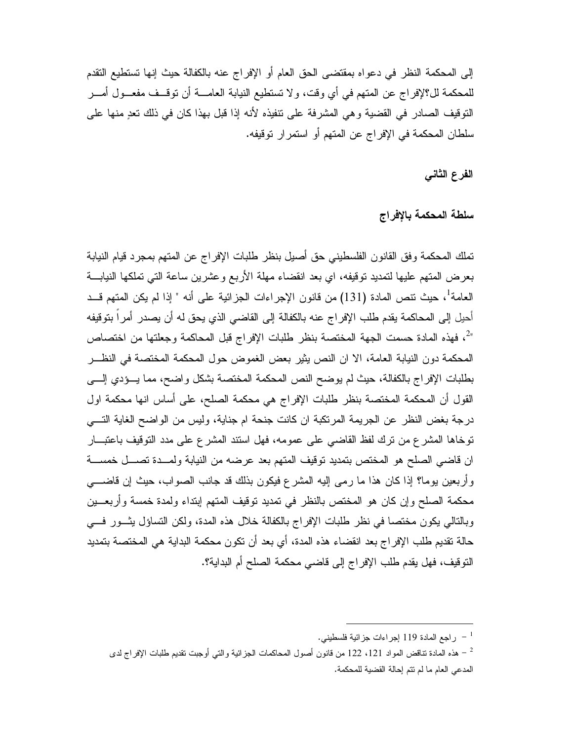إلى المحكمة النظر في دعواه بمقتضى الحق العام أو الإفراج عنه بالكفالة حيث إنها تستطيع التقدم للمحكمة لل؟لإفراج عن المتهم في أي وقت، ولا تستطيع النيابة العامة أن توقف مفعول أمر التوقيف الصادر في القضية وهي المشرفة على تنفيذه لأنه إذا قبل بهذا كان في ذلك تعدٍ منها على سلطان المحكمة في الإفراج عن المتهم أو استمرار توقيفه.

**الفرع الثاني**

**سلطة المحكمة بالإفراج**

تملك المحكمة وفق القانون الفلسطيني حق أصيل بنظر طلبات الإفراج عن المتهم بمجرد قيام النيابة بعرض المتهم عليها لتمديد توقيفه، اي بعد انقضاء مهلة الأربع وعشرين ساعة التي تملكها النيابة العامة[1]، حيث تنص المادة (131) من قانون الإجراءات الجزائية على أنه " إذا لم يكن المتهم قد أحيل إلى المحاكمة يقدم طلب الإفراج عنه بالكفالة إلى القاضي الذي يحق له أن يصدر أمراً بتوقيفه "[2]، فهذه المادة حسمت الجهة المختصة بنظر طلبات الإفراج قبل المحاكمة وجعلتها من اختصاص المحكمة دون النيابة العامة، الا ان النص يثير بعض الغموض حول المحكمة المختصة في النظر بطلبات الإفراج بالكفالة، حيث لم يوضح النص المحكمة المختصة بشكل واضح، مما يؤدي إلى القول أن المحكمة المختصة بنظر طلبات الإفراج هي محكمة الصلح، على أساس انها محكمة اول درجة بغض النظر عن الجريمة المرتكبة ان كانت جنحة ام جناية، وليس من الواضح الغاية التي توخاها المشرع من ترك لفظ القاضي على عمومه، فهل استند المشرع على مدد التوقيف باعتبار ان قاضي الصلح هو المختص بتمديد توقيف المتهم بعد عرضه من النيابة ولمدة تصل خمسة وأربعين يوما؟ إذا كان هذا ما رمى إليه المشرع فيكون بذلك قد جانب الصواب، حيث إن قاضي محكمة الصلح وإن كان هو المختص بالنظر في تمديد توقيف المتهم إبتداء ولمدة خمسة وأربعين وبالتالي يكون مختصا في نظر طلبات الإفراج بالكفالة خلال هذه المدة، ولكن التساؤل يثور في حالة تقديم طلب الإفراج بعد انقضاء هذه المدة، أي بعد أن تكون محكمة البداية هي المختصة بتمديد التوقيف، فهل يقدم طلب الإفراج إلى قاضي محكمة الصلح أم البداية؟.

---

[1] – راجع المادة 119 إجراءات جزائية فلسطيني.

[2] – هذه المادة تناقض المواد 121، 122 من قانون أصول المحاكمات الجزائية والتي أوجبت تقديم طلبات الإفراج لدى المدعي العام ما لم تتم إحالة القضية للمحكمة.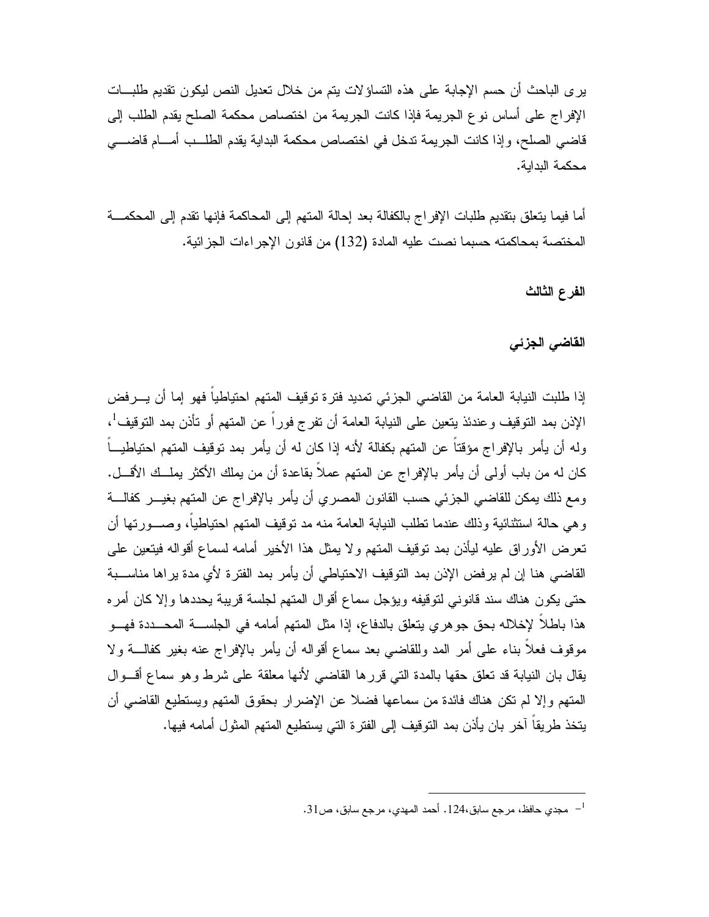يرى الباحث أن حسم الإجابة على هذه التساؤلات يتم من خلال تعديل النص ليكون تقديم طلبات الإفراج على أساس نوع الجريمة فإذا كانت الجريمة من اختصاص محكمة الصلح يقدم الطلب إلى قاضي الصلح، وإذا كانت الجريمة تدخل في اختصاص محكمة البداية يقدم الطلب أمام قاضي محكمة البداية.

أما فيما يتعلق بتقديم طلبات الإفراج بالكفالة بعد إحالة المتهم إلى المحاكمة فإنها تقدم إلى المحكمة المختصة بمحاكمته حسبما نصت عليه المادة (132) من قانون الإجراءات الجزائية.

### الفرع الثالث

### القاضي الجزئي

إذا طلبت النيابة العامة من القاضي الجزئي تمديد فترة توقيف المتهم احتياطياً فهو إما أن يرفض الإذن بمد التوقيف وعندئذ يتعين على النيابة العامة أن تفرج فوراً عن المتهم أو تأذن بمد التوقيف[1]، وله أن يأمر بالإفراج مؤقتاً عن المتهم بكفالة لأنه إذا كان له أن يأمر بمد توقيف المتهم احتياطياً كان له من باب أولى أن يأمر بالإفراج عن المتهم عملاً بقاعدة أن من يملك الأكثر يملك الأقل. ومع ذلك يمكن للقاضي الجزئي حسب القانون المصري أن يأمر بالإفراج عن المتهم بغير كفالة وهي حالة استثنائية وذلك عندما تطلب النيابة العامة منه مد توقيف المتهم احتياطياً، وصورتها أن تعرض الأوراق عليه ليأذن بمد توقيف المتهم ولا يمثل هذا الأخير أمامه لسماع أقواله فيتعين على القاضي هنا إن لم يرفض الإذن بمد التوقيف الاحتياطي أن يأمر بمد الفترة لأي مدة يراها مناسبة حتى يكون هناك سند قانوني لتوقيفه ويؤجل سماع أقوال المتهم لجلسة قريبة يحددها وإلا كان أمره هذا باطلاً لإخلاله بحق جوهري يتعلق بالدفاع، إذا مثل المتهم أمامه في الجلسة المحددة فهو موقوف فعلاً بناء على أمر المد وللقاضي بعد سماع أقواله أن يأمر بالإفراج عنه بغير كفالة ولا يقال بان النيابة قد تعلق حقها بالمدة التي قررها القاضي لأنها معلقة على شرط وهو سماع أقوال المتهم وإلا لم تكن هناك فائدة من سماعها فضلا عن الإضرار بحقوق المتهم ويستطيع القاضي أن يتخذ طريقاً آخر بان يأذن بمد التوقيف إلى الفترة التي يستطيع المتهم المثول أمامه فيها.

---

[1] - مجدي حافظ، مرجع سابق،124. أحمد المهدي، مرجع سابق، ص31.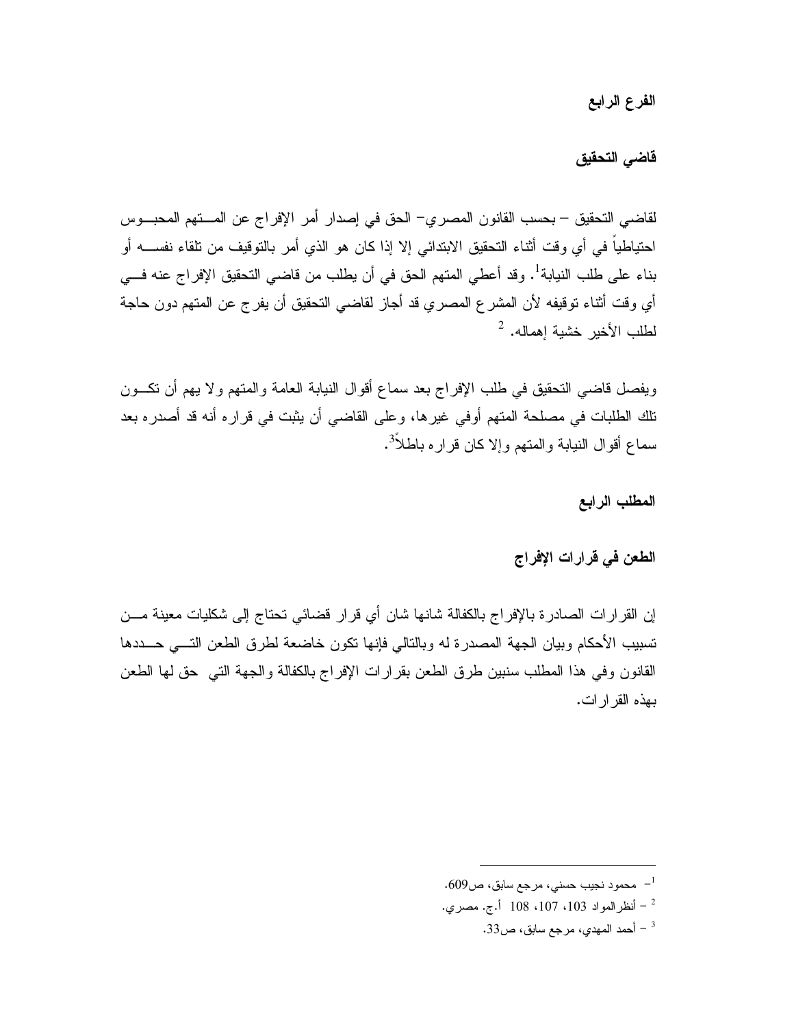### الفرع الرابع

### قاضي التحقيق

لقاضي التحقيق – بحسب القانون المصري– الحق في إصدار أمر الإفراج عن المتهم المحبوس احتياطياً في أي وقت أثناء التحقيق الابتدائي إلا إذا كان هو الذي أمر بالتوقيف من تلقاء نفسه أو بناء على طلب النيابة[1]. وقد أعطي المتهم الحق في أن يطلب من قاضي التحقيق الإفراج عنه في أي وقت أثناء توقيفه لأن المشرع المصري قد أجاز لقاضي التحقيق أن يفرج عن المتهم دون حاجة لطلب الأخير خشية إهماله.[2]

ويفصل قاضي التحقيق في طلب الإفراج بعد سماع أقوال النيابة العامة والمتهم ولا يهم أن تكون تلك الطلبات في مصلحة المتهم أوفي غيرها، وعلى القاضي أن يثبت في قراره أنه قد أصدره بعد سماع أقوال النيابة والمتهم وإلا كان قراره باطلاً[3].

## المطلب الرابع

## الطعن في قرارات الإفراج

إن القرارات الصادرة بالإفراج بالكفالة شانها شان أي قرار قضائي تحتاج إلى شكليات معينة من تسبيب الأحكام وبيان الجهة المصدرة له وبالتالي فإنها تكون خاضعة لطرق الطعن التي حددها القانون وفي هذا المطلب سنبين طرق الطعن بقرارات الإفراج بالكفالة والجهة التي حق لها الطعن بهذه القرارات.

---

[1] – محمود نجيب حسني، مرجع سابق، ص609.

[2] – أنظر المواد 103، 107، 108 أ.ج. مصري.

[3] – أحمد المهدي، مرجع سابق، ص33.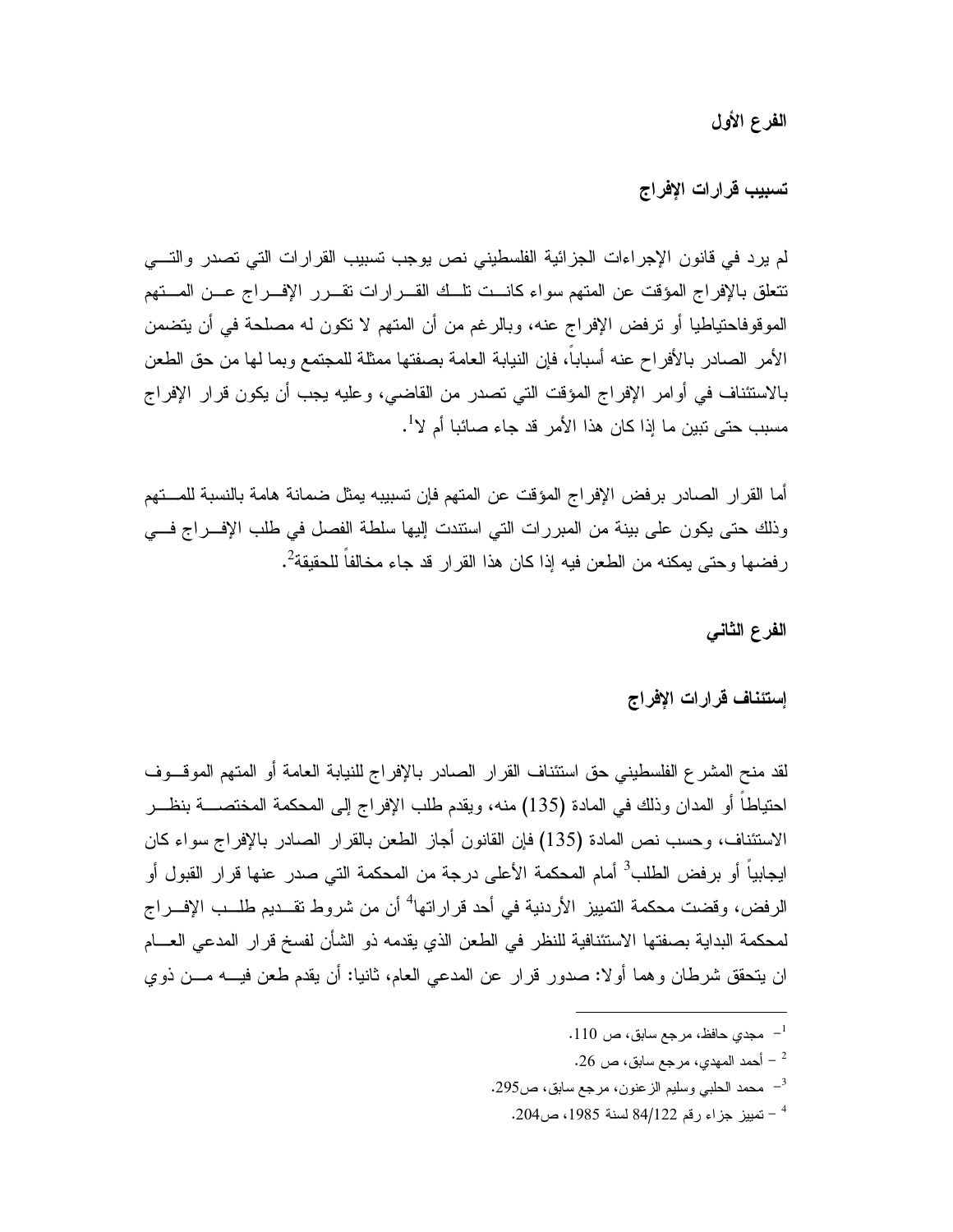## الفرع الأول

### تسبيب قرارات الإفراج

لم يرد في قانون الإجراءات الجزائية الفلسطيني نص يوجب تسبيب القرارات التي تصدر والتي تتعلق بالإفراج المؤقت عن المتهم سواء كانت تلك القرارات تقرر الإفراج عن المتهم الموقوفاحتياطيا أو ترفض الإفراج عنه، وبالرغم من أن المتهم لا تكون له مصلحة في أن يتضمن الأمر الصادر بالأفراج عنه أسباباً، فإن النيابة العامة بصفتها ممثلة للمجتمع وبما لها من حق الطعن بالاستئناف في أوامر الإفراج المؤقت التي تصدر من القاضي، وعليه يجب أن يكون قرار الإفراج مسبب حتى تبين ما إذا كان هذا الأمر قد جاء صائبا أم لا[1].

أما القرار الصادر برفض الإفراج المؤقت عن المتهم فإن تسبيبه يمثل ضمانة هامة بالنسبة للمتهم وذلك حتى يكون على بينة من المبررات التي استندت إليها سلطة الفصل في طلب الإفراج في رفضها وحتى يمكنه من الطعن فيه إذا كان هذا القرار قد جاء مخالفاً للحقيقة[2].

## الفرع الثاني

### إستئناف قرارات الإفراج

لقد منح المشرع الفلسطيني حق استئناف القرار الصادر بالإفراج للنيابة العامة أو المتهم الموقوف احتياطاً أو المدان وذلك في المادة (135) منه، ويقدم طلب الإفراج إلى المحكمة المختصة بنظر الاستئناف، وحسب نص المادة (135) فإن القانون أجاز الطعن بالقرار الصادر بالإفراج سواء كان ايجابياً أو برفض الطلب[3] أمام المحكمة الأعلى درجة من المحكمة التي صدر عنها قرار القبول أو الرفض، وقضت محكمة التمييز الأردنية في أحد قراراتها[4] أن من شروط تقديم طلب الإفراج لمحكمة البداية بصفتها الاستئنافية للنظر في الطعن الذي يقدمه ذو الشأن لفسخ قرار المدعي العام ان يتحقق شرطان وهما أولا: صدور قرار عن المدعي العام، ثانيا: أن يقدم طعن فيه من ذوي

---

[1] - مجدي حافظ، مرجع سابق، ص 110.

[2] - أحمد المهدي، مرجع سابق، ص 26.

[3] - محمد الحلبي وسليم الزعنون، مرجع سابق، ص295.

[4] - تمييز جزاء رقم 84/122 لسنة 1985، ص204.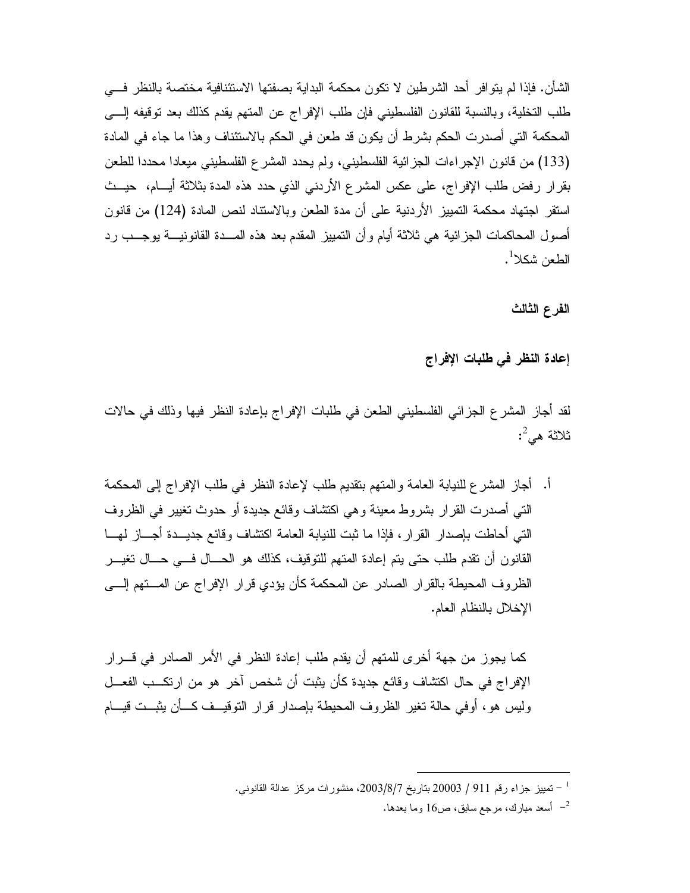الشأن. فإذا لم يتوافر أحد الشرطين لا تكون محكمة البداية بصفتها الاستئنافية مختصة بالنظر في طلب التخلية، وبالنسبة للقانون الفلسطيني فإن طلب الإفراج عن المتهم يقدم كذلك بعد توقيفه إلى المحكمة التي أصدرت الحكم بشرط أن يكون قد طعن في الحكم بالاستئناف وهذا ما جاء في المادة (133) من قانون الإجراءات الجزائية الفلسطيني، ولم يحدد المشرع الفلسطيني ميعادا محددا للطعن بقرار رفض طلب الإفراج، على عكس المشرع الأردني الذي حدد هذه المدة بثلاثة أيام، حيث استقر اجتهاد محكمة التمييز الأردنية على أن مدة الطعن وبالاستناد لنص المادة (124) من قانون أصول المحاكمات الجزائية هي ثلاثة أيام وأن التمييز المقدم بعد هذه المدة القانونية يوجب رد الطعن شكلا[1].

### الفرع الثالث

### إعادة النظر في طلبات الإفراج

لقد أجاز المشرع الجزائي الفلسطيني الطعن في طلبات الإفراج بإعادة النظر فيها وذلك في حالات ثلاثة هي[2]:

أ. أجاز المشرع للنيابة العامة والمتهم بتقديم طلب لإعادة النظر في طلب الإفراج إلى المحكمة التي أصدرت القرار بشروط معينة وهي اكتشاف وقائع جديدة أو حدوث تغيير في الظروف التي أحاطت بإصدار القرار، فإذا ما ثبت للنيابة العامة اكتشاف وقائع جديدة أجاز لها القانون أن تقدم طلب حتى يتم إعادة المتهم للتوقيف، كذلك هو الحال في حال تغير الظروف المحيطة بالقرار الصادر عن المحكمة كأن يؤدي قرار الإفراج عن المتهم إلى الإخلال بالنظام العام.

كما يجوز من جهة أخرى للمتهم أن يقدم طلب إعادة النظر في الأمر الصادر في قرار الإفراج في حال اكتشاف وقائع جديدة كأن يثبت أن شخص آخر هو من ارتكب الفعل وليس هو، أوفي حالة تغير الظروف المحيطة بإصدار قرار التوقيف كأن يثبت قيام

---

[1] – تمييز جزاء رقم 911 / 20003 بتاريخ 2003/8/7، منشورات مركز عدالة القانوني.

[2] – أسعد مبارك، مرجع سابق، ص16 وما بعدها.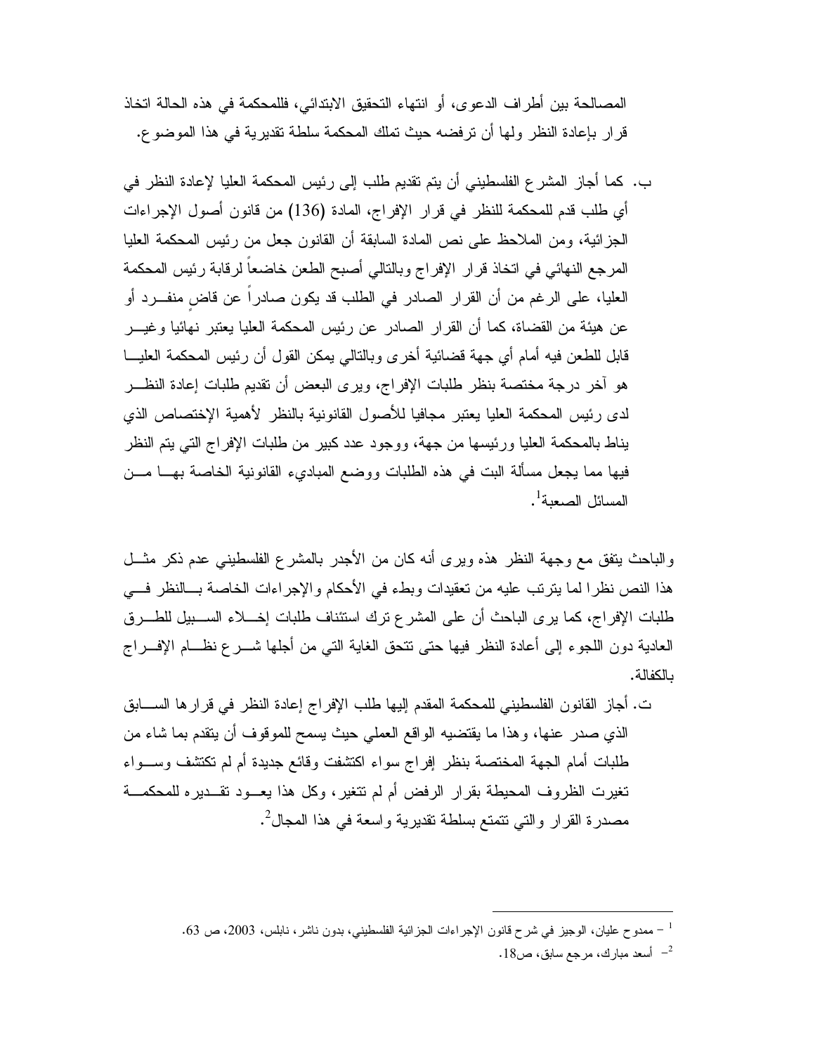المصالحة بين أطراف الدعوى، أو انتهاء التحقيق الابتدائي، فللمحكمة في هذه الحالة اتخاذ قرار بإعادة النظر ولها أن ترفضه حيث تملك المحكمة سلطة تقديرية في هذا الموضوع.

ب. كما أجاز المشرع الفلسطيني أن يتم تقديم طلب إلى رئيس المحكمة العليا لإعادة النظر في أي طلب قدم للمحكمة للنظر في قرار الإفراج، المادة (136) من قانون أصول الإجراءات الجزائية، ومن الملاحظ على نص المادة السابقة أن القانون جعل من رئيس المحكمة العليا المرجع النهائي في اتخاذ قرار الإفراج وبالتالي أصبح الطعن خاضعاً لرقابة رئيس المحكمة العليا، على الرغم من أن القرار الصادر في الطلب قد يكون صادراً عن قاضٍ منفرد أو عن هيئة من القضاة، كما أن القرار الصادر عن رئيس المحكمة العليا يعتبر نهائيا وغير قابل للطعن فيه أمام أي جهة قضائية أخرى وبالتالي يمكن القول أن رئيس المحكمة العليا هو آخر درجة مختصة بنظر طلبات الإفراج، ويرى البعض أن تقديم طلبات إعادة النظر لدى رئيس المحكمة العليا يعتبر مجافيا للأصول القانونية بالنظر لأهمية الإختصاص الذي يناط بالمحكمة العليا ورئيسها من جهة، ووجود عدد كبير من طلبات الإفراج التي يتم النظر فيها مما يجعل مسألة البت في هذه الطلبات ووضع المباديء القانونية الخاصة بها من المسائل الصعبة[1].

والباحث يتفق مع وجهة النظر هذه ويرى أنه كان من الأجدر بالمشرع الفلسطيني عدم ذكر مثل هذا النص نظرا لما يترتب عليه من تعقيدات وبطء في الأحكام والإجراءات الخاصة بالنظر في طلبات الإفراج، كما يرى الباحث أن على المشرع ترك استئناف طلبات إخلاء السبيل للطرق العادية دون اللجوء إلى أعادة النظر فيها حتى تتحق الغاية التي من أجلها شرع نظام الإفراج بالكفالة.

ت. أجاز القانون الفلسطيني للمحكمة المقدم إليها طلب الإفراج إعادة النظر في قرارها السابق الذي صدر عنها، وهذا ما يقتضيه الواقع العملي حيث يسمح للموقوف أن يتقدم بما شاء من طلبات أمام الجهة المختصة بنظر إفراج سواء اكتشفت وقائع جديدة أم لم تكتشف وسواء تغيرت الظروف المحيطة بقرار الرفض أم لم تتغير، وكل هذا يعود تقديره للمحكمة مصدرة القرار والتي تتمتع بسلطة تقديرية واسعة في هذا المجال[2].

---

[1] – ممدوح عليان، الوجيز في شرح قانون الإجراءات الجزائية الفلسطيني، بدون ناشر، نابلس، 2003، ص 63.

[2] – أسعد مبارك، مرجع سابق، ص18.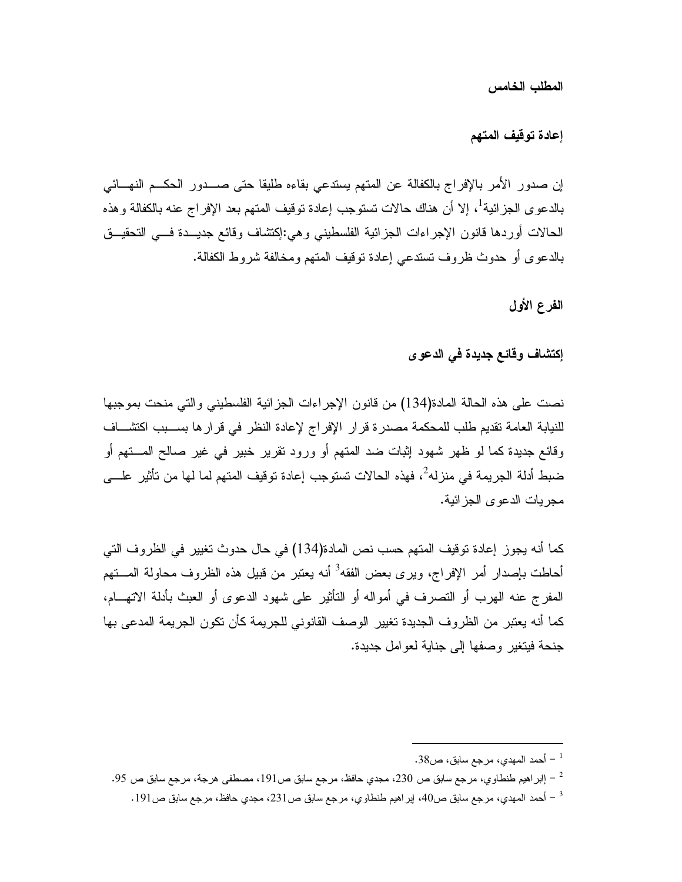## المطلب الخامس

### إعادة توقيف المتهم

إن صدور الأمر بالإفراج بالكفالة عن المتهم يستدعي بقاءه طليقا حتى صدور الحكم النهائي بالدعوى الجزائية[1]، إلا أن هناك حالات تستوجب إعادة توقيف المتهم بعد الإفراج عنه بالكفالة وهذه الحالات أوردها قانون الإجراءات الجزائية الفلسطيني وهي:إكتشاف وقائع جديدة في التحقيق بالدعوى أو حدوث ظروف تستدعي إعادة توقيف المتهم ومخالفة شروط الكفالة.

### الفرع الأول

#### إكتشاف وقائع جديدة في الدعوى

نصت على هذه الحالة المادة(134) من قانون الإجراءات الجزائية الفلسطيني والتي منحت بموجبها للنيابة العامة تقديم طلب للمحكمة مصدرة قرار الإفراج لإعادة النظر في قرارها بسبب اكتشاف وقائع جديدة كما لو ظهر شهود إثبات ضد المتهم أو ورود تقرير خبير في غير صالح المتهم أو ضبط أدلة الجريمة في منزله[2]، فهذه الحالات تستوجب إعادة توقيف المتهم لما لها من تأثير على مجريات الدعوى الجزائية.

كما أنه يجوز إعادة توقيف المتهم حسب نص المادة(134) في حال حدوث تغيير في الظروف التي أحاطت بإصدار أمر الإفراج، ويرى بعض الفقه[3] أنه يعتبر من قبيل هذه الظروف محاولة المتهم المفرج عنه الهرب أو التصرف في أمواله أو التأثير على شهود الدعوى أو العبث بأدلة الاتهام، كما أنه يعتبر من الظروف الجديدة تغيير الوصف القانوني للجريمة كأن تكون الجريمة المدعى بها جنحة فيتغير وصفها إلى جناية لعوامل جديدة.

---

[1] - أحمد المهدي، مرجع سابق، ص38.

[2] - إبراهيم طنطاوي، مرجع سابق ص 230، مجدي حافظ، مرجع سابق ص191، مصطفى هرجة، مرجع سابق ص 95.

[3] - أحمد المهدي، مرجع سابق ص40، إبراهيم طنطاوي، مرجع سابق ص231، مجدي حافظ، مرجع سابق ص191.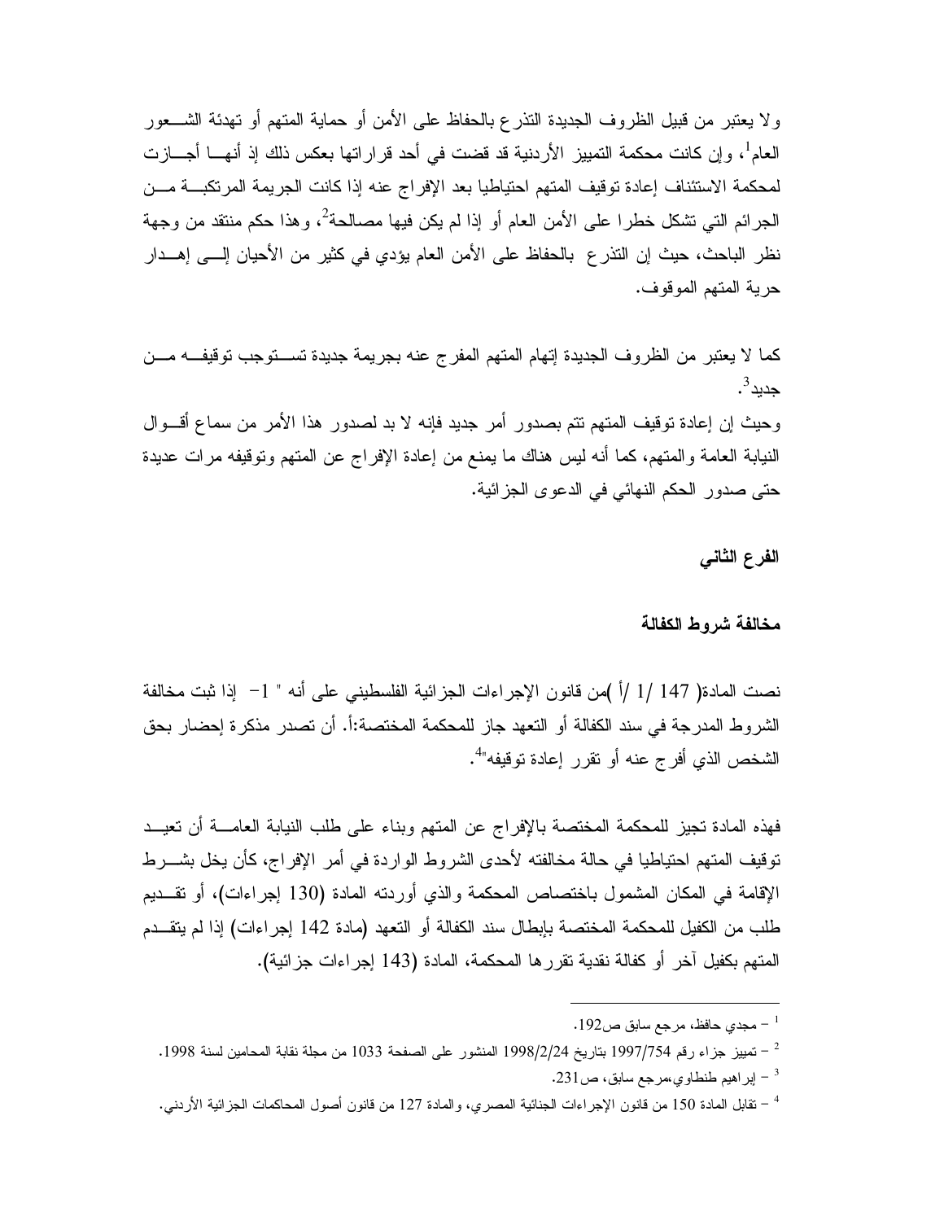ولا يعتبر من قبيل الظروف الجديدة التذرع بالحفاظ على الأمن أو حماية المتهم أو تهدئة الشعور العام[1]، وإن كانت محكمة التمييز الأردنية قد قضت في أحد قراراتها بعكس ذلك إذ أنها أجازت لمحكمة الاستئناف إعادة توقيف المتهم احتياطيا بعد الإفراج عنه إذا كانت الجريمة المرتكبة من الجرائم التي تشكل خطرا على الأمن العام أو إذا لم يكن فيها مصالحة[2]، وهذا حكم منتقد من وجهة نظر الباحث، حيث إن التذرع بالحفاظ على الأمن العام يؤدي في كثير من الأحيان إلى إهدار حرية المتهم الموقوف.

كما لا يعتبر من الظروف الجديدة إتهام المتهم المفرج عنه بجريمة جديدة تستوجب توقيفه من جديد[3].

وحيث إن إعادة توقيف المتهم تتم بصدور أمر جديد فإنه لا بد لصدور هذا الأمر من سماع أقوال النيابة العامة والمتهم، كما أنه ليس هناك ما يمنع من إعادة الإفراج عن المتهم وتوقيفه مرات عديدة حتى صدور الحكم النهائي في الدعوى الجزائية.

**الفرع الثاني**

**مخالفة شروط الكفالة**

نصت المادة( 147 /1 /أ )من قانون الإجراءات الجزائية الفلسطيني على أنه " 1- إذا ثبت مخالفة الشروط المدرجة في سند الكفالة أو التعهد جاز للمحكمة المختصة:أ. أن تصدر مذكرة إحضار بحق الشخص الذي أفرج عنه أو تقرر إعادة توقيفه"[4].

فهذه المادة تجيز للمحكمة المختصة بالإفراج عن المتهم وبناء على طلب النيابة العامة أن تعيد توقيف المتهم احتياطيا في حالة مخالفته لأحدى الشروط الواردة في أمر الإفراج، كأن يخل بشرط الإقامة في المكان المشمول باختصاص المحكمة والذي أوردته المادة (130 إجراءات)، أو تقديم طلب من الكفيل للمحكمة المختصة بإبطال سند الكفالة أو التعهد (مادة 142 إجراءات) إذا لم يتقدم المتهم بكفيل آخر أو كفالة نقدية تقررها المحكمة، المادة (143 إجراءات جزائية).

---

[1] - مجدي حافظ، مرجع سابق ص192.

[2] - تمييز جزاء رقم 1997/754 بتاريخ 1998/2/24 المنشور على الصفحة 1033 من مجلة نقابة المحامين لسنة 1998.

[3] - إبراهيم طنطاوي،مرجع سابق، ص231.

[4] - تقابل المادة 150 من قانون الإجراءات الجنائية المصري، والمادة 127 من قانون أصول المحاكمات الجزائية الأردني.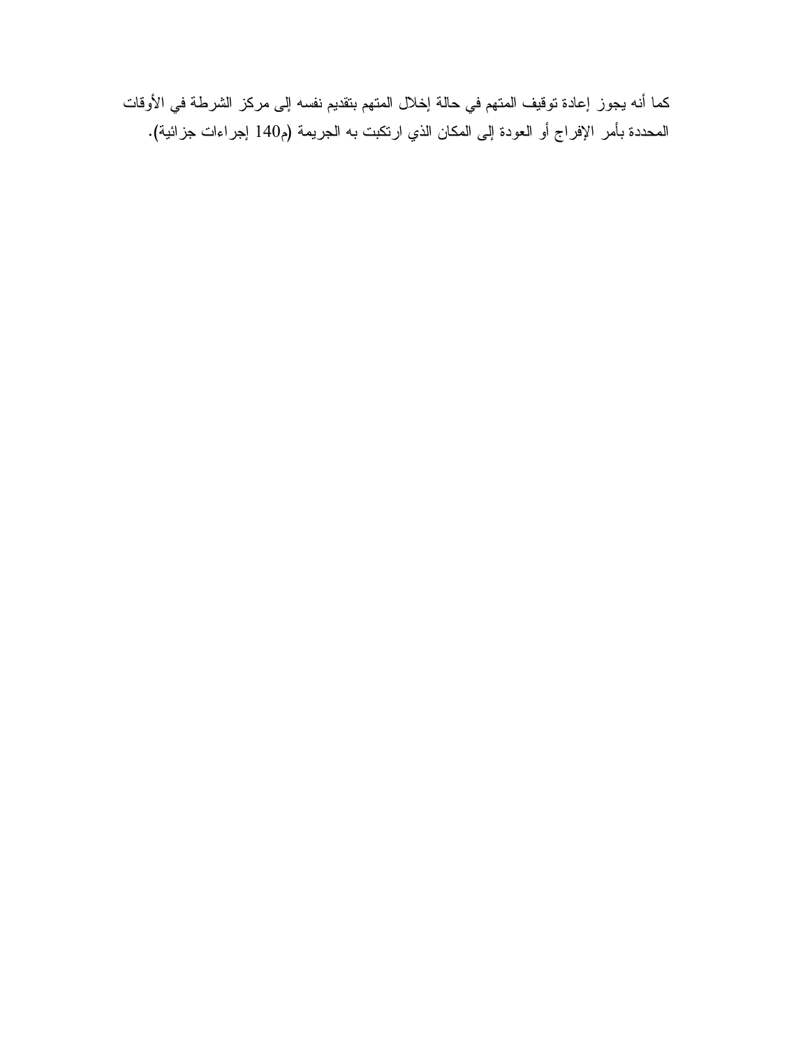كما أنه يجوز إعادة توقيف المتهم في حالة إخلال المتهم بتقديم نفسه إلى مركز الشرطة في الأوقات المحددة بأمر الإفراج أو العودة إلى المكان الذي ارتكبت به الجريمة (م140 إجراءات جزائية).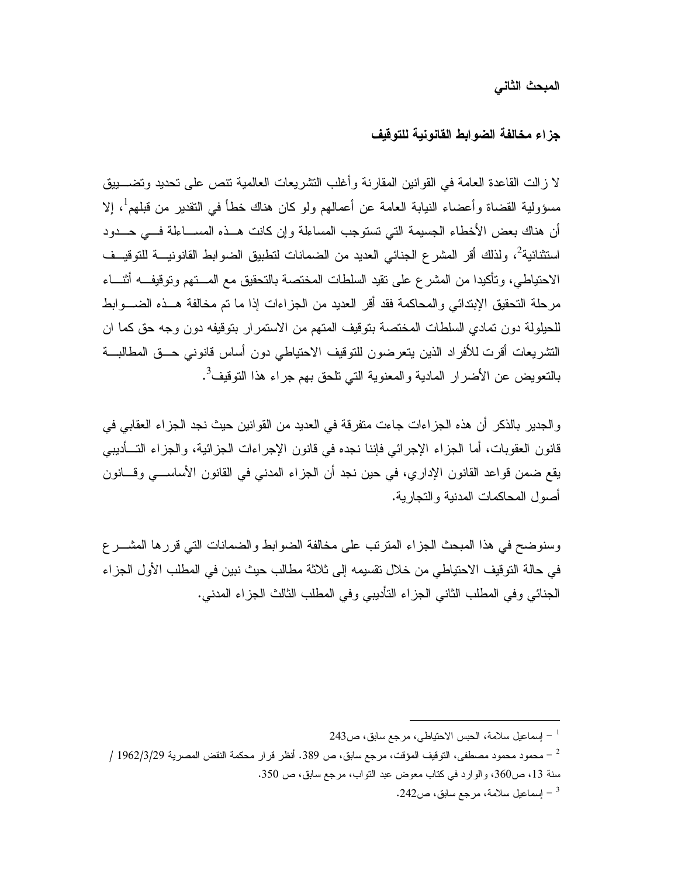## المبحث الثاني

## جزاء مخالفة الضوابط القانونية للتوقيف

لا زالت القاعدة العامة في القوانين المقارنة وأغلب التشريعات العالمية تنص على تحديد وتضييق مسؤولية القضاة وأعضاء النيابة العامة عن أعمالهم ولو كان هناك خطأ في التقدير من قبلهم[1]، إلا أن هناك بعض الأخطاء الجسيمة التي تستوجب المساءلة وإن كانت هذه المساءلة في حدود استثنائية[2]، ولذلك أقر المشرع الجنائي العديد من الضمانات لتطبيق الضوابط القانونية للتوقيف الاحتياطي، وتأكيدا من المشرع على تقيد السلطات المختصة بالتحقيق مع المتهم وتوقيفه أثناء مرحلة التحقيق الإبتدائي والمحاكمة فقد أقر العديد من الجزاءات إذا ما تم مخالفة هذه الضوابط للحيلولة دون تمادي السلطات المختصة بتوقيف المتهم من الاستمرار بتوقيفه دون وجه حق كما ان التشريعات أقرت للأفراد الذين يتعرضون للتوقيف الاحتياطي دون أساس قانوني حق المطالبة بالتعويض عن الأضرار المادية والمعنوية التي تلحق بهم جراء هذا التوقيف[3].

والجدير بالذكر أن هذه الجزاءات جاءت متفرقة في العديد من القوانين حيث نجد الجزاء العقابي في قانون العقوبات، أما الجزاء الإجرائي فإننا نجده في قانون الإجراءات الجزائية، والجزاء التأديبي يقع ضمن قواعد القانون الإداري، في حين نجد أن الجزاء المدني في القانون الأساسي وقانون أصول المحاكمات المدنية والتجارية.

وسنوضح في هذا المبحث الجزاء المترتب على مخالفة الضوابط والضمانات التي قررها المشرع في حالة التوقيف الاحتياطي من خلال تقسيمه إلى ثلاثة مطالب حيث نبين في المطلب الأول الجزاء الجنائي وفي المطلب الثاني الجزاء التأديبي وفي المطلب الثالث الجزاء المدني.

---

[1] – إسماعيل سلامة، الحبس الاحتياطي، مرجع سابق، ص243

[2] – محمود محمود مصطفى، التوقيف المؤقت، مرجع سابق، ص 389. أنظر قرار محكمة النقض المصرية 1962/3/29 / سنة 13، ص360، والوارد في كتاب معوض عبد التواب، مرجع سابق، ص 350.

[3] – إسماعيل سلامة، مرجع سابق، ص242.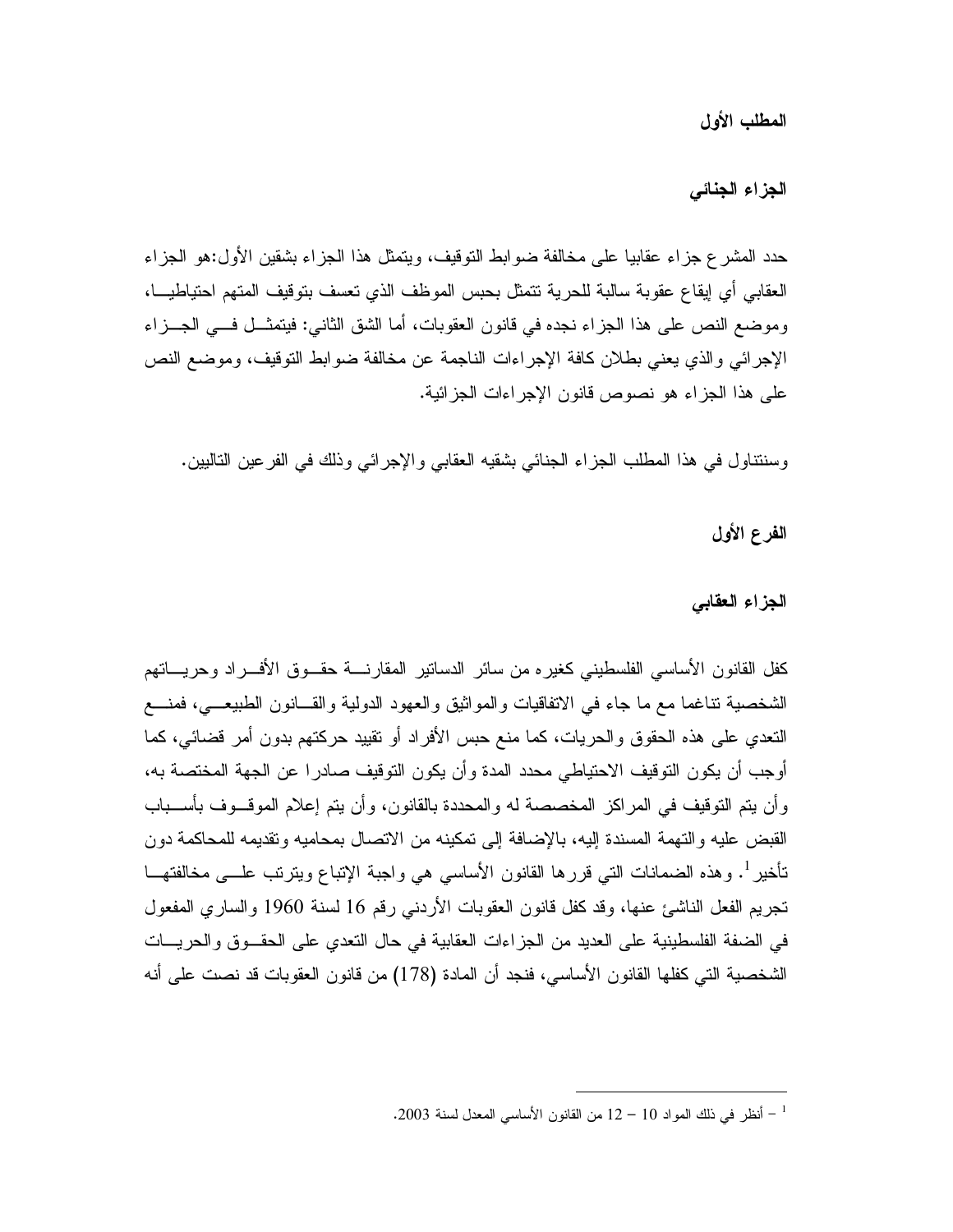## المطلب الأول

## الجزاء الجنائي

حدد المشرع جزاء عقابيا على مخالفة ضوابط التوقيف، ويتمثل هذا الجزاء بشقين الأول:هو الجزاء العقابي أي إيقاع عقوبة سالبة للحرية تتمثل بحبس الموظف الذي تعسف بتوقيف المتهم احتياطيا، وموضع النص على هذا الجزاء نجده في قانون العقوبات، أما الشق الثاني: فيتمثل في الجزاء الإجرائي والذي يعني بطلان كافة الإجراءات الناجمة عن مخالفة ضوابط التوقيف، وموضع النص على هذا الجزاء هو نصوص قانون الإجراءات الجزائية.

وسنتناول في هذا المطلب الجزاء الجنائي بشقيه العقابي والإجرائي وذلك في الفرعين التاليين.

### الفرع الأول

### الجزاء العقابي

كفل القانون الأساسي الفلسطيني كغيره من سائر الدساتير المقارنة حقوق الأفراد وحرياتهم الشخصية تناغما مع ما جاء في الاتفاقيات والمواثيق والعهود الدولية والقانون الطبيعي، فمنع التعدي على هذه الحقوق والحريات، كما منع حبس الأفراد أو تقييد حركتهم بدون أمر قضائي، كما أوجب أن يكون التوقيف الاحتياطي محدد المدة وأن يكون التوقيف صادرا عن الجهة المختصة به، وأن يتم التوقيف في المراكز المخصصة له والمحددة بالقانون، وأن يتم إعلام الموقوف بأسباب القبض عليه والتهمة المسندة إليه، بالإضافة إلى تمكينه من الاتصال بمحاميه وتقديمه للمحاكمة دون تأخير[1]. وهذه الضمانات التي قررها القانون الأساسي هي واجبة الإتباع ويترتب على مخالفتها تجريم الفعل الناشئ عنها، وقد كفل قانون العقوبات الأردني رقم 16 لسنة 1960 والساري المفعول في الضفة الفلسطينية على العديد من الجزاءات العقابية في حال التعدي على الحقوق والحريات الشخصية التي كفلها القانون الأساسي، فنجد أن المادة (178) من قانون العقوبات قد نصت على أنه

---

[1] – أنظر في ذلك المواد 10 – 12 من القانون الأساسي المعدل لسنة 2003.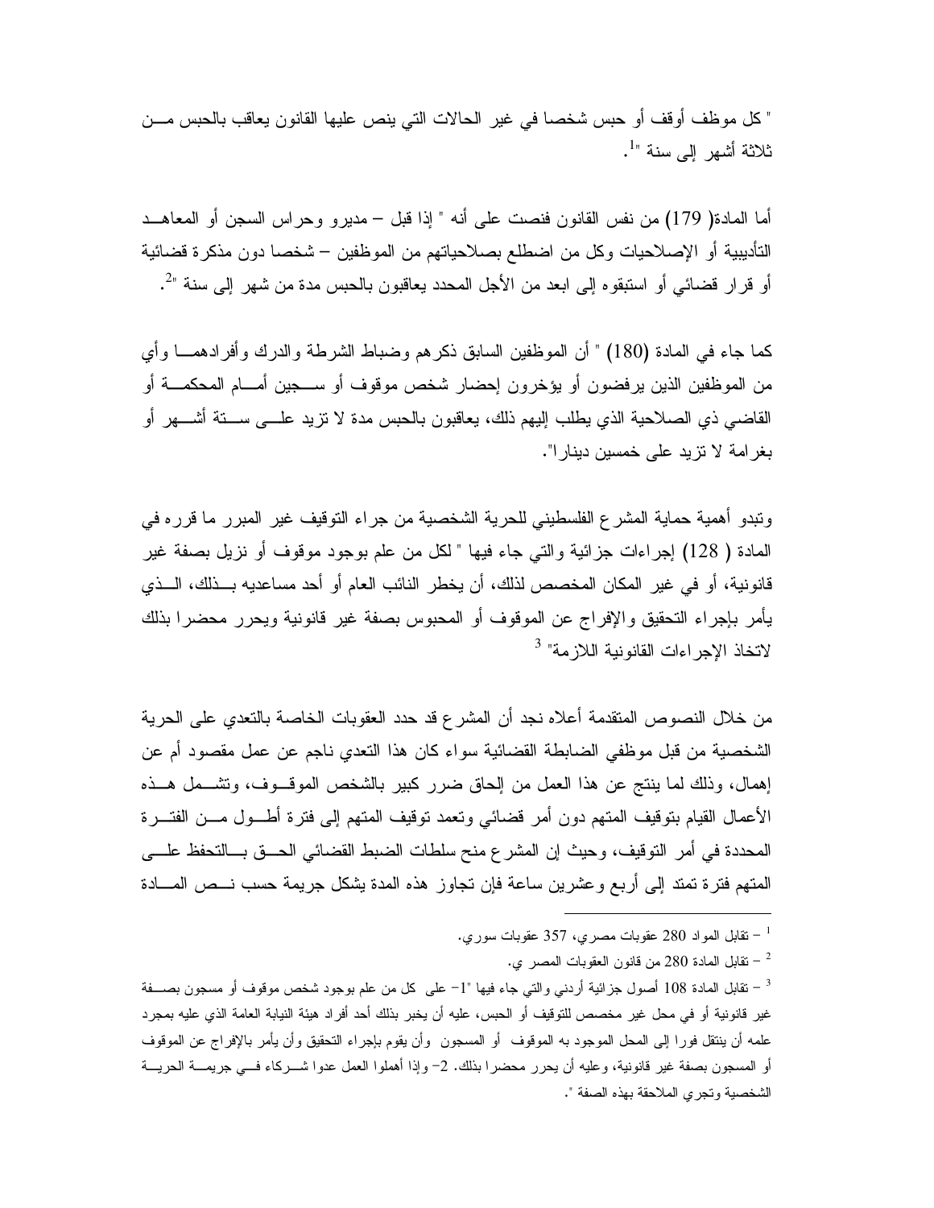" كل موظف أوقف أو حبس شخصا في غير الحالات التي ينص عليها القانون يعاقب بالحبس من ثلاثة أشهر إلى سنة "[1].

أما المادة( 179) من نفس القانون فنصت على أنه " إذا قبل – مديرو وحراس السجن أو المعاهد التأديبية أو الإصلاحيات وكل من اضطلع بصلاحياتهم من الموظفين – شخصا دون مذكرة قضائية أو قرار قضائي أو استبقوه إلى ابعد من الأجل المحدد يعاقبون بالحبس مدة من شهر إلى سنة "[2].

كما جاء في المادة (180) " أن الموظفين السابق ذكرهم وضباط الشرطة والدرك وأفرادهما وأي من الموظفين الذين يرفضون أو يؤخرون إحضار شخص موقوف أو سجين أمام المحكمة أو القاضي ذي الصلاحية الذي يطلب إليهم ذلك، يعاقبون بالحبس مدة لا تزيد على ستة أشهر أو بغرامة لا تزيد على خمسين دينارا".

وتبدو أهمية حماية المشرع الفلسطيني للحرية الشخصية من جراء التوقيف غير المبرر ما قرره في المادة ( 128) إجراءات جزائية والتي جاء فيها " لكل من علم بوجود موقوف أو نزيل بصفة غير قانونية، أو في غير المكان المخصص لذلك، أن يخطر النائب العام أو أحد مساعديه بذلك، الذي يأمر بإجراء التحقيق والإفراج عن الموقوف أو المحبوس بصفة غير قانونية ويحرر محضرا بذلك لاتخاذ الإجراءات القانونية اللازمة" [3]

من خلال النصوص المتقدمة أعلاه نجد أن المشرع قد حدد العقوبات الخاصة بالتعدي على الحرية الشخصية من قبل موظفي الضابطة القضائية سواء كان هذا التعدي ناجم عن عمل مقصود أم عن إهمال، وذلك لما ينتج عن هذا العمل من إلحاق ضرر كبير بالشخص الموقوف، وتشمل هذه الأعمال القيام بتوقيف المتهم دون أمر قضائي وتعمد توقيف المتهم إلى فترة أطول من الفترة المحددة في أمر التوقيف، وحيث إن المشرع منح سلطات الضبط القضائي الحق بالتحفظ على المتهم فترة تمتد إلى أربع وعشرين ساعة فإن تجاوز هذه المدة يشكل جريمة حسب نص المادة

---

[1] – تقابل المواد 280 عقوبات مصري، 357 عقوبات سوري.

[2] – تقابل المادة 280 من قانون العقوبات المصر ي.

[3] – تقابل المادة 108 أصول جزائية أردني والتي جاء فيها "1- على كل من علم بوجود شخص موقوف أو مسجون بصفة غير قانونية أو في محل غير مخصص للتوقيف أو الحبس، عليه أن يخبر بذلك أحد أفراد هيئة النيابة العامة الذي عليه بمجرد علمه أن ينتقل فورا إلى المحل الموجود به الموقوف أو المسجون وأن يقوم بإجراء التحقيق وأن يأمر بالإفراج عن الموقوف أو المسجون بصفة غير قانونية، وعليه أن يحرر محضرا بذلك. 2- وإذا أهملوا العمل عدوا شركاء في جريمة الحرية الشخصية وتجري الملاحقة بهذه الصفة ".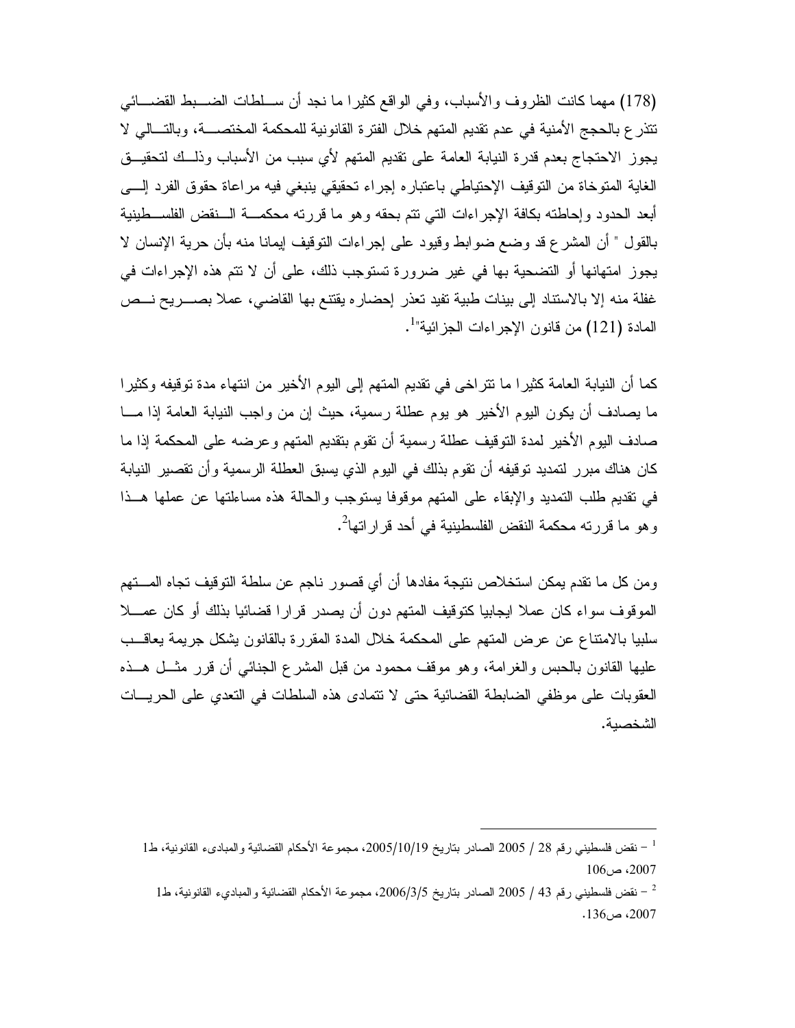(178) مهما كانت الظروف والأسباب، وفي الواقع كثيرا ما نجد أن سلطات الضبط القضائي تتذرع بالحجج الأمنية في عدم تقديم المتهم خلال الفترة القانونية للمحكمة المختصة، وبالتالي لا يجوز الاحتجاج بعدم قدرة النيابة العامة على تقديم المتهم لأي سبب من الأسباب وذلك لتحقيق الغاية المتوخاة من التوقيف الإحتياطي باعتباره إجراء تحقيقي ينبغي فيه مراعاة حقوق الفرد إلى أبعد الحدود وإحاطته بكافة الإجراءات التي تتم بحقه وهو ما قررته محكمة النقض الفلسطينية بالقول " أن المشرع قد وضع ضوابط وقيود على إجراءات التوقيف إيمانا منه بأن حرية الإنسان لا يجوز امتهانها أو التضحية بها في غير ضرورة تستوجب ذلك، على أن لا تتم هذه الإجراءات في غفلة منه إلا بالاستناد إلى بينات طبية تفيد تعذر إحضاره يقتنع بها القاضي، عملا بصريح نص المادة (121) من قانون الإجراءات الجزائية"[1].

كما أن النيابة العامة كثيرا ما تتراخى في تقديم المتهم إلى اليوم الأخير من انتهاء مدة توقيفه وكثيرا ما يصادف أن يكون اليوم الأخير هو يوم عطلة رسمية، حيث إن من واجب النيابة العامة إذا ما صادف اليوم الأخير لمدة التوقيف عطلة رسمية أن تقوم بتقديم المتهم وعرضه على المحكمة إذا ما كان هناك مبرر لتمديد توقيفه أن تقوم بذلك في اليوم الذي يسبق العطلة الرسمية وأن تقصير النيابة في تقديم طلب التمديد والإبقاء على المتهم موقوفا يستوجب والحالة هذه مساءلتها عن عملها هذا وهو ما قررته محكمة النقض الفلسطينية في أحد قراراتها[2].

ومن كل ما تقدم يمكن استخلاص نتيجة مفادها أن أي قصور ناجم عن سلطة التوقيف تجاه المتهم الموقوف سواء كان عملا ايجابيا كتوقيف المتهم دون أن يصدر قرارا قضائيا بذلك أو كان عملا سلبيا بالامتناع عن عرض المتهم على المحكمة خلال المدة المقررة بالقانون يشكل جريمة يعاقب عليها القانون بالحبس والغرامة، وهو موقف محمود من قبل المشرع الجنائي أن قرر مثل هذه العقوبات على موظفي الضابطة القضائية حتى لا تتمادى هذه السلطات في التعدي على الحريات الشخصية.

---

[1] – نقض فلسطيني رقم 28 / 2005 الصادر بتاريخ 2005/10/19، مجموعة الأحكام القضائية والمبادىء القانونية، ط1 2007، ص106

[2] – نقض فلسطيني رقم 43 / 2005 الصادر بتاريخ 2006/3/5، مجموعة الأحكام القضائية والمباديء القانونية، ط1 2007، ص136.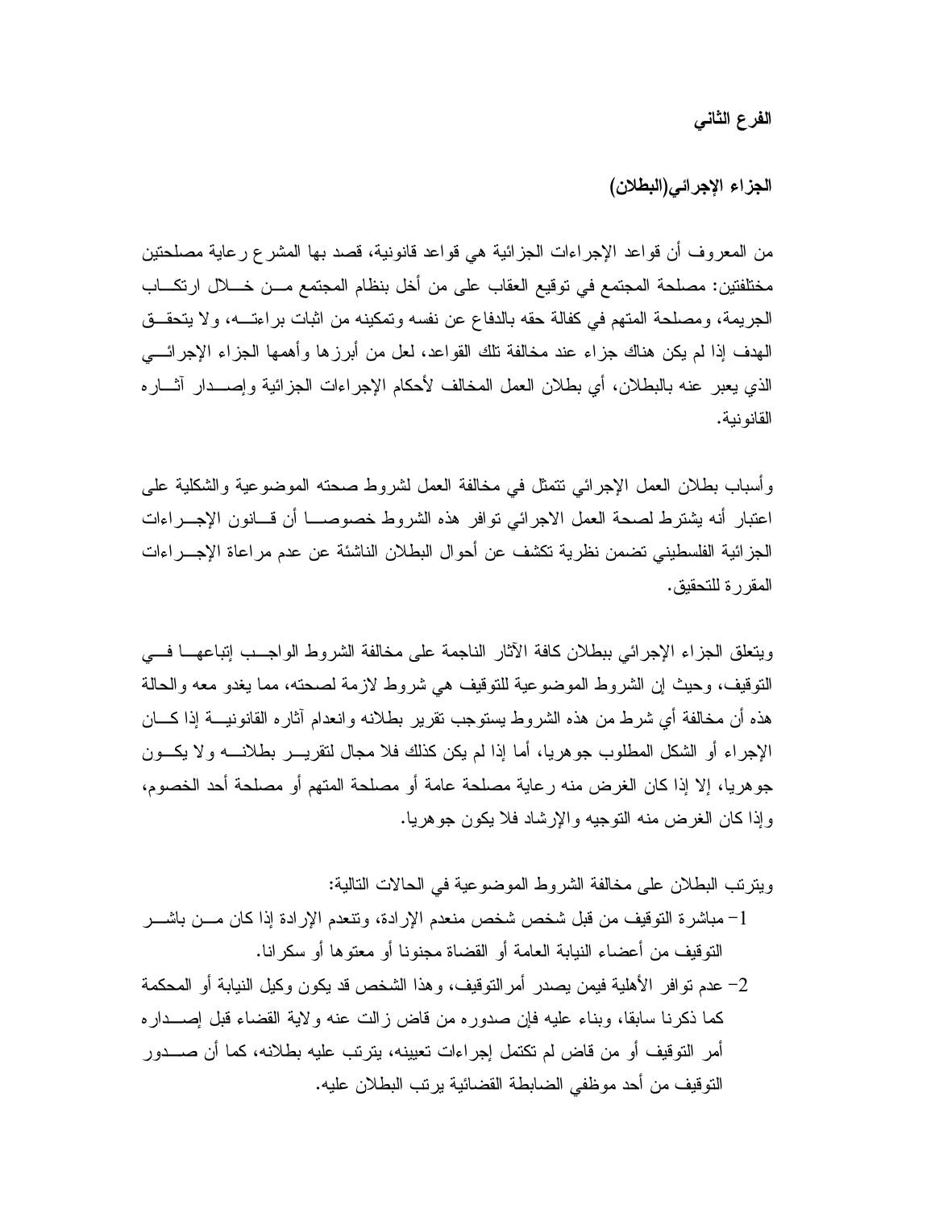### الفرع الثاني

### الجزاء الإجرائي(البطلان)

من المعروف أن قواعد الإجراءات الجزائية هي قواعد قانونية، قصد بها المشرع رعاية مصلحتين مختلفتين: مصلحة المجتمع في توقيع العقاب على من أخل بنظام المجتمع من خلال ارتكاب الجريمة، ومصلحة المتهم في كفالة حقه بالدفاع عن نفسه وتمكينه من اثبات براءته، ولا يتحقق الهدف إذا لم يكن هناك جزاء عند مخالفة تلك القواعد، لعل من أبرزها وأهمها الجزاء الإجرائي الذي يعبر عنه بالبطلان، أي بطلان العمل المخالف لأحكام الإجراءات الجزائية وإصدار آثاره القانونية.

وأسباب بطلان العمل الإجرائي تتمثل في مخالفة العمل لشروط صحته الموضوعية والشكلية على اعتبار أنه يشترط لصحة العمل الاجرائي توافر هذه الشروط خصوصا أن قانون الإجراءات الجزائية الفلسطيني تضمن نظرية تكشف عن أحوال البطلان الناشئة عن عدم مراعاة الإجراءات المقررة للتحقيق.

ويتعلق الجزاء الإجرائي ببطلان كافة الآثار الناجمة على مخالفة الشروط الواجب إتباعها في التوقيف، وحيث إن الشروط الموضوعية للتوقيف هي شروط لازمة لصحته، مما يغدو معه والحالة هذه أن مخالفة أي شرط من هذه الشروط يستوجب تقرير بطلانه وانعدام آثاره القانونية إذا كان الإجراء أو الشكل المطلوب جوهريا، أما إذا لم يكن كذلك فلا مجال لتقرير بطلانه ولا يكون جوهريا، إلا إذا كان الغرض منه رعاية مصلحة عامة أو مصلحة المتهم أو مصلحة أحد الخصوم، وإذا كان الغرض منه التوجيه والإرشاد فلا يكون جوهريا.

ويترتب البطلان على مخالفة الشروط الموضوعية في الحالات التالية:

1- مباشرة التوقيف من قبل شخص شخص منعدم الإرادة، وتنعدم الإرادة إذا كان من باشر التوقيف من أعضاء النيابة العامة أو القضاة مجنونا أو معتوها أو سكرانا.
2- عدم توافر الأهلية فيمن يصدر أمرالتوقيف، وهذا الشخص قد يكون وكيل النيابة أو المحكمة كما ذكرنا سابقا، وبناء عليه فإن صدوره من قاض زالت عنه ولاية القضاء قبل إصداره أمر التوقيف أو من قاض لم تكتمل إجراءات تعيينه، يترتب عليه بطلانه، كما أن صدور التوقيف من أحد موظفي الضابطة القضائية يرتب البطلان عليه.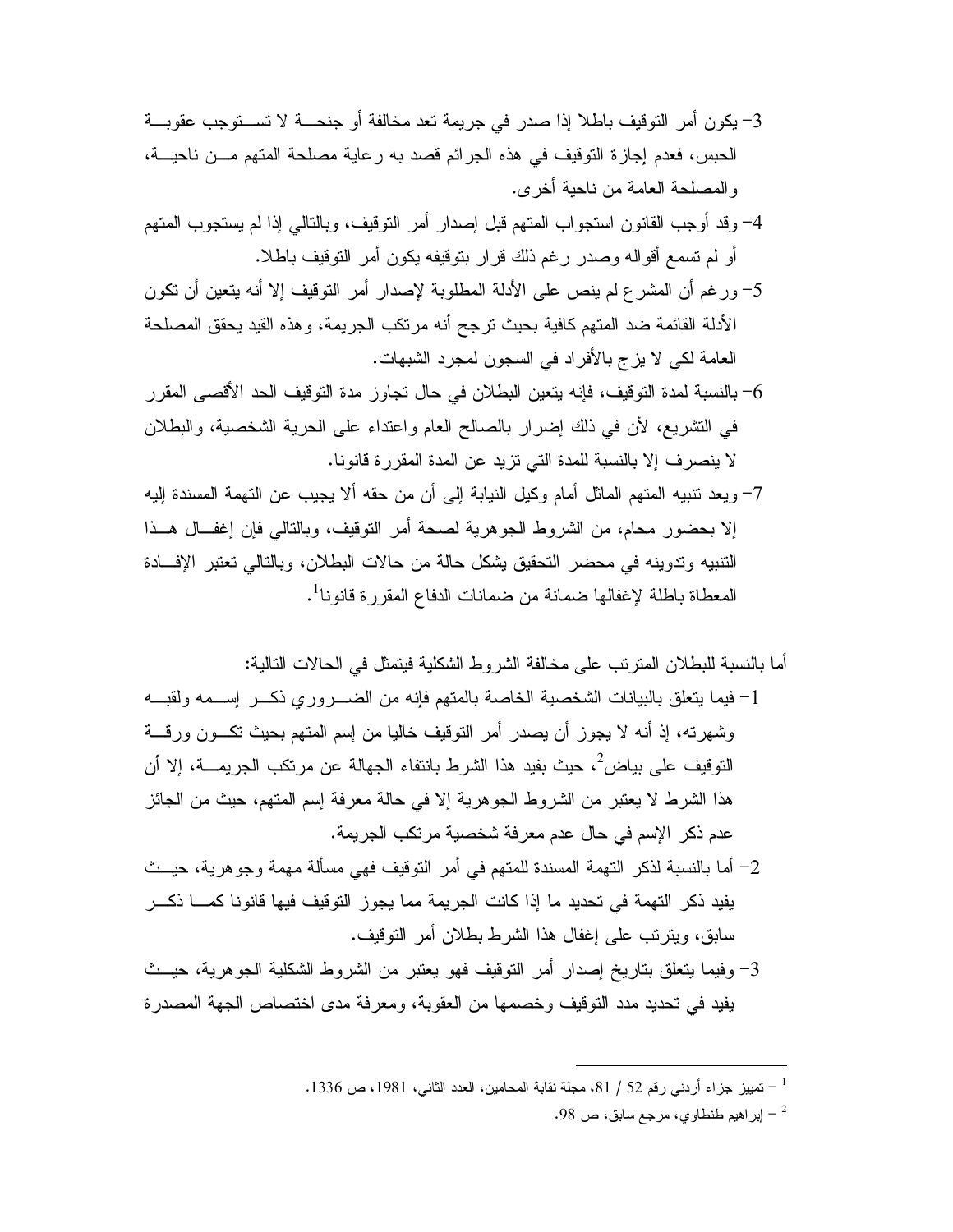3- يكون أمر التوقيف باطلا إذا صدر في جريمة تعد مخالفة أو جنحة لا تستوجب عقوبة الحبس، فعدم إجازة التوقيف في هذه الجرائم قصد به رعاية مصلحة المتهم من ناحية، والمصلحة العامة من ناحية أخرى.

4- وقد أوجب القانون استجواب المتهم قبل إصدار أمر التوقيف، وبالتالي إذا لم يستجوب المتهم أو لم تسمع أقواله وصدر رغم ذلك قرار بتوقيفه يكون أمر التوقيف باطلا.

5- ورغم أن المشرع لم ينص على الأدلة المطلوبة لإصدار أمر التوقيف إلا أنه يتعين أن تكون الأدلة القائمة ضد المتهم كافية بحيث ترجح أنه مرتكب الجريمة، وهذه القيد يحقق المصلحة العامة لكي لا يزج بالأفراد في السجون لمجرد الشبهات.

6- بالنسبة لمدة التوقيف، فإنه يتعين البطلان في حال تجاوز مدة التوقيف الحد الأقصى المقرر في التشريع، لأن في ذلك إضرار بالصالح العام واعتداء على الحرية الشخصية، والبطلان لا ينصرف إلا بالنسبة للمدة التي تزيد عن المدة المقررة قانونا.

7- ويعد تنبيه المتهم الماثل أمام وكيل النيابة إلى أن من حقه ألا يجيب عن التهمة المسندة إليه إلا بحضور محام، من الشروط الجوهرية لصحة أمر التوقيف، وبالتالي فإن إغفال هذا التنبيه وتدوينه في محضر التحقيق يشكل حالة من حالات البطلان، وبالتالي تعتبر الإفادة المعطاة باطلة لإغفالها ضمانة من ضمانات الدفاع المقررة قانونا[1].

أما بالنسبة للبطلان المترتب على مخالفة الشروط الشكلية فيتمثل في الحالات التالية:

1- فيما يتعلق بالبيانات الشخصية الخاصة بالمتهم فإنه من الضروري ذكر إسمه ولقبه وشهرته، إذ أنه لا يجوز أن يصدر أمر التوقيف خاليا من إسم المتهم بحيث تكون ورقة التوقيف على بياض[2]، حيث يفيد هذا الشرط بانتفاء الجهالة عن مرتكب الجريمة، إلا أن هذا الشرط لا يعتبر من الشروط الجوهرية إلا في حالة معرفة إسم المتهم، حيث من الجائز عدم ذكر الإسم في حال عدم معرفة شخصية مرتكب الجريمة.

2- أما بالنسبة لذكر التهمة المسندة للمتهم في أمر التوقيف فهي مسألة مهمة وجوهرية، حيث يفيد ذكر التهمة في تحديد ما إذا كانت الجريمة مما يجوز التوقيف فيها قانونا كما ذكر سابق، ويترتب على إغفال هذا الشرط بطلان أمر التوقيف.

3- وفيما يتعلق بتاريخ إصدار أمر التوقيف فهو يعتبر من الشروط الشكلية الجوهرية، حيث يفيد في تحديد مدد التوقيف وخصمها من العقوبة، ومعرفة مدى اختصاص الجهة المصدرة

---

[1] - تمييز جزاء أردني رقم 52 / 81، مجلة نقابة المحامين، العدد الثاني، 1981، ص 1336.

[2] - إبراهيم طنطاوي، مرجع سابق، ص 98.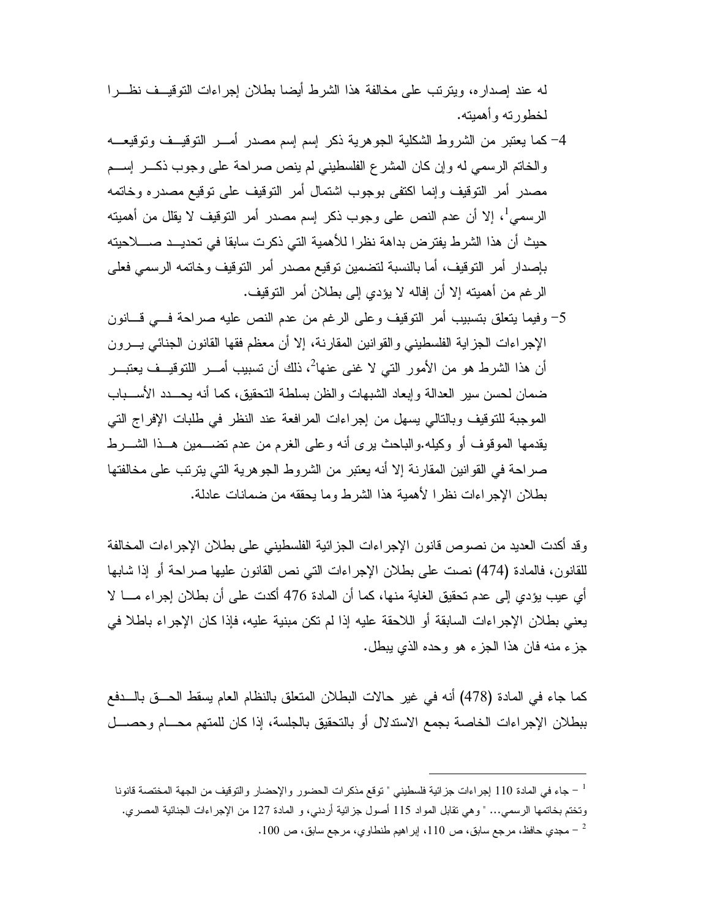له عند إصداره، ويترتب على مخالفة هذا الشرط أيضا بطلان إجراءات التوقيف نظرا لخطورته وأهميته.

4- كما يعتبر من الشروط الشكلية الجوهرية ذكر إسم إسم مصدر أمر التوقيف وتوقيعه والخاتم الرسمي له وإن كان المشرع الفلسطيني لم ينص صراحة على وجوب ذكر إسم مصدر أمر التوقيف وإنما اكتفى بوجوب اشتمال أمر التوقيف على توقيع مصدره وخاتمه الرسمي[1]، إلا أن عدم النص على وجوب ذكر إسم مصدر أمر التوقيف لا يقلل من أهميته حيث أن هذا الشرط يفترض بداهة نظرا للأهمية التي ذكرت سابقا في تحديد صلاحيته بإصدار أمر التوقيف، أما بالنسبة لتضمين توقيع مصدر أمر التوقيف وخاتمه الرسمي فعلى الرغم من أهميته إلا أن إغفاله لا يؤدي إلى بطلان أمر التوقيف.

5- وفيما يتعلق بتسبيب أمر التوقيف وعلى الرغم من عدم النص عليه صراحة في قانون الإجراءات الجزاية الفلسطيني والقوانين المقارنة، إلا أن معظم فقها القانون الجنائي يرون أن هذا الشرط هو من الأمور التي لا غنى عنها[2]، ذلك أن تسبيب أمر اللتوقيف يعتبر ضمان لحسن سير العدالة وإبعاد الشبهات والظن بسلطة التحقيق، كما أنه يحدد الأسباب الموجبة للتوقيف وبالتالي يسهل من إجراءات المرافعة عند النظر في طلبات الإفراج التي يقدمها الموقوف أو وكيله.والباحث يرى أنه وعلى الغرم من عدم تضمين هذا الشرط صراحة في القوانين المقارنة إلا أنه يعتبر من الشروط الجوهرية التي يترتب على مخالفتها بطلان الإجراءات نظرا لأهمية هذا الشرط وما يحققه من ضمانات عادلة.

وقد أكدت العديد من نصوص قانون الإجراءات الجزائية الفلسطيني على بطلان الإجراءات المخالفة للقانون، فالمادة (474) نصت على بطلان الإجراءات التي نص القانون عليها صراحة أو إذا شابها أي عيب يؤدي إلى عدم تحقيق الغاية منها، كما أن المادة 476 أكدت على أن بطلان إجراء ما لا يعني بطلان الإجراءات السابقة أو اللاحقة عليه إذا لم تكن مبنية عليه، فإذا كان الإجراء باطلا في جزء منه فان هذا الجزء هو وحده الذي يبطل.

كما جاء في المادة (478) أنه في غير حالات البطلان المتعلق بالنظام العام يسقط الحق بالدفع ببطلان الإجراءات الخاصة بجمع الاستدلال أو بالتحقيق بالجلسة، إذا كان للمتهم محام وحصل

---

[1] – جاء في المادة 110 إجراءات جزائية فلسطيني " توقع مذكرات الحضور والإحضار والتوقيف من الجهة المختصة قانونا وتختم بخاتمها الرسمي… " وهي تقابل المواد 115 أصول جزائية أردني، و المادة 127 من الإجراءات الجنائية المصري.

[2] – مجدي حافظ، مرجع سابق، ص 110، إبراهيم طنطاوي، مرجع سابق، ص 100.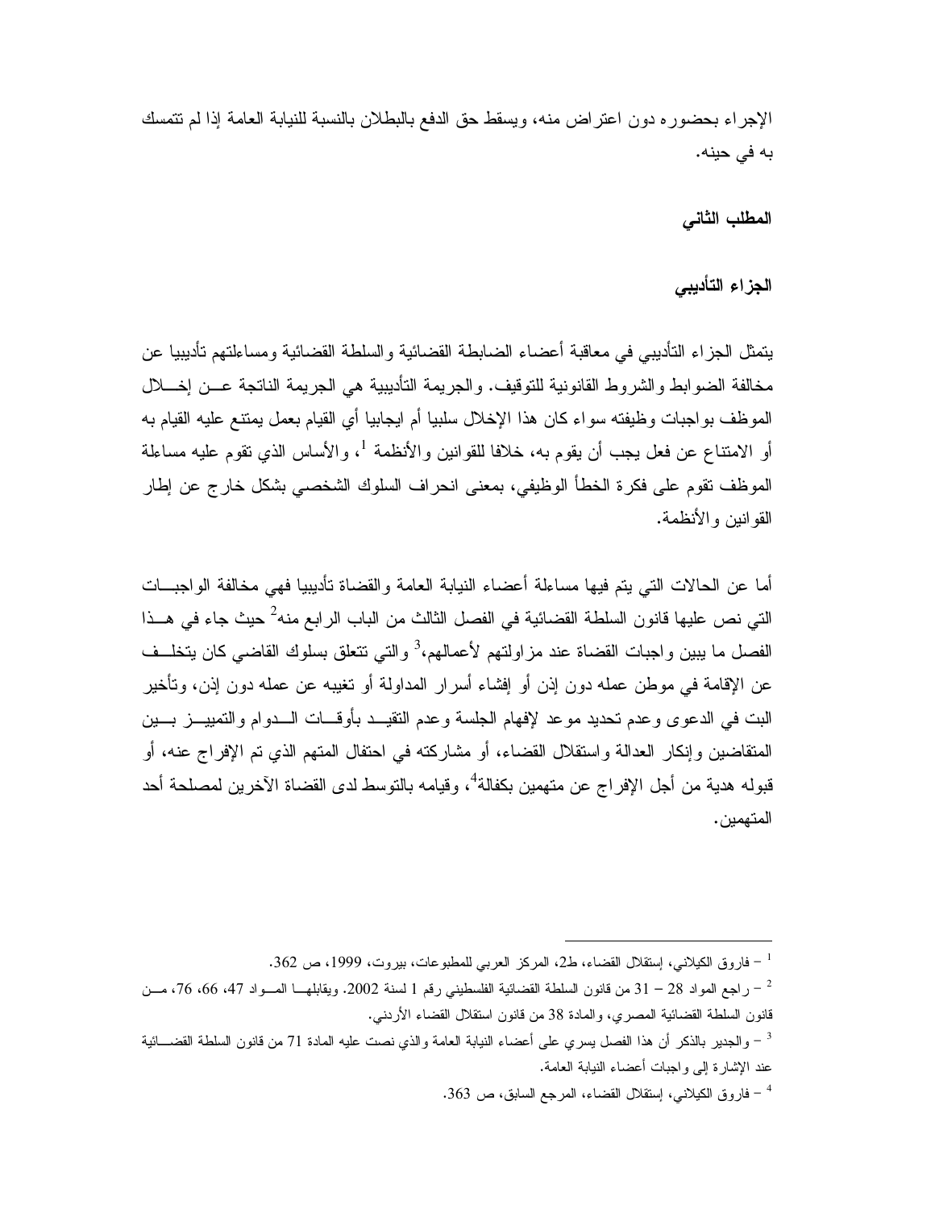الإجراء بحضوره دون اعتراض منه، ويسقط حق الدفع بالبطلان بالنسبة للنيابة العامة إذا لم تتمسك به في حينه.

### المطلب الثاني

### الجزاء التأديبي

يتمثل الجزاء التأديبي في معاقبة أعضاء الضابطة القضائية والسلطة القضائية ومساءلتهم تأديبيا عن مخالفة الضوابط والشروط القانونية للتوقيف. والجريمة التأديبية هي الجريمة الناتجة عن إخلال الموظف بواجبات وظيفته سواء كان هذا الإخلال سلبيا أم ايجابيا أي القيام بعمل يمتنع عليه القيام به أو الامتناع عن فعل يجب أن يقوم به، خلافا للقوانين والأنظمة [1]، والأساس الذي تقوم عليه مساءلة الموظف تقوم على فكرة الخطأ الوظيفي، بمعنى انحراف السلوك الشخصي بشكل خارج عن إطار القوانين والأنظمة.

أما عن الحالات التي يتم فيها مساءلة أعضاء النيابة العامة والقضاة تأديبيا فهي مخالفة الواجبات التي نص عليها قانون السلطة القضائية في الفصل الثالث من الباب الرابع منه[2] حيث جاء في هذا الفصل ما يبين واجبات القضاة عند مزاولتهم لأعمالهم،[3] والتي تتعلق بسلوك القاضي كان يتخلف عن الإقامة في موطن عمله دون إذن أو إفشاء أسرار المداولة أو تغيبه عن عمله دون إذن، وتأخير البت في الدعوى وعدم تحديد موعد لإفهام الجلسة وعدم التقيد بأوقات الدوام والتمييز بين المتقاضين وإنكار العدالة واستقلال القضاء، أو مشاركته في احتفال المتهم الذي تم الإفراج عنه، أو قبوله هدية من أجل الإفراج عن متهمين بكفالة[4]، وقيامه بالتوسط لدى القضاة الآخرين لمصلحة أحد المتهمين.

---

[1] – فاروق الكيلاني، إستقلال القضاء، ط2، المركز العربي للمطبوعات، بيروت، 1999، ص 362.

[2] – راجع المواد 28 – 31 من قانون السلطة القضائية الفلسطيني رقم 1 لسنة 2002. ويقابلها المواد 47، 66، 76، من قانون السلطة القضائية المصري، والمادة 38 من قانون استقلال القضاء الأردني.

[3] – والجدير بالذكر أن هذا الفصل يسري على أعضاء النيابة العامة والذي نصت عليه المادة 71 من قانون السلطة القضائية عند الإشارة إلى واجبات أعضاء النيابة العامة.

[4] – فاروق الكيلاني، إستقلال القضاء، المرجع السابق، ص 363.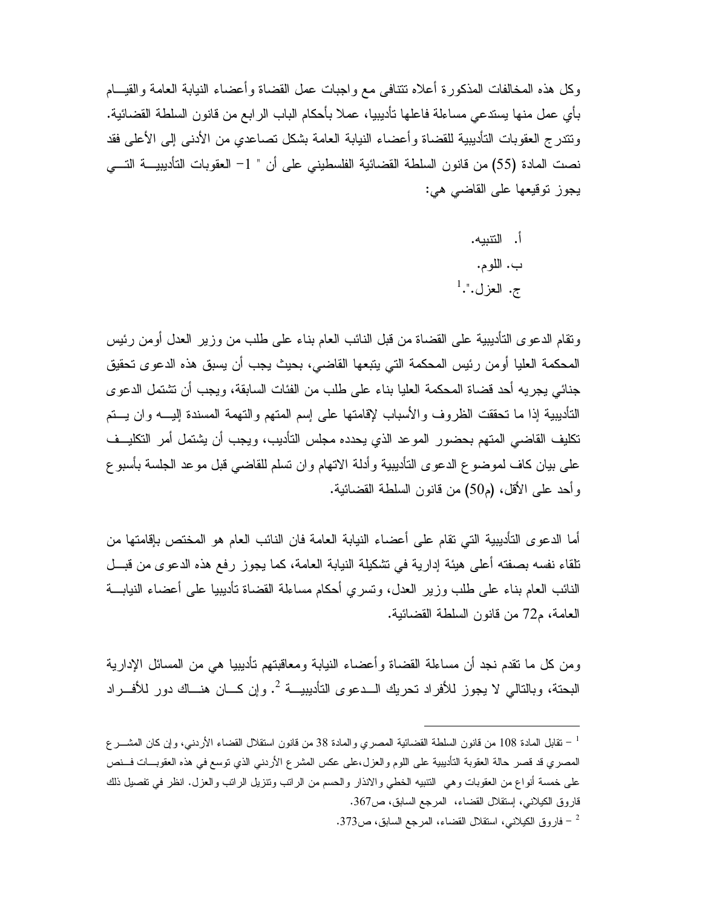وكل هذه المخالفات المذكورة أعلاه تتنافى مع واجبات عمل القضاة وأعضاء النيابة العامة والقيام بأي عمل منها يستدعي مساءلة فاعلها تأديبيا، عملا بأحكام الباب الرابع من قانون السلطة القضائية. وتتدرج العقوبات التأديبية للقضاة وأعضاء النيابة العامة بشكل تصاعدي من الأدنى إلى الأعلى فقد نصت المادة (55) من قانون السلطة القضائية الفلسطيني على أن " 1- العقوبات التأديبية التي يجوز توقيعها على القاضي هي:

أ. التنبيه.
ب. اللوم.
ج. العزل.".[1]

وتقام الدعوى التأديبية على القضاة من قبل النائب العام بناء على طلب من وزير العدل أومن رئيس المحكمة العليا أومن رئيس المحكمة التي يتبعها القاضي، بحيث يجب أن يسبق هذه الدعوى تحقيق جنائي يجريه أحد قضاة المحكمة العليا بناء على طلب من الفئات السابقة، ويجب أن تشتمل الدعوى التأديبية إذا ما تحققت الظروف والأسباب لإقامتها على إسم المتهم والتهمة المسندة إليه وان يتم تكليف القاضي المتهم بحضور الموعد الذي يحدده مجلس التأديب، ويجب أن يشتمل أمر التكليف على بيان كاف لموضوع الدعوى التأديبية وأدلة الاتهام وان تسلم للقاضي قبل موعد الجلسة بأسبوع وأحد على الأقل، (م50) من قانون السلطة القضائية.

أما الدعوى التأديبية التي تقام على أعضاء النيابة العامة فان النائب العام هو المختص بإقامتها من تلقاء نفسه بصفته أعلى هيئة إدارية في تشكيلة النيابة العامة، كما يجوز رفع هذه الدعوى من قبل النائب العام بناء على طلب وزير العدل، وتسري أحكام مساءلة القضاة تأديبيا على أعضاء النيابة العامة، م72 من قانون السلطة القضائية.

ومن كل ما تقدم نجد أن مساءلة القضاة وأعضاء النيابة ومعاقبتهم تأديبيا هي من المسائل الإدارية البحتة، وبالتالي لا يجوز للأفراد تحريك الدعوى التأديبية [2]. وإن كان هناك دور للأفراد

---

[1] – تقابل المادة 108 من قانون السلطة القضائية المصري والمادة 38 من قانون استقلال القضاء الأردني، وإن كان المشرع المصري قد قصر حالة العقوبة التأديبية على اللوم والعزل،على عكس المشرع الأردني الذي توسع في هذه العقوبات فنص على خمسة أنواع من العقوبات وهي التنبيه الخطي والانذار والحسم من الراتب وتنزيل الراتب والعزل. انظر في تفصيل ذلك فاروق الكيلاني، إستقلال القضاء، المرجع السابق، ص367.

[2] – فاروق الكيلاني، استقلال القضاء، المرجع السابق، ص373.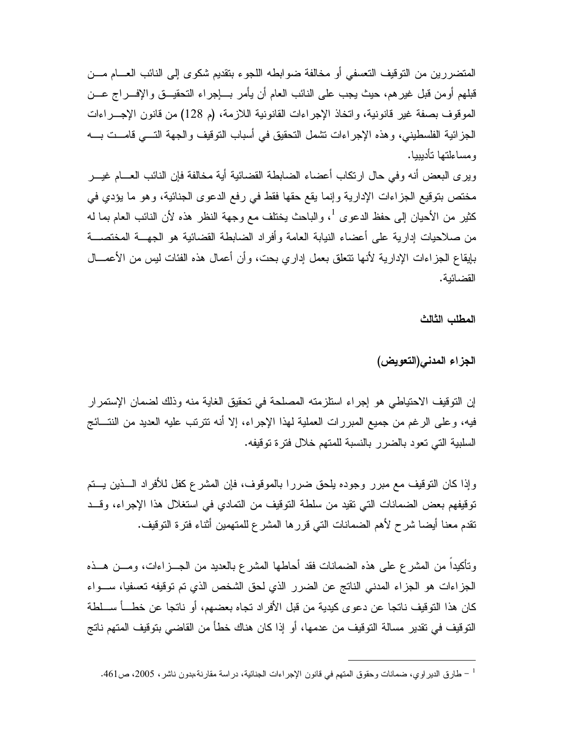المتضررين من التوقيف التعسفي أو مخالفة ضوابطه اللجوء بتقديم شكوى إلى النائب العام من قبلهم أومن قبل غيرهم، حيث يجب على النائب العام أن يأمر بإجراء التحقيق والإفراج عن الموقوف بصفة غير قانونية، واتخاذ الإجراءات القانونية اللازمة، (م 128) من قانون الإجراءات الجزائية الفلسطيني، وهذه الإجراءات تشمل التحقيق في أسباب التوقيف والجهة التي قامت به ومساءلتها تأديبيا.

ويرى البعض أنه وفي حال ارتكاب أعضاء الضابطة القضائية أية مخالفة فإن النائب العام غير مختص بتوقيع الجزاءات الإدارية وإنما يقع حقها فقط في رفع الدعوى الجنائية، وهو ما يؤدي في كثير من الأحيان إلى حفظ الدعوى [1]، والباحث يختلف مع وجهة النظر هذه لأن النائب العام بما له من صلاحيات إدارية على أعضاء النيابة العامة وأفراد الضابطة القضائية هو الجهة المختصة بإيقاع الجزاءات الإدارية لأنها تتعلق بعمل إداري بحت، وأن أعمال هذه الفئات ليس من الأعمال القضائية.

### المطلب الثالث

### الجزاء المدني(التعويض)

إن التوقيف الاحتياطي هو إجراء استلزمته المصلحة في تحقيق الغاية منه وذلك لضمان الإستمرار فيه، وعلى الرغم من جميع المبررات العملية لهذا الإجراء، إلا أنه تترتب عليه العديد من النتائج السلبية التي تعود بالضرر بالنسبة للمتهم خلال فترة توقيفه.

وإذا كان التوقيف مع مبرر وجوده يلحق ضررا بالموقوف، فإن المشرع كفل للأفراد الذين يتم توقيفهم بعض الضمانات التي تقيد من سلطة التوقيف من التمادي في استغلال هذا الإجراء، وقد تقدم معنا أيضا شرح لأهم الضمانات التي قررها المشرع للمتهمين أثناء فترة التوقيف.

وتأكيداً من المشرع على هذه الضمانات فقد أحاطها المشرع بالعديد من الجزاءات، ومن هذه الجزاءات هو الجزاء المدني الناتج عن الضرر الذي لحق الشخص الذي تم توقيفه تعسفيا، سواء كان هذا التوقيف ناتجا عن دعوى كيدية من قبل الأفراد تجاه بعضهم، أو ناتجا عن خطأ سلطة التوقيف في تقدير مسالة التوقيف من عدمها، أو إذا كان هناك خطأ من القاضي بتوقيف المتهم ناتج

---

[1] – طارق الديراوي، ضمانات وحقوق المتهم في قانون الإجراءات الجنائية، دراسة مقارنة،بدون ناشر، 2005، ص461.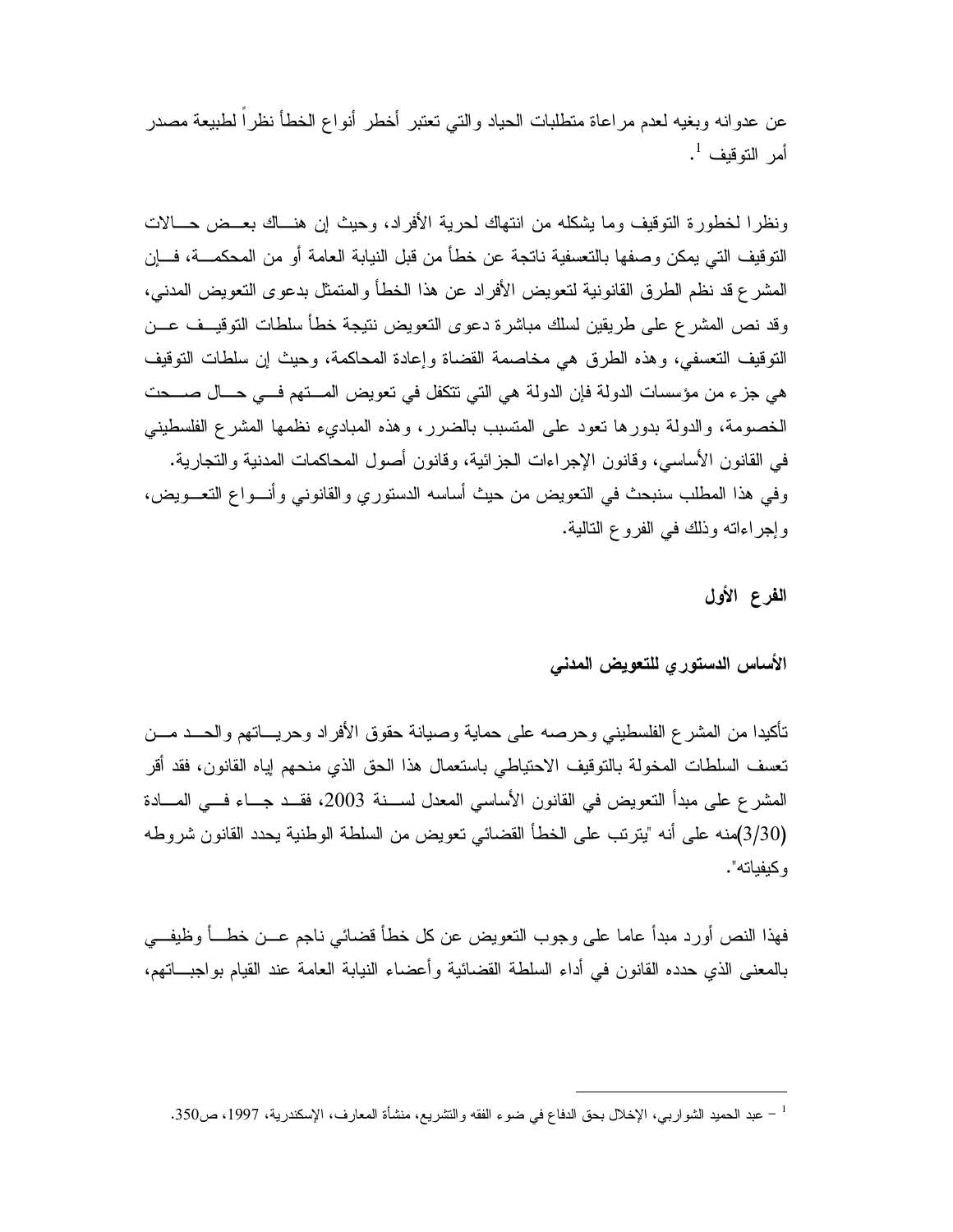عن عدوانه وبغيه لعدم مراعاة متطلبات الحياد والتي تعتبر أخطر أنواع الخطأ نظراً لطبيعة مصدر أمر التوقيف [1].

ونظرا لخطورة التوقيف وما يشكله من انتهاك لحرية الأفراد، وحيث إن هناك بعض حالات التوقيف التي يمكن وصفها بالتعسفية ناتجة عن خطأ من قبل النيابة العامة أو من المحكمة، فإن المشرع قد نظم الطرق القانونية لتعويض الأفراد عن هذا الخطأ والمتمثل بدعوى التعويض المدني، وقد نص المشرع على طريقين لسلك مباشرة دعوى التعويض نتيجة خطأ سلطات التوقيف عن التوقيف التعسفي، وهذه الطرق هي مخاصمة القضاة وإعادة المحاكمة، وحيث إن سلطات التوقيف هي جزء من مؤسسات الدولة فإن الدولة هي التي تتكفل في تعويض المتهم في حال صحت الخصومة، والدولة بدورها تعود على المتسبب بالضرر، وهذه المبادىء نظمها المشرع الفلسطيني في القانون الأساسي، وقانون الإجراءات الجزائية، وقانون أصول المحاكمات المدنية والتجارية. وفي هذا المطلب سنبحث في التعويض من حيث أساسه الدستوري والقانوني وأنواع التعويض، وإجراءاته وذلك في الفروع التالية.

## الفرع الأول

### الأساس الدستوري للتعويض المدني

تأكيدا من المشرع الفلسطيني وحرصه على حماية وصيانة حقوق الأفراد وحرياتهم والحد من تعسف السلطات المخولة بالتوقيف الاحتياطي باستعمال هذا الحق الذي منحهم إياه القانون، فقد أقر المشرع على مبدأ التعويض في القانون الأساسي المعدل لسنة 2003، فقد جاء في المادة (3/30)منه على أنه "يترتب على الخطأ القضائي تعويض من السلطة الوطنية يحدد القانون شروطه وكيفياته".

فهذا النص أورد مبدأ عاما على وجوب التعويض عن كل خطأ قضائي ناجم عن خطأ وظيفي بالمعنى الذي حدده القانون في أداء السلطة القضائية وأعضاء النيابة العامة عند القيام بواجباتهم،

---

[1] – عبد الحميد الشواربي، الإخلال بحق الدفاع في ضوء الفقه والتشريع، منشأة المعارف، الإسكندرية، 1997، ص350.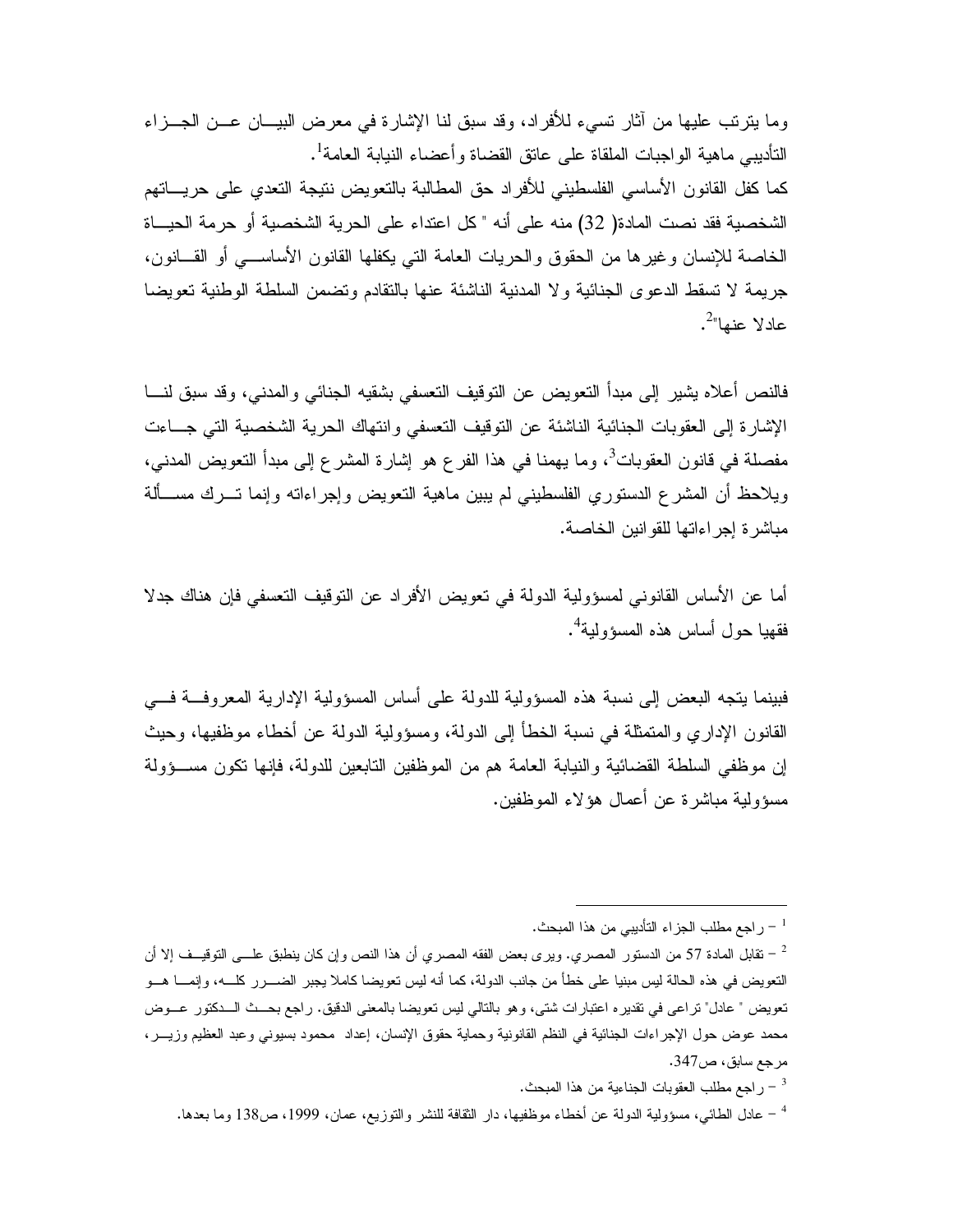وما يترتب عليها من آثار تسيء للأفراد، وقد سبق لنا الإشارة في معرض البيان عن الجزاء التأديبي ماهية الواجبات الملقاة على عاتق القضاة وأعضاء النيابة العامة[1].

كما كفل القانون الأساسي الفلسطيني للأفراد حق المطالبة بالتعويض نتيجة التعدي على حرياتهم الشخصية فقد نصت المادة( 32) منه على أنه " كل اعتداء على الحرية الشخصية أو حرمة الحياة الخاصة للإنسان وغيرها من الحقوق والحريات العامة التي يكفلها القانون الأساسي أو القانون، جريمة لا تسقط الدعوى الجنائية ولا المدنية الناشئة عنها بالتقادم وتضمن السلطة الوطنية تعويضا عادلا عنها"[2].

فالنص أعلاه يشير إلى مبدأ التعويض عن التوقيف التعسفي بشقيه الجنائي والمدني، وقد سبق لنا الإشارة إلى العقوبات الجنائية الناشئة عن التوقيف التعسفي وانتهاك الحرية الشخصية التي جاءت مفصلة في قانون العقوبات[3]، وما يهمنا في هذا الفرع هو إشارة المشرع إلى مبدأ التعويض المدني، ويلاحظ أن المشرع الدستوري الفلسطيني لم يبين ماهية التعويض وإجراءاته وإنما ترك مسألة مباشرة إجراءاتها للقوانين الخاصة.

أما عن الأساس القانوني لمسؤولية الدولة في تعويض الأفراد عن التوقيف التعسفي فإن هناك جدلا فقهيا حول أساس هذه المسؤولية[4].

فبينما يتجه البعض إلى نسبة هذه المسؤولية للدولة على أساس المسؤولية الإدارية المعروفة في القانون الإداري والمتمثلة في نسبة الخطأ إلى الدولة، ومسؤولية الدولة عن أخطاء موظفيها، وحيث إن موظفي السلطة القضائية والنيابة العامة هم من الموظفين التابعين للدولة، فإنها تكون مسؤولة مسؤولية مباشرة عن أعمال هؤلاء الموظفين.

---

[1] – راجع مطلب الجزاء التأديبي من هذا المبحث.

[2] – تقابل المادة 57 من الدستور المصري. ويرى بعض الفقه المصري أن هذا النص وإن كان ينطبق على التوقيف إلا أن التعويض في هذه الحالة ليس مبنيا على خطأ من جانب الدولة، كما أنه ليس تعويضا كاملا يجبر الضرر كله، وإنما هو تعويض " عادل" تراعى في تقديره اعتبارات شتى، وهو بالتالي ليس تعويضا بالمعنى الدقيق. راجع بحث الدكتور عوض محمد عوض حول الإجراءات الجنائية في النظم القانونية وحماية حقوق الإنسان، إعداد محمود بسيوني وعبد العظيم وزير، مرجع سابق، ص347.

[3] – راجع مطلب العقوبات الجناية من هذا المبحث.

[4] – عادل الطائي، مسؤولية الدولة عن أخطاء موظفيها، دار الثقافة للنشر والتوزيع، عمان، 1999، ص138 وما بعدها.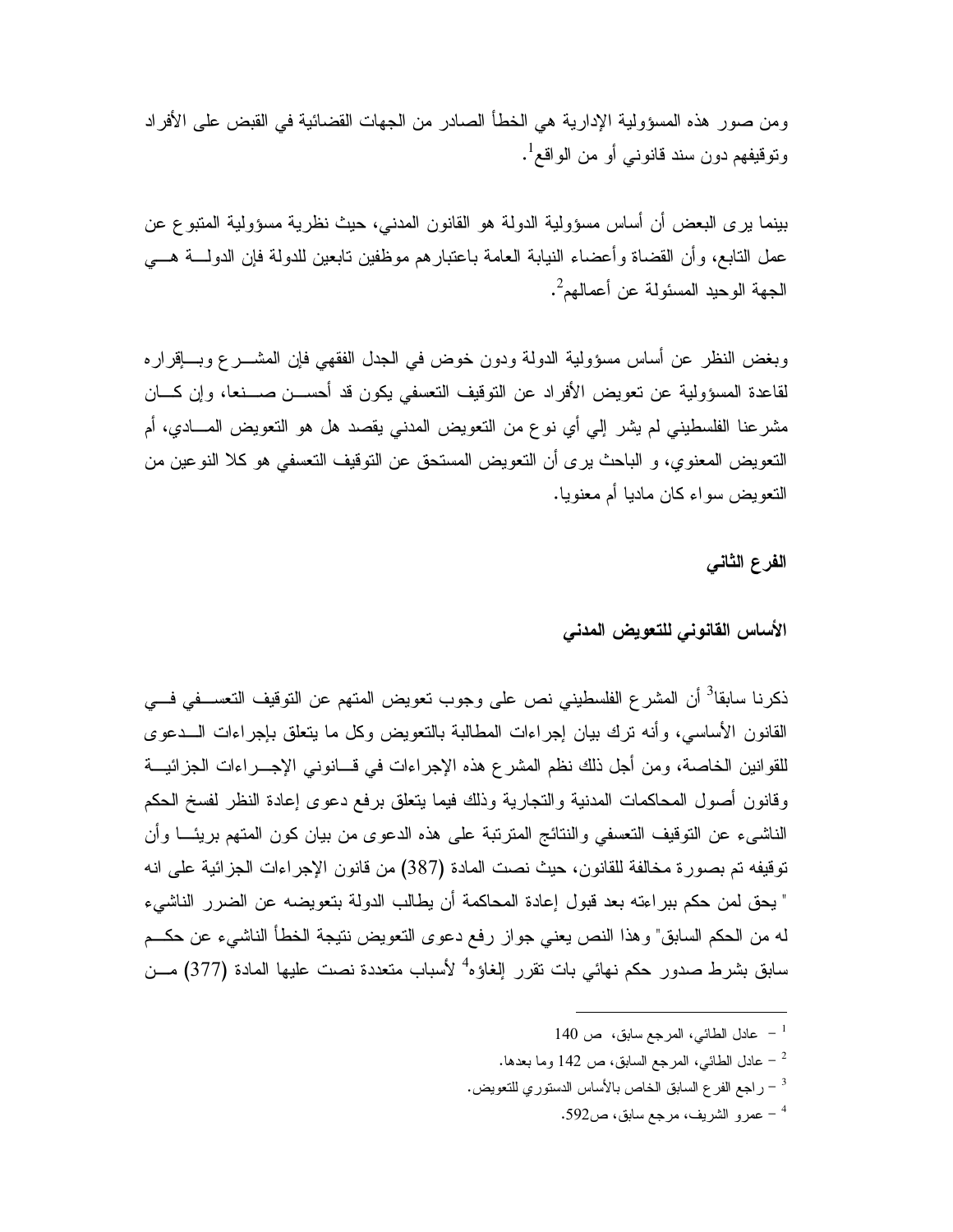ومن صور هذه المسؤولية الإدارية هي الخطأ الصادر من الجهات القضائية في القبض على الأفراد وتوقيفهم دون سند قانوني أو من الواقع[1].

بينما يرى البعض أن أساس مسؤولية الدولة هو القانون المدني، حيث نظرية مسؤولية المتبوع عن عمل التابع، وأن القضاة وأعضاء النيابة العامة باعتبارهم موظفين تابعين للدولة فإن الدولة هي الجهة الوحيد المسئولة عن أعمالهم[2].

وبغض النظر عن أساس مسؤولية الدولة ودون خوض في الجدل الفقهي فإن المشرع وبإقراره لقاعدة المسؤولية عن تعويض الأفراد عن التوقيف التعسفي يكون قد أحسن صنعا، وإن كان مشرعنا الفلسطيني لم يشر إلي أي نوع من التعويض المدني يقصد هل هو التعويض المادي، أم التعويض المعنوي، و الباحث يرى أن التعويض المستحق عن التوقيف التعسفي هو كلا النوعين من التعويض سواء كان ماديا أم معنويا.

### الفرع الثاني

### الأساس القانوني للتعويض المدني

ذكرنا سابقا[3] أن المشرع الفلسطيني نص على وجوب تعويض المتهم عن التوقيف التعسفي في القانون الأساسي، وأنه ترك بيان إجراءات المطالبة بالتعويض وكل ما يتعلق بإجراءات الدعوى للقوانين الخاصة، ومن أجل ذلك نظم المشرع هذه الإجراءات في قانوني الإجراءات الجزائية وقانون أصول المحاكمات المدنية والتجارية وذلك فيما يتعلق برفع دعوى إعادة النظر لفسخ الحكم الناشىء عن التوقيف التعسفي والنتائج المترتبة على هذه الدعوى من بيان كون المتهم بريئا وأن توقيفه تم بصورة مخالفة للقانون، حيث نصت المادة (387) من قانون الإجراءات الجزائية على انه " يحق لمن حكم ببراءته بعد قبول إعادة المحاكمة أن يطالب الدولة بتعويضه عن الضرر الناشيء له من الحكم السابق" وهذا النص يعني جواز رفع دعوى التعويض نتيجة الخطأ الناشيء عن حكم سابق بشرط صدور حكم نهائي بات تقرر إلغاؤه[4] لأسباب متعددة نصت عليها المادة (377) من

---

[1] – عادل الطائي، المرجع سابق، ص 140

[2] – عادل الطائي، المرجع السابق، ص 142 وما بعدها.

[3] – راجع الفرع السابق الخاص بالأساس الدستوري للتعويض.

[4] – عمرو الشريف، مرجع سابق، ص592.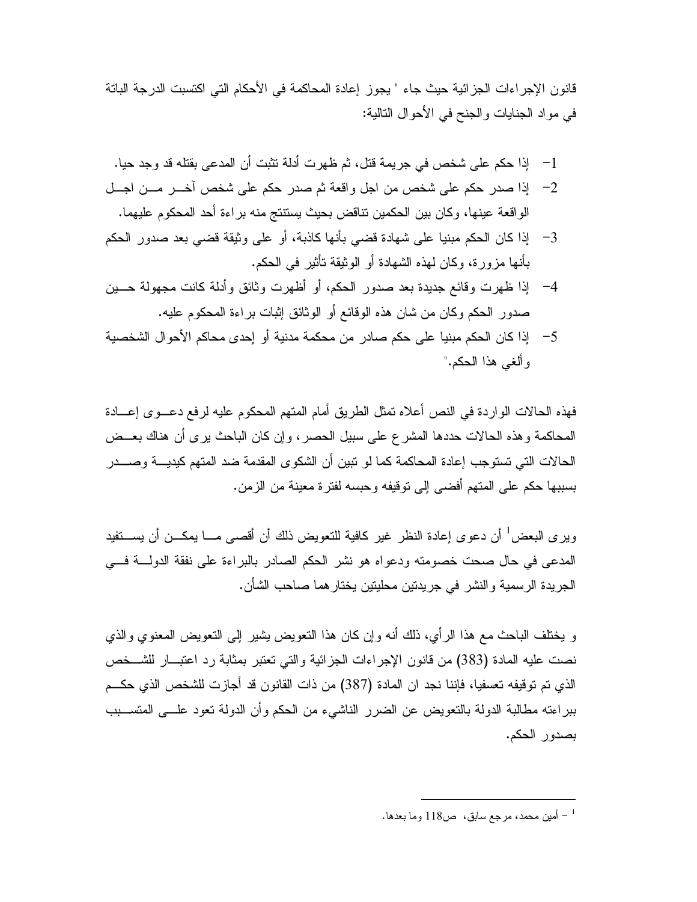قانون الإجراءات الجزائية حيث جاء " يجوز إعادة المحاكمة في الأحكام التي اكتسبت الدرجة الباتة في مواد الجنايات والجنح في الأحوال التالية:

1- إذا حكم على شخص في جريمة قتل، ثم ظهرت أدلة تثبت أن المدعى بقتله قد وجد حيا.
2- إذا صدر حكم على شخص من اجل واقعة ثم صدر حكم على شخص آخر من اجل الواقعة عينها، وكان بين الحكمين تناقض بحيث يستنتج منه براءة أحد المحكوم عليهما.
3- إذا كان الحكم مبنيا على شهادة قضي بأنها كاذبة، أو على وثيقة قضي بعد صدور الحكم بأنها مزورة، وكان لهذه الشهادة أو الوثيقة تأثير في الحكم.
4- إذا ظهرت وقائع جديدة بعد صدور الحكم، أو أظهرت وثائق وأدلة كانت مجهولة حين صدور الحكم وكان من شان هذه الوقائع أو الوثائق إثبات براءة المحكوم عليه.
5- إذا كان الحكم مبنيا على حكم صادر من محكمة مدنية أو إحدى محاكم الأحوال الشخصية وألغي هذا الحكم."

فهذه الحالات الواردة في النص أعلاه تمثل الطريق أمام المتهم المحكوم عليه لرفع دعوى إعادة المحاكمة وهذه الحالات حددها المشرع على سبيل الحصر، وإن كان الباحث يرى أن هناك بعض الحالات التي تستوجب إعادة المحاكمة كما لو تبين أن الشكوى المقدمة ضد المتهم كيدية وصدر بسببها حكم على المتهم أفضى إلى توقيفه وحبسه لفترة معينة من الزمن.

ويرى البعض[1] أن دعوى إعادة النظر غير كافية للتعويض ذلك أن أقصى ما يمكن أن يستفيد المدعى في حال صحت خصومته ودعواه هو نشر الحكم الصادر بالبراءة على نفقة الدولة في الجريدة الرسمية والنشر في جريدتين محليتين يختارهما صاحب الشأن.

و يختلف الباحث مع هذا الرأي، ذلك أنه وإن كان هذا التعويض يشير إلى التعويض المعنوي والذي نصت عليه المادة (383) من قانون الإجراءات الجزائية والتي تعتبر بمثابة رد اعتبار للشخص الذي تم توقيفه تعسفيا، فإننا نجد ان المادة (387) من ذات القانون قد أجازت للشخص الذي حكم ببراءته مطالبة الدولة بالتعويض عن الضرر الناشيء من الحكم وأن الدولة تعود على المتسبب بصدور الحكم.

---

[1] – أمين محمد، مرجع سابق، ص118 وما بعدها.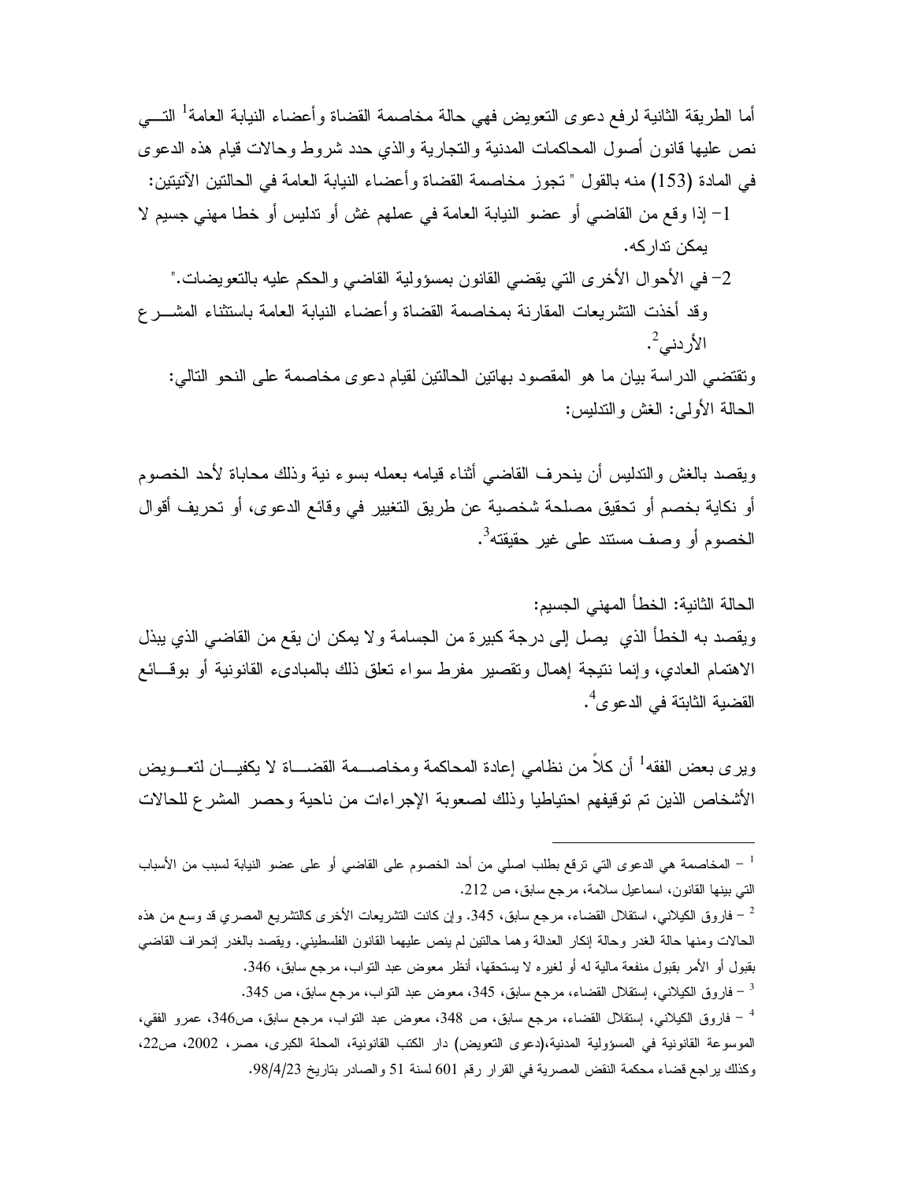أما الطريقة الثانية لرفع دعوى التعويض فهي حالة مخاصمة القضاة وأعضاء النيابة العامة[1] التي نص عليها قانون أصول المحاكمات المدنية والتجارية والذي حدد شروط وحالات قيام هذه الدعوى في المادة (153) منه بالقول " تجوز مخاصمة القضاة وأعضاء النيابة العامة في الحالتين الآتيتين:

1- إذا وقع من القاضي أو عضو النيابة العامة في عملهم غش أو تدليس أو خطا مهني جسيم لا يمكن تداركه.

2- في الأحوال الأخرى التي يقضي القانون بمسؤولية القاضي والحكم عليه بالتعويضات."

وقد أخذت التشريعات المقارنة بمخاصمة القضاة وأعضاء النيابة العامة باستثناء المشرع الأردني[2].

وتقتضي الدراسة بيان ما هو المقصود بهاتين الحالتين لقيام دعوى مخاصمة على النحو التالي:

الحالة الأولى: الغش والتدليس:

ويقصد بالغش والتدليس أن ينحرف القاضي أثناء قيامه بعمله بسوء نية وذلك محاباة لأحد الخصوم أو نكاية بخصم أو تحقيق مصلحة شخصية عن طريق التغيير في وقائع الدعوى، أو تحريف أقوال الخصوم أو وصف مستند على غير حقيقته[3].

الحالة الثانية: الخطأ المهني الجسيم:

ويقصد به الخطأ الذي يصل إلى درجة كبيرة من الجسامة ولا يمكن ان يقع من القاضي الذي يبذل الاهتمام العادي، وإنما نتيجة إهمال وتقصير مفرط سواء تعلق ذلك بالمبادىء القانونية أو بوقائع القضية الثابتة في الدعوى[4].

ويرى بعض الفقه[1] أن كلاً من نظامي إعادة المحاكمة ومخاصمة القضاة لا يكفيان لتعويض الأشخاص الذين تم توقيفهم احتياطيا وذلك لصعوبة الإجراءات من ناحية وحصر المشرع للحالات

---

[1] – المخاصمة هي الدعوى التي ترفع بطلب اصلي من أحد الخصوم على القاضي أو على عضو النيابة لسبب من الأسباب التي بينها القانون، اسماعيل سلامة، مرجع سابق، ص 212.

[2] – فاروق الكيلاني، استقلال القضاء، مرجع سابق، 345. وإن كانت التشريعات الأخرى كالتشريع المصري قد وسع من هذه الحالات ومنها حالة الغدر وحالة إنكار العدالة وهما حالتين لم ينص عليهما القانون الفلسطيني. ويقصد بالغدر إنحراف القاضي بقبول أو الأمر بقبول منفعة مالية له أو لغيره لا يستحقها، أنظر معوض عبد التواب، مرجع سابق، 346.

[3] – فاروق الكيلاني، إستقلال القضاء، مرجع سابق، 345، معوض عبد التواب، مرجع سابق، ص 345.

[4] – فاروق الكيلاني، إستقلال القضاء، مرجع سابق، ص 348، معوض عبد التواب، مرجع سابق، ص346، عمرو الفقي، الموسوعة القانونية في المسؤولية المدنية،(دعوى التعويض) دار الكتب القانونية، المحلة الكبرى، مصر، 2002، ص22، وكذلك يراجع قضاء محكمة النقض المصرية في القرار رقم 601 لسنة 51 والصادر بتاريخ 98/4/23.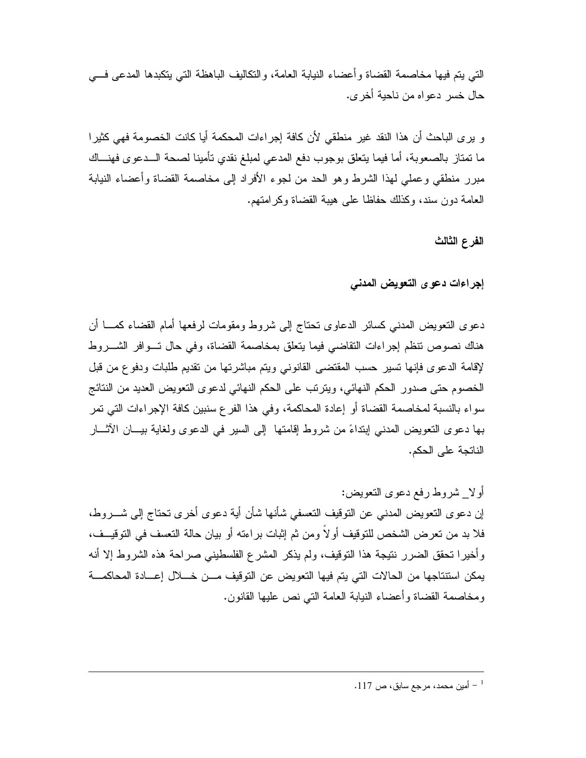التي يتم فيها مخاصمة القضاة وأعضاء النيابة العامة، والتكاليف الباهظة التي يتكبدها المدعى في حال خسر دعواه من ناحية أخرى.

و يرى الباحث أن هذا النقد غير منطقي لأن كافة إجراءات المحكمة أيا كانت الخصومة فهي كثيرا ما تمتاز بالصعوبة، أما فيما يتعلق بوجوب دفع المدعي لمبلغ نقدي تأمينا لصحة الدعوى فهناك مبرر منطقي وعملي لهذا الشرط وهو الحد من لجوء الأفراد إلى مخاصمة القضاة وأعضاء النيابة العامة دون سند، وكذلك حفاظا على هيبة القضاة وكرامتهم.

### الفرع الثالث

### إجراءات دعوى التعويض المدني

دعوى التعويض المدني كسائر الدعاوى تحتاج إلى شروط ومقومات لرفعها أمام القضاء كما أن هناك نصوص تنظم إجراءات التقاضي فيما يتعلق بمخاصمة القضاة، وفي حال توافر الشروط لإقامة الدعوى فإنها تسير حسب المقتضى القانوني ويتم مباشرتها من تقديم طلبات ودفوع من قبل الخصوم حتى صدور الحكم النهائي، ويترتب على الحكم النهائي لدعوى التعويض العديد من النتائج سواء بالنسبة لمخاصمة القضاة أو إعادة المحاكمة، وفي هذا الفرع سنبين كافة الإجراءات التي تمر بها دعوى التعويض المدني إبتداءً من شروط إقامتها إلى السير في الدعوى ولغاية بيان الآثار الناتجة على الحكم.

أولا_ شروط رفع دعوى التعويض:

إن دعوى التعويض المدني عن التوقيف التعسفي شأنها شأن أية دعوى أخرى تحتاج إلى شروط، فلا بد من تعرض الشخص للتوقيف أولاً ومن ثم إثبات براءته أو بيان حالة التعسف في التوقيف، وأخيرا تحقق الضرر نتيجة هذا التوقيف، ولم يذكر المشرع الفلسطيني صراحة هذه الشروط إلا أنه يمكن استنتاجها من الحالات التي يتم فيها التعويض عن التوقيف من خلال إعادة المحاكمة ومخاصمة القضاة وأعضاء النيابة العامة التي نص عليها القانون.

---

[1] – أمين محمد، مرجع سابق، ص 117.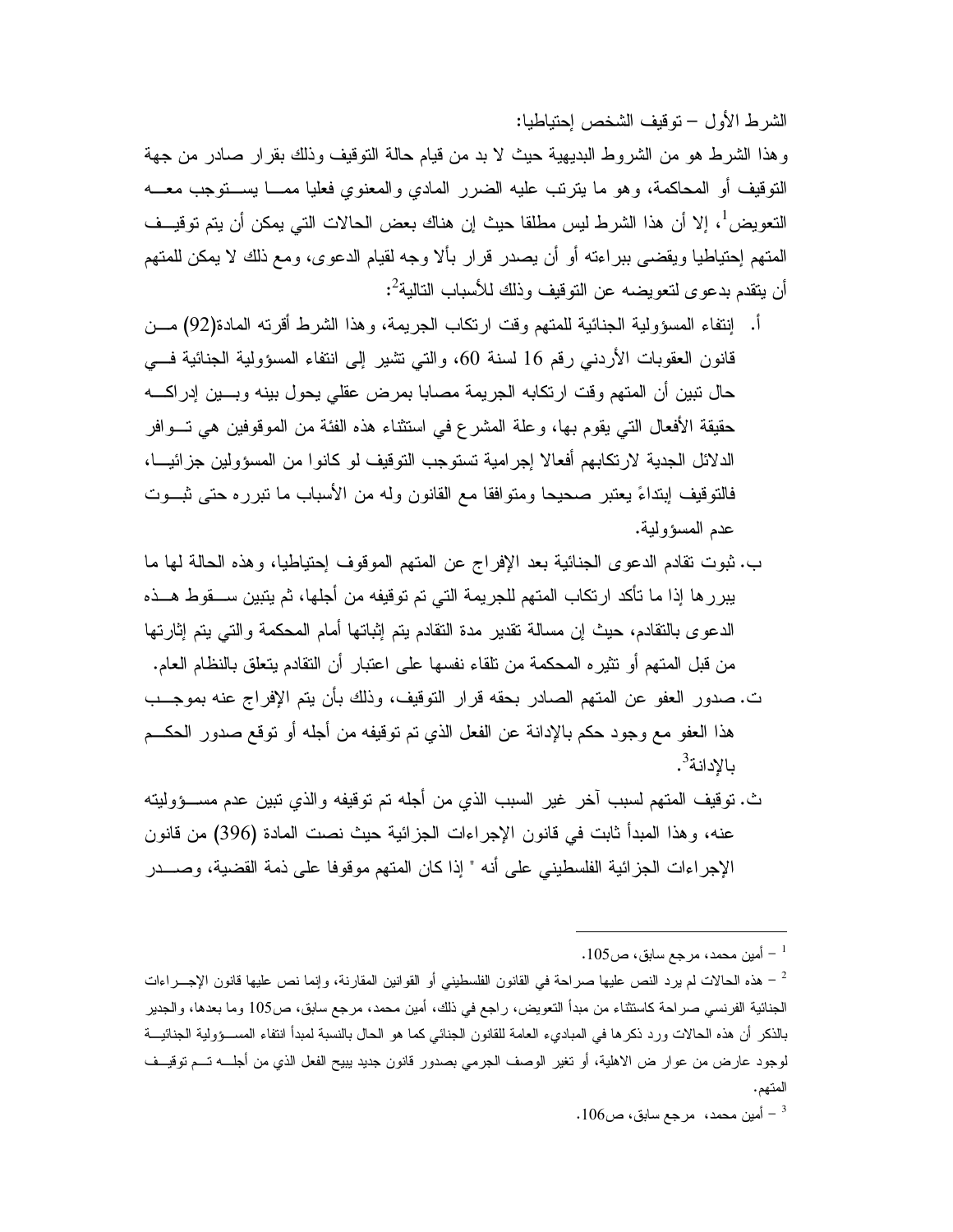الشرط الأول – توقيف الشخص إحتياطيا:

وهذا الشرط هو من الشروط البديهية حيث لا بد من قيام حالة التوقيف وذلك بقرار صادر من جهة التوقيف أو المحاكمة، وهو ما يترتب عليه الضرر المادي والمعنوي فعليا ممـا يستوجب معـه التعويض[1]، إلا أن هذا الشرط ليس مطلقا حيث إن هناك بعض الحالات التي يمكن أن يتم توقيـف المتهم إحتياطيا ويقضى ببراءته أو أن يصدر قرار بألا وجه لقيام الدعوى، ومع ذلك لا يمكن للمتهم أن يتقدم بدعوى لتعويضه عن التوقيف وذلك للأسباب التالية[2]:

أ. إنتفاء المسؤولية الجنائية للمتهم وقت ارتكاب الجريمة، وهذا الشرط أقرته المادة(92) مـن قانون العقوبات الأردني رقم 16 لسنة 60، والتي تشير إلى انتفاء المسؤولية الجنائية فـي حال تبين أن المتهم وقت ارتكابه الجريمة مصابا بمرض عقلي يحول بينه وبـين إدراكـه حقيقة الأفعال التي يقوم بها، وعلة المشرع في استثناء هذه الفئة من الموقوفين هي تـوافر الدلائل الجدية لارتكابهم أفعالا إجرامية تستوجب التوقيف لو كانوا من المسؤولين جزائيـا، فالتوقيف إبتداءً يعتبر صحيحا ومتوافقا مع القانون وله من الأسباب ما تبرره حتى ثبـوت عدم المسؤولية.

ب. ثبوت تقادم الدعوى الجنائية بعد الإفراج عن المتهم الموقوف إحتياطيا، وهذه الحالة لها ما يبررها إذا ما تأكد ارتكاب المتهم للجريمة التي تم توقيفه من أجلها، ثم يتبين سـقوط هـذه الدعوى بالتقادم، حيث إن مسالة تقدير مدة التقادم يتم إثباتها أمام المحكمة والتي يتم إثارتها من قبل المتهم أو تثيره المحكمة من تلقاء نفسها على اعتبار أن التقادم يتعلق بالنظام العام.

ت. صدور العفو عن المتهم الصادر بحقه قرار التوقيف، وذلك بأن يتم الإفراج عنه بموجـب هذا العفو مع وجود حكم بالإدانة عن الفعل الذي تم توقيفه من أجله أو توقع صدور الحكـم بالإدانة[3].

ث. توقيف المتهم لسبب آخر غير السبب الذي من أجله تم توقيفه والذي تبين عدم مسـؤوليته عنه، وهذا المبدأ ثابت في قانون الإجراءات الجزائية حيث نصت المادة (396) من قانون الإجراءات الجزائية الفلسطيني على أنه " إذا كان المتهم موقوفا على ذمة القضية، وصـدر

---

[1] – أمين محمد، مرجع سابق، ص105.

[2] – هذه الحالات لم يرد النص عليها صراحة في القانون الفلسطيني أو القوانين المقارنة، وإنما نص عليها قانون الإجـراءات الجنائية الفرنسي صراحة كاستثناء من مبدأ التعويض، راجع في ذلك، أمين محمد، مرجع سابق، ص105 وما بعدها، والجدير بالذكر أن هذه الحالات ورد ذكرها في المباديء العامة للقانون الجنائي كما هو الحال بالنسبة لمبدأ انتفاء المسـؤولية الجنائيـة لوجود عارض من عوارض الاهلية، أو تغير الوصف الجرمي بصدور قانون جديد يبيح الفعل الذي من أجلـه تـم توقيـف المتهم.

[3] – أمين محمد، مرجع سابق، ص106.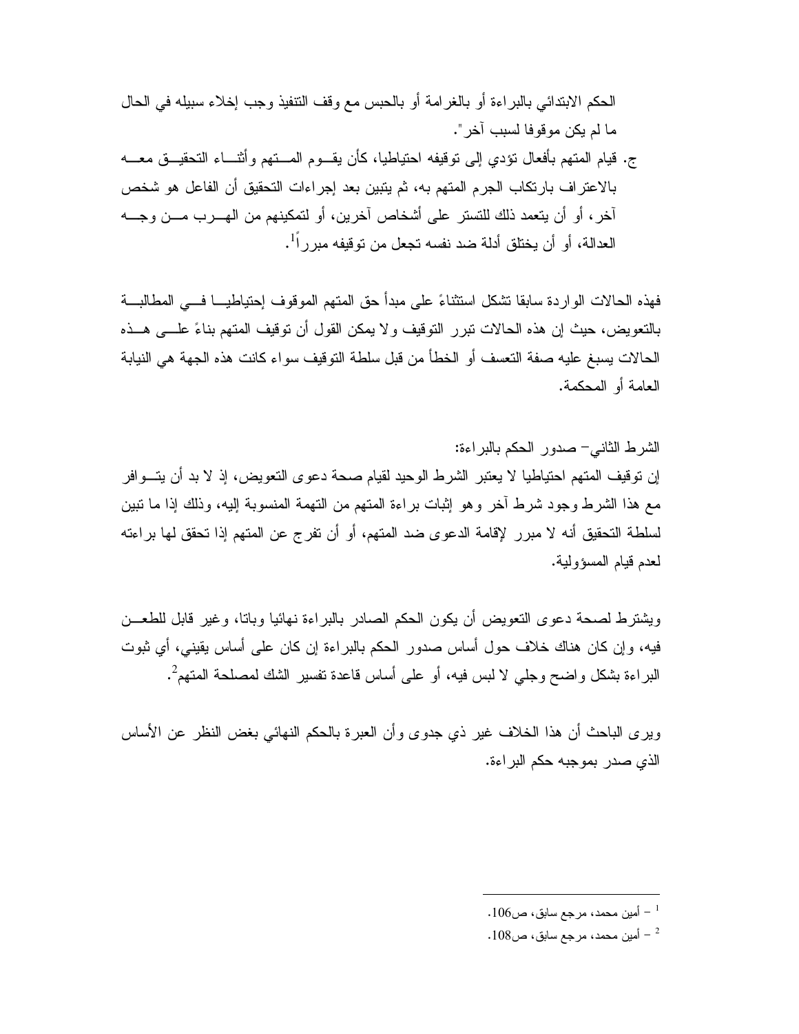الحكم الابتدائي بالبراءة أو بالغرامة أو بالحبس مع وقف التنفيذ وجب إخلاء سبيله في الحال ما لم يكن موقوفا لسبب آخر".

ج. قيام المتهم بأفعال تؤدي إلى توقيفه احتياطيا، كأن يقوم المتهم وأثناء التحقيق معه بالاعتراف بارتكاب الجرم المتهم به، ثم يتبين بعد إجراءات التحقيق أن الفاعل هو شخص آخر، أو أن يتعمد ذلك للتستر على أشخاص آخرين، أو لتمكينهم من الهرب من وجه العدالة، أو أن يختلق أدلة ضد نفسه تجعل من توقيفه مبرراً[1].

فهذه الحالات الواردة سابقا تشكل استثناءً على مبدأ حق المتهم الموقوف إحتياطيا في المطالبة بالتعويض، حيث إن هذه الحالات تبرر التوقيف ولا يمكن القول أن توقيف المتهم بناءً على هذه الحالات يسبغ عليه صفة التعسف أو الخطأ من قبل سلطة التوقيف سواء كانت هذه الجهة هي النيابة العامة أو المحكمة.

الشرط الثاني– صدور الحكم بالبراءة:

إن توقيف المتهم احتياطيا لا يعتبر الشرط الوحيد لقيام صحة دعوى التعويض، إذ لا بد أن يتوافر مع هذا الشرط وجود شرط آخر وهو إثبات براءة المتهم من التهمة المنسوبة إليه، وذلك إذا ما تبين لسلطة التحقيق أنه لا مبرر لإقامة الدعوى ضد المتهم، أو أن تفرج عن المتهم إذا تحقق لها براءته لعدم قيام المسؤولية.

ويشترط لصحة دعوى التعويض أن يكون الحكم الصادر بالبراءة نهائيا وباتا، وغير قابل للطعن فيه، وإن كان هناك خلاف حول أساس صدور الحكم بالبراءة إن كان على أساس يقيني، أي ثبوت البراءة بشكل واضح وجلي لا لبس فيه، أو على أساس قاعدة تفسير الشك لمصلحة المتهم[2].

ويرى الباحث أن هذا الخلاف غير ذي جدوى وأن العبرة بالحكم النهائي بغض النظر عن الأساس الذي صدر بموجبه حكم البراءة.

---

[1] – أمين محمد، مرجع سابق، ص106.

[2] – أمين محمد، مرجع سابق، ص108.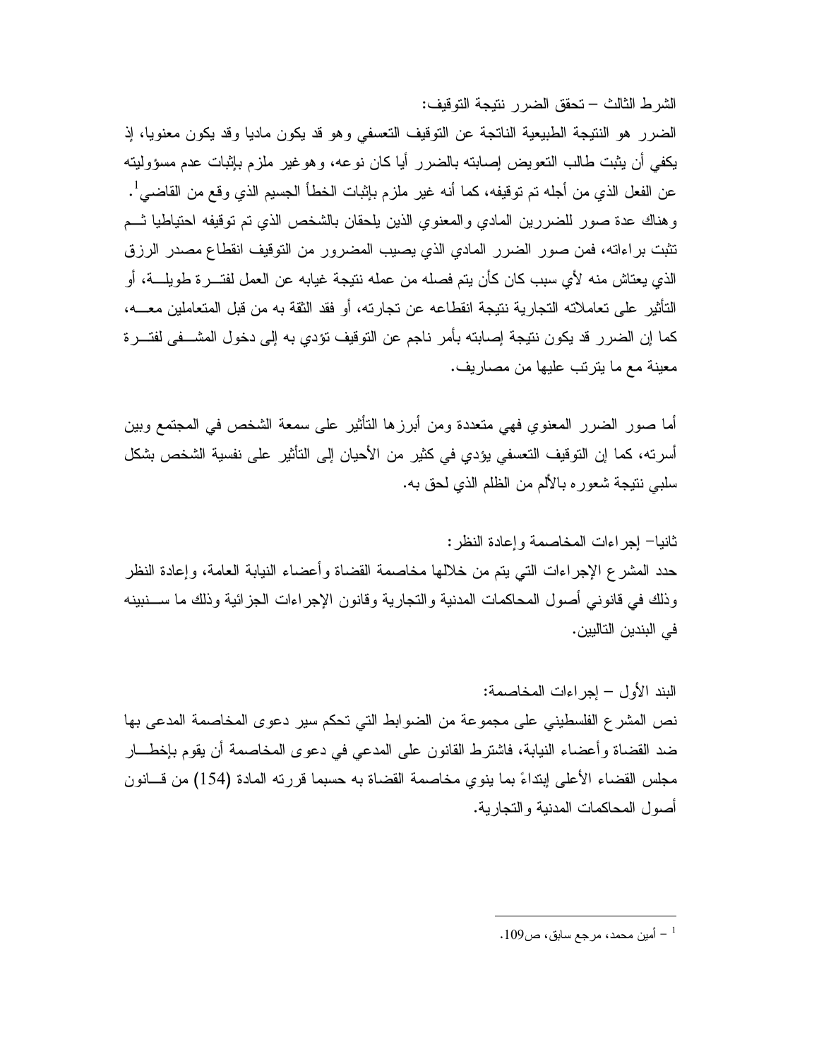الشرط الثالث – تحقق الضرر نتيجة التوقيف:

الضرر هو النتيجة الطبيعية الناتجة عن التوقيف التعسفي وهو قد يكون ماديا وقد يكون معنويا، إذ يكفي أن يثبت طالب التعويض إصابته بالضرر أيا كان نوعه، وهوغير ملزم بإثبات عدم مسؤوليته عن الفعل الذي من أجله تم توقيفه، كما أنه غير ملزم بإثبات الخطأ الجسيم الذي وقع من القاضي[1].

وهناك عدة صور للضررين المادي والمعنوي الذين يلحقان بالشخص الذي تم توقيفه احتياطيا ثم تثبت براءاته، فمن صور الضرر المادي الذي يصيب المضرور من التوقيف انقطاع مصدر الرزق الذي يعتاش منه لأي سبب كان كأن يتم فصله من عمله نتيجة غيابه عن العمل لفترة طويلة، أو التأثير على تعاملاته التجارية نتيجة انقطاعه عن تجارته، أو فقد الثقة به من قبل المتعاملين معه، كما إن الضرر قد يكون نتيجة إصابته بأمر ناجم عن التوقيف تؤدي به إلى دخول المشفى لفترة معينة مع ما يترتب عليها من مصاريف.

أما صور الضرر المعنوي فهي متعددة ومن أبرزها التأثير على سمعة الشخص في المجتمع وبين أسرته، كما إن التوقيف التعسفي يؤدي في كثير من الأحيان إلى التأثير على نفسية الشخص بشكل سلبي نتيجة شعوره بالألم من الظلم الذي لحق به.

ثانيا– إجراءات المخاصمة وإعادة النظر:

حدد المشرع الإجراءات التي يتم من خلالها مخاصمة القضاة وأعضاء النيابة العامة، وإعادة النظر وذلك في قانوني أصول المحاكمات المدنية والتجارية وقانون الإجراءات الجزائية وذلك ما سنبينه في البندين التاليين.

البند الأول – إجراءات المخاصمة:

نص المشرع الفلسطيني على مجموعة من الضوابط التي تحكم سير دعوى المخاصمة المدعى بها ضد القضاة وأعضاء النيابة، فاشترط القانون على المدعي في دعوى المخاصمة أن يقوم بإخطار مجلس القضاء الأعلى إبتداءً بما ينوي مخاصمة القضاة به حسبما قررته المادة (154) من قانون أصول المحاكمات المدنية والتجارية.

---

[1] – أمين محمد، مرجع سابق، ص109.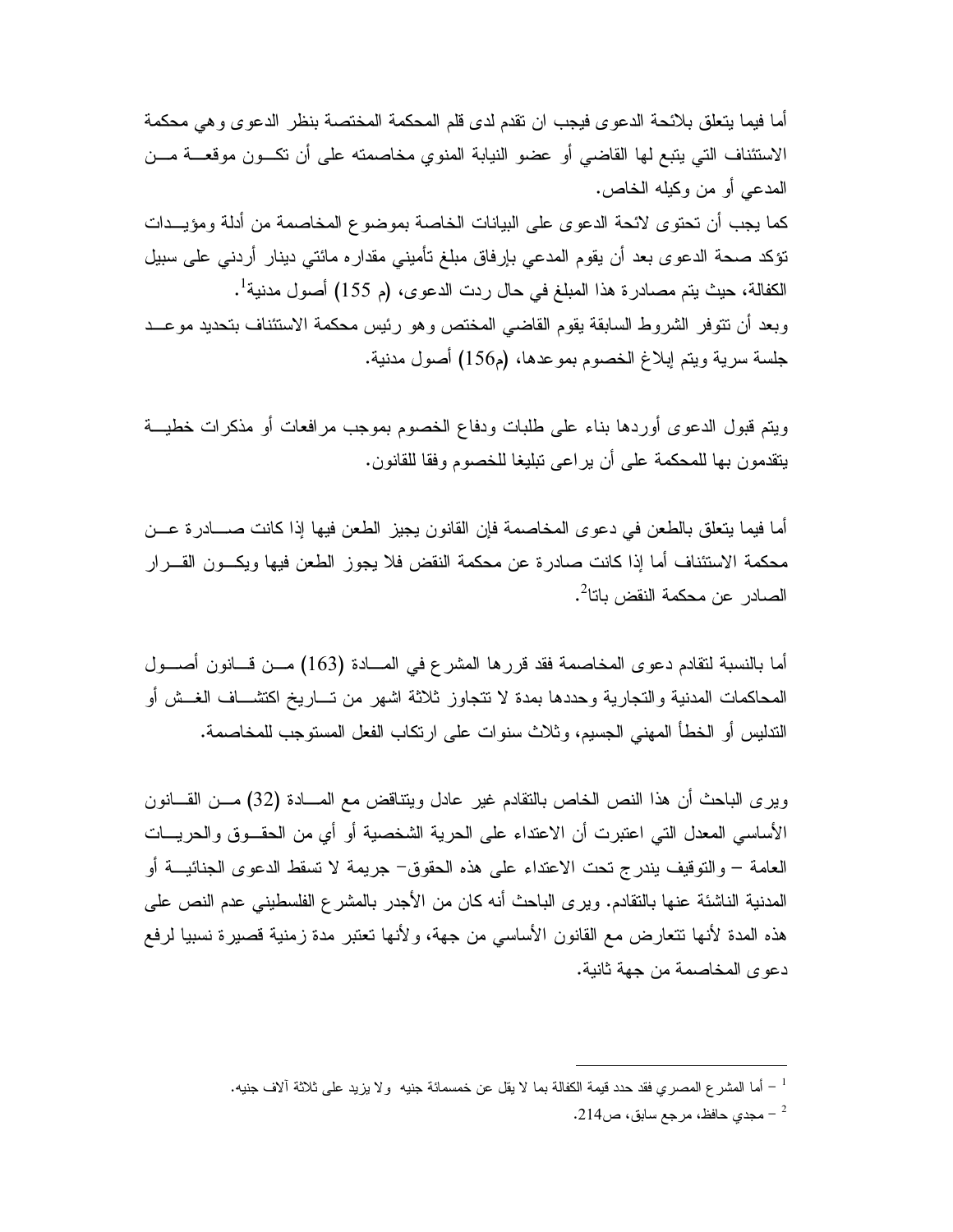أما فيما يتعلق بلائحة الدعوى فيجب ان تقدم لدى قلم المحكمة المختصة بنظر الدعوى وهي محكمة الاستئناف التي يتبع لها القاضي أو عضو النيابة المنوي مخاصمته على أن تكون موقعة من المدعي أو من وكيله الخاص.

كما يجب أن تحتوى لائحة الدعوى على البيانات الخاصة بموضوع المخاصمة من أدلة ومؤيدات تؤكد صحة الدعوى بعد أن يقوم المدعي بإرفاق مبلغ تأميني مقداره مائتي دينار أردني على سبيل الكفالة، حيث يتم مصادرة هذا المبلغ في حال ردت الدعوى، (م 155) أصول مدنية[1].

وبعد أن تتوفر الشروط السابقة يقوم القاضي المختص وهو رئيس محكمة الاستئناف بتحديد موعد جلسة سرية ويتم إبلاغ الخصوم بموعدها، (م156) أصول مدنية.

ويتم قبول الدعوى أوردها بناء على طلبات ودفاع الخصوم بموجب مرافعات أو مذكرات خطية يتقدمون بها للمحكمة على أن يراعى تبليغا للخصوم وفقا للقانون.

أما فيما يتعلق بالطعن في دعوى المخاصمة فإن القانون يجيز الطعن فيها إذا كانت صادرة عن محكمة الاستئناف أما إذا كانت صادرة عن محكمة النقض فلا يجوز الطعن فيها ويكون القرار الصادر عن محكمة النقض باتا[2].

أما بالنسبة لتقادم دعوى المخاصمة فقد قررها المشرع في المادة (163) من قانون أصول المحاكمات المدنية والتجارية وحددها بمدة لا تتجاوز ثلاثة اشهر من تاريخ اكتشاف الغش أو التدليس أو الخطأ المهني الجسيم، وثلاث سنوات على ارتكاب الفعل المستوجب للمخاصمة.

ويرى الباحث أن هذا النص الخاص بالتقادم غير عادل ويتناقض مع المادة (32) من القانون الأساسي المعدل التي اعتبرت أن الاعتداء على الحرية الشخصية أو أي من الحقوق والحريات العامة – والتوقيف يندرج تحت الاعتداء على هذه الحقوق- جريمة لا تسقط الدعوى الجنائية أو المدنية الناشئة عنها بالتقادم. ويرى الباحث أنه كان من الأجدر بالمشرع الفلسطيني عدم النص على هذه المدة لأنها تتعارض مع القانون الأساسي من جهة، ولأنها تعتبر مدة زمنية قصيرة نسبيا لرفع دعوى المخاصمة من جهة ثانية.

---

[1] – أما المشرع المصري فقد حدد قيمة الكفالة بما لا يقل عن خمسمائة جنيه ولا يزيد على ثلاثة آلاف جنيه.

[2] – مجدي حافظ، مرجع سابق، ص214.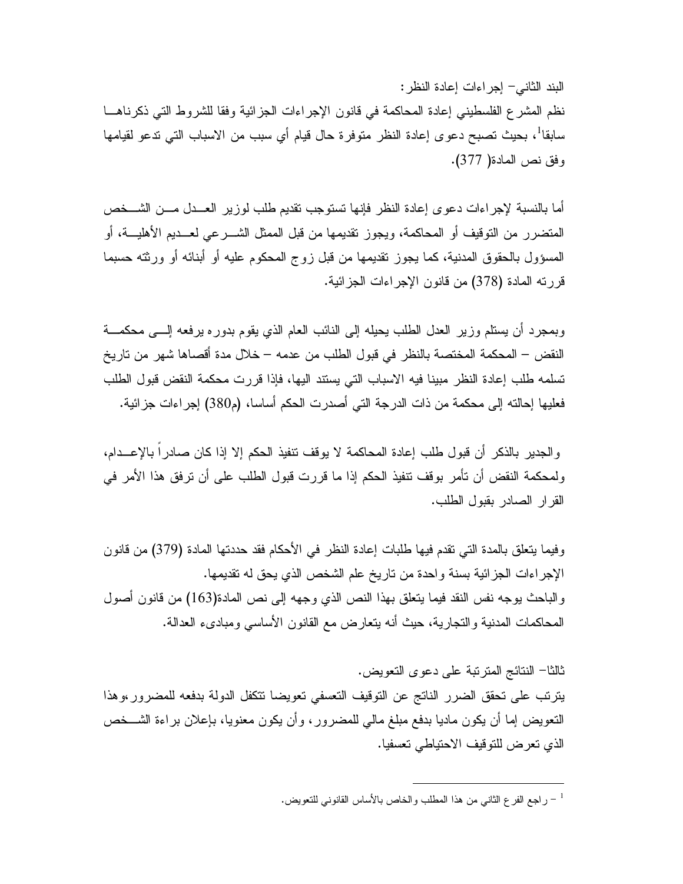البند الثاني– إجراءات إعادة النظر:

نظم المشرع الفلسطيني إعادة المحاكمة في قانون الإجراءات الجزائية وفقا للشروط التي ذكرناهـا سابقا[1]، بحيث تصبح دعوى إعادة النظر متوفرة حال قيام أي سبب من الاسباب التي تدعو لقيامها وفق نص المادة( 377).

أما بالنسبة لإجراءات دعوى إعادة النظر فإنها تستوجب تقديم طلب لوزير العـدل مـن الشـخص المتضرر من التوقيف أو المحاكمة، ويجوز تقديمها من قبل الممثل الشـرعي لعـديم الأهليـة، أو المسؤول بالحقوق المدنية، كما يجوز تقديمها من قبل زوج المحكوم عليه أو أبنائه أو ورثته حسبما قررته المادة (378) من قانون الإجراءات الجزائية.

وبمجرد أن يستلم وزير العدل الطلب يحيله إلى النائب العام الذي يقوم بدوره برفعه إلـى محكمـة النقض – المحكمة المختصة بالنظر في قبول الطلب من عدمه – خلال مدة أقصاها شهر من تاريخ تسلمه طلب إعادة النظر مبينا فيه الاسباب التي يستند اليها، فإذا قررت محكمة النقض قبول الطلب فعليها إحالته إلى محكمة من ذات الدرجة التي أصدرت الحكم أساسا، (م380) إجراءات جزائية.

والجدير بالذكر أن قبول طلب إعادة المحاكمة لا يوقف تنفيذ الحكم إلا إذا كان صادراً بالإعـدام، ولمحكمة النقض أن تأمر بوقف تنفيذ الحكم إذا ما قررت قبول الطلب على أن ترفق هذا الأمر في القرار الصادر بقبول الطلب.

وفيما يتعلق بالمدة التي تقدم فيها طلبات إعادة النظر في الأحكام فقد حددتها المادة (379) من قانون الإجراءات الجزائية بسنة واحدة من تاريخ علم الشخص الذي يحق له تقديمها.

والباحث يوجه نفس النقد فيما يتعلق بهذا النص الذي وجهه إلى نص المادة(163) من قانون أصول المحاكمات المدنية والتجارية، حيث أنه يتعارض مع القانون الأساسي ومبادىء العدالة.

ثالثا– النتائج المترتبة على دعوى التعويض.

يترتب على تحقق الضرر الناتج عن التوقيف التعسفي تعويضا تتكفل الدولة بدفعه للمضرور،وهذا التعويض إما أن يكون ماديا بدفع مبلغ مالي للمضرور، وأن يكون معنويا، بإعلان براءة الشـخص الذي تعرض للتوقيف الاحتياطي تعسفيا.

---

[1] – راجع الفرع الثاني من هذا المطلب والخاص بالأساس القانوني للتعويض.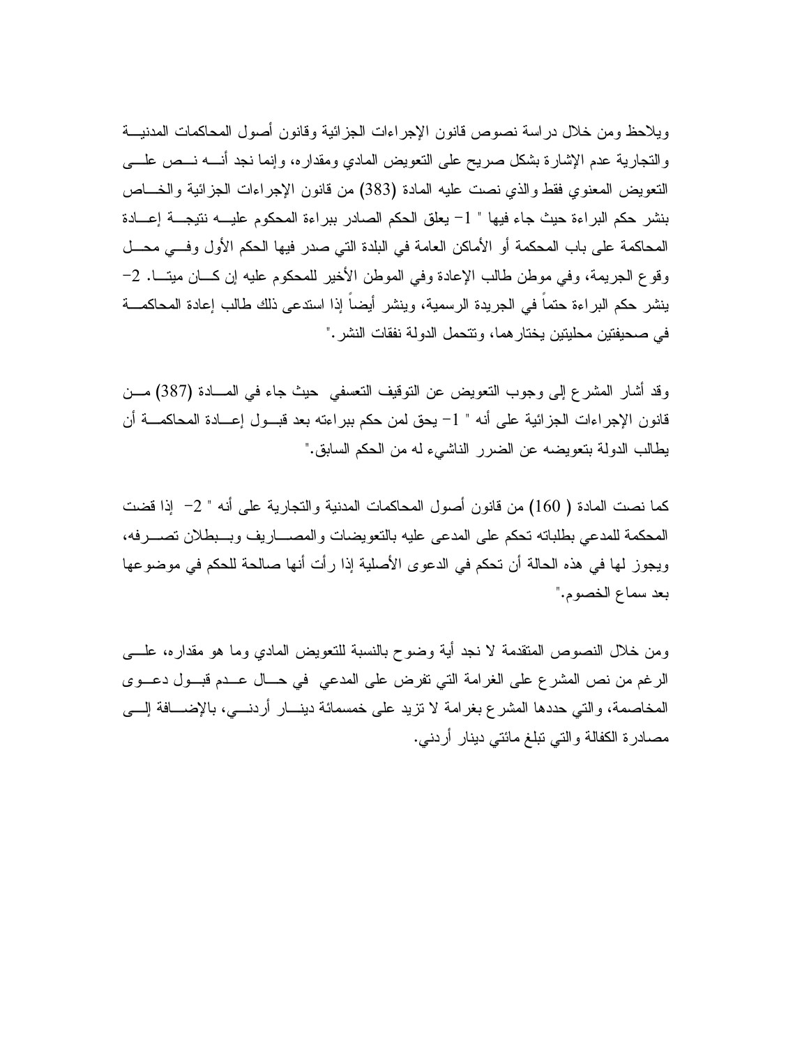ويلاحظ ومن خلال دراسة نصوص قانون الإجراءات الجزائية وقانون أصول المحاكمات المدنية والتجارية عدم الإشارة بشكل صريح على التعويض المادي ومقداره، وإنما نجد أنه نص على التعويض المعنوي فقط والذي نصت عليه المادة (383) من قانون الإجراءات الجزائية والخاص بنشر حكم البراءة حيث جاء فيها " 1- يعلق الحكم الصادر ببراءة المحكوم عليه نتيجة إعادة المحاكمة على باب المحكمة أو الأماكن العامة في البلدة التي صدر فيها الحكم الأول وفي محل وقوع الجريمة، وفي موطن طالب الإعادة وفي الموطن الأخير للمحكوم عليه إن كان ميتا. 2- ينشر حكم البراءة حتماً في الجريدة الرسمية، وينشر أيضاً إذا استدعى ذلك طالب إعادة المحاكمة في صحيفتين محليتين يختارهما، وتتحمل الدولة نفقات النشر."

وقد أشار المشرع إلى وجوب التعويض عن التوقيف التعسفي حيث جاء في المادة (387) من قانون الإجراءات الجزائية على أنه " 1- يحق لمن حكم ببراءته بعد قبول إعادة المحاكمة أن يطالب الدولة بتعويضه عن الضرر الناشيء له من الحكم السابق."

كما نصت المادة ( 160) من قانون أصول المحاكمات المدنية والتجارية على أنه " 2- إذا قضت المحكمة للمدعي بطلباته تحكم على المدعى عليه بالتعويضات والمصاريف وببطلان تصرفه، ويجوز لها في هذه الحالة أن تحكم في الدعوى الأصلية إذا رأت أنها صالحة للحكم في موضوعها بعد سماع الخصوم."

ومن خلال النصوص المتقدمة لا نجد أية وضوح بالنسبة للتعويض المادي وما هو مقداره، على الرغم من نص المشرع على الغرامة التي تفرض على المدعي في حال عدم قبول دعوى المخاصمة، والتي حددها المشرع بغرامة لا تزيد على خمسمائة دينار أردني، بالإضافة إلى مصادرة الكفالة والتي تبلغ مائتي دينار أردني.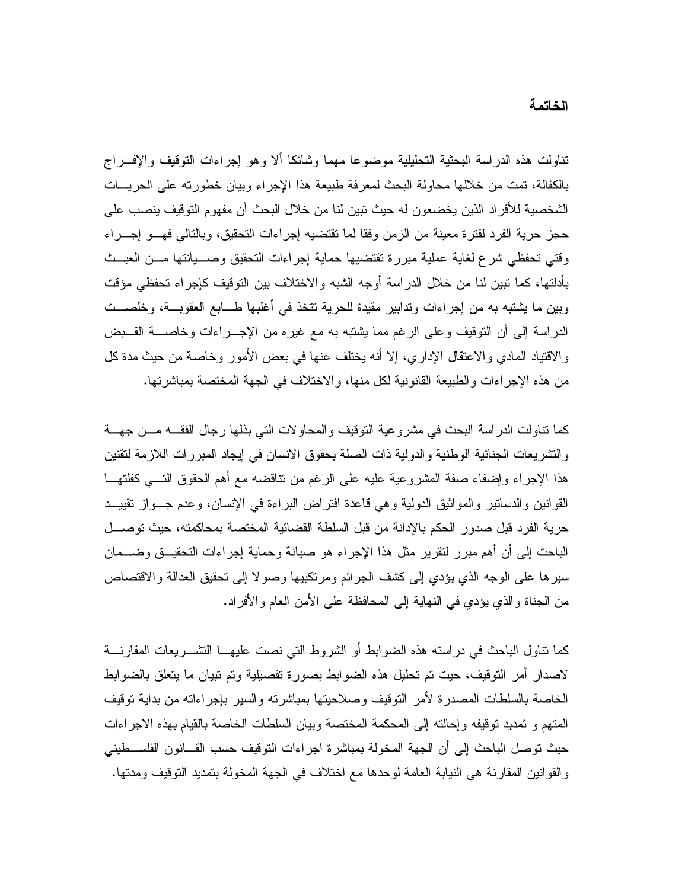# الخاتمة

تناولت هذه الدراسة البحثية التحليلية موضوعا مهما وشائكا ألا وهو إجراءات التوقيف والإفراج بالكفالة، تمت من خلالها محاولة البحث لمعرفة طبيعة هذا الإجراء وبيان خطورته على الحريات الشخصية للأفراد الذين يخضعون له حيث تبين لنا من خلال البحث أن مفهوم التوقيف ينصب على حجز حرية الفرد لفترة معينة من الزمن وفقا لما تقتضيه إجراءات التحقيق، وبالتالي فهو إجراء وقتي تحفظي شرع لغاية عملية مبررة تقتضيها حماية إجراءات التحقيق وصيانتها من العبث بأدلتها، كما تبين لنا من خلال الدراسة أوجه الشبه والاختلاف بين التوقيف كإجراء تحفظي مؤقت وبين ما يشتبه به من إجراءات وتدابير مقيدة للحرية تتخذ في أغلبها طابع العقوبة، وخلصت الدراسة إلى أن التوقيف وعلى الرغم مما يشتبه به مع غيره من الإجراءات وخاصة القبض والاقتياد المادي والاعتقال الإداري، إلا أنه يختلف عنها في بعض الأمور وخاصة من حيث مدة كل من هذه الإجراءات والطبيعة القانونية لكل منها، والاختلاف في الجهة المختصة بمباشرتها.

كما تناولت الدراسة البحث في مشروعية التوقيف والمحاولات التي بذلها رجال الفقه من جهة والتشريعات الجنائية الوطنية والدولية ذات الصلة بحقوق الانسان في إيجاد المبررات اللازمة لتقنين هذا الإجراء وإضفاء صفة المشروعية عليه على الرغم من تناقضه مع أهم الحقوق التي كفلتها القوانين والدساتير والمواثيق الدولية وهي قاعدة افتراض البراءة في الإنسان، وعدم جواز تقييد حرية الفرد قبل صدور الحكم بالإدانة من قبل السلطة القضائية المختصة بمحاكمته، حيث توصل الباحث إلى أن أهم مبرر لتقرير مثل هذا الإجراء هو صيانة وحماية إجراءات التحقيق وضمان سيرها على الوجه الذي يؤدي إلى كشف الجرائم ومرتكبيها وصولا إلى تحقيق العدالة والاقتصاص من الجناة والذي يؤدي في النهاية إلى المحافظة على الأمن العام والأفراد.

كما تناول الباحث في دراسته هذه الضوابط أو الشروط التي نصت عليها التشريعات المقارنة لاصدار أمر التوقيف، حيث تم تحليل هذه الضوابط بصورة تفصيلية وتم تبيان ما يتعلق بالضوابط الخاصة بالسلطات المصدرة لأمر التوقيف وصلاحيتها بمباشرته والسير بإجراءاته من بداية توقيف المتهم و تمديد توقيفه وإحالته إلى المحكمة المختصة وبيان السلطات الخاصة بالقيام بهذه الاجراءات حيث توصل الباحث إلى أن الجهة المخولة بمباشرة اجراءات التوقيف حسب القانون الفلسطيني والقوانين المقارنة هي النيابة العامة لوحدها مع اختلاف في الجهة المخولة بتمديد التوقيف ومدتها.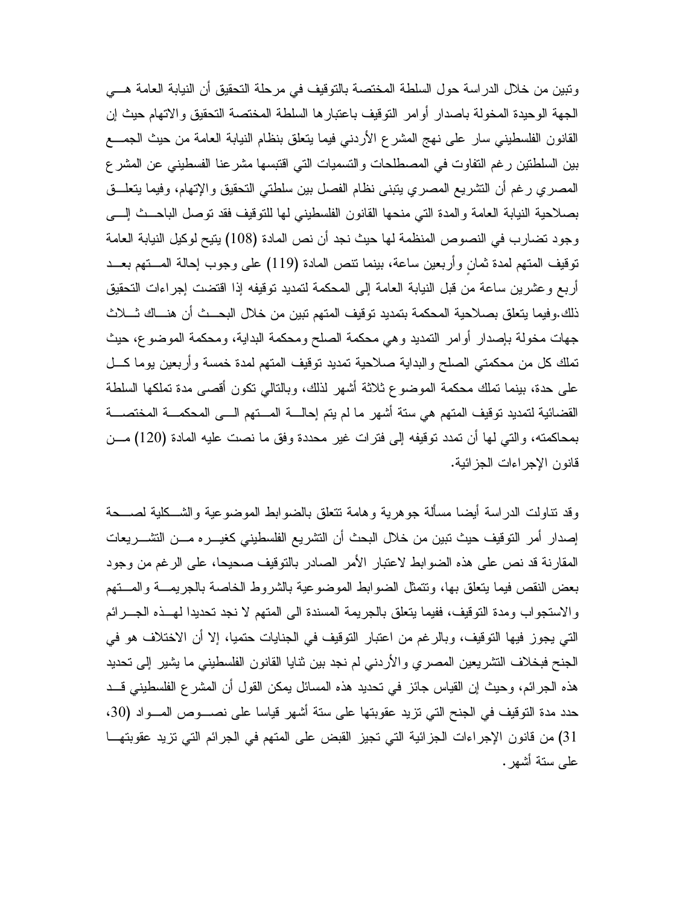وتبين من خلال الدراسة حول السلطة المختصة بالتوقيف في مرحلة التحقيق أن النيابة العامة هي الجهة الوحيدة المخولة باصدار أوامر التوقيف باعتبارها السلطة المختصة التحقيق والاتهام حيث إن القانون الفلسطيني سار على نهج المشرع الأردني فيما يتعلق بنظام النيابة العامة من حيث الجمع بين السلطتين رغم التفاوت في المصطلحات والتسميات التي اقتبسها مشرعنا الفسطيني عن المشرع المصري رغم أن التشريع المصري يتبنى نظام الفصل بين سلطتي التحقيق والإتهام، وفيما يتعلق بصلاحية النيابة العامة والمدة التي منحها القانون الفلسطيني لها للتوقيف فقد توصل الباحث إلى وجود تضارب في النصوص المنظمة لها حيث نجد أن نص المادة (108) يتيح لوكيل النيابة العامة توقيف المتهم لمدة ثمانٍ وأربعين ساعة، بينما تنص المادة (119) على وجوب إحالة المتهم بعد أربع وعشرين ساعة من قبل النيابة العامة إلى المحكمة لتمديد توقيفه إذا اقتضت إجراءات التحقيق ذلك.وفيما يتعلق بصلاحية المحكمة بتمديد توقيف المتهم تبين من خلال البحث أن هناك ثلاث جهات مخولة بإصدار أوامر التمديد وهي محكمة الصلح ومحكمة البداية، ومحكمة الموضوع، حيث تملك كل من محكمتي الصلح والبداية صلاحية تمديد توقيف المتهم لمدة خمسة وأربعين يوما كل على حدة، بينما تملك محكمة الموضوع ثلاثة أشهر لذلك، وبالتالي تكون أقصى مدة تملكها السلطة القضائية لتمديد توقيف المتهم هي ستة أشهر ما لم يتم إحالة المتهم الى المحكمة المختصة بمحاكمته، والتي لها أن تمدد توقيفه إلى فترات غير محددة وفق ما نصت عليه المادة (120) من قانون الإجراءات الجزائية.

وقد تناولت الدراسة أيضا مسألة جوهرية وهامة تتعلق بالضوابط الموضوعية والشكلية لصحة إصدار أمر التوقيف حيث تبين من خلال البحث أن التشريع الفلسطيني كغيره من التشريعات المقارنة قد نص على هذه الضوابط لاعتبار الأمر الصادر بالتوقيف صحيحا، على الرغم من وجود بعض النقص فيما يتعلق بها، وتتمثل الضوابط الموضوعية بالشروط الخاصة بالجريمة والمتهم والاستجواب ومدة التوقيف، ففيما يتعلق بالجريمة المسندة الى المتهم لا نجد تحديدا لهذه الجرائم التي يجوز فيها التوقيف، وبالرغم من اعتبار التوقيف في الجنايات حتميا، إلا أن الاختلاف هو في الجنح فبخلاف التشريعين المصري والأردني لم نجد بين ثنايا القانون الفلسطيني ما يشير إلى تحديد هذه الجرائم، وحيث إن القياس جائز في تحديد هذه المسائل يمكن القول أن المشرع الفلسطيني قد حدد مدة التوقيف في الجنح التي تزيد عقوبتها على ستة أشهر قياسا على نصوص المواد (30، 31) من قانون الإجراءات الجزائية التي تجيز القبض على المتهم في الجرائم التي تزيد عقوبتها على ستة أشهر.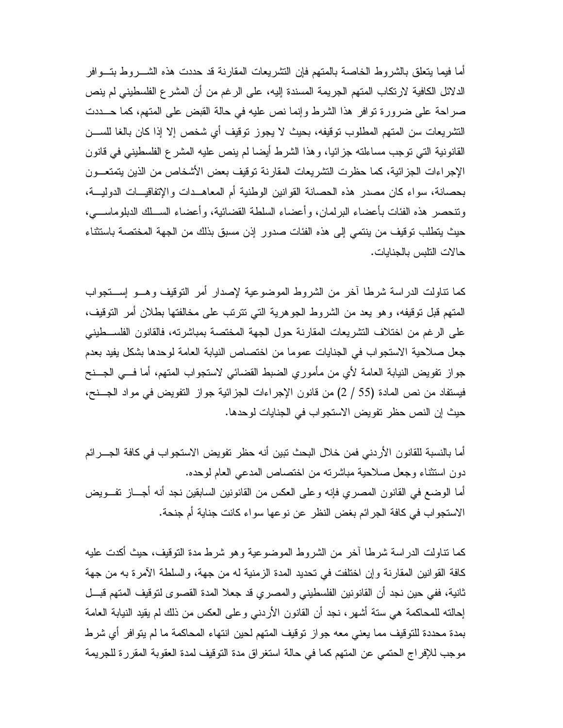أما فيما يتعلق بالشروط الخاصة بالمتهم فإن التشريعات المقارنة قد حددت هذه الشروط بتوافر الدلائل الكافية لارتكاب المتهم الجريمة المسندة إليه، على الرغم من أن المشرع الفلسطيني لم ينص صراحة على ضرورة توافر هذا الشرط وإنما نص عليه في حالة القبض على المتهم، كما حددت التشريعات سن المتهم المطلوب توقيفه، بحيث لا يجوز توقيف أي شخص إلا إذا كان بالغا للسن القانونية التي توجب مساءلته جزائيا، وهذا الشرط أيضا لم ينص عليه المشرع الفلسطيني في قانون الإجراءات الجزائية، كما حظرت التشريعات المقارنة توقيف بعض الأشخاص من الذين يتمتعون بحصانة، سواء كان مصدر هذه الحصانة القوانين الوطنية أم المعاهدات والإتفاقيات الدولية، وتنحصر هذه الفئات بأعضاء البرلمان، وأعضاء السلطة القضائية، وأعضاء السلك الدبلوماسي، حيث يتطلب توقيف من ينتمي إلى هذه الفئات صدور إذن مسبق بذلك من الجهة المختصة باستثناء حالات التلبس بالجنايات.

كما تناولت الدراسة شرطا آخر من الشروط الموضوعية لإصدار أمر التوقيف وهو إستجواب المتهم قبل توقيفه، وهو يعد من الشروط الجوهرية التي تترتب على مخالفتها بطلان أمر التوقيف، على الرغم من اختلاف التشريعات المقارنة حول الجهة المختصة بمباشرته، فالقانون الفلسطيني جعل صلاحية الاستجواب في الجنايات عموما من اختصاص النيابة العامة لوحدها بشكل يفيد بعدم جواز تفويض النيابة العامة لأي من مأموري الضبط القضائي لاستجواب المتهم، أما في الجنح فيستفاد من نص المادة (55 / 2) من قانون الإجراءات الجزائية جواز التفويض في مواد الجنح، حيث إن النص حظر تفويض الاستجواب في الجنايات لوحدها.

أما بالنسبة للقانون الأردني فمن خلال البحث تبين أنه حظر تفويض الاستجواب في كافة الجرائم دون استثناء وجعل صلاحية مباشرته من اختصاص المدعي العام لوحده.
أما الوضع في القانون المصري فإنه وعلى العكس من القانونين السابقين نجد أنه أجاز تفويض الاستجواب في كافة الجرائم بغض النظر عن نوعها سواء كانت جناية أم جنحة.

كما تناولت الدراسة شرطا آخر من الشروط الموضوعية وهو شرط مدة التوقيف، حيث أكدت عليه كافة القوانين المقارنة وإن اختلفت في تحديد المدة الزمنية له من جهة، والسلطة الآمرة به من جهة ثانية، ففي حين نجد أن القانونين الفلسطيني والمصري قد جعلا المدة القصوى لتوقيف المتهم قبل إحالته للمحاكمة هي ستة أشهر، نجد أن القانون الأردني وعلى العكس من ذلك لم يقيد النيابة العامة بمدة محددة للتوقيف مما يعني معه جواز توقيف المتهم لحين انتهاء المحاكمة ما لم يتوافر أي شرط موجب للإفراج الحتمي عن المتهم كما في حالة استغراق مدة التوقيف لمدة العقوبة المقررة للجريمة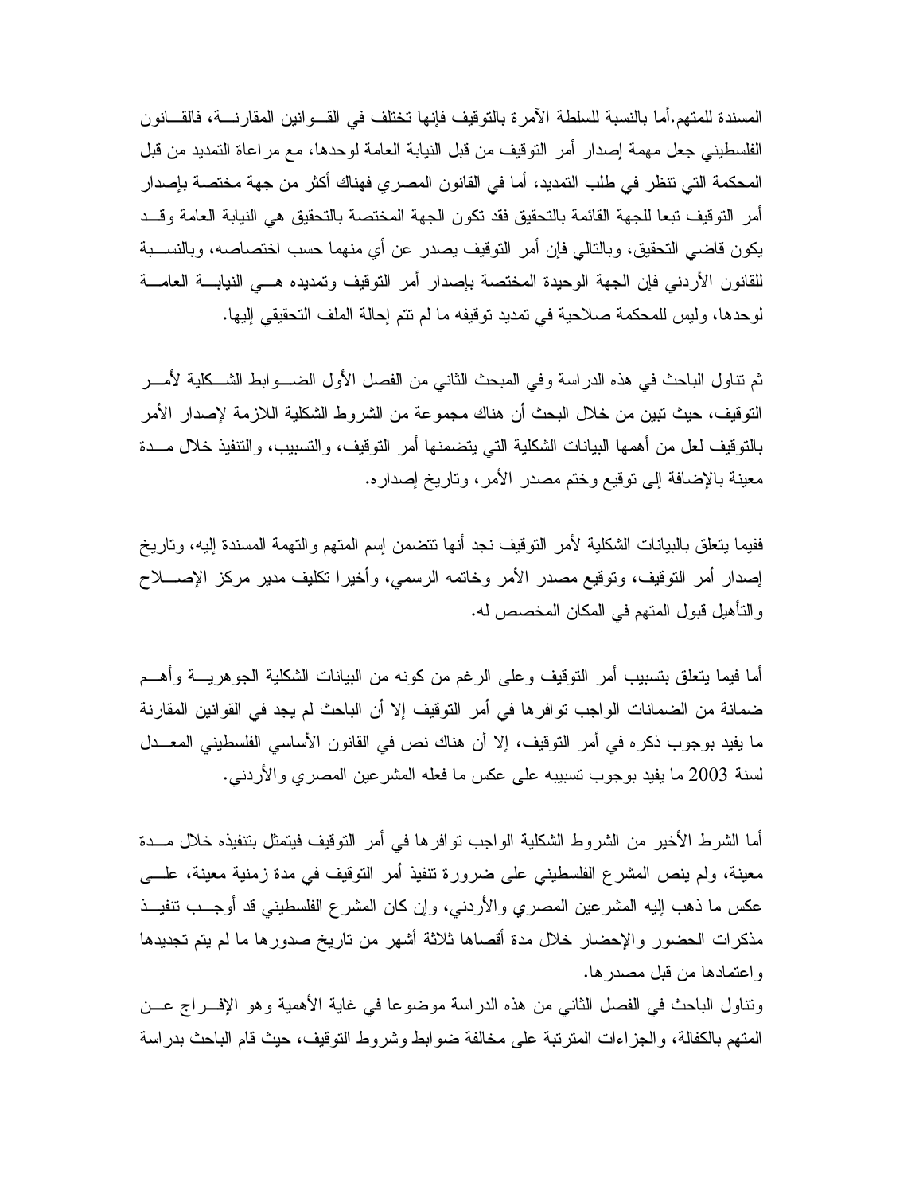المسندة للمتهم.أما بالنسبة للسلطة الآمرة بالتوقيف فإنها تختلف في القوانين المقارنة، فالقانون الفلسطيني جعل مهمة إصدار أمر التوقيف من قبل النيابة العامة لوحدها، مع مراعاة التمديد من قبل المحكمة التي تنظر في طلب التمديد، أما في القانون المصري فهناك أكثر من جهة مختصة بإصدار أمر التوقيف تبعا للجهة القائمة بالتحقيق فقد تكون الجهة المختصة بالتحقيق هي النيابة العامة وقد يكون قاضي التحقيق، وبالتالي فإن أمر التوقيف يصدر عن أي منهما حسب اختصاصه، وبالنسبة للقانون الأردني فإن الجهة الوحيدة المختصة بإصدار أمر التوقيف وتمديده هي النيابة العامة لوحدها، وليس للمحكمة صلاحية في تمديد توقيفه ما لم تتم إحالة الملف التحقيقي إليها.

ثم تناول الباحث في هذه الدراسة وفي المبحث الثاني من الفصل الأول الضوابط الشكلية لأمر التوقيف، حيث تبين من خلال البحث أن هناك مجموعة من الشروط الشكلية اللازمة لإصدار الأمر بالتوقيف لعل من أهمها البيانات الشكلية التي يتضمنها أمر التوقيف، والتسبيب، والتنفيذ خلال مدة معينة بالإضافة إلى توقيع وختم مصدر الأمر، وتاريخ إصداره.

ففيما يتعلق بالبيانات الشكلية لأمر التوقيف نجد أنها تتضمن إسم المتهم والتهمة المسندة إليه، وتاريخ إصدار أمر التوقيف، وتوقيع مصدر الأمر وخاتمه الرسمي، وأخيرا تكليف مدير مركز الإصلاح والتأهيل قبول المتهم في المكان المخصص له.

أما فيما يتعلق بتسبيب أمر التوقيف وعلى الرغم من كونه من البيانات الشكلية الجوهرية وأهم ضمانة من الضمانات الواجب توافرها في أمر التوقيف إلا أن الباحث لم يجد في القوانين المقارنة ما يفيد بوجوب ذكره في أمر التوقيف، إلا أن هناك نص في القانون الأساسي الفلسطيني المعدل لسنة 2003 ما يفيد بوجوب تسبيبه على عكس ما فعله المشرعين المصري والأردني.

أما الشرط الأخير من الشروط الشكلية الواجب توافرها في أمر التوقيف فيتمثل بتنفيذه خلال مدة معينة، ولم ينص المشرع الفلسطيني على ضرورة تنفيذ أمر التوقيف في مدة زمنية معينة، على عكس ما ذهب إليه المشرعين المصري والأردني، وإن كان المشرع الفلسطيني قد أوجب تنفيذ مذكرات الحضور والإحضار خلال مدة أقصاها ثلاثة أشهر من تاريخ صدورها ما لم يتم تجديدها واعتمادها من قبل مصدرها.

وتناول الباحث في الفصل الثاني من هذه الدراسة موضوعا في غاية الأهمية وهو الإفراج عن المتهم بالكفالة، والجزاءات المترتبة على مخالفة ضوابط وشروط التوقيف، حيث قام الباحث بدراسة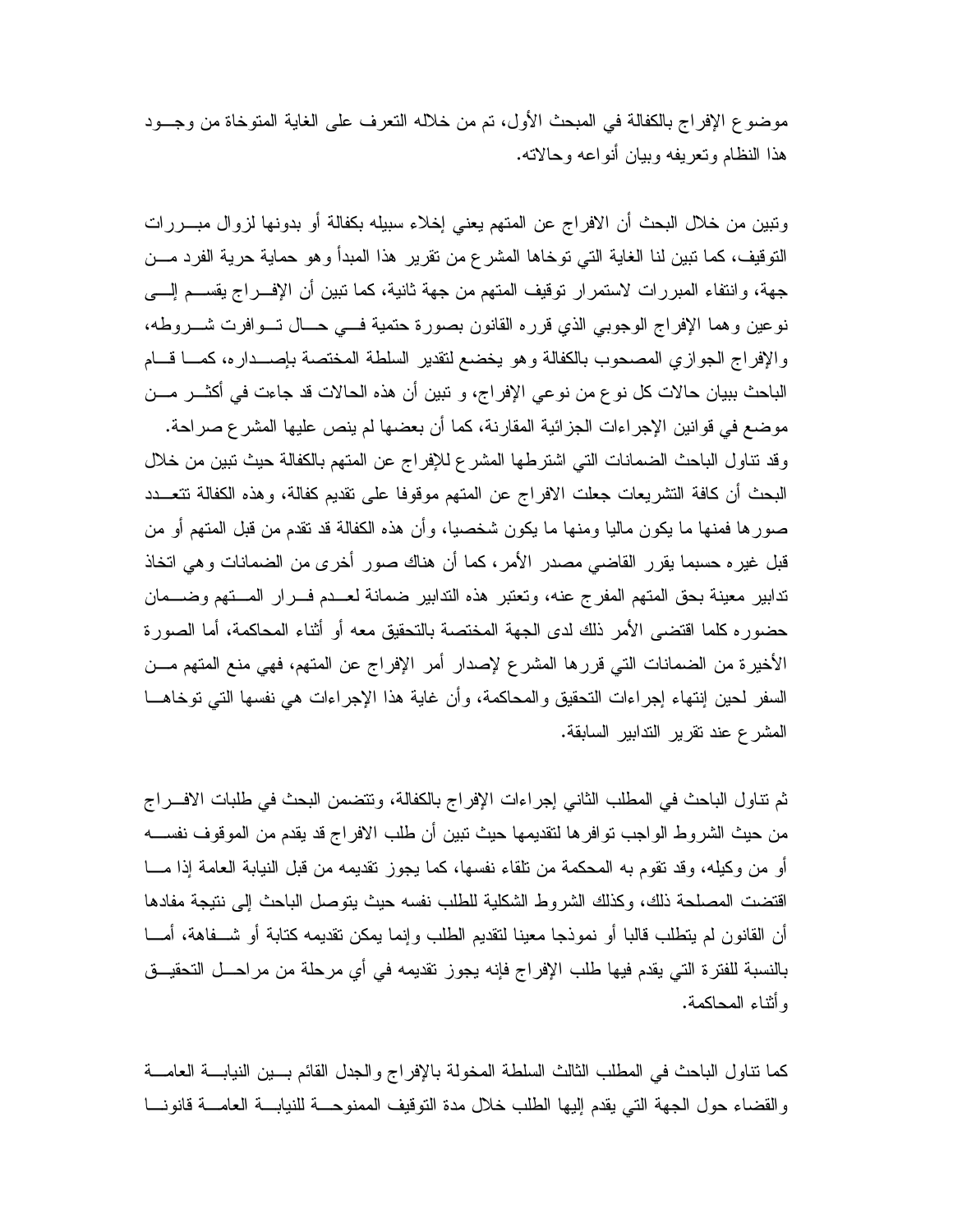موضوع الإفراج بالكفالة في المبحث الأول، تم من خلاله التعرف على الغاية المتوخاة من وجـود هذا النظام وتعريفه وبيان أنواعه وحالاته.

وتبين من خلال البحث أن الافراج عن المتهم يعني إخلاء سبيله بكفالة أو بدونها لزوال مبـررات التوقيف، كما تبين لنا الغاية التي توخاها المشرع من تقرير هذا المبدأ وهو حماية حرية الفرد مـن جهة، وانتفاء المبررات لاستمرار توقيف المتهم من جهة ثانية، كما تبين أن الإفـراج يقسـم إلـى نوعين وهما الإفراج الوجوبي الذي قرره القانون بصورة حتمية فـي حـال تـوافرت شـروطه، والإفراج الجوازي المصحوب بالكفالة وهو يخضع لتقدير السلطة المختصة بإصـداره، كمـا قـام الباحث ببيان حالات كل نوع من نوعي الإفراج، و تبين أن هذه الحالات قد جاءت في أكثـر مـن موضع في قوانين الإجراءات الجزائية المقارنة، كما أن بعضها لم ينص عليها المشرع صراحة.

وقد تناول الباحث الضمانات التي اشترطها المشرع للإفراج عن المتهم بالكفالة حيث تبين من خلال البحث أن كافة التشريعات جعلت الافراج عن المتهم موقوفا على تقديم كفالة، وهذه الكفالة تتعـدد صورها فمنها ما يكون ماليا ومنها ما يكون شخصيا، وأن هذه الكفالة قد تقدم من قبل المتهم أو من قبل غيره حسبما يقرر القاضي مصدر الأمر، كما أن هناك صور أخرى من الضمانات وهي اتخاذ تدابير معينة بحق المتهم المفرج عنه، وتعتبر هذه التدابير ضمانة لعـدم فـرار المـتهم وضـمان حضوره كلما اقتضى الأمر ذلك لدى الجهة المختصة بالتحقيق معه أو أثناء المحاكمة، أما الصورة الأخيرة من الضمانات التي قررها المشرع لإصدار أمر الإفراج عن المتهم، فهي منع المتهم مـن السفر لحين إنتهاء إجراءات التحقيق والمحاكمة، وأن غاية هذا الإجراءات هي نفسها التي توخاهـا المشرع عند تقرير التدابير السابقة.

ثم تناول الباحث في المطلب الثاني إجراءات الإفراج بالكفالة، وتتضمن البحث في طلبات الافـراج من حيث الشروط الواجب توافرها لتقديمها حيث تبين أن طلب الافراج قد يقدم من الموقوف نفسـه أو من وكيله، وقد تقوم به المحكمة من تلقاء نفسها، كما يجوز تقديمه من قبل النيابة العامة إذا مـا اقتضت المصلحة ذلك، وكذلك الشروط الشكلية للطلب نفسه حيث يتوصل الباحث إلى نتيجة مفادها أن القانون لم يتطلب قالبا أو نموذجا معينا لتقديم الطلب وإنما يمكن تقديمه كتابة أو شـفاهة، أمـا بالنسبة للفترة التي يقدم فيها طلب الإفراج فإنه يجوز تقديمه في أي مرحلة من مراحـل التحقيـق وأثناء المحاكمة.

كما تناول الباحث في المطلب الثالث السلطة المخولة بالإفراج والجدل القائم بـين النيابـة العامـة والقضاء حول الجهة التي يقدم إليها الطلب خلال مدة التوقيف الممنوحـة للنيابـة العامـة قانونـا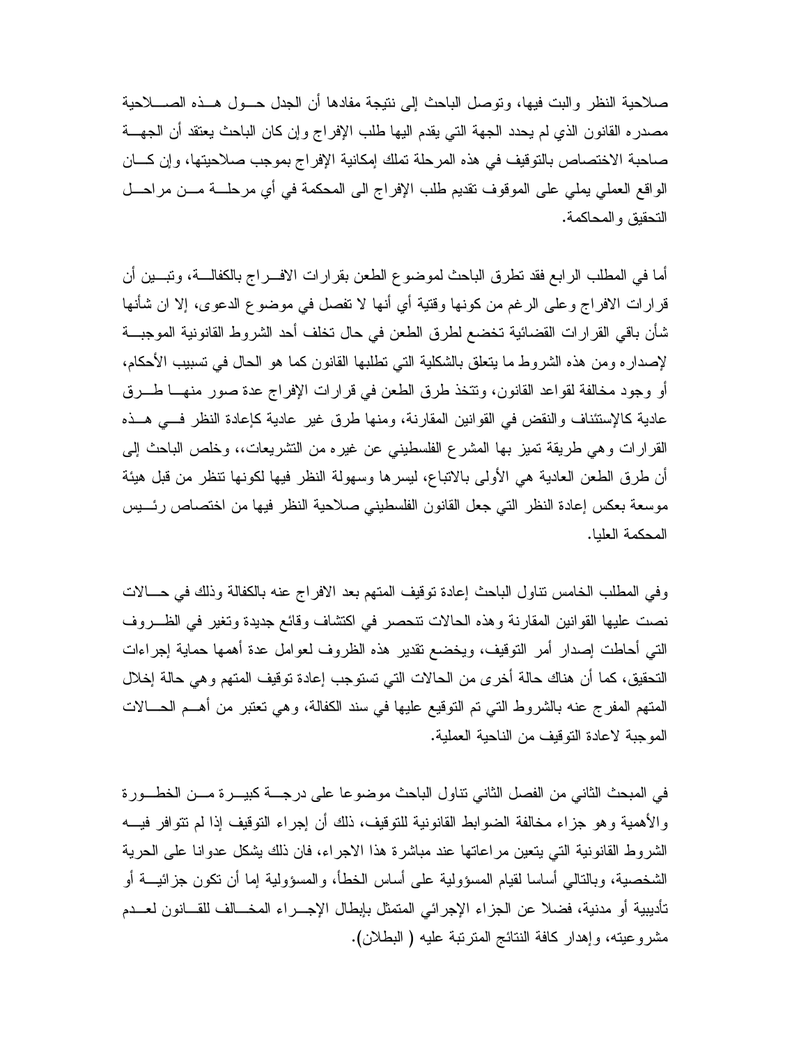صلاحية النظر والبت فيها، وتوصل الباحث إلى نتيجة مفادها أن الجدل حول هذه الصلاحية مصدره القانون الذي لم يحدد الجهة التي يقدم اليها طلب الإفراج وإن كان الباحث يعتقد أن الجهة صاحبة الاختصاص بالتوقيف في هذه المرحلة تملك إمكانية الإفراج بموجب صلاحيتها، وإن كان الواقع العملي يملي على الموقوف تقديم طلب الإفراج الى المحكمة في أي مرحلة من مراحل التحقيق والمحاكمة.

أما في المطلب الرابع فقد تطرق الباحث لموضوع الطعن بقرارات الافراج بالكفالة، وتبين أن قرارات الافراج وعلى الرغم من كونها وقتية أي أنها لا تفصل في موضوع الدعوى، إلا ان شأنها شأن باقي القرارات القضائية تخضع لطرق الطعن في حال تخلف أحد الشروط القانونية الموجبة لإصداره ومن هذه الشروط ما يتعلق بالشكلية التي تطلبها القانون كما هو الحال في تسبيب الأحكام، أو وجود مخالفة لقواعد القانون، وتتخذ طرق الطعن في قرارات الإفراج عدة صور منها طرق عادية كالإستئناف والنقض في القوانين المقارنة، ومنها طرق غير عادية كإعادة النظر في هذه القرارات وهي طريقة تميز بها المشرع الفلسطيني عن غيره من التشريعات،، وخلص الباحث إلى أن طرق الطعن العادية هي الأولى بالاتباع، ليسرها وسهولة النظر فيها لكونها تنظر من قبل هيئة موسعة بعكس إعادة النظر التي جعل القانون الفلسطيني صلاحية النظر فيها من اختصاص رئيس المحكمة العليا.

وفي المطلب الخامس تناول الباحث إعادة توقيف المتهم بعد الافراج عنه بالكفالة وذلك في حالات نصت عليها القوانين المقارنة وهذه الحالات تنحصر في اكتشاف وقائع جديدة وتغير في الظروف التي أحاطت إصدار أمر التوقيف، ويخضع تقدير هذه الظروف لعوامل عدة أهمها حماية إجراءات التحقيق، كما أن هناك حالة أخرى من الحالات التي تستوجب إعادة توقيف المتهم وهي حالة إخلال المتهم المفرج عنه بالشروط التي تم التوقيع عليها في سند الكفالة، وهي تعتبر من أهم الحالات الموجبة لاعادة التوقيف من الناحية العملية.

في المبحث الثاني من الفصل الثاني تناول الباحث موضوعا على درجة كبيرة من الخطورة والأهمية وهو جزاء مخالفة الضوابط القانونية للتوقيف، ذلك أن إجراء التوقيف إذا لم تتوافر فيه الشروط القانونية التي يتعين مراعاتها عند مباشرة هذا الاجراء، فان ذلك يشكل عدوانا على الحرية الشخصية، وبالتالي أساسا لقيام المسؤولية على أساس الخطأ، والمسؤولية إما أن تكون جزائية أو تأديبية أو مدنية، فضلا عن الجزاء الإجرائي المتمثل بإبطال الإجراء المخالف للقانون لعدم مشروعيته، وإهدار كافة النتائج المترتبة عليه ( البطلان).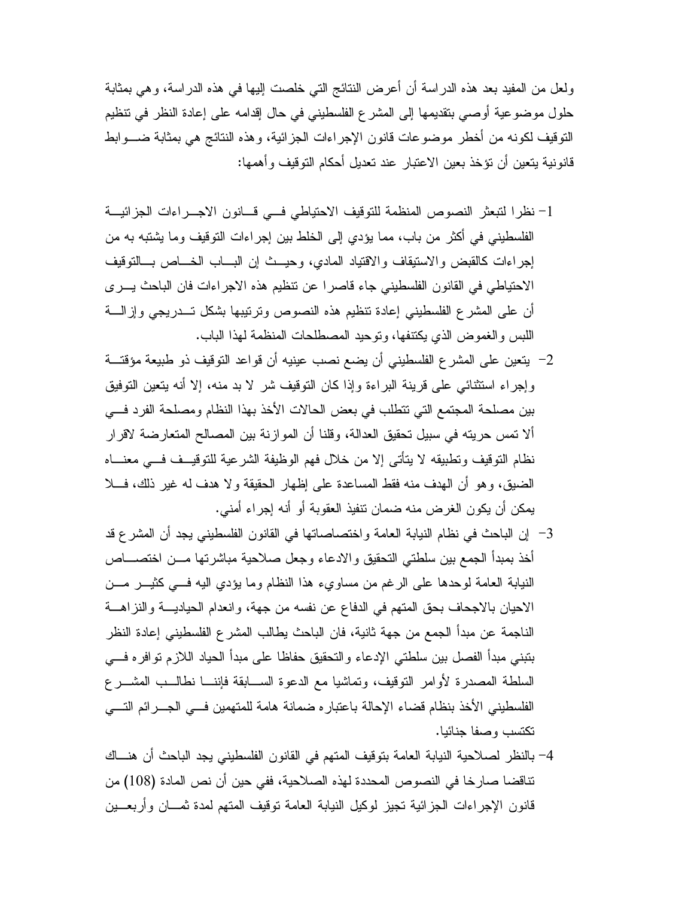ولعل من المفيد بعد هذه الدراسة أن أعرض النتائج التي خلصت إليها في هذه الدراسة، وهي بمثابة حلول موضوعية أوصي بتقديمها إلى المشرع الفلسطيني في حال إقدامه على إعادة النظر في تنظيم التوقيف لكونه من أخطر موضوعات قانون الإجراءات الجزائية، وهذه النتائج هي بمثابة ضوابط قانونية يتعين أن تؤخذ بعين الاعتبار عند تعديل أحكام التوقيف وأهمها:

1- نظرا لتبعثر النصوص المنظمة للتوقيف الاحتياطي في قانون الاجراءات الجزائية الفلسطيني في أكثر من باب، مما يؤدي إلى الخلط بين إجراءات التوقيف وما يشتبه به من إجراءات كالقبض والاستيقاف والاقتياد المادي، وحيث إن الباب الخاص بالتوقيف الاحتياطي في القانون الفلسطيني جاء قاصرا عن تنظيم هذه الاجراءات فان الباحث يرى أن على المشرع الفلسطيني إعادة تنظيم هذه النصوص وترتيبها بشكل تدريجي وإزالة اللبس والغموض الذي يكتنفها، وتوحيد المصطلحات المنظمة لهذا الباب.

2- يتعين على المشرع الفلسطيني أن يضع نصب عينيه أن قواعد التوقيف ذو طبيعة مؤقتة وإجراء استثنائي على قرينة البراءة وإذا كان التوقيف شر لا بد منه، إلا أنه يتعين التوفيق بين مصلحة المجتمع التي تتطلب في بعض الحالات الأخذ بهذا النظام ومصلحة الفرد في ألا تمس حريته في سبيل تحقيق العدالة، وقلنا أن الموازنة بين المصالح المتعارضة لاقرار نظام التوقيف وتطبيقه لا يتأتى إلا من خلال فهم الوظيفة الشرعية للتوقيف في معناه الضيق، وهو أن الهدف منه فقط المساعدة على إظهار الحقيقة ولا هدف له غير ذلك، فلا يمكن أن يكون الغرض منه ضمان تنفيذ العقوبة أو أنه إجراء أمني.

3- إن الباحث في نظام النيابة العامة واختصاصاتها في القانون الفلسطيني يجد أن المشرع قد أخذ بمبدأ الجمع بين سلطتي التحقيق والادعاء وجعل صلاحية مباشرتها من اختصاص النيابة العامة لوحدها على الرغم من مساويء هذا النظام وما يؤدي اليه في كثير من الاحيان بالاجحاف بحق المتهم في الدفاع عن نفسه من جهة، وانعدام الحيادية والنزاهة الناجمة عن مبدأ الجمع من جهة ثانية، فان الباحث يطالب المشرع الفلسطيني إعادة النظر بتبني مبدأ الفصل بين سلطتي الإدعاء والتحقيق حفاظا على مبدأ الحياد اللازم توافره في السلطة المصدرة لأوامر التوقيف، وتماشيا مع الدعوة السابقة فإننا نطالب المشرع الفلسطيني الأخذ بنظام قضاء الإحالة باعتباره ضمانة هامة للمتهمين في الجرائم التي تكتسب وصفا جنائيا.

4- بالنظر لصلاحية النيابة العامة بتوقيف المتهم في القانون الفلسطيني يجد الباحث أن هناك تناقضا صارخا في النصوص المحددة لهذه الصلاحية، ففي حين أن نص المادة (108) من قانون الإجراءات الجزائية تجيز لوكيل النيابة العامة توقيف المتهم لمدة ثمان وأربعين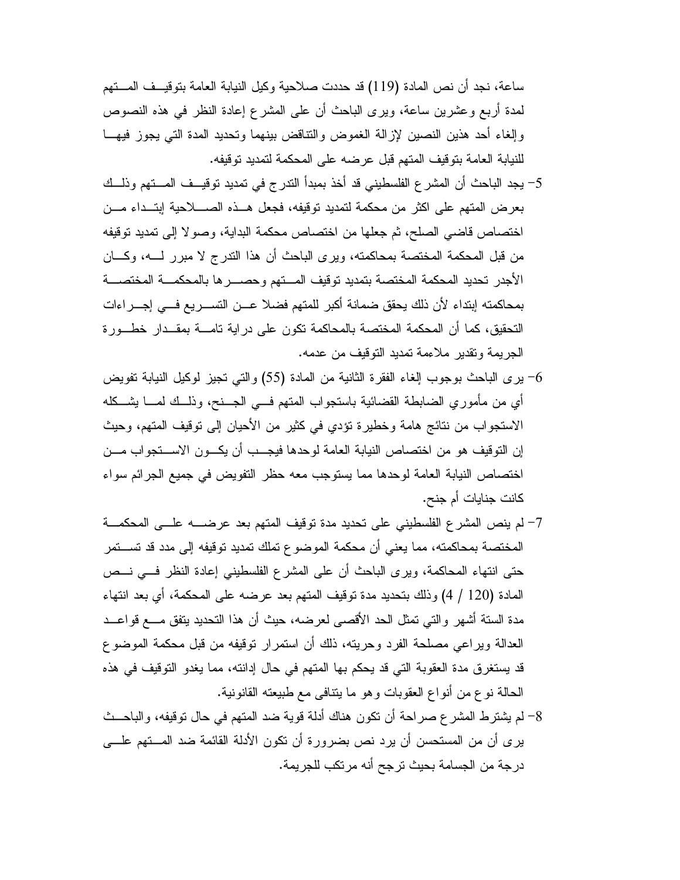ساعة، نجد أن نص المادة (119) قد حددت صلاحية وكيل النيابة العامة بتوقيف المتهم لمدة أربع وعشرين ساعة، ويرى الباحث أن على المشرع إعادة النظر في هذه النصوص وإلغاء أحد هذين النصين لإزالة الغموض والتناقض بينهما وتحديد المدة التي يجوز فيها للنيابة العامة بتوقيف المتهم قبل عرضه على المحكمة لتمديد توقيفه.

5- يجد الباحث أن المشرع الفلسطيني قد أخذ بمبدأ التدرج في تمديد توقيف المتهم وذلك بعرض المتهم على اكثر من محكمة لتمديد توقيفه، فجعل هذه الصلاحية إبتداء من اختصاص قاضي الصلح، ثم جعلها من اختصاص محكمة البداية، وصولا إلى تمديد توقيفه من قبل المحكمة المختصة بمحاكمته، ويرى الباحث أن هذا التدرج لا مبرر له، وكان الأجدر تحديد المحكمة المختصة بتمديد توقيف المتهم وحصرها بالمحكمة المختصة بمحاكمته إبتداء لأن ذلك يحقق ضمانة أكبر للمتهم فضلا عن التسريع في إجراءات التحقيق، كما أن المحكمة المختصة بالمحاكمة تكون على دراية تامة بمقدار خطورة الجريمة وتقدير ملاءمة تمديد التوقيف من عدمه.

6- يرى الباحث بوجوب إلغاء الفقرة الثانية من المادة (55) والتي تجيز لوكيل النيابة تفويض أي من مأموري الضابطة القضائية باستجواب المتهم في الجنح، وذلك لما يشكله الاستجواب من نتائج هامة وخطيرة تؤدي في كثير من الأحيان إلى توقيف المتهم، وحيث إن التوقيف هو من اختصاص النيابة العامة لوحدها فيجب أن يكون الاستجواب من اختصاص النيابة العامة لوحدها مما يستوجب معه حظر التفويض في جميع الجرائم سواء كانت جنايات أم جنح.

7- لم ينص المشرع الفلسطيني على تحديد مدة توقيف المتهم بعد عرضه على المحكمة المختصة بمحاكمته، مما يعني أن محكمة الموضوع تملك تمديد توقيفه إلى مدد قد تستمر حتى انتهاء المحاكمة، ويرى الباحث أن على المشرع الفلسطيني إعادة النظر في نص المادة (120 / 4) وذلك بتحديد مدة توقيف المتهم بعد عرضه على المحكمة، أي بعد انتهاء مدة الستة أشهر والتي تمثل الحد الأقصى لعرضه، حيث أن هذا التحديد يتفق مع قواعد العدالة ويراعي مصلحة الفرد وحريته، ذلك أن استمرار توقيفه من قبل محكمة الموضوع قد يستغرق مدة العقوبة التي قد يحكم بها المتهم في حال إدانته، مما يغدو التوقيف في هذه الحالة نوع من أنواع العقوبات وهو ما يتنافى مع طبيعته القانونية.

8- لم يشترط المشرع صراحة أن تكون هناك أدلة قوية ضد المتهم في حال توقيفه، والباحث يرى أن من المستحسن أن يرد نص بضرورة أن تكون الأدلة القائمة ضد المتهم على درجة من الجسامة بحيث ترجح أنه مرتكب للجريمة.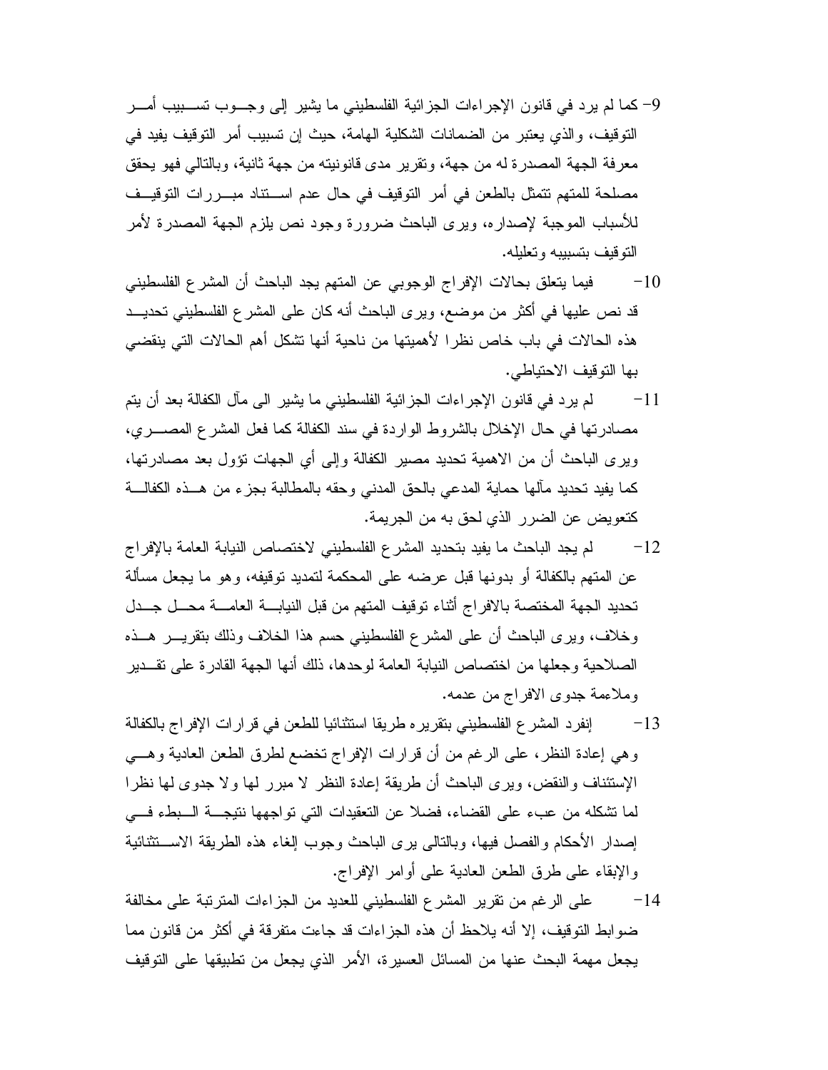9- كما لم يرد في قانون الإجراءات الجزائية الفلسطيني ما يشير إلى وجوب تسبيب أمر التوقيف، والذي يعتبر من الضمانات الشكلية الهامة، حيث إن تسبيب أمر التوقيف يفيد في معرفة الجهة المصدرة له من جهة، وتقرير مدى قانونيته من جهة ثانية، وبالتالي فهو يحقق مصلحة للمتهم تتمثل بالطعن في أمر التوقيف في حال عدم استناد مبررات التوقيف للأسباب الموجبة لإصداره، ويرى الباحث ضرورة وجود نص يلزم الجهة المصدرة لأمر التوقيف بتسبيبه وتعليله.

10- فيما يتعلق بحالات الإفراج الوجوبي عن المتهم يجد الباحث أن المشرع الفلسطيني قد نص عليها في أكثر من موضع، ويرى الباحث أنه كان على المشرع الفلسطيني تحديد هذه الحالات في باب خاص نظرا لأهميتها من ناحية أنها تشكل أهم الحالات التي ينقضي بها التوقيف الاحتياطي.

11- لم يرد في قانون الإجراءات الجزائية الفلسطيني ما يشير الى مآل الكفالة بعد أن يتم مصادرتها في حال الإخلال بالشروط الواردة في سند الكفالة كما فعل المشرع المصري، ويرى الباحث أن من الاهمية تحديد مصير الكفالة وإلى أي الجهات تؤول بعد مصادرتها، كما يفيد تحديد مآلها حماية المدعي بالحق المدني وحقه بالمطالبة بجزء من هذه الكفالة كتعويض عن الضرر الذي لحق به من الجريمة.

12- لم يجد الباحث ما يفيد بتحديد المشرع الفلسطيني لاختصاص النيابة العامة بالإفراج عن المتهم بالكفالة أو بدونها قبل عرضه على المحكمة لتمديد توقيفه، وهو ما يجعل مسألة تحديد الجهة المختصة بالافراج أثناء توقيف المتهم من قبل النيابة العامة محل جدل وخلاف، ويرى الباحث أن على المشرع الفلسطيني حسم هذا الخلاف وذلك بتقرير هذه الصلاحية وجعلها من اختصاص النيابة العامة لوحدها، ذلك أنها الجهة القادرة على تقدير وملاءمة جدوى الافراج من عدمه.

13- إنفرد المشرع الفلسطيني بتقريره طريقا استثنائيا للطعن في قرارات الإفراج بالكفالة وهي إعادة النظر، على الرغم من أن قرارات الإفراج تخضع لطرق الطعن العادية وهي الإستئناف والنقض، ويرى الباحث أن طريقة إعادة النظر لا مبرر لها ولا جدوى لها نظرا لما تشكله من عبء على القضاء، فضلا عن التعقيدات التي تواجهها نتيجة البطء في إصدار الأحكام والفصل فيها، وبالتالى يرى الباحث وجوب إلغاء هذه الطريقة الاستثنائية والإبقاء على طرق الطعن العادية على أوامر الإفراج.

14- على الرغم من تقرير المشرع الفلسطيني للعديد من الجزاءات المترتبة على مخالفة ضوابط التوقيف، إلا أنه يلاحظ أن هذه الجزاءات قد جاءت متفرقة في أكثر من قانون مما يجعل مهمة البحث عنها من المسائل العسيرة، الأمر الذي يجعل من تطبيقها على التوقيف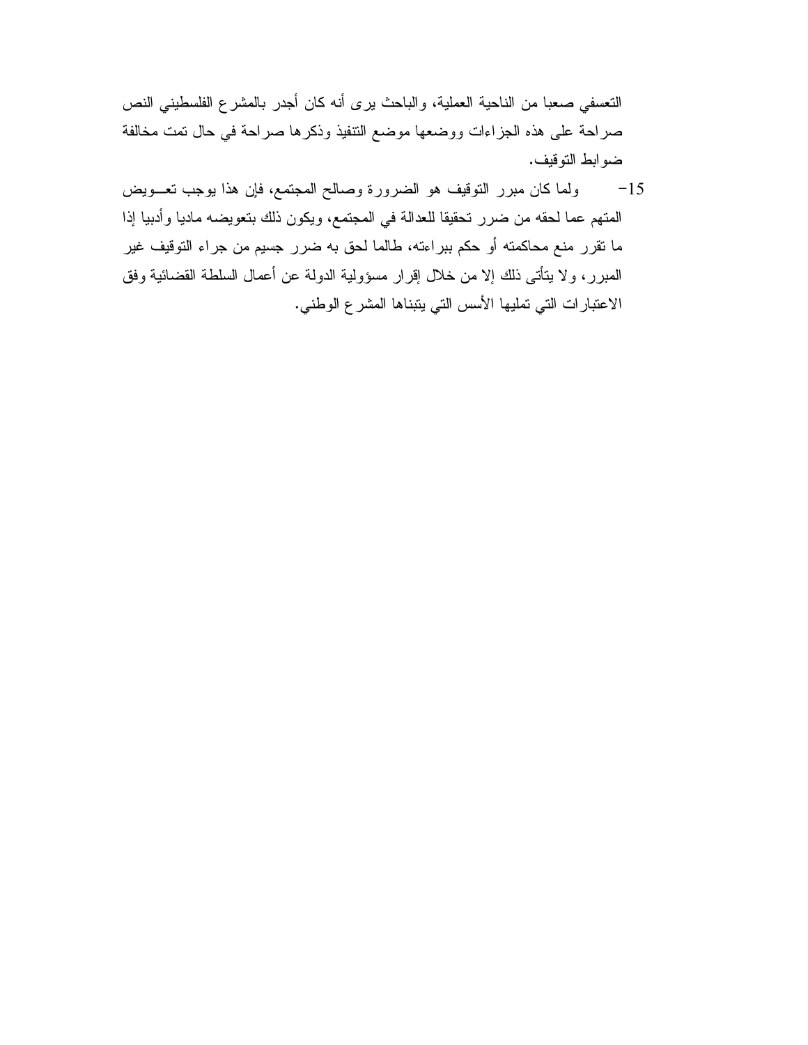التعسفي صعبا من الناحية العملية، والباحث يرى أنه كان أجدر بالمشرع الفلسطيني النص صراحة على هذه الجزاءات ووضعها موضع التنفيذ وذكرها صراحة في حال تمت مخالفة ضوابط التوقيف.

15- ولما كان مبرر التوقيف هو الضرورة وصالح المجتمع، فإن هذا يوجب تعويض المتهم عما لحقه من ضرر تحقيقا للعدالة في المجتمع، ويكون ذلك بتعويضه ماديا وأدبيا إذا ما تقرر منع محاكمته أو حكم ببراءته، طالما لحق به ضرر جسيم من جراء التوقيف غير المبرر، ولا يتأتى ذلك إلا من خلال إقرار مسؤولية الدولة عن أعمال السلطة القضائية وفق الاعتبارات التي تمليها الأسس التي يتبناها المشرع الوطني.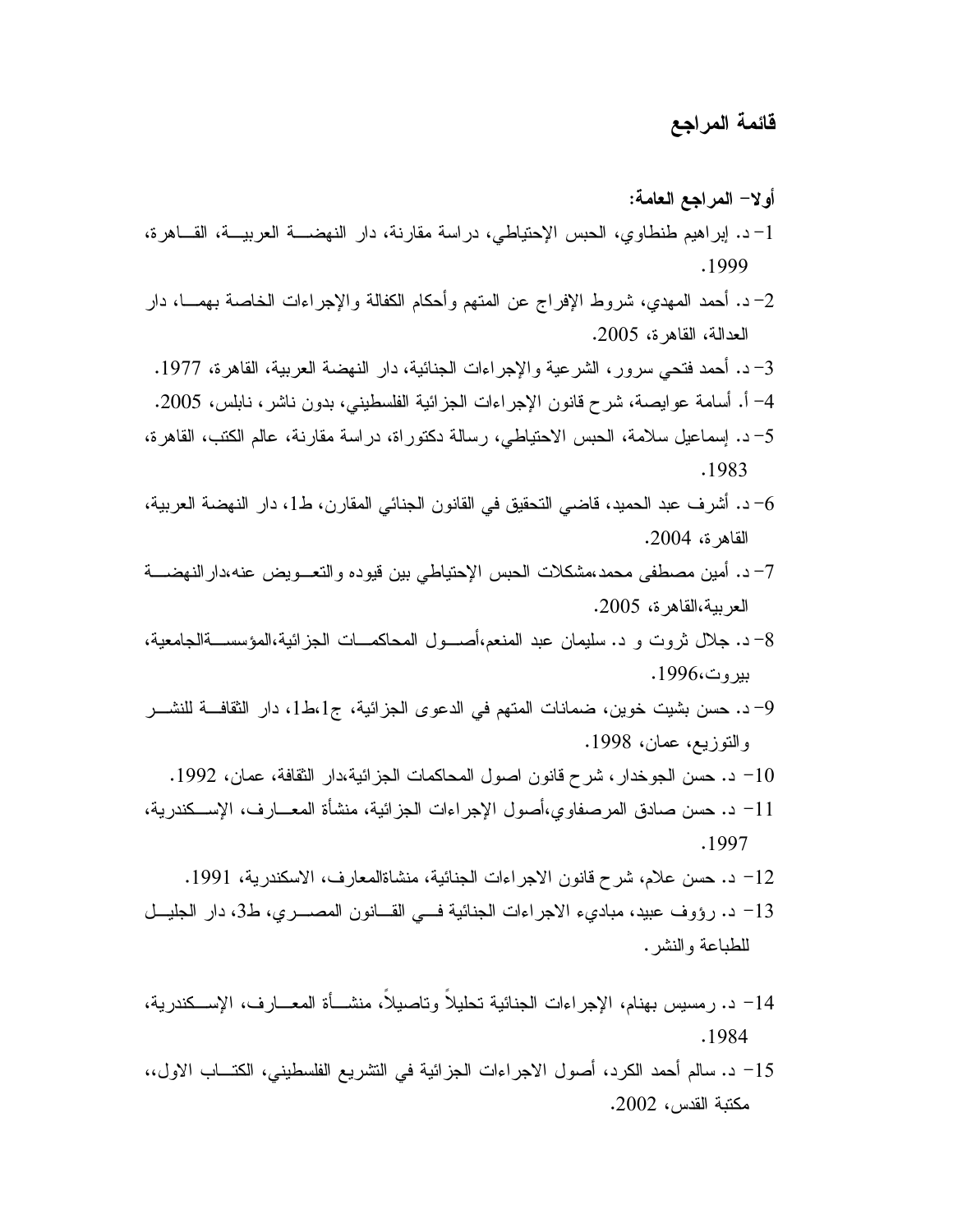# قائمة المراجع

**أولا- المراجع العامة:**

1- د. إبراهيم طنطاوي، الحبس الإحتياطي، دراسة مقارنة، دار النهضة العربية، القاهرة، 1999.

2- د. أحمد المهدي، شروط الإفراج عن المتهم وأحكام الكفالة والإجراءات الخاصة بهما، دار العدالة، القاهرة، 2005.

3- د. أحمد فتحي سرور، الشرعية والإجراءات الجنائية، دار النهضة العربية، القاهرة، 1977.

4- أ. أسامة عوايصة، شرح قانون الإجراءات الجزائية الفلسطيني، بدون ناشر، نابلس، 2005.

5- د. إسماعيل سلامة، الحبس الاحتياطي، رسالة دكتوراة، دراسة مقارنة، عالم الكتب، القاهرة، 1983.

6- د. أشرف عبد الحميد، قاضي التحقيق في القانون الجنائي المقارن، ط1، دار النهضة العربية، القاهرة، 2004.

7- د. أمين مصطفى محمد،مشكلات الحبس الإحتياطي بين قيوده والتعويض عنه،دارالنهضة العربية،القاهرة، 2005.

8- د. جلال ثروت و د. سليمان عبد المنعم،أصول المحاكمات الجزائية،المؤسسةالجامعية، بيروت،1996.

9- د. حسن بشيت خوين، ضمانات المتهم في الدعوى الجزائية، ج1،ط1، دار الثقافة للنشر والتوزيع، عمان، 1998.

10- د. حسن الجوخدار، شرح قانون اصول المحاكمات الجزائية،دار الثقافة، عمان، 1992.

11- د. حسن صادق المرصفاوي،أصول الإجراءات الجزائية، منشأة المعارف، الإسكندرية، 1997.

12- د. حسن علام، شرح قانون الاجراءات الجنائية، منشاةالمعارف، الاسكندرية، 1991.

13- د. رؤوف عبيد، مباديء الاجراءات الجنائية في القانون المصري، ط3، دار الجليل للطباعة والنشر.

14- د. رمسيس بهنام، الإجراءات الجنائية تحليلاً وتاصيلاً، منشأة المعارف، الإسكندرية، 1984.

15- د. سالم أحمد الكرد، أصول الاجراءات الجزائية في التشريع الفلسطيني، الكتاب الاول،، مكتبة القدس، 2002.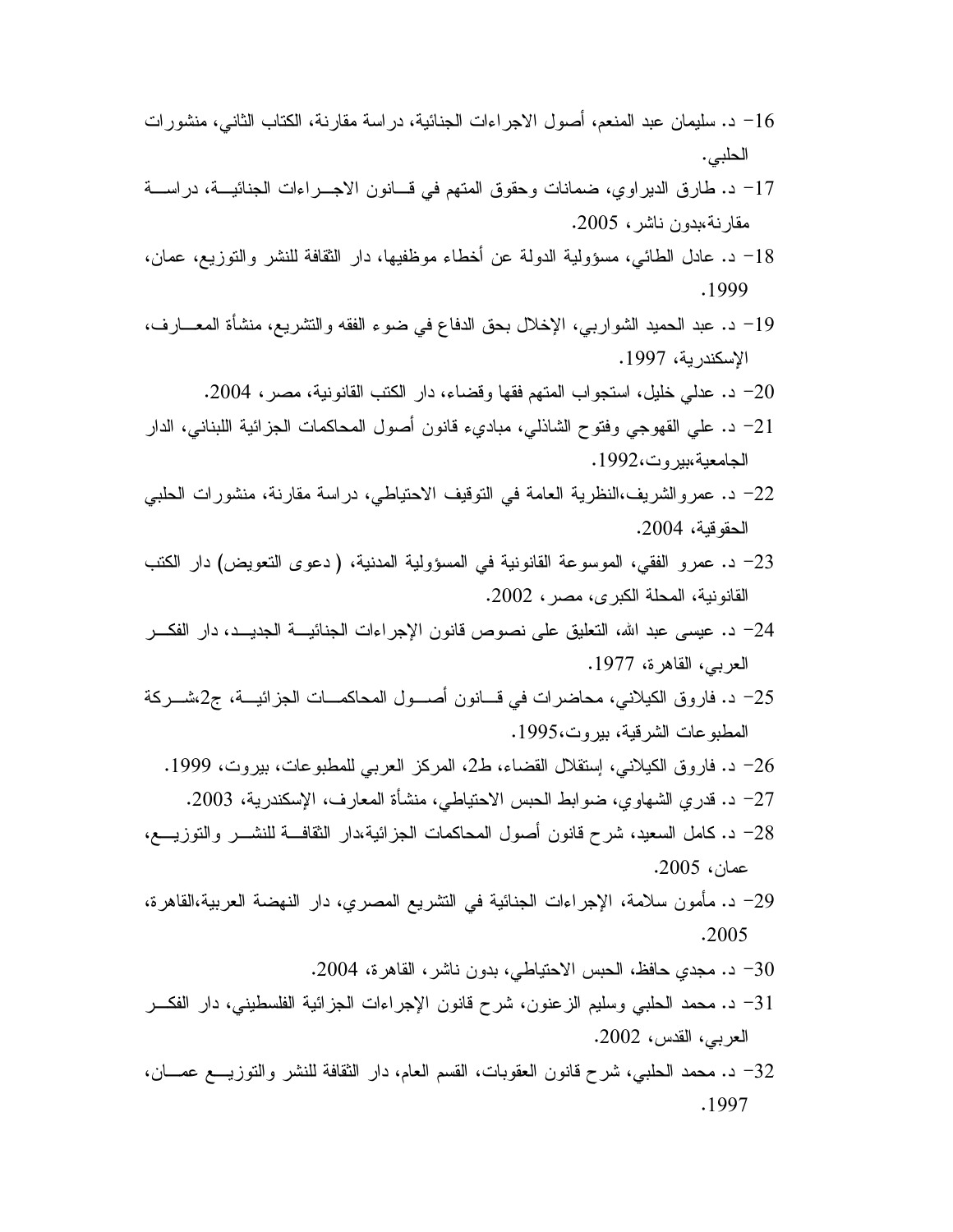16- د. سليمان عبد المنعم، أصول الاجراءات الجنائية، دراسة مقارنة، الكتاب الثاني، منشورات الحلبي.

17- د. طارق الديراوي، ضمانات وحقوق المتهم في قانون الاجراءات الجنائية، دراسة مقارنة،بدون ناشر، 2005.

18- د. عادل الطائي، مسؤولية الدولة عن أخطاء موظفيها، دار الثقافة للنشر والتوزيع، عمان، 1999.

19- د. عبد الحميد الشواربي، الإخلال بحق الدفاع في ضوء الفقه والتشريع، منشأة المعارف، الإسكندرية، 1997.

20- د. عدلي خليل، استجواب المتهم فقها وقضاء، دار الكتب القانونية، مصر، 2004.

21- د. علي القهوجي وفتوح الشاذلي، مباديء قانون أصول المحاكمات الجزائية اللبناني، الدار الجامعية،بيروت،1992.

22- د. عمروالشريف،النظرية العامة في التوقيف الاحتياطي، دراسة مقارنة، منشورات الحلبي الحقوقية، 2004.

23- د. عمرو الفقي، الموسوعة القانونية في المسؤولية المدنية، (دعوى التعويض) دار الكتب القانونية، المحلة الكبرى، مصر، 2002.

24- د. عيسى عبد الله، التعليق على نصوص قانون الإجراءات الجنائية الجديد، دار الفكر العربي، القاهرة، 1977.

25- د. فاروق الكيلاني، محاضرات في قانون أصول المحاكمات الجزائية، ج2،شركة المطبوعات الشرقية، بيروت،1995.

26- د. فاروق الكيلاني، إستقلال القضاء، ط2، المركز العربي للمطبوعات، بيروت، 1999.

27- د. قدري الشهاوي، ضوابط الحبس الاحتياطي، منشأة المعارف، الإسكندرية، 2003.

28- د. كامل السعيد، شرح قانون أصول المحاكمات الجزائية،دار الثقافة للنشر والتوزيع، عمان، 2005.

29- د. مأمون سلامة، الإجراءات الجنائية في التشريع المصري، دار النهضة العربية،القاهرة، 2005.

30- د. مجدي حافظ، الحبس الاحتياطي، بدون ناشر، القاهرة، 2004.

31- د. محمد الحلبي وسليم الزعنون، شرح قانون الإجراءات الجزائية الفلسطيني، دار الفكر العربي، القدس، 2002.

32- د. محمد الحلبي، شرح قانون العقوبات، القسم العام، دار الثقافة للنشر والتوزيع عمان، 1997.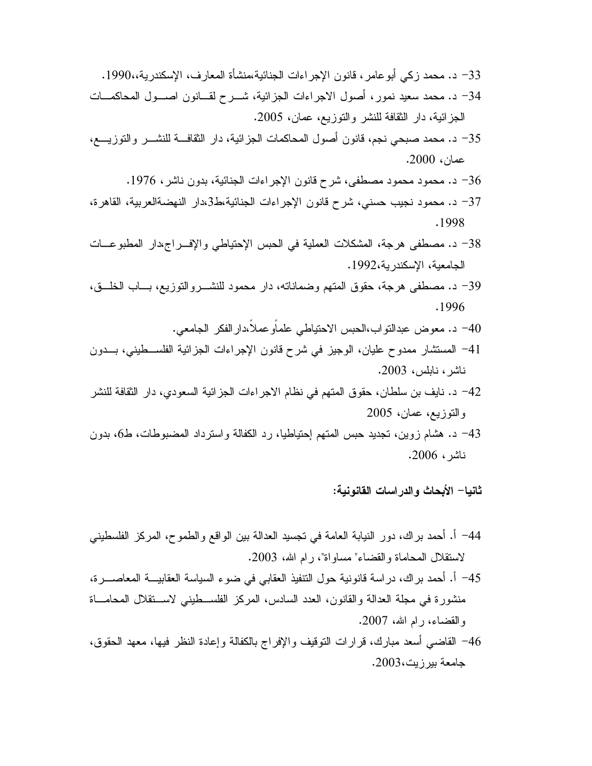33- د. محمد زكي أبوعامر، قانون الإجراءات الجنائية،منشأة المعارف، الإسكندرية،،1990.

34- د. محمد سعيد نمور، أصول الاجراءات الجزائية، شرح لقانون اصول المحاكمات الجزائية، دار الثقافة للنشر والتوزيع، عمان، 2005.

35- د. محمد صبحي نجم، قانون أصول المحاكمات الجزائية، دار الثقافة للنشر والتوزيع، عمان، 2000.

36- د. محمود محمود مصطفى، شرح قانون الإجراءات الجنائية، بدون ناشر، 1976.

37- د. محمود نجيب حسني، شرح قانون الإجراءات الجنائية،ط3،دار النهضةالعربية، القاهرة، 1998.

38- د. مصطفى هرجة، المشكلات العملية في الحبس الإحتياطي والإفراج،دار المطبوعات الجامعية، الإسكندرية،1992.

39- د. مصطفى هرجة، حقوق المتهم وضماناته، دار محمود للنشروالتوزيع، باب الخلق، 1996.

40- د. معوض عبدالتواب،الحبس الاحتياطي علماًوعملاً،دارالفكر الجامعي.

41- المستشار ممدوح عليان، الوجيز في شرح قانون الإجراءات الجزائية الفلسطيني، بدون ناشر، نابلس، 2003.

42- د. نايف بن سلطان، حقوق المتهم في نظام الاجراءات الجزائية السعودي، دار الثقافة للنشر والتوزيع، عمان، 2005

43- د. هشام زوين، تجديد حبس المتهم إحتياطيا، رد الكفالة واسترداد المضبوطات، ط6، بدون ناشر، 2006.

**ثانيا- الأبحاث والدراسات القانونية:**

44- أ. أحمد براك، دور النيابة العامة في تجسيد العدالة بين الواقع والطموح، المركز الفلسطيني لاستقلال المحاماة والقضاء" مساواة"، رام الله، 2003.

45- أ. أحمد براك، دراسة قانونية حول التنفيذ العقابي في ضوء السياسة العقابية المعاصرة، منشورة في مجلة العدالة والقانون، العدد السادس، المركز الفلسطيني لاستقلال المحاماة والقضاء، رام الله، 2007.

46- القاضي أسعد مبارك، قرارات التوقيف والإفراج بالكفالة وإعادة النظر فيها، معهد الحقوق، جامعة بيرزيت،2003.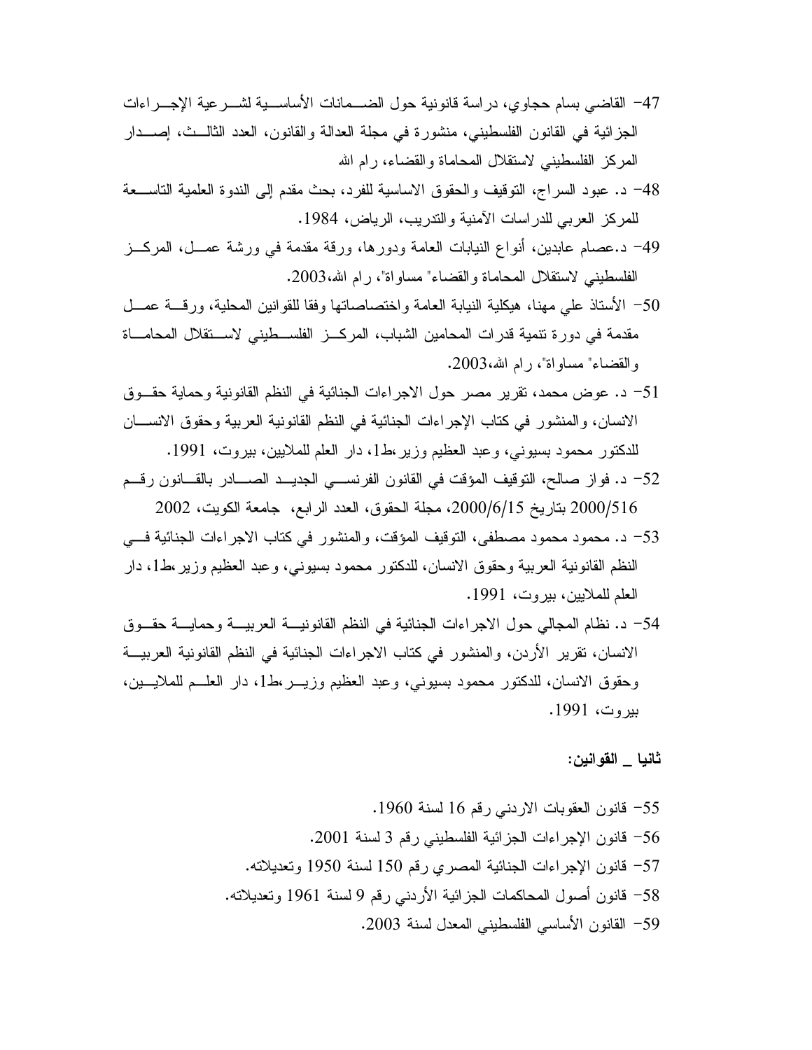47- القاضي بسام حجاوي، دراسة قانونية حول الضمانات الأساسية لشرعية الإجراءات الجزائية في القانون الفلسطيني، منشورة في مجلة العدالة والقانون، العدد الثالث، إصدار المركز الفلسطيني لاستقلال المحاماة والقضاء، رام الله

48- د. عبود السراج، التوقيف والحقوق الاساسية للفرد، بحث مقدم إلى الندوة العلمية التاسعة للمركز العربي للدراسات الآمنية والتدريب، الرياض، 1984.

49- د.عصام عابدين، أنواع النيابات العامة ودورها، ورقة مقدمة في ورشة عمل، المركز الفلسطيني لاستقلال المحاماة والقضاء" مساواة"، رام الله،2003.

50- الأستاذ علي مهنا، هيكلية النيابة العامة واختصاصاتها وفقا للقوانين المحلية، ورقة عمل مقدمة في دورة تنمية قدرات المحامين الشباب، المركز الفلسطيني لاستقلال المحاماة والقضاء" مساواة"، رام الله،2003.

51- د. عوض محمد، تقرير مصر حول الاجراءات الجنائية في النظم القانونية وحماية حقوق الانسان، والمنشور في كتاب الإجراءات الجنائية في النظم القانونية العربية وحقوق الانسان للدكتور محمود بسيوني، وعبد العظيم وزير،ط1، دار العلم للملايين، بيروت، 1991.

52- د. فواز صالح، التوقيف المؤقت في القانون الفرنسي الجديد الصادر بالقانون رقم 2000/516 بتاريخ 2000/6/15، مجلة الحقوق، العدد الرابع، جامعة الكويت، 2002

53- د. محمود محمود مصطفى، التوقيف المؤقت، والمنشور في كتاب الاجراءات الجنائية في النظم القانونية العربية وحقوق الانسان، للدكتور محمود بسيوني، وعبد العظيم وزير،ط1، دار العلم للملايين، بيروت، 1991.

54- د. نظام المجالي حول الاجراءات الجنائية في النظم القانونية العربية وحماية حقوق الانسان، تقرير الأردن، والمنشور في كتاب الاجراءات الجنائية في النظم القانونية العربية وحقوق الانسان، للدكتور محمود بسيوني، وعبد العظيم وزير،ط1، دار العلم للملايين، بيروت، 1991.

**ثانيا _ القوانين:**

55- قانون العقوبات الاردني رقم 16 لسنة 1960.

56- قانون الإجراءات الجزائية الفلسطيني رقم 3 لسنة 2001.

57- قانون الإجراءات الجنائية المصري رقم 150 لسنة 1950 وتعديلاته.

58- قانون أصول المحاكمات الجزائية الأردني رقم 9 لسنة 1961 وتعديلاته.

59- القانون الأساسي الفلسطيني المعدل لسنة 2003.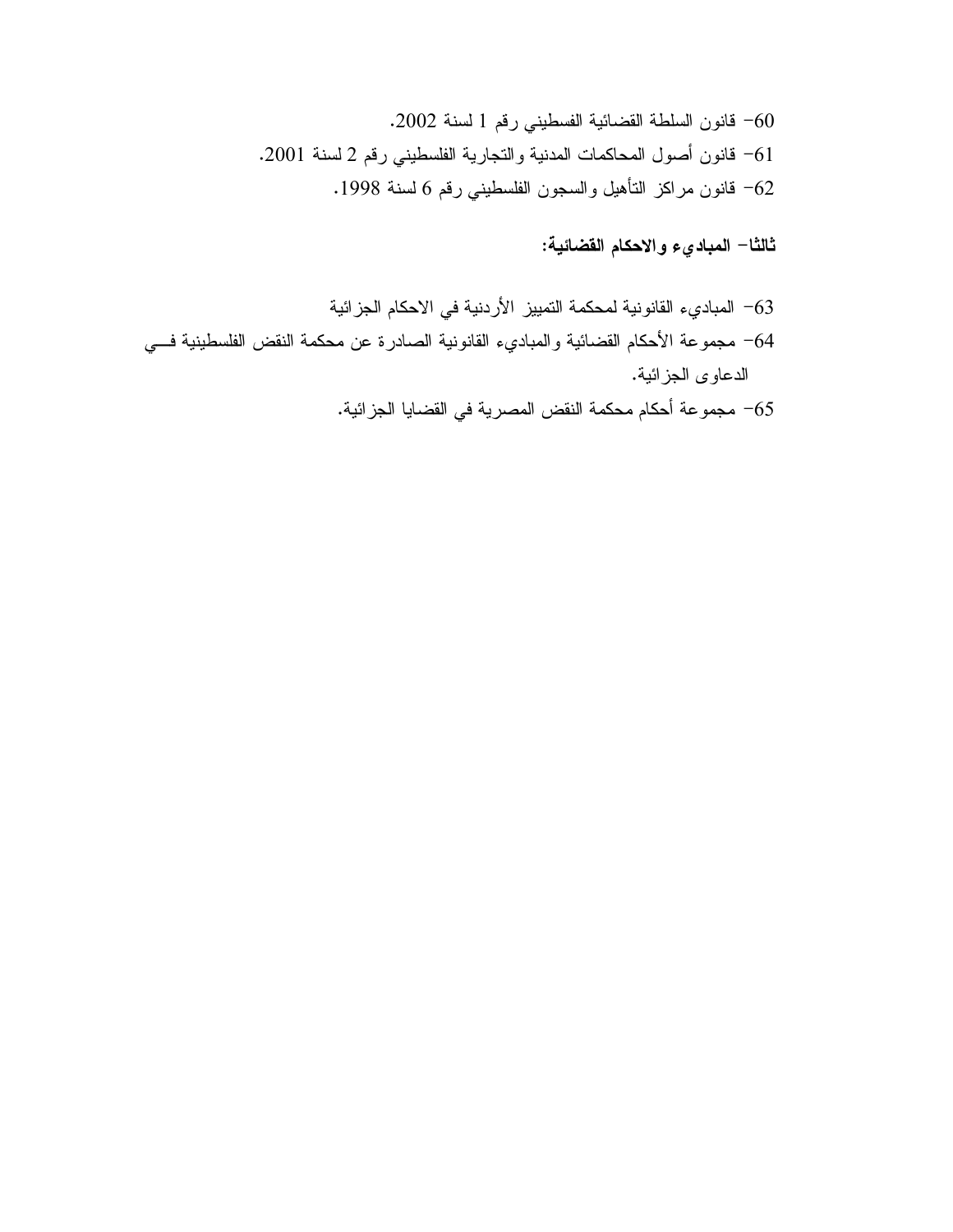60- قانون السلطة القضائية الفسطيني رقم 1 لسنة 2002.

61- قانون أصول المحاكمات المدنية والتجارية الفلسطيني رقم 2 لسنة 2001.

62- قانون مراكز التأهيل والسجون الفلسطيني رقم 6 لسنة 1998.

**ثالثا- المباديء والاحكام القضائية:**

63- المباديء القانونية لمحكمة التمييز الأردنية في الاحكام الجزائية

64- مجموعة الأحكام القضائية والمباديء القانونية الصادرة عن محكمة النقض الفلسطينية في الدعاوى الجزائية.

65- مجموعة أحكام محكمة النقض المصرية في القضايا الجزائية.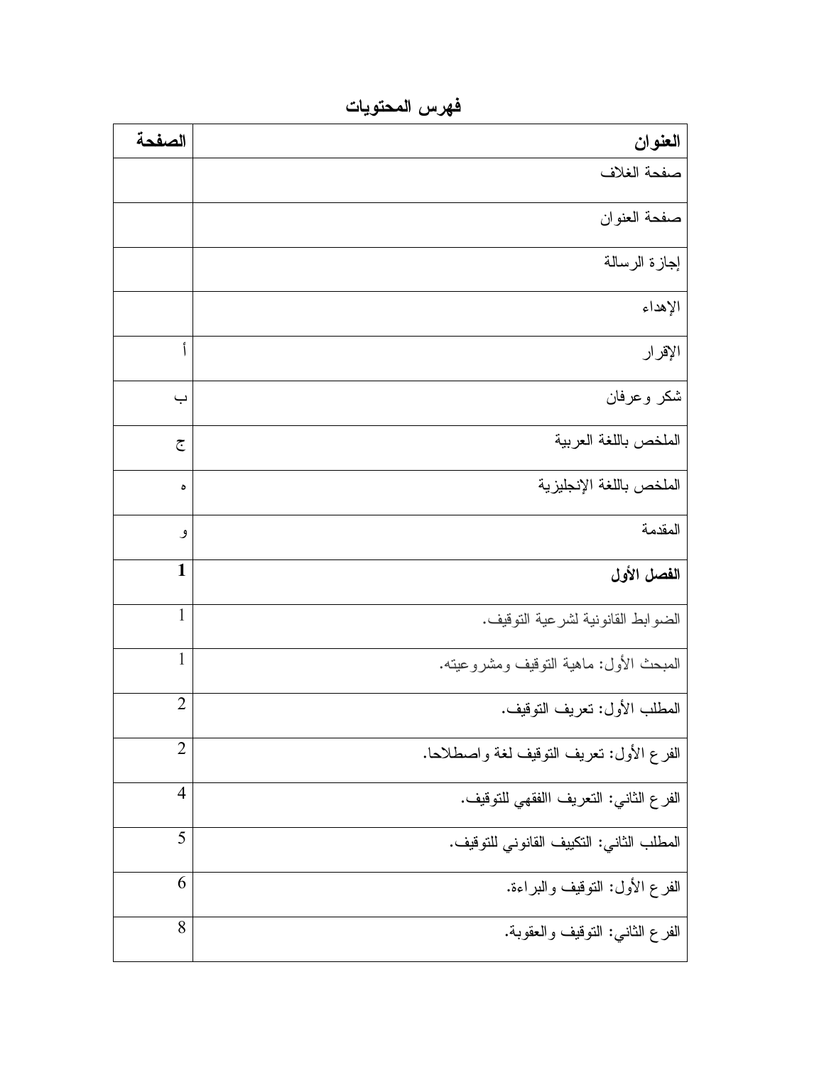## فهرس المحتويات

| العنوان | الصفحة |
| --- | --- |
| صفحة الغلاف | |
| صفحة العنوان | |
| إجازة الرسالة | |
| الإهداء | |
| الإقرار | أ |
| شكر وعرفان | ب |
| الملخص باللغة العربية | ج |
| الملخص باللغة الإنجليزية | ه |
| المقدمة | و |
| **الفصل الأول** | **1** |
| الضوابط القانونية لشرعية التوقيف. | 1 |
| المبحث الأول: ماهية التوقيف ومشروعيته. | 1 |
| المطلب الأول: تعريف التوقيف. | 2 |
| الفرع الأول: تعريف التوقيف لغة واصطلاحا. | 2 |
| الفرع الثاني: التعريف االفقهي للتوقيف. | 4 |
| المطلب الثاني: التكييف القانوني للتوقيف. | 5 |
| الفرع الأول: التوقيف والبراءة. | 6 |
| الفرع الثاني: التوقيف والعقوبة. | 8 |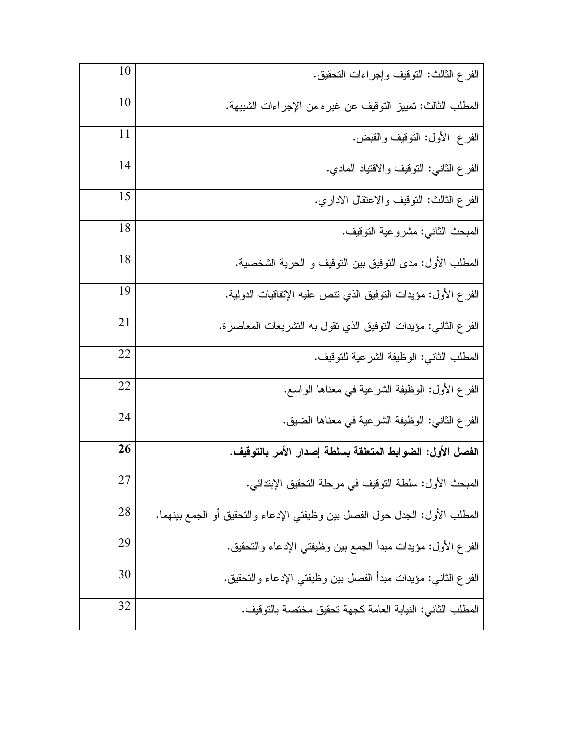| | |
|---|---|
| الفرع الثالث: التوقيف وإجراءات التحقيق. | 10 |
| المطلب الثالث: تمييز التوقيف عن غيره من الإجراءات الشبيهة. | 10 |
| الفرع الأول: التوقيف والقبض. | 11 |
| الفرع الثاني: التوقيف والاقتياد المادي. | 14 |
| الفرع الثالث: التوقيف والاعتقال الاداري. | 15 |
| المبحث الثاني: مشروعية التوقيف. | 18 |
| المطلب الأول: مدى التوفيق بين التوقيف و الحرية الشخصية. | 18 |
| الفرع الأول: مؤيدات التوفيق الذي تنص عليه الإتفاقيات الدولية. | 19 |
| الفرع الثاني: مؤيدات التوفيق الذي تقول به التشريعات المعاصرة. | 21 |
| المطلب الثاني: الوظيفة الشرعية للتوقيف. | 22 |
| الفرع الأول: الوظيفة الشرعية في معناها الواسع. | 22 |
| الفرع الثاني: الوظيفة الشرعية في معناها الضيق. | 24 |
| **الفصل الأول: الضوابط المتعلقة بسلطة إصدار الأمر بالتوقيف.** | **26** |
| المبحث الأول: سلطة التوقيف في مرحلة التحقيق الإبتدائي. | 27 |
| المطلب الأول: الجدل حول الفصل بين وظيفتي الإدعاء والتحقيق أو الجمع بينهما. | 28 |
| الفرع الأول: مؤيدات مبدأ الجمع بين وظيفتي الإدعاء والتحقيق. | 29 |
| الفرع الثاني: مؤيدات مبدأ الفصل بين وظيفتي الإدعاء والتحقيق. | 30 |
| المطلب الثاني: النيابة العامة كجهة تحقيق مختصة بالتوقيف. | 32 |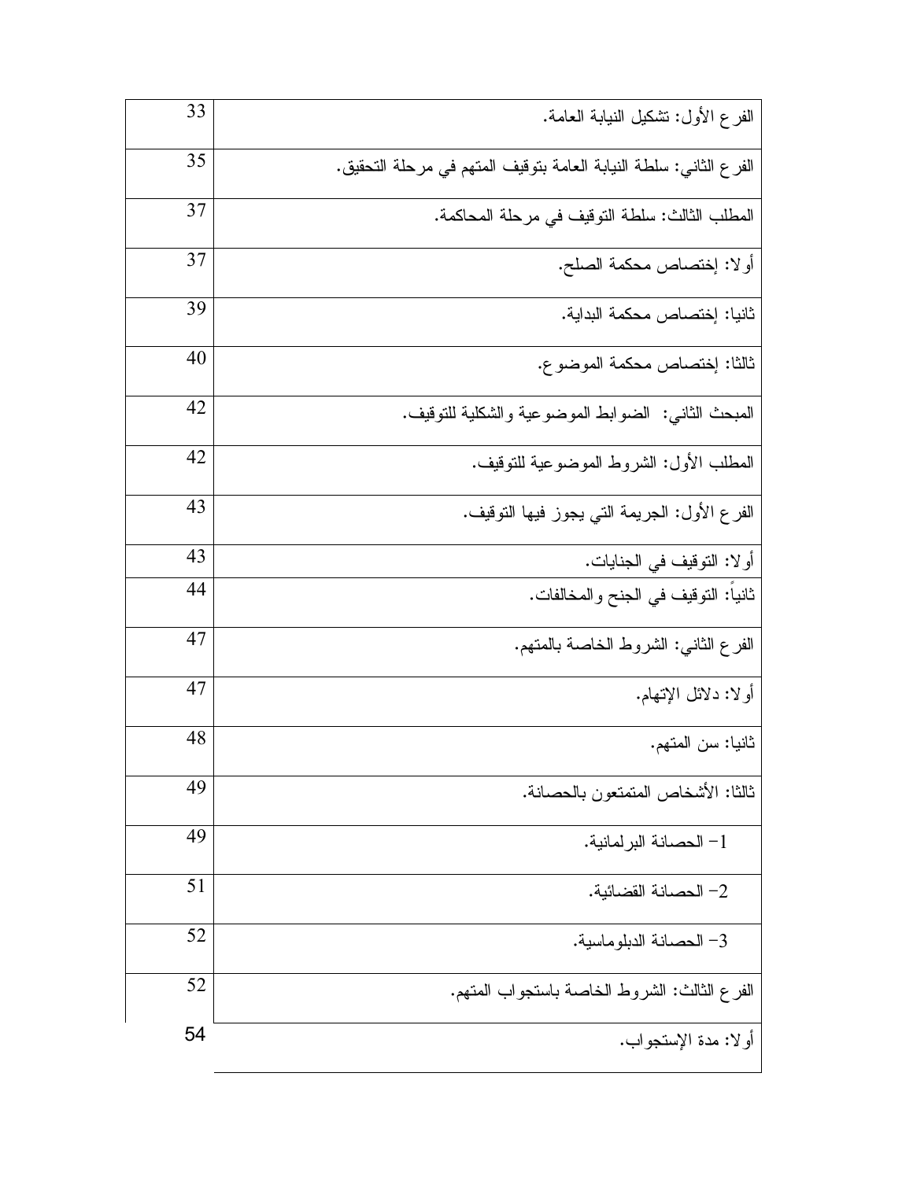| | |
|---|---|
| الفرع الأول: تشكيل النيابة العامة. | 33 |
| الفرع الثاني: سلطة النيابة العامة بتوقيف المتهم في مرحلة التحقيق. | 35 |
| المطلب الثالث: سلطة التوقيف في مرحلة المحاكمة. | 37 |
| أولا: إختصاص محكمة الصلح. | 37 |
| ثانيا: إختصاص محكمة البداية. | 39 |
| ثالثا: إختصاص محكمة الموضوع. | 40 |
| المبحث الثاني: الضوابط الموضوعية والشكلية للتوقيف. | 42 |
| المطلب الأول: الشروط الموضوعية للتوقيف. | 42 |
| الفرع الأول: الجريمة التي يجوز فيها التوقيف. | 43 |
| أولا: التوقيف في الجنايات. | 43 |
| ثانياً: التوقيف في الجنح والمخالفات. | 44 |
| الفرع الثاني: الشروط الخاصة بالمتهم. | 47 |
| أولا: دلائل الإتهام. | 47 |
| ثانيا: سن المتهم. | 48 |
| ثالثا: الأشخاص المتمتعون بالحصانة. | 49 |
| 1- الحصانة البرلمانية. | 49 |
| 2- الحصانة القضائية. | 51 |
| 3- الحصانة الدبلوماسية. | 52 |
| الفرع الثالث: الشروط الخاصة باستجواب المتهم. | 52 |
| أولا: مدة الإستجواب. | 54 |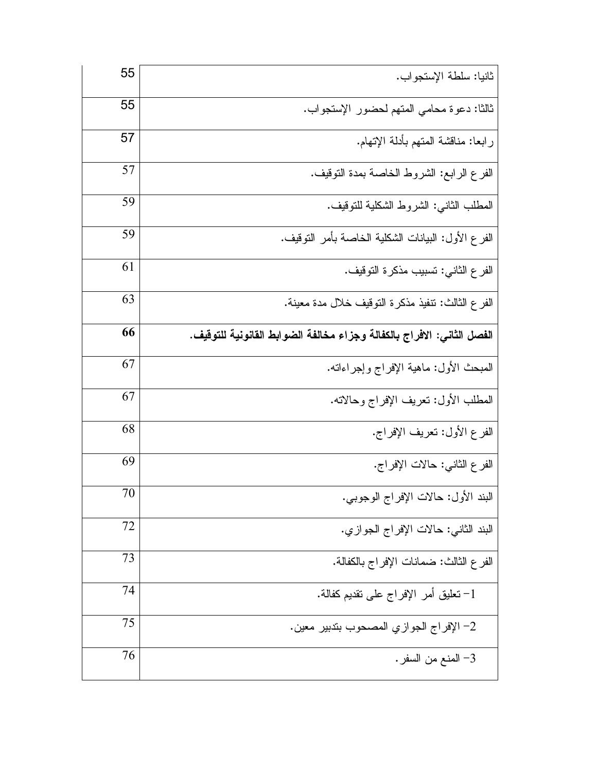| | |
|---|---|
| ثانيا: سلطة الإستجواب. | 55 |
| ثالثا: دعوة محامي المتهم لحضور الإستجواب. | 55 |
| رابعا: مناقشة المتهم بأدلة الإتهام. | 57 |
| الفرع الرابع: الشروط الخاصة بمدة التوقيف. | 57 |
| المطلب الثاني: الشروط الشكلية للتوقيف. | 59 |
| الفرع الأول: البيانات الشكلية الخاصة بأمر التوقيف. | 59 |
| الفرع الثاني: تسبيب مذكرة التوقيف. | 61 |
| الفرع الثالث: تنفيذ مذكرة التوقيف خلال مدة معينة. | 63 |
| **الفصل الثاني: الافراج بالكفالة وجزاء مخالفة الضوابط القانونية للتوقيف.** | **66** |
| المبحث الأول: ماهية الإفراج وإجراءاته. | 67 |
| المطلب الأول: تعريف الإفراج وحالاته. | 67 |
| الفرع الأول: تعريف الإفراج. | 68 |
| الفرع الثاني: حالات الإفراج. | 69 |
| البند الأول: حالات الإفراج الوجوبي. | 70 |
| البند الثاني: حالات الإفراج الجوازي. | 72 |
| الفرع الثالث: ضمانات الإفراج بالكفالة. | 73 |
| 1- تعليق أمر الإفراج على تقديم كفالة. | 74 |
| 2- الإفراج الجوازي المصحوب بتدبير معين. | 75 |
| 3- المنع من السفر. | 76 |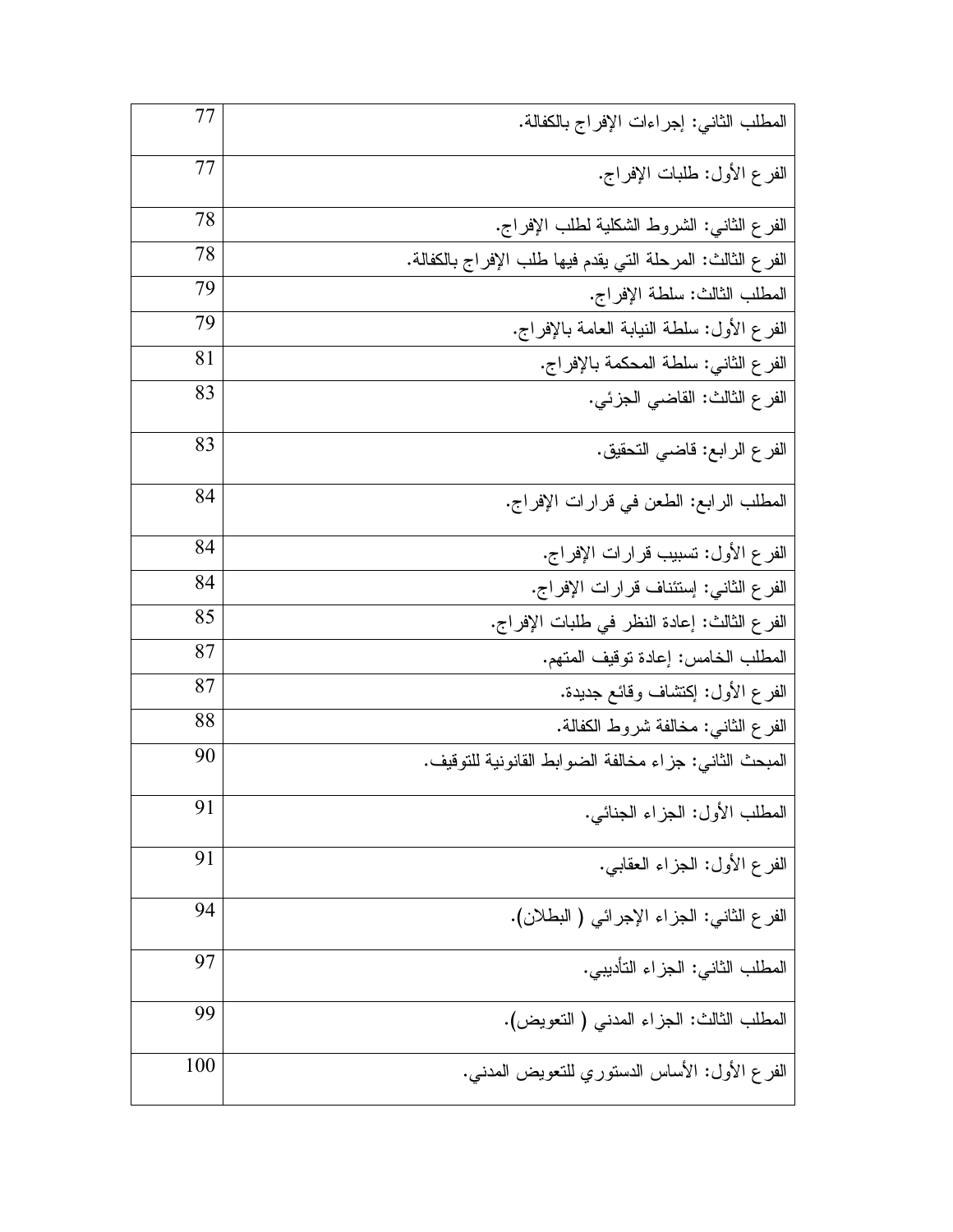| | |
|---|---|
| المطلب الثاني: إجراءات الإفراج بالكفالة. | 77 |
| الفرع الأول: طلبات الإفراج. | 77 |
| الفرع الثاني: الشروط الشكلية لطلب الإفراج. | 78 |
| الفرع الثالث: المرحلة التي يقدم فيها طلب الإفراج بالكفالة. | 78 |
| المطلب الثالث: سلطة الإفراج. | 79 |
| الفرع الأول: سلطة النيابة العامة بالإفراج. | 79 |
| الفرع الثاني: سلطة المحكمة بالإفراج. | 81 |
| الفرع الثالث: القاضي الجزئي. | 83 |
| الفرع الرابع: قاضي التحقيق. | 83 |
| المطلب الرابع: الطعن في قرارات الإفراج. | 84 |
| الفرع الأول: تسبيب قرارات الإفراج. | 84 |
| الفرع الثاني: إستئناف قرارات الإفراج. | 84 |
| الفرع الثالث: إعادة النظر في طلبات الإفراج. | 85 |
| المطلب الخامس: إعادة توقيف المتهم. | 87 |
| الفرع الأول: إكتشاف وقائع جديدة. | 87 |
| الفرع الثاني: مخالفة شروط الكفالة. | 88 |
| المبحث الثاني: جزاء مخالفة الضوابط القانونية للتوقيف. | 90 |
| المطلب الأول: الجزاء الجنائي. | 91 |
| الفرع الأول: الجزاء العقابي. | 91 |
| الفرع الثاني: الجزاء الإجرائي ( البطلان). | 94 |
| المطلب الثاني: الجزاء التأديبي. | 97 |
| المطلب الثالث: الجزاء المدني ( التعويض). | 99 |
| الفرع الأول: الأساس الدستوري للتعويض المدني. | 100 |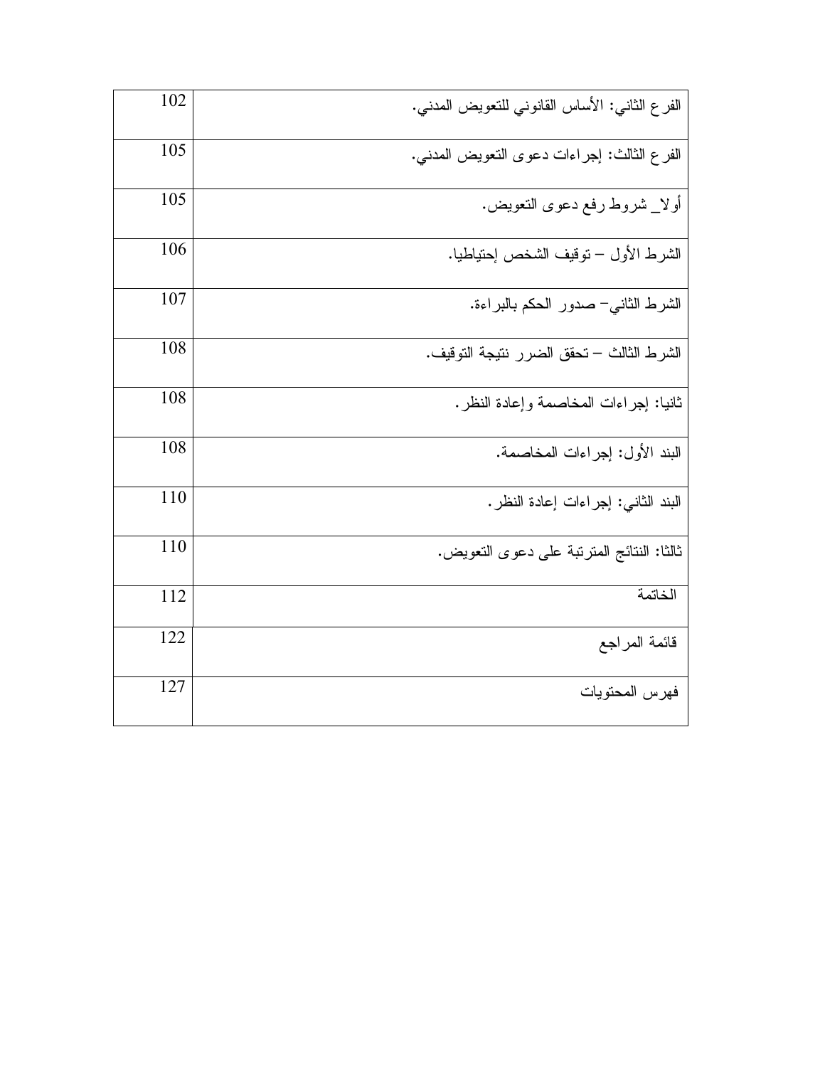| | |
|---|---|
| الفرع الثاني: الأساس القانوني للتعويض المدني. | 102 |
| الفرع الثالث: إجراءات دعوى التعويض المدني. | 105 |
| أولا_ شروط رفع دعوى التعويض. | 105 |
| الشرط الأول – توقيف الشخص إحتياطيا. | 106 |
| الشرط الثاني– صدور الحكم بالبراءة. | 107 |
| الشرط الثالث – تحقق الضرر نتيجة التوقيف. | 108 |
| ثانيا: إجراءات المخاصمة وإعادة النظر. | 108 |
| البند الأول: إجراءات المخاصمة. | 108 |
| البند الثاني: إجراءات إعادة النظر. | 110 |
| ثالثا: النتائج المترتبة على دعوى التعويض. | 110 |
| الخاتمة | 112 |
| قائمة المراجع | 122 |
| فهرس المحتويات | 127 |